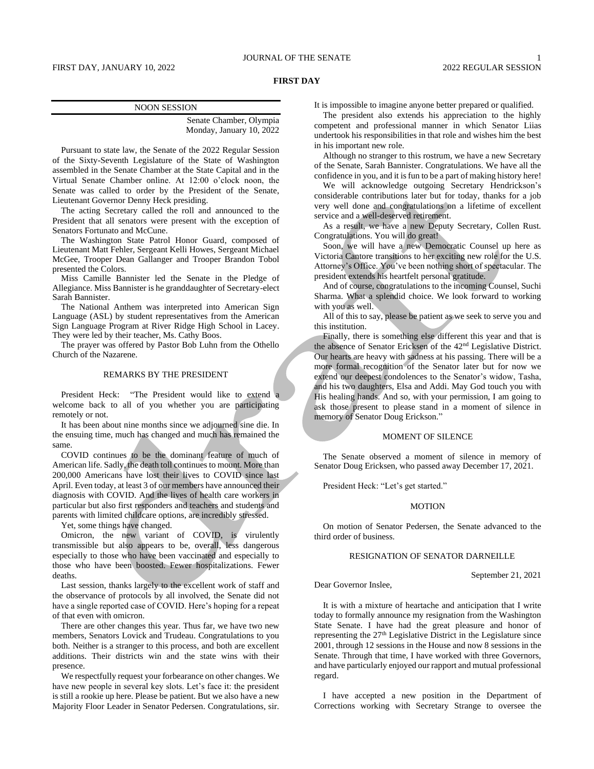# FIRST DAY

NOON SESSION

Senate Chamber, Olympia
Monday, January 10, 2022

Pursuant to state law, the Senate of the 2022 Regular Session of the Sixty-Seventh Legislature of the State of Washington assembled in the Senate Chamber at the State Capital and in the Virtual Senate Chamber online. At 12:00 o'clock noon, the Senate was called to order by the President of the Senate, Lieutenant Governor Denny Heck presiding.

The acting Secretary called the roll and announced to the President that all senators were present with the exception of Senators Fortunato and McCune.

The Washington State Patrol Honor Guard, composed of Lieutenant Matt Fehler, Sergeant Kelli Howes, Sergeant Michael McGee, Trooper Dean Gallanger and Trooper Brandon Tobol presented the Colors.

Miss Camille Bannister led the Senate in the Pledge of Allegiance. Miss Bannister is he granddaughter of Secretary-elect Sarah Bannister.

The National Anthem was interpreted into American Sign Language (ASL) by student representatives from the American Sign Language Program at River Ridge High School in Lacey. They were led by their teacher, Ms. Cathy Boos.

The prayer was offered by Pastor Bob Luhn from the Othello Church of the Nazarene.

## REMARKS BY THE PRESIDENT

President Heck: "The President would like to extend a welcome back to all of you whether you are participating remotely or not.

It has been about nine months since we adjourned sine die. In the ensuing time, much has changed and much has remained the same.

COVID continues to be the dominant feature of much of American life. Sadly, the death toll continues to mount. More than 200,000 Americans have lost their lives to COVID since last April. Even today, at least 3 of our members have announced their diagnosis with COVID. And the lives of health care workers in particular but also first responders and teachers and students and parents with limited childcare options, are incredibly stressed.

Yet, some things have changed.

Omicron, the new variant of COVID, is virulently transmissible but also appears to be, overall, less dangerous especially to those who have been vaccinated and especially to those who have been boosted. Fewer hospitalizations. Fewer deaths.

Last session, thanks largely to the excellent work of staff and the observance of protocols by all involved, the Senate did not have a single reported case of COVID. Here's hoping for a repeat of that even with omicron.

There are other changes this year. Thus far, we have two new members, Senators Lovick and Trudeau. Congratulations to you both. Neither is a stranger to this process, and both are excellent additions. Their districts win and the state wins with their presence.

We respectfully request your forbearance on other changes. We have new people in several key slots. Let's face it: the president is still a rookie up here. Please be patient. But we also have a new Majority Floor Leader in Senator Pedersen. Congratulations, sir. It is impossible to imagine anyone better prepared or qualified.

The president also extends his appreciation to the highly competent and professional manner in which Senator Liias undertook his responsibilities in that role and wishes him the best in his important new role.

Although no stranger to this rostrum, we have a new Secretary of the Senate, Sarah Bannister. Congratulations. We have all the confidence in you, and it is fun to be a part of making history here!

We will acknowledge outgoing Secretary Hendrickson's considerable contributions later but for today, thanks for a job very well done and congratulations on a lifetime of excellent service and a well-deserved retirement.

As a result, we have a new Deputy Secretary, Collen Rust. Congratulations. You will do great!

Soon, we will have a new Democratic Counsel up here as Victoria Cantore transitions to her exciting new role for the U.S. Attorney's Office. You've been nothing short of spectacular. The president extends his heartfelt personal gratitude.

And of course, congratulations to the incoming Counsel, Suchi Sharma. What a splendid choice. We look forward to working with you as well.

All of this to say, please be patient as we seek to serve you and this institution.

Finally, there is something else different this year and that is the absence of Senator Ericksen of the 42nd Legislative District. Our hearts are heavy with sadness at his passing. There will be a more formal recognition of the Senator later but for now we extend our deepest condolences to the Senator's widow, Tasha, and his two daughters, Elsa and Addi. May God touch you with His healing hands. And so, with your permission, I am going to ask those present to please stand in a moment of silence in memory of Senator Doug Erickson."

## MOMENT OF SILENCE

The Senate observed a moment of silence in memory of Senator Doug Ericksen, who passed away December 17, 2021.

President Heck: "Let's get started."

## MOTION

On motion of Senator Pedersen, the Senate advanced to the third order of business.

## RESIGNATION OF SENATOR DARNEILLE

September 21, 2021

Dear Governor Inslee,

It is with a mixture of heartache and anticipation that I write today to formally announce my resignation from the Washington State Senate. I have had the great pleasure and honor of representing the 27th Legislative District in the Legislature since 2001, through 12 sessions in the House and now 8 sessions in the Senate. Through that time, I have worked with three Governors, and have particularly enjoyed our rapport and mutual professional regard.

I have accepted a new position in the Department of Corrections working with Secretary Strange to oversee the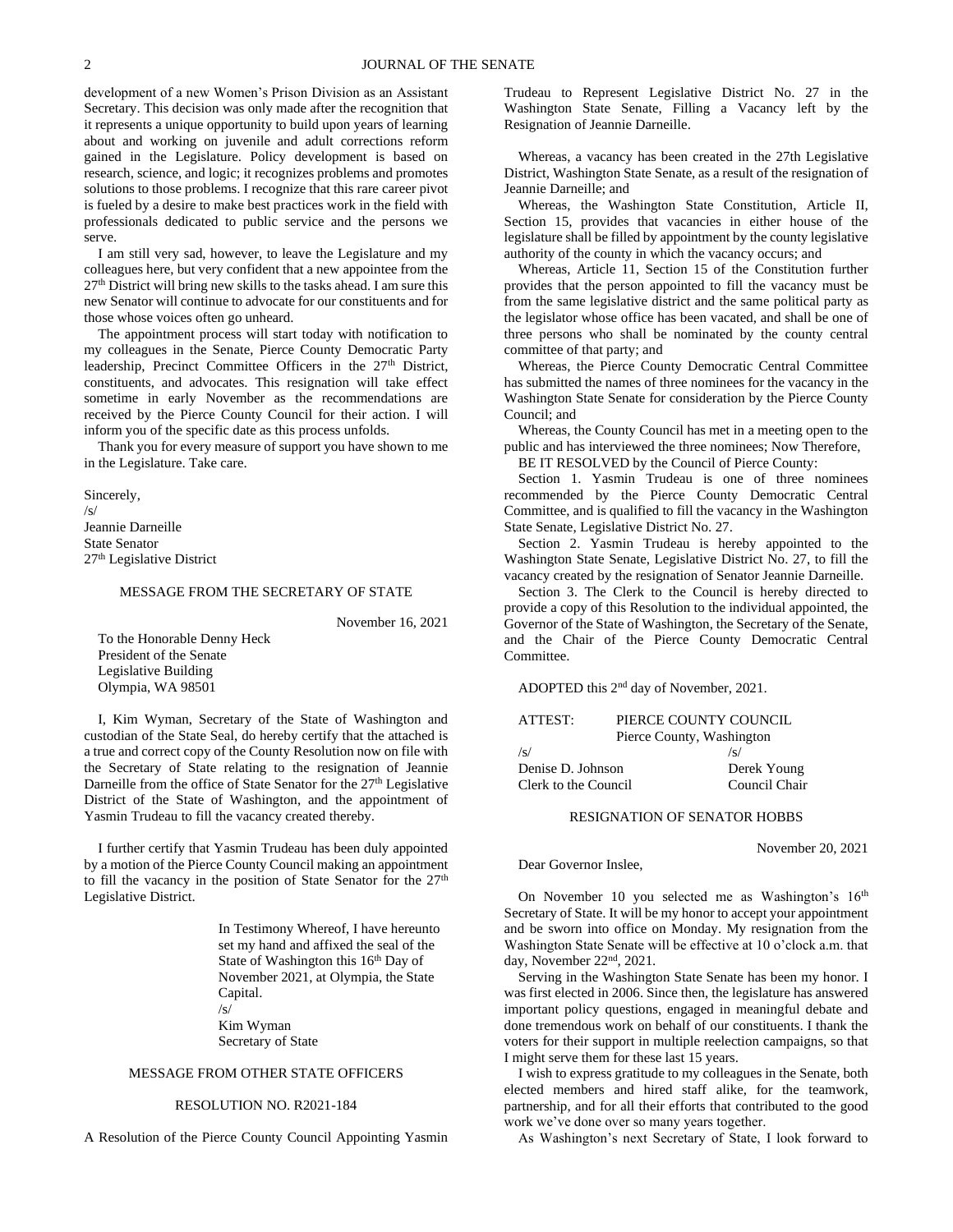development of a new Women's Prison Division as an Assistant Secretary. This decision was only made after the recognition that it represents a unique opportunity to build upon years of learning about and working on juvenile and adult corrections reform gained in the Legislature. Policy development is based on research, science, and logic; it recognizes problems and promotes solutions to those problems. I recognize that this rare career pivot is fueled by a desire to make best practices work in the field with professionals dedicated to public service and the persons we serve.

I am still very sad, however, to leave the Legislature and my colleagues here, but very confident that a new appointee from the 27th District will bring new skills to the tasks ahead. I am sure this new Senator will continue to advocate for our constituents and for those whose voices often go unheard.

The appointment process will start today with notification to my colleagues in the Senate, Pierce County Democratic Party leadership, Precinct Committee Officers in the 27th District, constituents, and advocates. This resignation will take effect sometime in early November as the recommendations are received by the Pierce County Council for their action. I will inform you of the specific date as this process unfolds.

Thank you for every measure of support you have shown to me in the Legislature. Take care.

Sincerely,
/s/
Jeannie Darneille
State Senator
27th Legislative District

MESSAGE FROM THE SECRETARY OF STATE

November 16, 2021

To the Honorable Denny Heck
President of the Senate
Legislative Building
Olympia, WA 98501

I, Kim Wyman, Secretary of the State of Washington and custodian of the State Seal, do hereby certify that the attached is a true and correct copy of the County Resolution now on file with the Secretary of State relating to the resignation of Jeannie Darneille from the office of State Senator for the 27th Legislative District of the State of Washington, and the appointment of Yasmin Trudeau to fill the vacancy created thereby.

I further certify that Yasmin Trudeau has been duly appointed by a motion of the Pierce County Council making an appointment to fill the vacancy in the position of State Senator for the 27th Legislative District.

In Testimony Whereof, I have hereunto set my hand and affixed the seal of the State of Washington this 16th Day of November 2021, at Olympia, the State Capital.
/s/
Kim Wyman
Secretary of State

MESSAGE FROM OTHER STATE OFFICERS

RESOLUTION NO. R2021-184

A Resolution of the Pierce County Council Appointing Yasmin Trudeau to Represent Legislative District No. 27 in the Washington State Senate, Filling a Vacancy left by the Resignation of Jeannie Darneille.

Whereas, a vacancy has been created in the 27th Legislative District, Washington State Senate, as a result of the resignation of Jeannie Darneille; and

Whereas, the Washington State Constitution, Article II, Section 15, provides that vacancies in either house of the legislature shall be filled by appointment by the county legislative authority of the county in which the vacancy occurs; and

Whereas, Article 11, Section 15 of the Constitution further provides that the person appointed to fill the vacancy must be from the same legislative district and the same political party as the legislator whose office has been vacated, and shall be one of three persons who shall be nominated by the county central committee of that party; and

Whereas, the Pierce County Democratic Central Committee has submitted the names of three nominees for the vacancy in the Washington State Senate for consideration by the Pierce County Council; and

Whereas, the County Council has met in a meeting open to the public and has interviewed the three nominees; Now Therefore,

BE IT RESOLVED by the Council of Pierce County:

Section 1. Yasmin Trudeau is one of three nominees recommended by the Pierce County Democratic Central Committee, and is qualified to fill the vacancy in the Washington State Senate, Legislative District No. 27.

Section 2. Yasmin Trudeau is hereby appointed to the Washington State Senate, Legislative District No. 27, to fill the vacancy created by the resignation of Senator Jeannie Darneille.

Section 3. The Clerk to the Council is hereby directed to provide a copy of this Resolution to the individual appointed, the Governor of the State of Washington, the Secretary of the Senate, and the Chair of the Pierce County Democratic Central Committee.

ADOPTED this 2nd day of November, 2021.

ATTEST: PIERCE COUNTY COUNCIL
Pierce County, Washington

/s/
Denise D. Johnson
Clerk to the Council

/s/
Derek Young
Council Chair

RESIGNATION OF SENATOR HOBBS

November 20, 2021

Dear Governor Inslee,

On November 10 you selected me as Washington's 16th Secretary of State. It will be my honor to accept your appointment and be sworn into office on Monday. My resignation from the Washington State Senate will be effective at 10 o'clock a.m. that day, November 22nd, 2021.

Serving in the Washington State Senate has been my honor. I was first elected in 2006. Since then, the legislature has answered important policy questions, engaged in meaningful debate and done tremendous work on behalf of our constituents. I thank the voters for their support in multiple reelection campaigns, so that I might serve them for these last 15 years.

I wish to express gratitude to my colleagues in the Senate, both elected members and hired staff alike, for the teamwork, partnership, and for all their efforts that contributed to the good work we've done over so many years together.

As Washington's next Secretary of State, I look forward to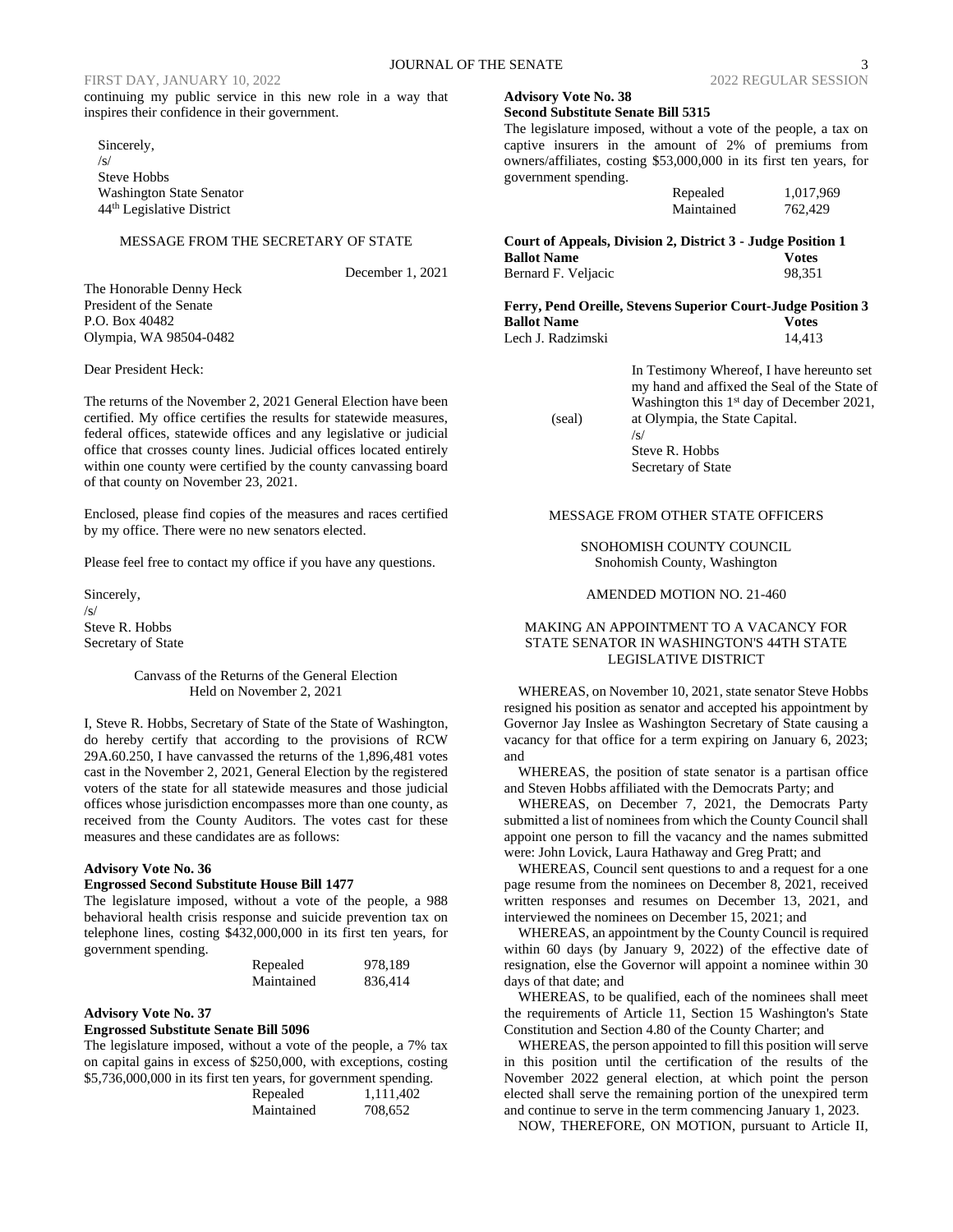continuing my public service in this new role in a way that inspires their confidence in their government.

Sincerely,
/s/
Steve Hobbs
Washington State Senator
44th Legislative District

MESSAGE FROM THE SECRETARY OF STATE

December 1, 2021

The Honorable Denny Heck
President of the Senate
P.O. Box 40482
Olympia, WA 98504-0482

Dear President Heck:

The returns of the November 2, 2021 General Election have been certified. My office certifies the results for statewide measures, federal offices, statewide offices and any legislative or judicial office that crosses county lines. Judicial offices located entirely within one county were certified by the county canvassing board of that county on November 23, 2021.

Enclosed, please find copies of the measures and races certified by my office. There were no new senators elected.

Please feel free to contact my office if you have any questions.

Sincerely,
/s/
Steve R. Hobbs
Secretary of State

Canvass of the Returns of the General Election
Held on November 2, 2021

I, Steve R. Hobbs, Secretary of State of the State of Washington, do hereby certify that according to the provisions of RCW 29A.60.250, I have canvassed the returns of the 1,896,481 votes cast in the November 2, 2021, General Election by the registered voters of the state for all statewide measures and those judicial offices whose jurisdiction encompasses more than one county, as received from the County Auditors. The votes cast for these measures and these candidates are as follows:

**Advisory Vote No. 36**
**Engrossed Second Substitute House Bill 1477**
The legislature imposed, without a vote of the people, a 988 behavioral health crisis response and suicide prevention tax on telephone lines, costing $432,000,000 in its first ten years, for government spending.

| | |
|---|---|
| Repealed | 978,189 |
| Maintained | 836,414 |

**Advisory Vote No. 37**
**Engrossed Substitute Senate Bill 5096**
The legislature imposed, without a vote of the people, a 7% tax on capital gains in excess of $250,000, with exceptions, costing $5,736,000,000 in its first ten years, for government spending.

| | |
|---|---|
| Repealed | 1,111,402 |
| Maintained | 708,652 |

**Advisory Vote No. 38**
**Second Substitute Senate Bill 5315**
The legislature imposed, without a vote of the people, a tax on captive insurers in the amount of 2% of premiums from owners/affiliates, costing $53,000,000 in its first ten years, for government spending.

| | |
|---|---|
| Repealed | 1,017,969 |
| Maintained | 762,429 |

**Court of Appeals, Division 2, District 3 - Judge Position 1**

| **Ballot Name** | **Votes** |
|---|---|
| Bernard F. Veljacic | 98,351 |

**Ferry, Pend Oreille, Stevens Superior Court-Judge Position 3**

| **Ballot Name** | **Votes** |
|---|---|
| Lech J. Radzimski | 14,413 |

(seal)

In Testimony Whereof, I have hereunto set my hand and affixed the Seal of the State of Washington this 1st day of December 2021, at Olympia, the State Capital.
/s/
Steve R. Hobbs
Secretary of State

MESSAGE FROM OTHER STATE OFFICERS

SNOHOMISH COUNTY COUNCIL
Snohomish County, Washington

AMENDED MOTION NO. 21-460

MAKING AN APPOINTMENT TO A VACANCY FOR STATE SENATOR IN WASHINGTON'S 44TH STATE LEGISLATIVE DISTRICT

WHEREAS, on November 10, 2021, state senator Steve Hobbs resigned his position as senator and accepted his appointment by Governor Jay Inslee as Washington Secretary of State causing a vacancy for that office for a term expiring on January 6, 2023; and

WHEREAS, the position of state senator is a partisan office and Steven Hobbs affiliated with the Democrats Party; and

WHEREAS, on December 7, 2021, the Democrats Party submitted a list of nominees from which the County Council shall appoint one person to fill the vacancy and the names submitted were: John Lovick, Laura Hathaway and Greg Pratt; and

WHEREAS, Council sent questions to and a request for a one page resume from the nominees on December 8, 2021, received written responses and resumes on December 13, 2021, and interviewed the nominees on December 15, 2021; and

WHEREAS, an appointment by the County Council is required within 60 days (by January 9, 2022) of the effective date of resignation, else the Governor will appoint a nominee within 30 days of that date; and

WHEREAS, to be qualified, each of the nominees shall meet the requirements of Article 11, Section 15 Washington's State Constitution and Section 4.80 of the County Charter; and

WHEREAS, the person appointed to fill this position will serve in this position until the certification of the results of the November 2022 general election, at which point the person elected shall serve the remaining portion of the unexpired term and continue to serve in the term commencing January 1, 2023.

NOW, THEREFORE, ON MOTION, pursuant to Article II,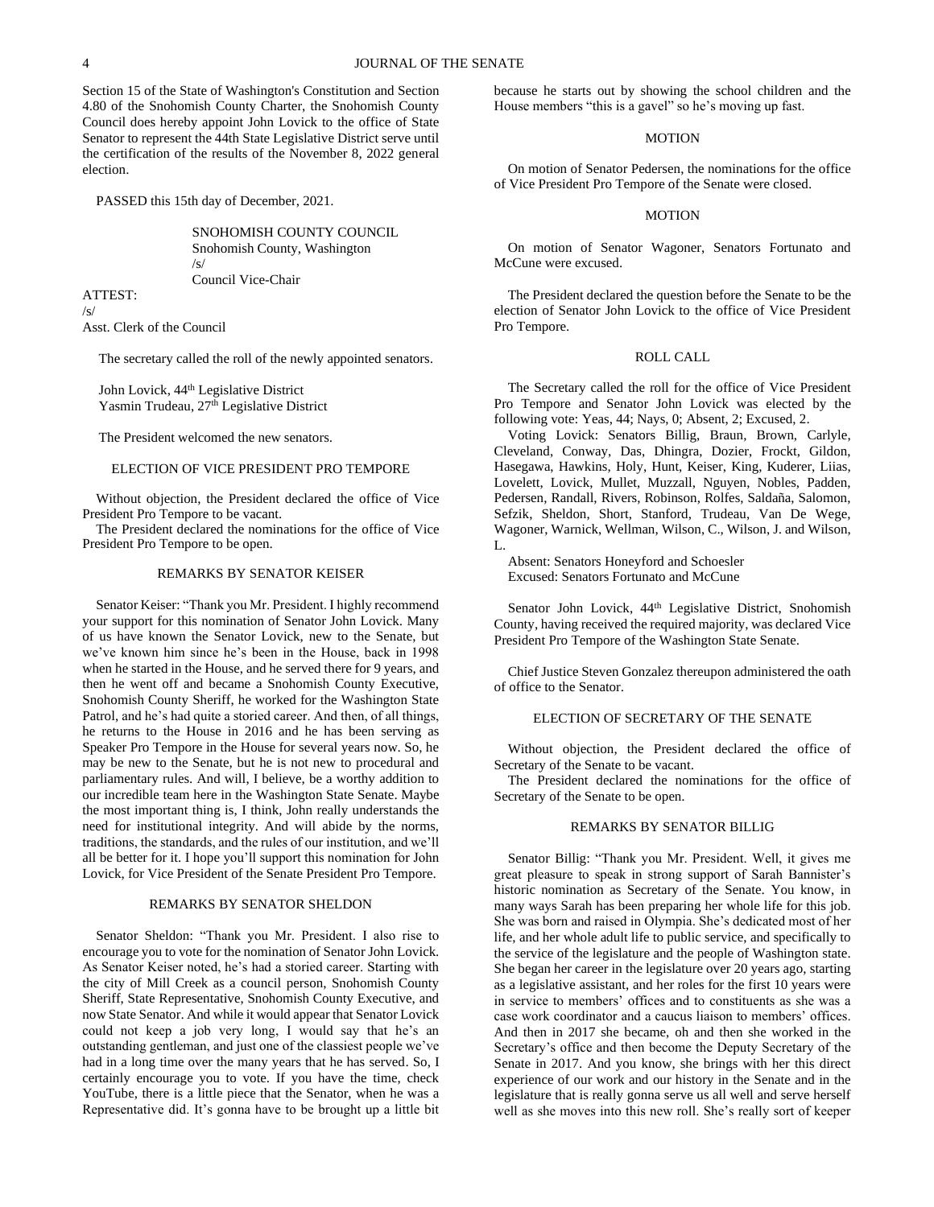Section 15 of the State of Washington's Constitution and Section 4.80 of the Snohomish County Charter, the Snohomish County Council does hereby appoint John Lovick to the office of State Senator to represent the 44th State Legislative District serve until the certification of the results of the November 8, 2022 general election.

PASSED this 15th day of December, 2021.

SNOHOMISH COUNTY COUNCIL
Snohomish County, Washington
/s/
Council Vice-Chair

ATTEST:
/s/
Asst. Clerk of the Council

The secretary called the roll of the newly appointed senators.

John Lovick, 44th Legislative District
Yasmin Trudeau, 27th Legislative District

The President welcomed the new senators.

## ELECTION OF VICE PRESIDENT PRO TEMPORE

Without objection, the President declared the office of Vice President Pro Tempore to be vacant.

The President declared the nominations for the office of Vice President Pro Tempore to be open.

## REMARKS BY SENATOR KEISER

Senator Keiser: "Thank you Mr. President. I highly recommend your support for this nomination of Senator John Lovick. Many of us have known the Senator Lovick, new to the Senate, but we've known him since he's been in the House, back in 1998 when he started in the House, and he served there for 9 years, and then he went off and became a Snohomish County Executive, Snohomish County Sheriff, he worked for the Washington State Patrol, and he's had quite a storied career. And then, of all things, he returns to the House in 2016 and he has been serving as Speaker Pro Tempore in the House for several years now. So, he may be new to the Senate, but he is not new to procedural and parliamentary rules. And will, I believe, be a worthy addition to our incredible team here in the Washington State Senate. Maybe the most important thing is, I think, John really understands the need for institutional integrity. And will abide by the norms, traditions, the standards, and the rules of our institution, and we'll all be better for it. I hope you'll support this nomination for John Lovick, for Vice President of the Senate President Pro Tempore.

## REMARKS BY SENATOR SHELDON

Senator Sheldon: "Thank you Mr. President. I also rise to encourage you to vote for the nomination of Senator John Lovick. As Senator Keiser noted, he's had a storied career. Starting with the city of Mill Creek as a council person, Snohomish County Sheriff, State Representative, Snohomish County Executive, and now State Senator. And while it would appear that Senator Lovick could not keep a job very long, I would say that he's an outstanding gentleman, and just one of the classiest people we've had in a long time over the many years that he has served. So, I certainly encourage you to vote. If you have the time, check YouTube, there is a little piece that the Senator, when he was a Representative did. It's gonna have to be brought up a little bit because he starts out by showing the school children and the House members "this is a gavel" so he's moving up fast.

## MOTION

On motion of Senator Pedersen, the nominations for the office of Vice President Pro Tempore of the Senate were closed.

## MOTION

On motion of Senator Wagoner, Senators Fortunato and McCune were excused.

The President declared the question before the Senate to be the election of Senator John Lovick to the office of Vice President Pro Tempore.

## ROLL CALL

The Secretary called the roll for the office of Vice President Pro Tempore and Senator John Lovick was elected by the following vote: Yeas, 44; Nays, 0; Absent, 2; Excused, 2.

Voting Lovick: Senators Billig, Braun, Brown, Carlyle, Cleveland, Conway, Das, Dhingra, Dozier, Frockt, Gildon, Hasegawa, Hawkins, Holy, Hunt, Keiser, King, Kuderer, Liias, Lovelett, Lovick, Mullet, Muzzall, Nguyen, Nobles, Padden, Pedersen, Randall, Rivers, Robinson, Rolfes, Saldaña, Salomon, Sefzik, Sheldon, Short, Stanford, Trudeau, Van De Wege, Wagoner, Warnick, Wellman, Wilson, C., Wilson, J. and Wilson, L.

Absent: Senators Honeyford and Schoesler
Excused: Senators Fortunato and McCune

Senator John Lovick, 44th Legislative District, Snohomish County, having received the required majority, was declared Vice President Pro Tempore of the Washington State Senate.

Chief Justice Steven Gonzalez thereupon administered the oath of office to the Senator.

## ELECTION OF SECRETARY OF THE SENATE

Without objection, the President declared the office of Secretary of the Senate to be vacant.

The President declared the nominations for the office of Secretary of the Senate to be open.

## REMARKS BY SENATOR BILLIG

Senator Billig: "Thank you Mr. President. Well, it gives me great pleasure to speak in strong support of Sarah Bannister's historic nomination as Secretary of the Senate. You know, in many ways Sarah has been preparing her whole life for this job. She was born and raised in Olympia. She's dedicated most of her life, and her whole adult life to public service, and specifically to the service of the legislature and the people of Washington state. She began her career in the legislature over 20 years ago, starting as a legislative assistant, and her roles for the first 10 years were in service to members' offices and to constituents as she was a case work coordinator and a caucus liaison to members' offices. And then in 2017 she became, oh and then she worked in the Secretary's office and then become the Deputy Secretary of the Senate in 2017. And you know, she brings with her this direct experience of our work and our history in the Senate and in the legislature that is really gonna serve us all well and serve herself well as she moves into this new roll. She's really sort of keeper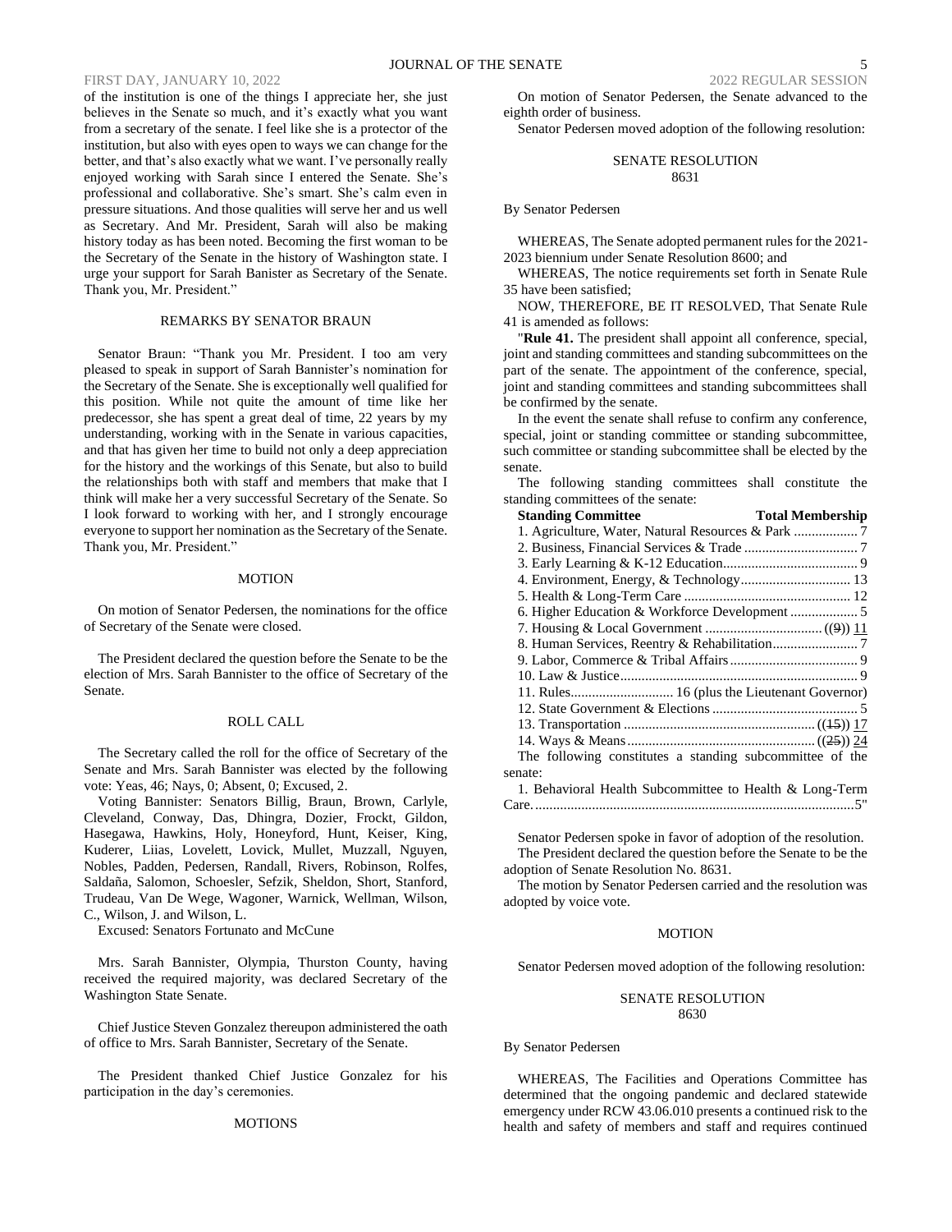of the institution is one of the things I appreciate her, she just believes in the Senate so much, and it's exactly what you want from a secretary of the senate. I feel like she is a protector of the institution, but also with eyes open to ways we can change for the better, and that's also exactly what we want. I've personally really enjoyed working with Sarah since I entered the Senate. She's professional and collaborative. She's smart. She's calm even in pressure situations. And those qualities will serve her and us well as Secretary. And Mr. President, Sarah will also be making history today as has been noted. Becoming the first woman to be the Secretary of the Senate in the history of Washington state. I urge your support for Sarah Banister as Secretary of the Senate. Thank you, Mr. President."

REMARKS BY SENATOR BRAUN

Senator Braun: "Thank you Mr. President. I too am very pleased to speak in support of Sarah Bannister's nomination for the Secretary of the Senate. She is exceptionally well qualified for this position. While not quite the amount of time like her predecessor, she has spent a great deal of time, 22 years by my understanding, working with in the Senate in various capacities, and that has given her time to build not only a deep appreciation for the history and the workings of this Senate, but also to build the relationships both with staff and members that make that I think will make her a very successful Secretary of the Senate. So I look forward to working with her, and I strongly encourage everyone to support her nomination as the Secretary of the Senate. Thank you, Mr. President."

MOTION

On motion of Senator Pedersen, the nominations for the office of Secretary of the Senate were closed.

The President declared the question before the Senate to be the election of Mrs. Sarah Bannister to the office of Secretary of the Senate.

ROLL CALL

The Secretary called the roll for the office of Secretary of the Senate and Mrs. Sarah Bannister was elected by the following vote: Yeas, 46; Nays, 0; Absent, 0; Excused, 2.

Voting Bannister: Senators Billig, Braun, Brown, Carlyle, Cleveland, Conway, Das, Dhingra, Dozier, Frockt, Gildon, Hasegawa, Hawkins, Holy, Honeyford, Hunt, Keiser, King, Kuderer, Liias, Lovelett, Lovick, Mullet, Muzzall, Nguyen, Nobles, Padden, Pedersen, Randall, Rivers, Robinson, Rolfes, Saldaña, Salomon, Schoesler, Sefzik, Sheldon, Short, Stanford, Trudeau, Van De Wege, Wagoner, Warnick, Wellman, Wilson, C., Wilson, J. and Wilson, L.

Excused: Senators Fortunato and McCune

Mrs. Sarah Bannister, Olympia, Thurston County, having received the required majority, was declared Secretary of the Washington State Senate.

Chief Justice Steven Gonzalez thereupon administered the oath of office to Mrs. Sarah Bannister, Secretary of the Senate.

The President thanked Chief Justice Gonzalez for his participation in the day's ceremonies.

MOTIONS

On motion of Senator Pedersen, the Senate advanced to the eighth order of business.

Senator Pedersen moved adoption of the following resolution:

SENATE RESOLUTION
8631

By Senator Pedersen

WHEREAS, The Senate adopted permanent rules for the 2021-2023 biennium under Senate Resolution 8600; and

WHEREAS, The notice requirements set forth in Senate Rule 35 have been satisfied;

NOW, THEREFORE, BE IT RESOLVED, That Senate Rule 41 is amended as follows:

"**Rule 41.** The president shall appoint all conference, special, joint and standing committees and standing subcommittees on the part of the senate. The appointment of the conference, special, joint and standing committees and standing subcommittees shall be confirmed by the senate.

In the event the senate shall refuse to confirm any conference, special, joint or standing committee or standing subcommittee, such committee or standing subcommittee shall be elected by the senate.

The following standing committees shall constitute the standing committees of the senate:

| Standing Committee | Total Membership |
|---|---|
| 1. Agriculture, Water, Natural Resources & Park | 7 |
| 2. Business, Financial Services & Trade | 7 |
| 3. Early Learning & K-12 Education | 9 |
| 4. Environment, Energy, & Technology | 13 |
| 5. Health & Long-Term Care | 12 |
| 6. Higher Education & Workforce Development | 5 |
| 7. Housing & Local Government | ((~~9~~)) <u>11</u> |
| 8. Human Services, Reentry & Rehabilitation | 7 |
| 9. Labor, Commerce & Tribal Affairs | 9 |
| 10. Law & Justice | 9 |
| 11. Rules | 16 (plus the Lieutenant Governor) |
| 12. State Government & Elections | 5 |
| 13. Transportation | ((~~15~~)) <u>17</u> |
| 14. Ways & Means | ((~~25~~)) <u>24</u> |

The following constitutes a standing subcommittee of the senate:

1. Behavioral Health Subcommittee to Health & Long-Term Care........5"

Senator Pedersen spoke in favor of adoption of the resolution.

The President declared the question before the Senate to be the adoption of Senate Resolution No. 8631.

The motion by Senator Pedersen carried and the resolution was adopted by voice vote.

MOTION

Senator Pedersen moved adoption of the following resolution:

SENATE RESOLUTION
8630

By Senator Pedersen

WHEREAS, The Facilities and Operations Committee has determined that the ongoing pandemic and declared statewide emergency under RCW 43.06.010 presents a continued risk to the health and safety of members and staff and requires continued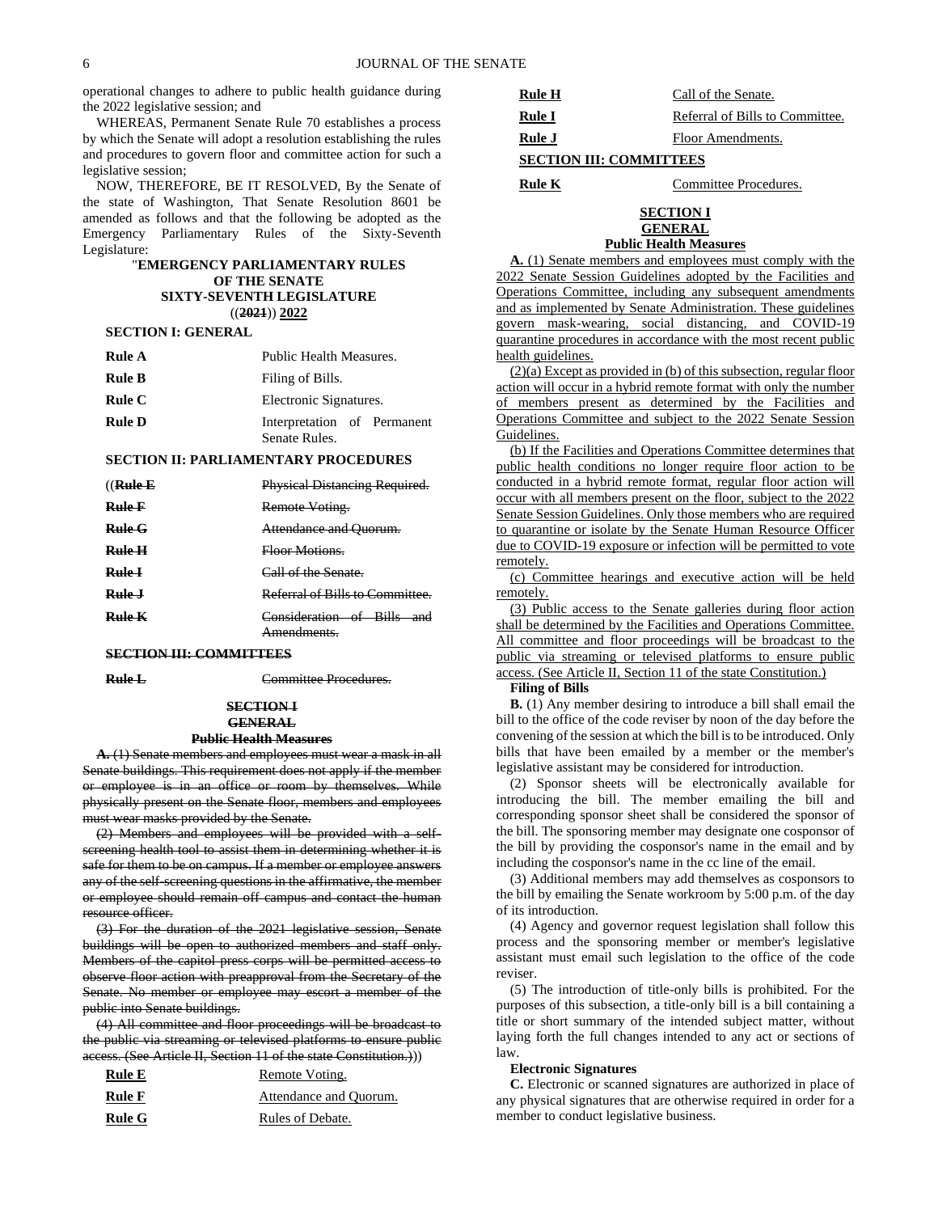operational changes to adhere to public health guidance during the 2022 legislative session; and

WHEREAS, Permanent Senate Rule 70 establishes a process by which the Senate will adopt a resolution establishing the rules and procedures to govern floor and committee action for such a legislative session;

NOW, THEREFORE, BE IT RESOLVED, By the Senate of the state of Washington, That Senate Resolution 8601 be amended as follows and that the following be adopted as the Emergency Parliamentary Rules of the Sixty-Seventh Legislature:

"**EMERGENCY PARLIAMENTARY RULES OF THE SENATE SIXTY-SEVENTH LEGISLATURE**
((~~**2021**~~)) <u>**2022**</u>

**SECTION I: GENERAL**

| | |
|---|---|
| **Rule A** | Public Health Measures. |
| **Rule B** | Filing of Bills. |
| **Rule C** | Electronic Signatures. |
| **Rule D** | Interpretation of Permanent Senate Rules. |

**SECTION II: PARLIAMENTARY PROCEDURES**

| | |
|---|---|
| ((~~**Rule E**~~ | ~~Physical Distancing Required.~~ |
| ~~**Rule F**~~ | ~~Remote Voting.~~ |
| ~~**Rule G**~~ | ~~Attendance and Quorum.~~ |
| ~~**Rule H**~~ | ~~Floor Motions.~~ |
| ~~**Rule I**~~ | ~~Call of the Senate.~~ |
| ~~**Rule J**~~ | ~~Referral of Bills to Committee.~~ |
| ~~**Rule K**~~ | ~~Consideration of Bills and Amendments.~~ |

~~**SECTION III: COMMITTEES**~~

| | |
|---|---|
| ~~**Rule L**~~ | ~~Committee Procedures.~~ |

~~**SECTION I**~~
~~**GENERAL**~~
~~**Public Health Measures**~~

~~**A.** (1) Senate members and employees must wear a mask in all Senate buildings. This requirement does not apply if the member or employee is in an office or room by themselves. While physically present on the Senate floor, members and employees must wear masks provided by the Senate.~~

~~(2) Members and employees will be provided with a self-screening health tool to assist them in determining whether it is safe for them to be on campus. If a member or employee answers any of the self-screening questions in the affirmative, the member or employee should remain off campus and contact the human resource officer.~~

~~(3) For the duration of the 2021 legislative session, Senate buildings will be open to authorized members and staff only. Members of the capitol press corps will be permitted access to observe floor action with preapproval from the Secretary of the Senate. No member or employee may escort a member of the public into Senate buildings.~~

~~(4) All committee and floor proceedings will be broadcast to the public via streaming or televised platforms to ensure public access. (See Article II, Section 11 of the state Constitution.)~~))

| | |
|---|---|
| <u>**Rule E**</u> | <u>Remote Voting.</u> |
| <u>**Rule F**</u> | <u>Attendance and Quorum.</u> |
| <u>**Rule G**</u> | <u>Rules of Debate.</u> |
| <u>**Rule H**</u> | <u>Call of the Senate.</u> |
| <u>**Rule I**</u> | <u>Referral of Bills to Committee.</u> |
| <u>**Rule J**</u> | <u>Floor Amendments.</u> |

<u>**SECTION III: COMMITTEES**</u>

| | |
|---|---|
| <u>**Rule K**</u> | <u>Committee Procedures.</u> |

<u>**SECTION I**</u>
<u>**GENERAL**</u>
<u>**Public Health Measures**</u>

<u>**A.** (1) Senate members and employees must comply with the 2022 Senate Session Guidelines adopted by the Facilities and Operations Committee, including any subsequent amendments and as implemented by Senate Administration. These guidelines govern mask-wearing, social distancing, and COVID-19 quarantine procedures in accordance with the most recent public health guidelines.</u>

<u>(2)(a) Except as provided in (b) of this subsection, regular floor action will occur in a hybrid remote format with only the number of members present as determined by the Facilities and Operations Committee and subject to the 2022 Senate Session Guidelines.</u>

<u>(b) If the Facilities and Operations Committee determines that public health conditions no longer require floor action to be conducted in a hybrid remote format, regular floor action will occur with all members present on the floor, subject to the 2022 Senate Session Guidelines. Only those members who are required to quarantine or isolate by the Senate Human Resource Officer due to COVID-19 exposure or infection will be permitted to vote remotely.</u>

<u>(c) Committee hearings and executive action will be held remotely.</u>

<u>(3) Public access to the Senate galleries during floor action shall be determined by the Facilities and Operations Committee. All committee and floor proceedings will be broadcast to the public via streaming or televised platforms to ensure public access. (See Article II, Section 11 of the state Constitution.)</u>

**Filing of Bills**

**B.** (1) Any member desiring to introduce a bill shall email the bill to the office of the code reviser by noon of the day before the convening of the session at which the bill is to be introduced. Only bills that have been emailed by a member or the member's legislative assistant may be considered for introduction.

(2) Sponsor sheets will be electronically available for introducing the bill. The member emailing the bill and corresponding sponsor sheet shall be considered the sponsor of the bill. The sponsoring member may designate one cosponsor of the bill by providing the cosponsor's name in the email and by including the cosponsor's name in the cc line of the email.

(3) Additional members may add themselves as cosponsors to the bill by emailing the Senate workroom by 5:00 p.m. of the day of its introduction.

(4) Agency and governor request legislation shall follow this process and the sponsoring member or member's legislative assistant must email such legislation to the office of the code reviser.

(5) The introduction of title-only bills is prohibited. For the purposes of this subsection, a title-only bill is a bill containing a title or short summary of the intended subject matter, without laying forth the full changes intended to any act or sections of law.

**Electronic Signatures**

**C.** Electronic or scanned signatures are authorized in place of any physical signatures that are otherwise required in order for a member to conduct legislative business.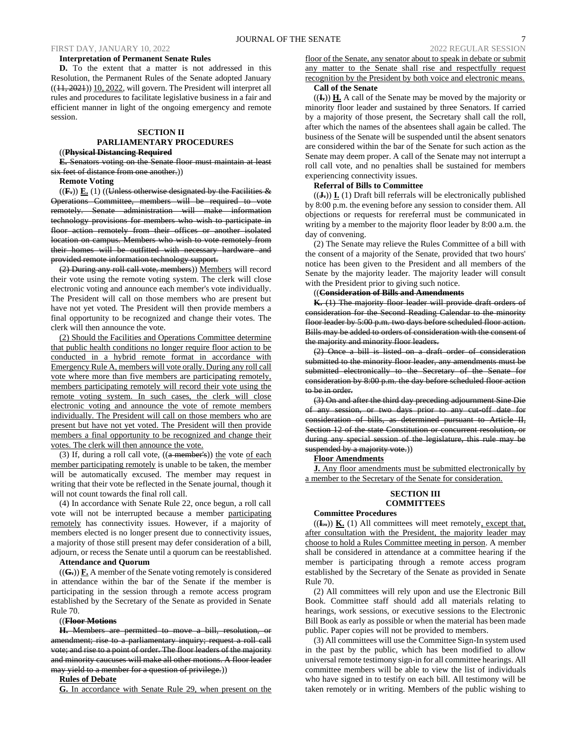**Interpretation of Permanent Senate Rules**

**D.** To the extent that a matter is not addressed in this Resolution, the Permanent Rules of the Senate adopted January ((11, 2021)) 10, 2022, will govern. The President will interpret all rules and procedures to facilitate legislative business in a fair and efficient manner in light of the ongoing emergency and remote session.

**SECTION II**
**PARLIAMENTARY PROCEDURES**

((**Physical Distancing Required**

**E.** Senators voting on the Senate floor must maintain at least six feet of distance from one another.))

**Remote Voting**

((**F.**)) **E.** (1) ((Unless otherwise designated by the Facilities & Operations Committee, members will be required to vote remotely. Senate administration will make information technology provisions for members who wish to participate in floor action remotely from their offices or another isolated location on campus. Members who wish to vote remotely from their homes will be outfitted with necessary hardware and provided remote information technology support.

(2) During any roll call vote, members)) Members will record their vote using the remote voting system. The clerk will close electronic voting and announce each member's vote individually. The President will call on those members who are present but have not yet voted. The President will then provide members a final opportunity to be recognized and change their votes. The clerk will then announce the vote.

(2) Should the Facilities and Operations Committee determine that public health conditions no longer require floor action to be conducted in a hybrid remote format in accordance with Emergency Rule A, members will vote orally. During any roll call vote where more than five members are participating remotely, members participating remotely will record their vote using the remote voting system. In such cases, the clerk will close electronic voting and announce the vote of remote members individually. The President will call on those members who are present but have not yet voted. The President will then provide members a final opportunity to be recognized and change their votes. The clerk will then announce the vote.

(3) If, during a roll call vote, ((a member's)) the vote of each member participating remotely is unable to be taken, the member will be automatically excused. The member may request in writing that their vote be reflected in the Senate journal, though it will not count towards the final roll call.

(4) In accordance with Senate Rule 22, once begun, a roll call vote will not be interrupted because a member participating remotely has connectivity issues. However, if a majority of members elected is no longer present due to connectivity issues, a majority of those still present may defer consideration of a bill, adjourn, or recess the Senate until a quorum can be reestablished.

**Attendance and Quorum**

((**G.**)) **F.** A member of the Senate voting remotely is considered in attendance within the bar of the Senate if the member is participating in the session through a remote access program established by the Secretary of the Senate as provided in Senate Rule 70.

((**Floor Motions**

**H.** Members are permitted to move a bill, resolution, or amendment; rise to a parliamentary inquiry; request a roll call vote; and rise to a point of order. The floor leaders of the majority and minority caucuses will make all other motions. A floor leader may yield to a member for a question of privilege.))

**Rules of Debate**

**G.** In accordance with Senate Rule 29, when present on the floor of the Senate, any senator about to speak in debate or submit any matter to the Senate shall rise and respectfully request recognition by the President by both voice and electronic means.

**Call of the Senate**

((**I.**)) **H.** A call of the Senate may be moved by the majority or minority floor leader and sustained by three Senators. If carried by a majority of those present, the Secretary shall call the roll, after which the names of the absentees shall again be called. The business of the Senate will be suspended until the absent senators are considered within the bar of the Senate for such action as the Senate may deem proper. A call of the Senate may not interrupt a roll call vote, and no penalties shall be sustained for members experiencing connectivity issues.

**Referral of Bills to Committee**

((**J.**)) **I.** (1) Draft bill referrals will be electronically published by 8:00 p.m. the evening before any session to consider them. All objections or requests for rereferral must be communicated in writing by a member to the majority floor leader by 8:00 a.m. the day of convening.

(2) The Senate may relieve the Rules Committee of a bill with the consent of a majority of the Senate, provided that two hours' notice has been given to the President and all members of the Senate by the majority leader. The majority leader will consult with the President prior to giving such notice.

((**Consideration of Bills and Amendments**

**K.** (1) The majority floor leader will provide draft orders of consideration for the Second Reading Calendar to the minority floor leader by 5:00 p.m. two days before scheduled floor action. Bills may be added to orders of consideration with the consent of the majority and minority floor leaders.

(2) Once a bill is listed on a draft order of consideration submitted to the minority floor leader, any amendments must be submitted electronically to the Secretary of the Senate for consideration by 8:00 p.m. the day before scheduled floor action to be in order.

(3) On and after the third day preceding adjournment Sine Die of any session, or two days prior to any cut-off date for consideration of bills, as determined pursuant to Article II, Section 12 of the state Constitution or concurrent resolution, or during any special session of the legislature, this rule may be suspended by a majority vote.))

**Floor Amendments**

**J.** Any floor amendments must be submitted electronically by a member to the Secretary of the Senate for consideration.

**SECTION III**
**COMMITTEES**

**Committee Procedures**

((**L.**)) **K.** (1) All committees will meet remotely, except that, after consultation with the President, the majority leader may choose to hold a Rules Committee meeting in person. A member shall be considered in attendance at a committee hearing if the member is participating through a remote access program established by the Secretary of the Senate as provided in Senate Rule 70.

(2) All committees will rely upon and use the Electronic Bill Book. Committee staff should add all materials relating to hearings, work sessions, or executive sessions to the Electronic Bill Book as early as possible or when the material has been made public. Paper copies will not be provided to members.

(3) All committees will use the Committee Sign-In system used in the past by the public, which has been modified to allow universal remote testimony sign-in for all committee hearings. All committee members will be able to view the list of individuals who have signed in to testify on each bill. All testimony will be taken remotely or in writing. Members of the public wishing to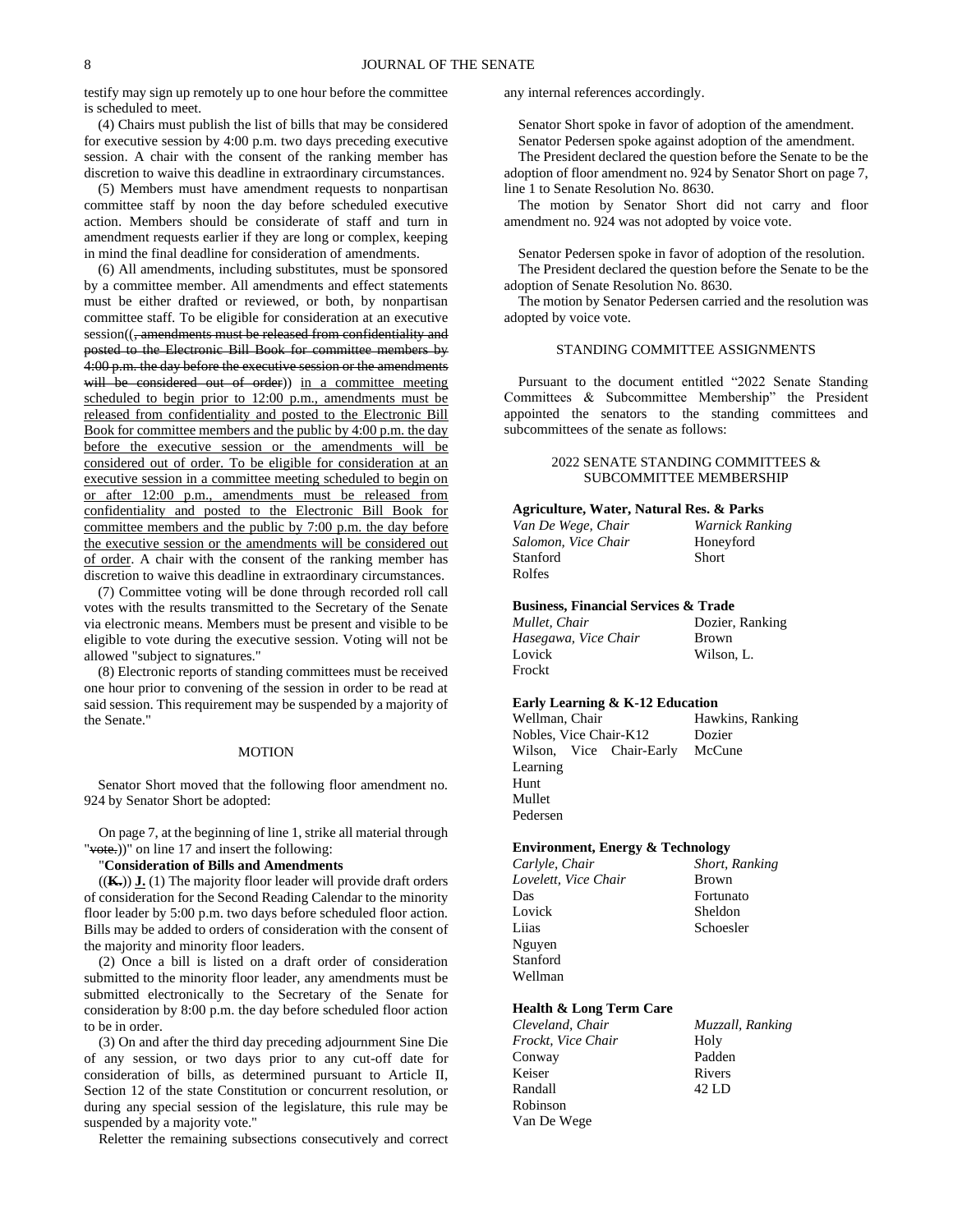testify may sign up remotely up to one hour before the committee is scheduled to meet.

(4) Chairs must publish the list of bills that may be considered for executive session by 4:00 p.m. two days preceding executive session. A chair with the consent of the ranking member has discretion to waive this deadline in extraordinary circumstances.

(5) Members must have amendment requests to nonpartisan committee staff by noon the day before scheduled executive action. Members should be considerate of staff and turn in amendment requests earlier if they are long or complex, keeping in mind the final deadline for consideration of amendments.

(6) All amendments, including substitutes, must be sponsored by a committee member. All amendments and effect statements must be either drafted or reviewed, or both, by nonpartisan committee staff. To be eligible for consideration at an executive session((~~, amendments must be released from confidentiality and posted to the Electronic Bill Book for committee members by 4:00 p.m. the day before the executive session or the amendments will be considered out of order~~)) <u>in a committee meeting scheduled to begin prior to 12:00 p.m., amendments must be released from confidentiality and posted to the Electronic Bill Book for committee members and the public by 4:00 p.m. the day before the executive session or the amendments will be considered out of order. To be eligible for consideration at an executive session in a committee meeting scheduled to begin on or after 12:00 p.m., amendments must be released from confidentiality and posted to the Electronic Bill Book for committee members and the public by 7:00 p.m. the day before the executive session or the amendments will be considered out of order</u>. A chair with the consent of the ranking member has discretion to waive this deadline in extraordinary circumstances.

(7) Committee voting will be done through recorded roll call votes with the results transmitted to the Secretary of the Senate via electronic means. Members must be present and visible to be eligible to vote during the executive session. Voting will not be allowed "subject to signatures."

(8) Electronic reports of standing committees must be received one hour prior to convening of the session in order to be read at said session. This requirement may be suspended by a majority of the Senate."

## MOTION

Senator Short moved that the following floor amendment no. 924 by Senator Short be adopted:

On page 7, at the beginning of line 1, strike all material through "~~vote.~~))" on line 17 and insert the following:

"**Consideration of Bills and Amendments**

((~~**K.**~~)) <u>**J.**</u> (1) The majority floor leader will provide draft orders of consideration for the Second Reading Calendar to the minority floor leader by 5:00 p.m. two days before scheduled floor action. Bills may be added to orders of consideration with the consent of the majority and minority floor leaders.

(2) Once a bill is listed on a draft order of consideration submitted to the minority floor leader, any amendments must be submitted electronically to the Secretary of the Senate for consideration by 8:00 p.m. the day before scheduled floor action to be in order.

(3) On and after the third day preceding adjournment Sine Die of any session, or two days prior to any cut-off date for consideration of bills, as determined pursuant to Article II, Section 12 of the state Constitution or concurrent resolution, or during any special session of the legislature, this rule may be suspended by a majority vote."

Reletter the remaining subsections consecutively and correct any internal references accordingly.

Senator Short spoke in favor of adoption of the amendment.

Senator Pedersen spoke against adoption of the amendment.

The President declared the question before the Senate to be the adoption of floor amendment no. 924 by Senator Short on page 7, line 1 to Senate Resolution No. 8630.

The motion by Senator Short did not carry and floor amendment no. 924 was not adopted by voice vote.

Senator Pedersen spoke in favor of adoption of the resolution.

The President declared the question before the Senate to be the adoption of Senate Resolution No. 8630.

The motion by Senator Pedersen carried and the resolution was adopted by voice vote.

## STANDING COMMITTEE ASSIGNMENTS

Pursuant to the document entitled "2022 Senate Standing Committees & Subcommittee Membership" the President appointed the senators to the standing committees and subcommittees of the senate as follows:

### 2022 SENATE STANDING COMMITTEES & SUBCOMMITTEE MEMBERSHIP

**Agriculture, Water, Natural Res. & Parks**

*Van De Wege, Chair*
*Salomon, Vice Chair*
Stanford
Rolfes
*Warnick Ranking*
Honeyford
Short

**Business, Financial Services & Trade**

*Mullet, Chair*
*Hasegawa, Vice Chair*
Lovick
Frockt
Dozier, Ranking
Brown
Wilson, L.

**Early Learning & K-12 Education**

Wellman, Chair
Nobles, Vice Chair-K12
Wilson, Vice Chair-Early Learning
Hunt
Mullet
Pedersen
Hawkins, Ranking
Dozier
McCune

**Environment, Energy & Technology**

*Carlyle, Chair*
*Lovelett, Vice Chair*
Das
Lovick
Liias
Nguyen
Stanford
Wellman
*Short, Ranking*
Brown
Fortunato
Sheldon
Schoesler

**Health & Long Term Care**

*Cleveland, Chair*
*Frockt, Vice Chair*
Conway
Keiser
Randall
Robinson
Van De Wege
*Muzzall, Ranking*
Holy
Padden
Rivers
42 LD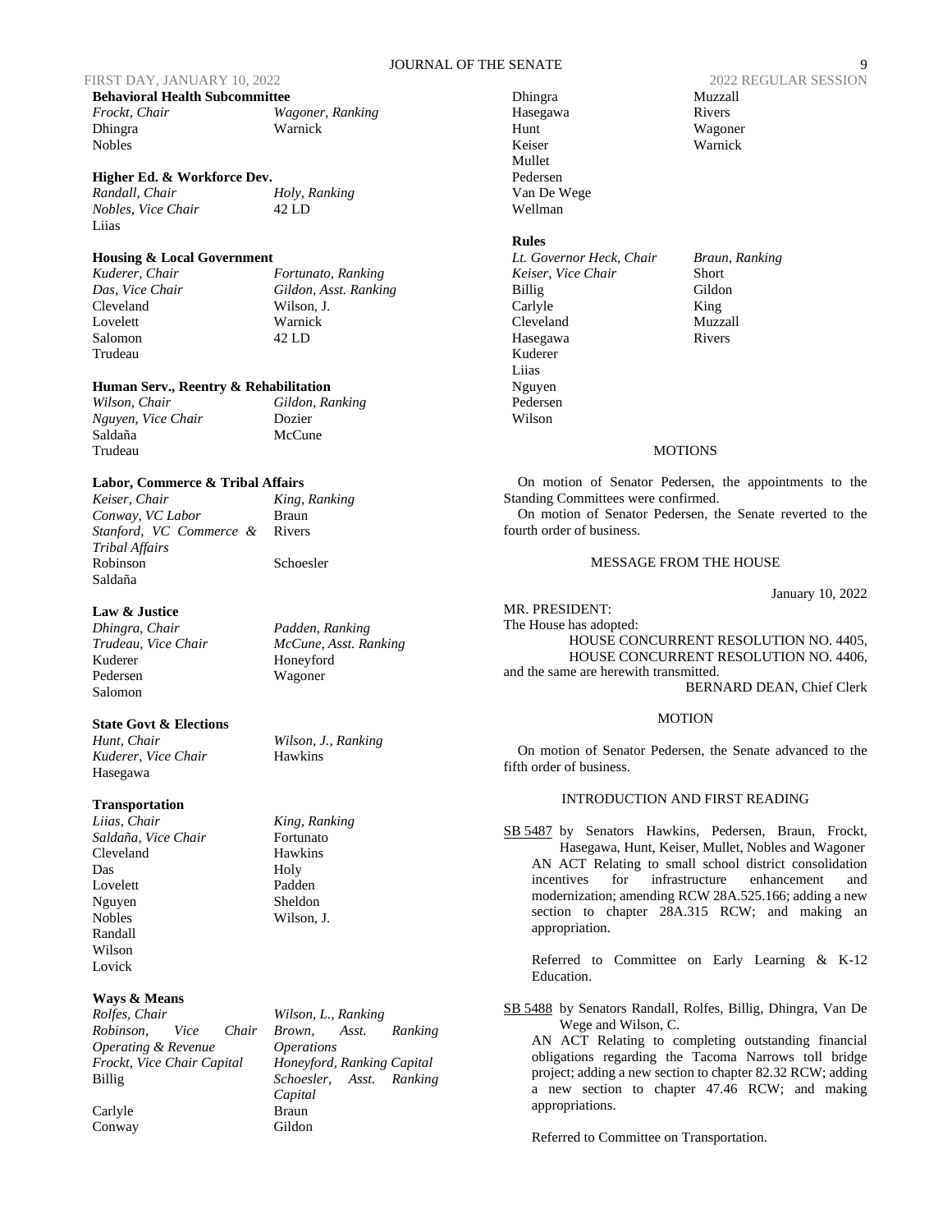**Behavioral Health Subcommittee**

| | |
|---|---|
| *Frockt, Chair* | *Wagoner, Ranking* |
| Dhingra | Warnick |
| Nobles | |

**Higher Ed. & Workforce Dev.**

| | |
|---|---|
| *Randall, Chair* | *Holy, Ranking* |
| *Nobles, Vice Chair* | 42 LD |
| Liias | |

**Housing & Local Government**

| | |
|---|---|
| *Kuderer, Chair* | *Fortunato, Ranking* |
| *Das, Vice Chair* | *Gildon, Asst. Ranking* |
| Cleveland | Wilson, J. |
| Lovelett | Warnick |
| Salomon | 42 LD |
| Trudeau | |

**Human Serv., Reentry & Rehabilitation**

| | |
|---|---|
| *Wilson, Chair* | *Gildon, Ranking* |
| *Nguyen, Vice Chair* | Dozier |
| Saldaña | McCune |
| Trudeau | |

**Labor, Commerce & Tribal Affairs**

| | |
|---|---|
| *Keiser, Chair* | *King, Ranking* |
| *Conway, VC Labor* | Braun |
| *Stanford, VC Commerce & Tribal Affairs* | Rivers |
| Robinson | Schoesler |
| Saldaña | |

**Law & Justice**

| | |
|---|---|
| *Dhingra, Chair* | *Padden, Ranking* |
| *Trudeau, Vice Chair* | *McCune, Asst. Ranking* |
| Kuderer | Honeyford |
| Pedersen | Wagoner |
| Salomon | |

**State Govt & Elections**

| | |
|---|---|
| *Hunt, Chair* | *Wilson, J., Ranking* |
| *Kuderer, Vice Chair* | Hawkins |
| Hasegawa | |

**Transportation**

| | |
|---|---|
| *Liias, Chair* | *King, Ranking* |
| *Saldaña, Vice Chair* | Fortunato |
| Cleveland | Hawkins |
| Das | Holy |
| Lovelett | Padden |
| Nguyen | Sheldon |
| Nobles | Wilson, J. |
| Randall | |
| Wilson | |
| Lovick | |

**Ways & Means**

| | |
|---|---|
| *Rolfes, Chair* | *Wilson, L., Ranking* |
| *Robinson, Vice Chair Operating & Revenue* | *Brown, Asst. Ranking Operations* |
| *Frockt, Vice Chair Capital* | *Honeyford, Ranking Capital* |
| Billig | *Schoesler, Asst. Ranking Capital* |
| Carlyle | Braun |
| Conway | Gildon |
| Dhingra | Muzzall |
| Hasegawa | Rivers |
| Hunt | Wagoner |
| Keiser | Warnick |
| Mullet | |
| Pedersen | |
| Van De Wege | |
| Wellman | |

**Rules**

| | |
|---|---|
| *Lt. Governor Heck, Chair* | *Braun, Ranking* |
| *Keiser, Vice Chair* | Short |
| Billig | Gildon |
| Carlyle | King |
| Cleveland | Muzzall |
| Hasegawa | Rivers |
| Kuderer | |
| Liias | |
| Nguyen | |
| Pedersen | |
| Wilson | |

MOTIONS

On motion of Senator Pedersen, the appointments to the Standing Committees were confirmed.

On motion of Senator Pedersen, the Senate reverted to the fourth order of business.

MESSAGE FROM THE HOUSE

January 10, 2022

MR. PRESIDENT:
The House has adopted:

HOUSE CONCURRENT RESOLUTION NO. 4405,
HOUSE CONCURRENT RESOLUTION NO. 4406,

and the same are herewith transmitted.

BERNARD DEAN, Chief Clerk

MOTION

On motion of Senator Pedersen, the Senate advanced to the fifth order of business.

INTRODUCTION AND FIRST READING

SB 5487 by Senators Hawkins, Pedersen, Braun, Frockt, Hasegawa, Hunt, Keiser, Mullet, Nobles and Wagoner

AN ACT Relating to small school district consolidation incentives for infrastructure enhancement and modernization; amending RCW 28A.525.166; adding a new section to chapter 28A.315 RCW; and making an appropriation.

Referred to Committee on Early Learning & K-12 Education.

SB 5488 by Senators Randall, Rolfes, Billig, Dhingra, Van De Wege and Wilson, C.

AN ACT Relating to completing outstanding financial obligations regarding the Tacoma Narrows toll bridge project; adding a new section to chapter 82.32 RCW; adding a new section to chapter 47.46 RCW; and making appropriations.

Referred to Committee on Transportation.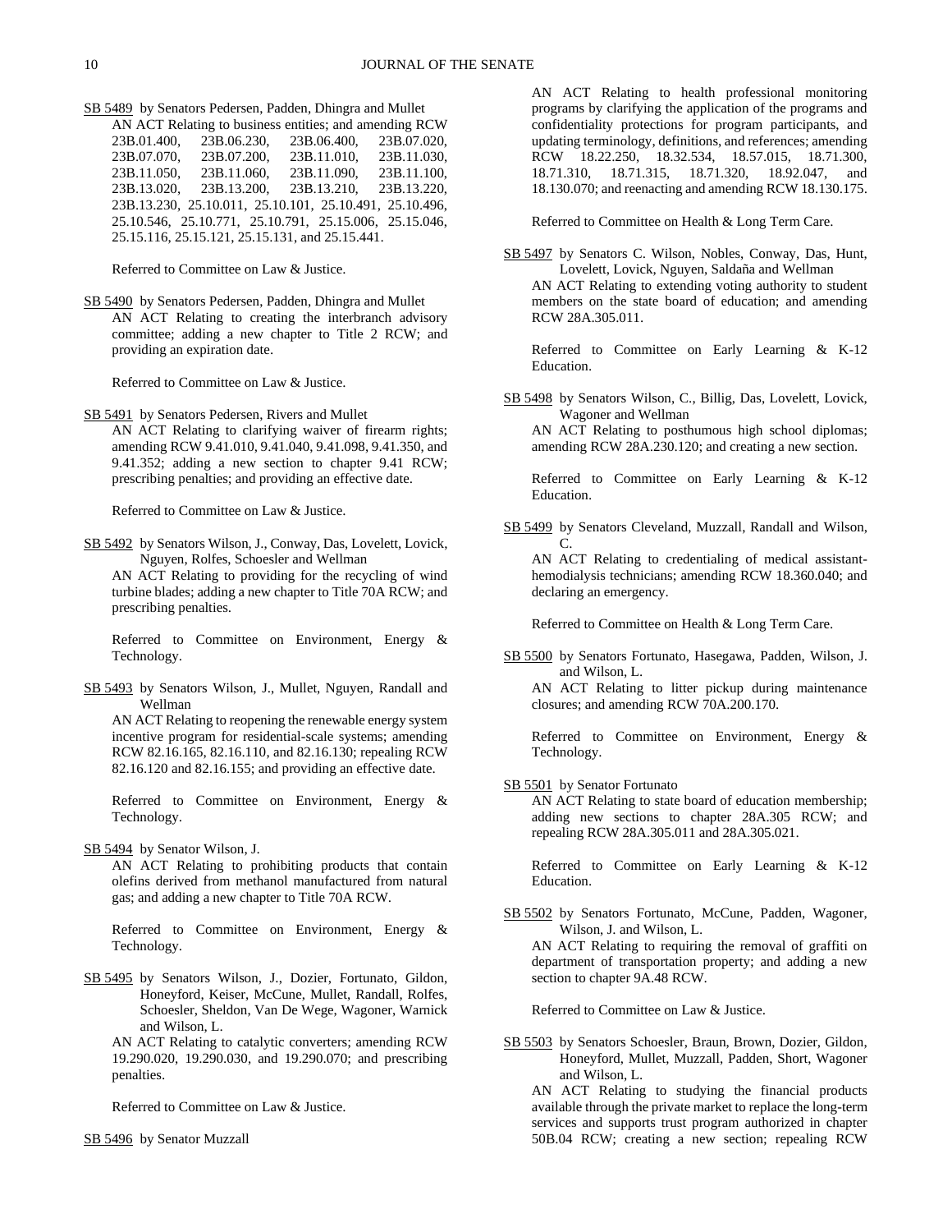SB 5489 by Senators Pedersen, Padden, Dhingra and Mullet

AN ACT Relating to business entities; and amending RCW 23B.01.400, 23B.06.230, 23B.06.400, 23B.07.020, 23B.07.070, 23B.07.200, 23B.11.010, 23B.11.030, 23B.11.050, 23B.11.060, 23B.11.090, 23B.11.100, 23B.13.020, 23B.13.200, 23B.13.210, 23B.13.220, 23B.13.230, 25.10.011, 25.10.101, 25.10.491, 25.10.496, 25.10.546, 25.10.771, 25.10.791, 25.15.006, 25.15.046, 25.15.116, 25.15.121, 25.15.131, and 25.15.441.

Referred to Committee on Law & Justice.

SB 5490 by Senators Pedersen, Padden, Dhingra and Mullet

AN ACT Relating to creating the interbranch advisory committee; adding a new chapter to Title 2 RCW; and providing an expiration date.

Referred to Committee on Law & Justice.

SB 5491 by Senators Pedersen, Rivers and Mullet

AN ACT Relating to clarifying waiver of firearm rights; amending RCW 9.41.010, 9.41.040, 9.41.098, 9.41.350, and 9.41.352; adding a new section to chapter 9.41 RCW; prescribing penalties; and providing an effective date.

Referred to Committee on Law & Justice.

SB 5492 by Senators Wilson, J., Conway, Das, Lovelett, Lovick, Nguyen, Rolfes, Schoesler and Wellman

AN ACT Relating to providing for the recycling of wind turbine blades; adding a new chapter to the Title 70A RCW; and prescribing penalties.

Referred to Committee on Environment, Energy & Technology.

SB 5493 by Senators Wilson, J., Mullet, Nguyen, Randall and Wellman

AN ACT Relating to reopening the renewable energy system incentive program for residential-scale systems; amending RCW 82.16.165, 82.16.110, and 82.16.130; repealing RCW 82.16.120 and 82.16.155; and providing an effective date.

Referred to Committee on Environment, Energy & Technology.

SB 5494 by Senator Wilson, J.

AN ACT Relating to prohibiting products that contain olefins derived from methanol manufactured from natural gas; and adding a new chapter to Title 70A RCW.

Referred to Committee on Environment, Energy & Technology.

SB 5495 by Senators Wilson, J., Dozier, Fortunato, Gildon, Honeyford, Keiser, McCune, Mullet, Randall, Rolfes, Schoesler, Sheldon, Van De Wege, Wagoner, Warnick and Wilson, L.

AN ACT Relating to catalytic converters; amending RCW 19.290.020, 19.290.030, and 19.290.070; and prescribing penalties.

Referred to Committee on Law & Justice.

SB 5496 by Senator Muzzall

AN ACT Relating to health professional monitoring programs by clarifying the application of the programs and confidentiality protections for program participants, and updating terminology, definitions, and references; amending RCW 18.22.250, 18.32.534, 18.57.015, 18.71.300, 18.71.310, 18.71.315, 18.71.320, 18.92.047, and 18.130.070; and reenacting and amending RCW 18.130.175.

Referred to Committee on Health & Long Term Care.

SB 5497 by Senators C. Wilson, Nobles, Conway, Das, Hunt, Lovelett, Lovick, Nguyen, Saldaña and Wellman

AN ACT Relating to extending voting authority to student members on the state board of education; and amending RCW 28A.305.011.

Referred to Committee on Early Learning & K-12 Education.

SB 5498 by Senators Wilson, C., Billig, Das, Lovelett, Lovick, Wagoner and Wellman

AN ACT Relating to posthumous high school diplomas; amending RCW 28A.230.120; and creating a new section.

Referred to Committee on Early Learning & K-12 Education.

SB 5499 by Senators Cleveland, Muzzall, Randall and Wilson, C.

AN ACT Relating to credentialing of medical assistant-hemodialysis technicians; amending RCW 18.360.040; and declaring an emergency.

Referred to Committee on Health & Long Term Care.

SB 5500 by Senators Fortunato, Hasegawa, Padden, Wilson, J. and Wilson, L.

AN ACT Relating to litter pickup during maintenance closures; and amending RCW 70A.200.170.

Referred to Committee on Environment, Energy & Technology.

SB 5501 by Senator Fortunato

AN ACT Relating to state board of education membership; adding new sections to chapter 28A.305 RCW; and repealing RCW 28A.305.011 and 28A.305.021.

Referred to Committee on Early Learning & K-12 Education.

SB 5502 by Senators Fortunato, McCune, Padden, Wagoner, Wilson, J. and Wilson, L.

AN ACT Relating to requiring the removal of graffiti on department of transportation property; and adding a new section to chapter 9A.48 RCW.

Referred to Committee on Law & Justice.

SB 5503 by Senators Schoesler, Braun, Brown, Dozier, Gildon, Honeyford, Mullet, Muzzall, Padden, Short, Wagoner and Wilson, L.

AN ACT Relating to studying the financial products available through the private market to replace the long-term services and supports trust program authorized in chapter 50B.04 RCW; creating a new section; repealing RCW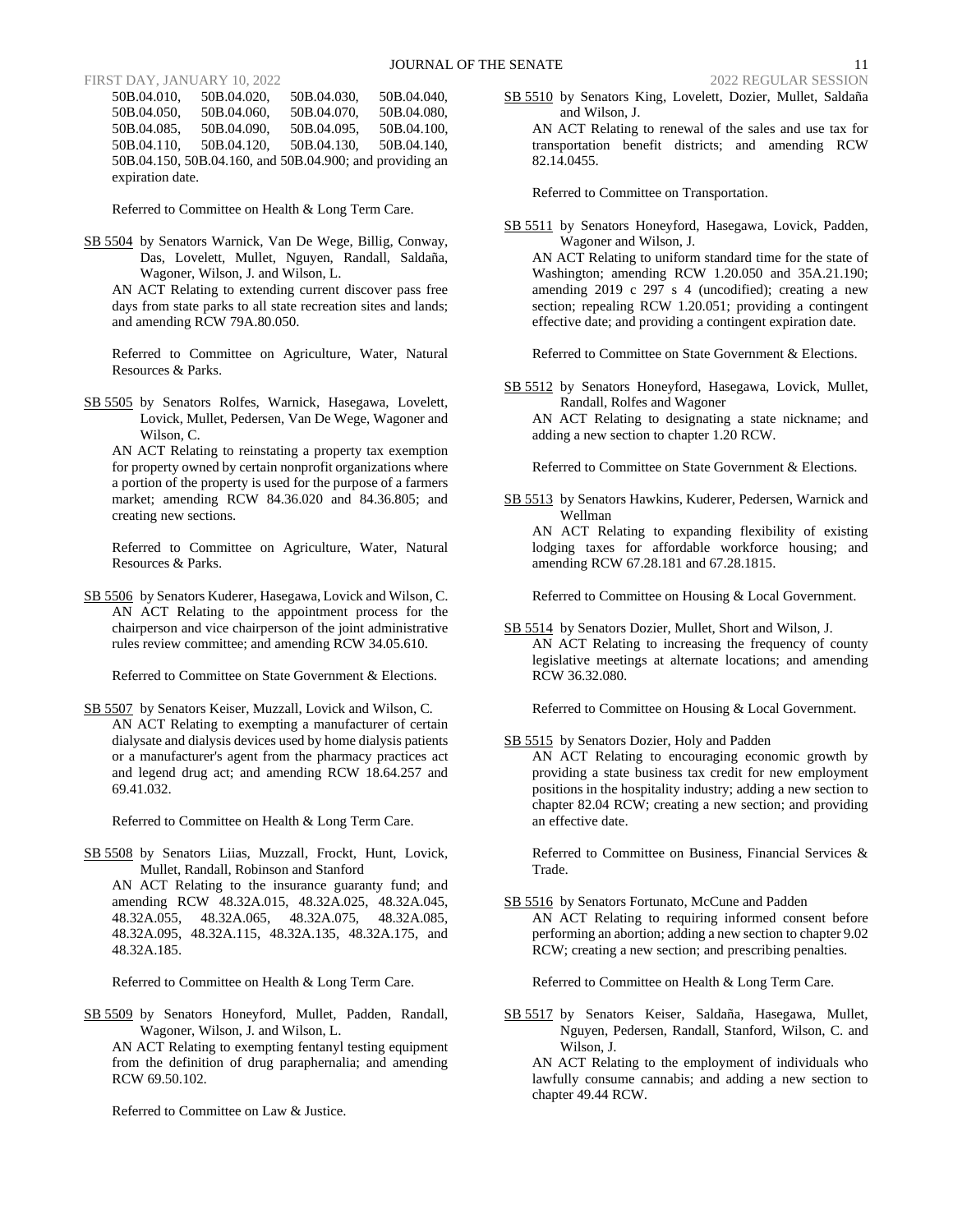50B.04.010, 50B.04.020, 50B.04.030, 50B.04.040, 50B.04.050, 50B.04.060, 50B.04.070, 50B.04.080, 50B.04.085, 50B.04.090, 50B.04.095, 50B.04.100, 50B.04.110, 50B.04.120, 50B.04.130, 50B.04.140, 50B.04.150, 50B.04.160, and 50B.04.900; and providing an expiration date.

Referred to Committee on Health & Long Term Care.

SB 5504 by Senators Warnick, Van De Wege, Billig, Conway, Das, Lovelett, Mullet, Nguyen, Randall, Saldaña, Wagoner, Wilson, J. and Wilson, L.

AN ACT Relating to extending current discover pass free days from state parks to all state recreation sites and lands; and amending RCW 79A.80.050.

Referred to Committee on Agriculture, Water, Natural Resources & Parks.

SB 5505 by Senators Rolfes, Warnick, Hasegawa, Lovelett, Lovick, Mullet, Pedersen, Van De Wege, Wagoner and Wilson, C.

AN ACT Relating to reinstating a property tax exemption for property owned by certain nonprofit organizations where a portion of the property is used for the purpose of a farmers market; amending RCW 84.36.020 and 84.36.805; and creating new sections.

Referred to Committee on Agriculture, Water, Natural Resources & Parks.

SB 5506 by Senators Kuderer, Hasegawa, Lovick and Wilson, C.

AN ACT Relating to the appointment process for the chairperson and vice chairperson of the joint administrative rules review committee; and amending RCW 34.05.610.

Referred to Committee on State Government & Elections.

SB 5507 by Senators Keiser, Muzzall, Lovick and Wilson, C.

AN ACT Relating to exempting a manufacturer of certain dialysate and dialysis devices used by home dialysis patients or a manufacturer's agent from the pharmacy practices act and legend drug act; and amending RCW 18.64.257 and 69.41.032.

Referred to Committee on Health & Long Term Care.

SB 5508 by Senators Liias, Muzzall, Frockt, Hunt, Lovick, Mullet, Randall, Robinson and Stanford

AN ACT Relating to the insurance guaranty fund; and amending RCW 48.32A.015, 48.32A.025, 48.32A.045, 48.32A.055, 48.32A.065, 48.32A.075, 48.32A.085, 48.32A.095, 48.32A.115, 48.32A.135, 48.32A.175, and 48.32A.185.

Referred to Committee on Health & Long Term Care.

SB 5509 by Senators Honeyford, Mullet, Padden, Randall, Wagoner, Wilson, J. and Wilson, L.

AN ACT Relating to exempting fentanyl testing equipment from the definition of drug paraphernalia; and amending RCW 69.50.102.

Referred to Committee on Law & Justice.

SB 5510 by Senators King, Lovelett, Dozier, Mullet, Saldaña and Wilson, J.

AN ACT Relating to renewal of the sales and use tax for transportation benefit districts; and amending RCW 82.14.0455.

Referred to Committee on Transportation.

SB 5511 by Senators Honeyford, Hasegawa, Lovick, Padden, Wagoner and Wilson, J.

AN ACT Relating to uniform standard time for the state of Washington; amending RCW 1.20.050 and 35A.21.190; amending 2019 c 297 s 4 (uncodified); creating a new section; repealing RCW 1.20.051; providing a contingent effective date; and providing a contingent expiration date.

Referred to Committee on State Government & Elections.

SB 5512 by Senators Honeyford, Hasegawa, Lovick, Mullet, Randall, Rolfes and Wagoner

AN ACT Relating to designating a state nickname; and adding a new section to chapter 1.20 RCW.

Referred to Committee on State Government & Elections.

SB 5513 by Senators Hawkins, Kuderer, Pedersen, Warnick and Wellman

AN ACT Relating to expanding flexibility of existing lodging taxes for affordable workforce housing; and amending RCW 67.28.181 and 67.28.1815.

Referred to Committee on Housing & Local Government.

SB 5514 by Senators Dozier, Mullet, Short and Wilson, J.

AN ACT Relating to increasing the frequency of county legislative meetings at alternate locations; and amending RCW 36.32.080.

Referred to Committee on Housing & Local Government.

SB 5515 by Senators Dozier, Holy and Padden

AN ACT Relating to encouraging economic growth by providing a state business tax credit for new employment positions in the hospitality industry; adding a new section to chapter 82.04 RCW; creating a new section; and providing an effective date.

Referred to Committee on Business, Financial Services & Trade.

SB 5516 by Senators Fortunato, McCune and Padden

AN ACT Relating to requiring informed consent before performing an abortion; adding a new section to chapter 9.02 RCW; creating a new section; and prescribing penalties.

Referred to Committee on Health & Long Term Care.

SB 5517 by Senators Keiser, Saldaña, Hasegawa, Mullet, Nguyen, Pedersen, Randall, Stanford, Wilson, C. and Wilson, J.

AN ACT Relating to the employment of individuals who lawfully consume cannabis; and adding a new section to chapter 49.44 RCW.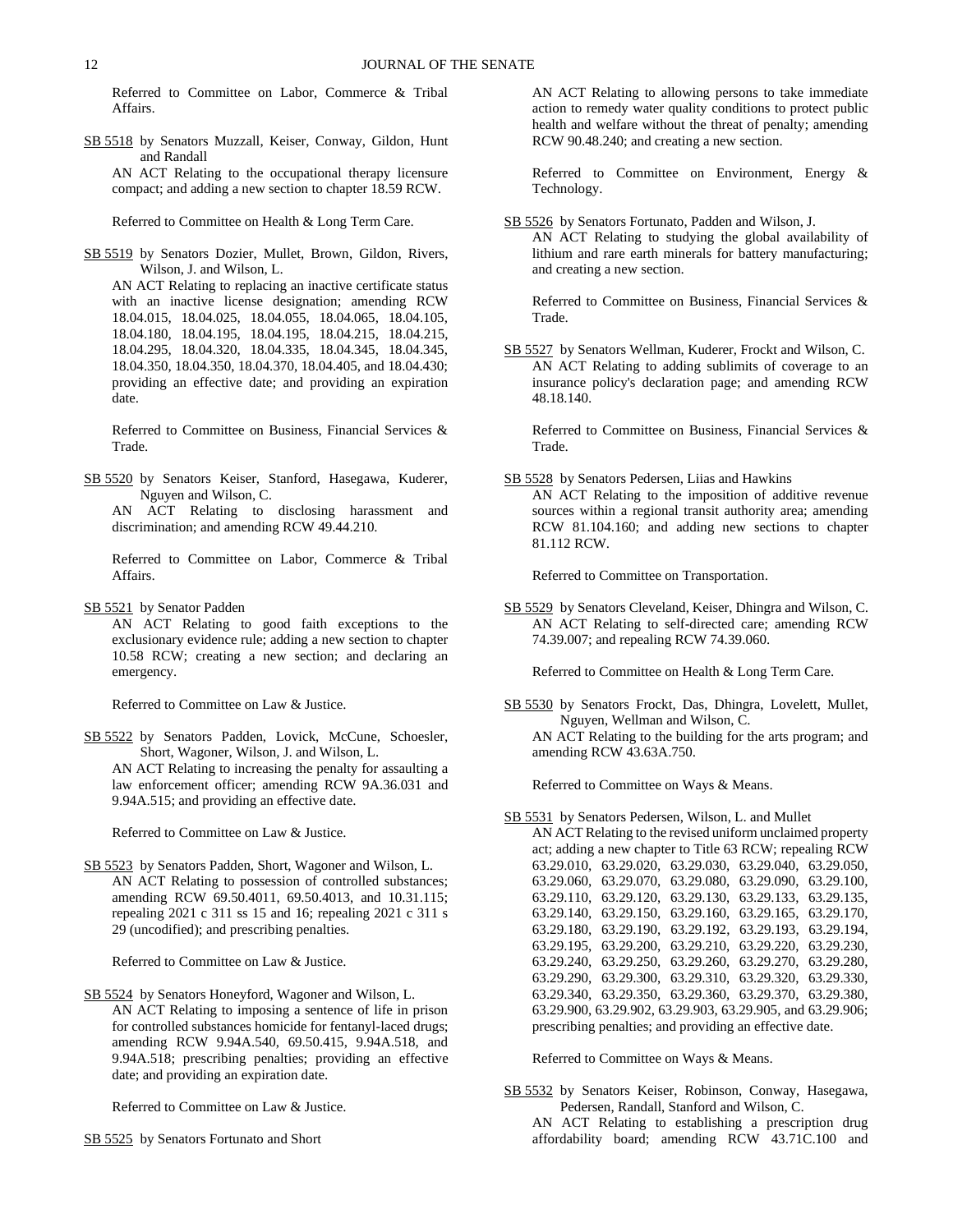Referred to Committee on Labor, Commerce & Tribal Affairs.

SB 5518 by Senators Muzzall, Keiser, Conway, Gildon, Hunt and Randall

AN ACT Relating to the occupational therapy licensure compact; and adding a new section to chapter 18.59 RCW.

Referred to Committee on Health & Long Term Care.

SB 5519 by Senators Dozier, Mullet, Brown, Gildon, Rivers, Wilson, J. and Wilson, L.

AN ACT Relating to replacing an inactive certificate status with an inactive license designation; amending RCW 18.04.015, 18.04.025, 18.04.055, 18.04.065, 18.04.105, 18.04.180, 18.04.195, 18.04.195, 18.04.215, 18.04.215, 18.04.295, 18.04.320, 18.04.335, 18.04.345, 18.04.345, 18.04.350, 18.04.350, 18.04.370, 18.04.405, and 18.04.430; providing an effective date; and providing an expiration date.

Referred to Committee on Business, Financial Services & Trade.

SB 5520 by Senators Keiser, Stanford, Hasegawa, Kuderer, Nguyen and Wilson, C.

AN ACT Relating to disclosing harassment and discrimination; and amending RCW 49.44.210.

Referred to Committee on Labor, Commerce & Tribal Affairs.

SB 5521 by Senator Padden

AN ACT Relating to good faith exceptions to the exclusionary evidence rule; adding a new section to chapter 10.58 RCW; creating a new section; and declaring an emergency.

Referred to Committee on Law & Justice.

SB 5522 by Senators Padden, Lovick, McCune, Schoesler, Short, Wagoner, Wilson, J. and Wilson, L.

AN ACT Relating to increasing the penalty for assaulting a law enforcement officer; amending RCW 9A.36.031 and 9.94A.515; and providing an effective date.

Referred to Committee on Law & Justice.

SB 5523 by Senators Padden, Short, Wagoner and Wilson, L.

AN ACT Relating to possession of controlled substances; amending RCW 69.50.4011, 69.50.4013, and 10.31.115; repealing 2021 c 311 ss 15 and 16; repealing 2021 c 311 s 29 (uncodified); and prescribing penalties.

Referred to Committee on Law & Justice.

SB 5524 by Senators Honeyford, Wagoner and Wilson, L.

AN ACT Relating to imposing a sentence of life in prison for controlled substances homicide for fentanyl-laced drugs; amending RCW 9.94A.540, 69.50.415, 9.94A.518, and 9.94A.518; prescribing penalties; providing an effective date; and providing an expiration date.

Referred to Committee on Law & Justice.

SB 5525 by Senators Fortunato and Short

AN ACT Relating to allowing persons to take immediate action to remedy water quality conditions to protect public health and welfare without the threat of penalty; amending RCW 90.48.240; and creating a new section.

Referred to Committee on Environment, Energy & Technology.

SB 5526 by Senators Fortunato, Padden and Wilson, J.

AN ACT Relating to studying the global availability of lithium and rare earth minerals for battery manufacturing; and creating a new section.

Referred to Committee on Business, Financial Services & Trade.

SB 5527 by Senators Wellman, Kuderer, Frockt and Wilson, C.

AN ACT Relating to adding sublimits of coverage to an insurance policy's declaration page; and amending RCW 48.18.140.

Referred to Committee on Business, Financial Services & Trade.

SB 5528 by Senators Pedersen, Liias and Hawkins

AN ACT Relating to the imposition of additive revenue sources within a regional transit authority area; amending RCW 81.104.160; and adding new sections to chapter 81.112 RCW.

Referred to Committee on Transportation.

SB 5529 by Senators Cleveland, Keiser, Dhingra and Wilson, C.

AN ACT Relating to self-directed care; amending RCW 74.39.007; and repealing RCW 74.39.060.

Referred to Committee on Health & Long Term Care.

SB 5530 by Senators Frockt, Das, Dhingra, Lovelett, Mullet, Nguyen, Wellman and Wilson, C.

AN ACT Relating to the building for the arts program; and amending RCW 43.63A.750.

Referred to Committee on Ways & Means.

SB 5531 by Senators Pedersen, Wilson, L. and Mullet

AN ACT Relating to the revised uniform unclaimed property act; adding a new chapter to Title 63 RCW; repealing RCW 63.29.010, 63.29.020, 63.29.030, 63.29.040, 63.29.050, 63.29.060, 63.29.070, 63.29.080, 63.29.090, 63.29.100, 63.29.110, 63.29.120, 63.29.130, 63.29.133, 63.29.135, 63.29.140, 63.29.150, 63.29.160, 63.29.165, 63.29.170, 63.29.180, 63.29.190, 63.29.192, 63.29.193, 63.29.194, 63.29.195, 63.29.200, 63.29.210, 63.29.220, 63.29.230, 63.29.240, 63.29.250, 63.29.260, 63.29.270, 63.29.280, 63.29.290, 63.29.300, 63.29.310, 63.29.320, 63.29.330, 63.29.340, 63.29.350, 63.29.360, 63.29.370, 63.29.380, 63.29.900, 63.29.902, 63.29.903, 63.29.905, and 63.29.906; prescribing penalties; and providing an effective date.

Referred to Committee on Ways & Means.

SB 5532 by Senators Keiser, Robinson, Conway, Hasegawa, Pedersen, Randall, Stanford and Wilson, C.

AN ACT Relating to establishing a prescription drug affordability board; amending RCW 43.71C.100 and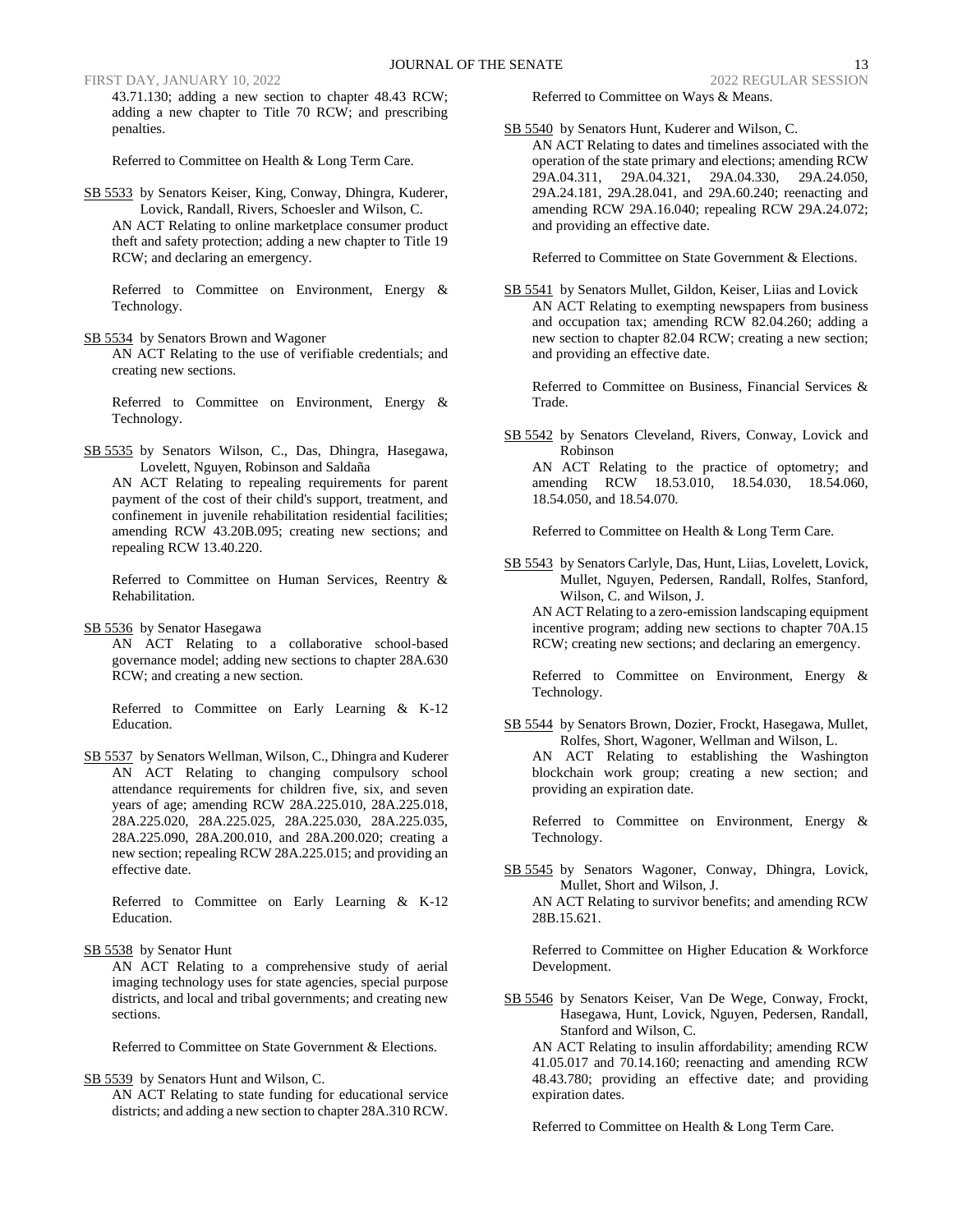43.71.130; adding a new section to chapter 48.43 RCW; adding a new chapter to Title 70 RCW; and prescribing penalties.

Referred to Committee on Health & Long Term Care.

SB 5533 by Senators Keiser, King, Conway, Dhingra, Kuderer, Lovick, Randall, Rivers, Schoesler and Wilson, C.

AN ACT Relating to online marketplace consumer product theft and safety protection; adding a new chapter to Title 19 RCW; and declaring an emergency.

Referred to Committee on Environment, Energy & Technology.

SB 5534 by Senators Brown and Wagoner

AN ACT Relating to the use of verifiable credentials; and creating new sections.

Referred to Committee on Environment, Energy & Technology.

SB 5535 by Senators Wilson, C., Das, Dhingra, Hasegawa, Lovelett, Nguyen, Robinson and Saldaña

AN ACT Relating to repealing requirements for parent payment of the cost of their child's support, treatment, and confinement in juvenile rehabilitation residential facilities; amending RCW 43.20B.095; creating new sections; and repealing RCW 13.40.220.

Referred to Committee on Human Services, Reentry & Rehabilitation.

SB 5536 by Senator Hasegawa

AN ACT Relating to a collaborative school-based governance model; adding new sections to chapter 28A.630 RCW; and creating a new section.

Referred to Committee on Early Learning & K-12 Education.

SB 5537 by Senators Wellman, Wilson, C., Dhingra and Kuderer

AN ACT Relating to changing compulsory school attendance requirements for children five, six, and seven years of age; amending RCW 28A.225.010, 28A.225.018, 28A.225.020, 28A.225.025, 28A.225.030, 28A.225.035, 28A.225.090, 28A.200.010, and 28A.200.020; creating a new section; repealing RCW 28A.225.015; and providing an effective date.

Referred to Committee on Early Learning & K-12 Education.

SB 5538 by Senator Hunt

AN ACT Relating to a comprehensive study of aerial imaging technology uses for state agencies, special purpose districts, and local and tribal governments; and creating new sections.

Referred to Committee on State Government & Elections.

SB 5539 by Senators Hunt and Wilson, C.

AN ACT Relating to state funding for educational service districts; and adding a new section to chapter 28A.310 RCW.

Referred to Committee on Ways & Means.

SB 5540 by Senators Hunt, Kuderer and Wilson, C.

AN ACT Relating to dates and timelines associated with the operation of the state primary and elections; amending RCW 29A.04.311, 29A.04.321, 29A.04.330, 29A.24.050, 29A.24.181, 29A.28.041, and 29A.60.240; reenacting and amending RCW 29A.16.040; repealing RCW 29A.24.072; and providing an effective date.

Referred to Committee on State Government & Elections.

SB 5541 by Senators Mullet, Gildon, Keiser, Liias and Lovick

AN ACT Relating to exempting newspapers from business and occupation tax; amending RCW 82.04.260; adding a new section to chapter 82.04 RCW; creating a new section; and providing an effective date.

Referred to Committee on Business, Financial Services & Trade.

SB 5542 by Senators Cleveland, Rivers, Conway, Lovick and Robinson

AN ACT Relating to the practice of optometry; and amending RCW 18.53.010, 18.54.030, 18.54.060, 18.54.050, and 18.54.070.

Referred to Committee on Health & Long Term Care.

SB 5543 by Senators Carlyle, Das, Hunt, Liias, Lovelett, Lovick, Mullet, Nguyen, Pedersen, Randall, Rolfes, Stanford, Wilson, C. and Wilson, J.

AN ACT Relating to a zero-emission landscaping equipment incentive program; adding new sections to chapter 70A.15 RCW; creating new sections; and declaring an emergency.

Referred to Committee on Environment, Energy & Technology.

SB 5544 by Senators Brown, Dozier, Frockt, Hasegawa, Mullet, Rolfes, Short, Wagoner, Wellman and Wilson, L.

AN ACT Relating to establishing the Washington blockchain work group; creating a new section; and providing an expiration date.

Referred to Committee on Environment, Energy & Technology.

SB 5545 by Senators Wagoner, Conway, Dhingra, Lovick, Mullet, Short and Wilson, J.

AN ACT Relating to survivor benefits; and amending RCW 28B.15.621.

Referred to Committee on Higher Education & Workforce Development.

SB 5546 by Senators Keiser, Van De Wege, Conway, Frockt, Hasegawa, Hunt, Lovick, Nguyen, Pedersen, Randall, Stanford and Wilson, C.

AN ACT Relating to insulin affordability; amending RCW 41.05.017 and 70.14.160; reenacting and amending RCW 48.43.780; providing an effective date; and providing expiration dates.

Referred to Committee on Health & Long Term Care.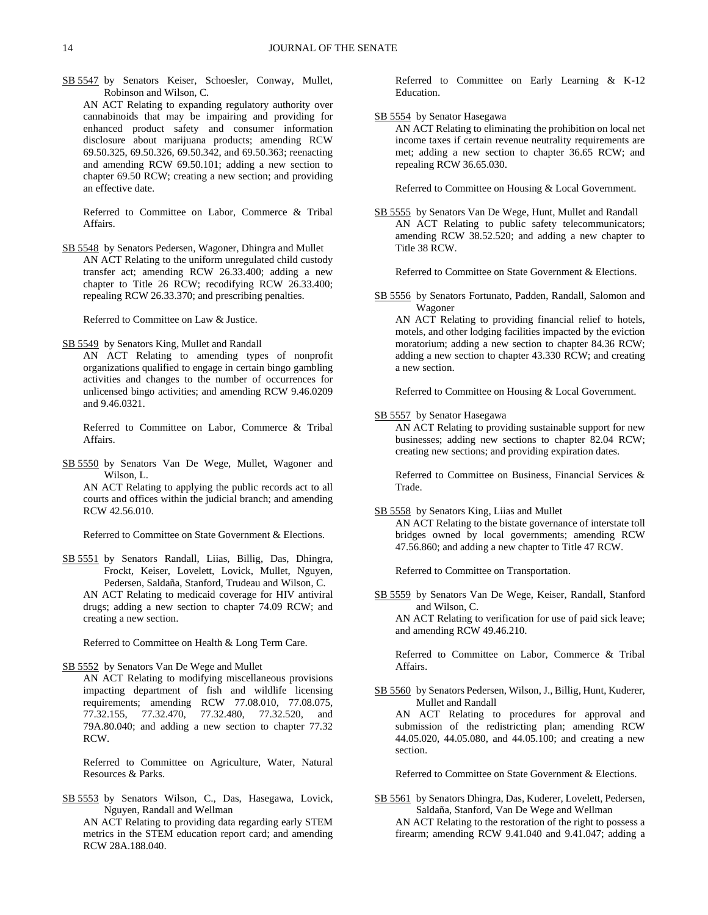SB 5547 by Senators Keiser, Schoesler, Conway, Mullet, Robinson and Wilson, C.

AN ACT Relating to expanding regulatory authority over cannabinoids that may be impairing and providing for enhanced product safety and consumer information disclosure about marijuana products; amending RCW 69.50.325, 69.50.326, 69.50.342, and 69.50.363; reenacting and amending RCW 69.50.101; adding a new section to chapter 69.50 RCW; creating a new section; and providing an effective date.

Referred to Committee on Labor, Commerce & Tribal Affairs.

SB 5548 by Senators Pedersen, Wagoner, Dhingra and Mullet

AN ACT Relating to the uniform unregulated child custody transfer act; amending RCW 26.33.400; adding a new chapter to Title 26 RCW; recodifying RCW 26.33.400; repealing RCW 26.33.370; and prescribing penalties.

Referred to Committee on Law & Justice.

SB 5549 by Senators King, Mullet and Randall

AN ACT Relating to amending types of nonprofit organizations qualified to engage in certain bingo gambling activities and changes to the number of occurrences for unlicensed bingo activities; and amending RCW 9.46.0209 and 9.46.0321.

Referred to Committee on Labor, Commerce & Tribal Affairs.

SB 5550 by Senators Van De Wege, Mullet, Wagoner and Wilson, L.

AN ACT Relating to applying the public records act to all courts and offices within the judicial branch; and amending RCW 42.56.010.

Referred to Committee on State Government & Elections.

SB 5551 by Senators Randall, Liias, Billig, Das, Dhingra, Frockt, Keiser, Lovelett, Lovick, Mullet, Nguyen, Pedersen, Saldaña, Stanford, Trudeau and Wilson, C.

AN ACT Relating to medicaid coverage for HIV antiviral drugs; adding a new section to chapter 74.09 RCW; and creating a new section.

Referred to Committee on Health & Long Term Care.

SB 5552 by Senators Van De Wege and Mullet

AN ACT Relating to modifying miscellaneous provisions impacting department of fish and wildlife licensing requirements; amending RCW 77.08.010, 77.08.075, 77.32.155, 77.32.470, 77.32.480, 77.32.520, and 79A.80.040; and adding a new section to chapter 77.32 RCW.

Referred to Committee on Agriculture, Water, Natural Resources & Parks.

SB 5553 by Senators Wilson, C., Das, Hasegawa, Lovick, Nguyen, Randall and Wellman

AN ACT Relating to providing data regarding early STEM metrics in the STEM education report card; and amending RCW 28A.188.040.

Referred to Committee on Early Learning & K-12 Education.

SB 5554 by Senator Hasegawa

AN ACT Relating to eliminating the prohibition on local net income taxes if certain revenue neutrality requirements are met; adding a new section to chapter 36.65 RCW; and repealing RCW 36.65.030.

Referred to Committee on Housing & Local Government.

SB 5555 by Senators Van De Wege, Hunt, Mullet and Randall

AN ACT Relating to public safety telecommunicators; amending RCW 38.52.520; and adding a new chapter to Title 38 RCW.

Referred to Committee on State Government & Elections.

SB 5556 by Senators Fortunato, Padden, Randall, Salomon and Wagoner

AN ACT Relating to providing financial relief to hotels, motels, and other lodging facilities impacted by the eviction moratorium; adding a new section to chapter 84.36 RCW; adding a new section to chapter 43.330 RCW; and creating a new section.

Referred to Committee on Housing & Local Government.

SB 5557 by Senator Hasegawa

AN ACT Relating to providing sustainable support for new businesses; adding new sections to chapter 82.04 RCW; creating new sections; and providing expiration dates.

Referred to Committee on Business, Financial Services & Trade.

SB 5558 by Senators King, Liias and Mullet

AN ACT Relating to the bistate governance of interstate toll bridges owned by local governments; amending RCW 47.56.860; and adding a new chapter to Title 47 RCW.

Referred to Committee on Transportation.

SB 5559 by Senators Van De Wege, Keiser, Randall, Stanford and Wilson, C.

AN ACT Relating to verification for use of paid sick leave; and amending RCW 49.46.210.

Referred to Committee on Labor, Commerce & Tribal Affairs.

SB 5560 by Senators Pedersen, Wilson, J., Billig, Hunt, Kuderer, Mullet and Randall

AN ACT Relating to procedures for approval and submission of the redistricting plan; amending RCW 44.05.020, 44.05.080, and 44.05.100; and creating a new section.

Referred to Committee on State Government & Elections.

SB 5561 by Senators Dhingra, Das, Kuderer, Lovelett, Pedersen, Saldaña, Stanford, Van De Wege and Wellman

AN ACT Relating to the restoration of the right to possess a firearm; amending RCW 9.41.040 and 9.41.047; adding a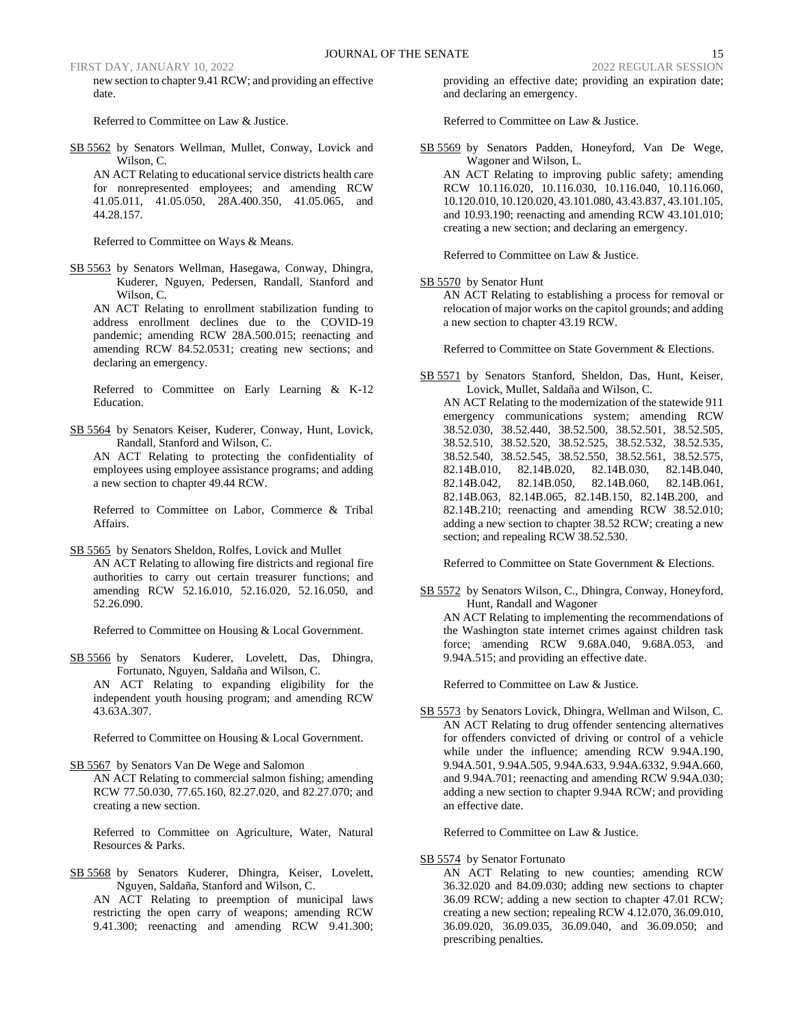new section to chapter 9.41 RCW; and providing an effective date.

Referred to Committee on Law & Justice.

SB 5562 by Senators Wellman, Mullet, Conway, Lovick and Wilson, C.

AN ACT Relating to educational service districts health care for nonrepresented employees; and amending RCW 41.05.011, 41.05.050, 28A.400.350, 41.05.065, and 44.28.157.

Referred to Committee on Ways & Means.

SB 5563 by Senators Wellman, Hasegawa, Conway, Dhingra, Kuderer, Nguyen, Pedersen, Randall, Stanford and Wilson, C.

AN ACT Relating to enrollment stabilization funding to address enrollment declines due to the COVID-19 pandemic; amending RCW 28A.500.015; reenacting and amending RCW 84.52.0531; creating new sections; and declaring an emergency.

Referred to Committee on Early Learning & K-12 Education.

SB 5564 by Senators Keiser, Kuderer, Conway, Hunt, Lovick, Randall, Stanford and Wilson, C.

AN ACT Relating to protecting the confidentiality of employees using employee assistance programs; and adding a new section to chapter 49.44 RCW.

Referred to Committee on Labor, Commerce & Tribal Affairs.

SB 5565 by Senators Sheldon, Rolfes, Lovick and Mullet

AN ACT Relating to allowing fire districts and regional fire authorities to carry out certain treasurer functions; and amending RCW 52.16.010, 52.16.020, 52.16.050, and 52.26.090.

Referred to Committee on Housing & Local Government.

SB 5566 by Senators Kuderer, Lovelett, Das, Dhingra, Fortunato, Nguyen, Saldaña and Wilson, C.

AN ACT Relating to expanding eligibility for the independent youth housing program; and amending RCW 43.63A.307.

Referred to Committee on Housing & Local Government.

SB 5567 by Senators Van De Wege and Salomon

AN ACT Relating to commercial salmon fishing; amending RCW 77.50.030, 77.65.160, 82.27.020, and 82.27.070; and creating a new section.

Referred to Committee on Agriculture, Water, Natural Resources & Parks.

SB 5568 by Senators Kuderer, Dhingra, Keiser, Lovelett, Nguyen, Saldaña, Stanford and Wilson, C.

AN ACT Relating to preemption of municipal laws restricting the open carry of weapons; amending RCW 9.41.300; reenacting and amending RCW 9.41.300; providing an effective date; providing an expiration date; and declaring an emergency.

Referred to Committee on Law & Justice.

SB 5569 by Senators Padden, Honeyford, Van De Wege, Wagoner and Wilson, L.

AN ACT Relating to improving public safety; amending RCW 10.116.020, 10.116.030, 10.116.040, 10.116.060, 10.120.010, 10.120.020, 43.101.080, 43.43.837, 43.101.105, and 10.93.190; reenacting and amending RCW 43.101.010; creating a new section; and declaring an emergency.

Referred to Committee on Law & Justice.

SB 5570 by Senator Hunt

AN ACT Relating to establishing a process for removal or relocation of major works on the capitol grounds; and adding a new section to chapter 43.19 RCW.

Referred to Committee on State Government & Elections.

SB 5571 by Senators Stanford, Sheldon, Das, Hunt, Keiser, Lovick, Mullet, Saldaña and Wilson, C.

AN ACT Relating to the modernization of the statewide 911 emergency communications system; amending RCW 38.52.030, 38.52.440, 38.52.500, 38.52.501, 38.52.505, 38.52.510, 38.52.520, 38.52.525, 38.52.532, 38.52.535, 38.52.540, 38.52.545, 38.52.550, 38.52.561, 38.52.575, 82.14B.010, 82.14B.020, 82.14B.030, 82.14B.040, 82.14B.042, 82.14B.050, 82.14B.060, 82.14B.061, 82.14B.063, 82.14B.065, 82.14B.150, 82.14B.200, and 82.14B.210; reenacting and amending RCW 38.52.010; adding a new section to chapter 38.52 RCW; creating a new section; and repealing RCW 38.52.530.

Referred to Committee on State Government & Elections.

SB 5572 by Senators Wilson, C., Dhingra, Conway, Honeyford, Hunt, Randall and Wagoner

AN ACT Relating to implementing the recommendations of the Washington state internet crimes against children task force; amending RCW 9.68A.040, 9.68A.053, and 9.94A.515; and providing an effective date.

Referred to Committee on Law & Justice.

SB 5573 by Senators Lovick, Dhingra, Wellman and Wilson, C.

AN ACT Relating to drug offender sentencing alternatives for offenders convicted of driving or control of a vehicle while under the influence; amending RCW 9.94A.190, 9.94A.501, 9.94A.505, 9.94A.633, 9.94A.6332, 9.94A.660, and 9.94A.701; reenacting and amending RCW 9.94A.030; adding a new section to chapter 9.94A RCW; and providing an effective date.

Referred to Committee on Law & Justice.

SB 5574 by Senator Fortunato

AN ACT Relating to new counties; amending RCW 36.32.020 and 84.09.030; adding new sections to chapter 36.09 RCW; adding a new section to chapter 47.01 RCW; creating a new section; repealing RCW 4.12.070, 36.09.010, 36.09.020, 36.09.035, 36.09.040, and 36.09.050; and prescribing penalties.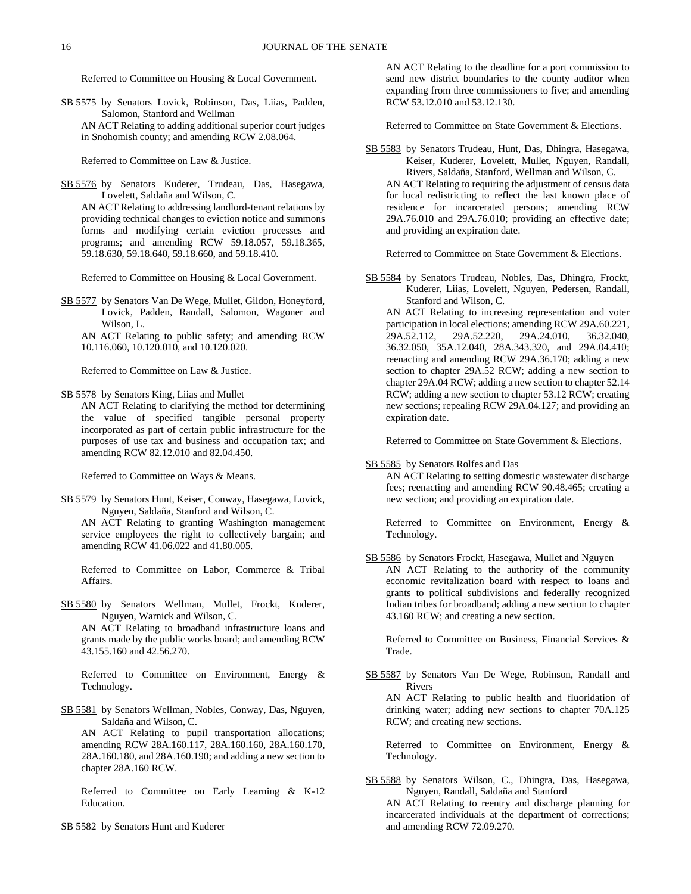Referred to Committee on Housing & Local Government.

SB 5575 by Senators Lovick, Robinson, Das, Liias, Padden, Salomon, Stanford and Wellman

AN ACT Relating to adding additional superior court judges in Snohomish county; and amending RCW 2.08.064.

Referred to Committee on Law & Justice.

SB 5576 by Senators Kuderer, Trudeau, Das, Hasegawa, Lovelett, Saldaña and Wilson, C.

AN ACT Relating to addressing landlord-tenant relations by providing technical changes to eviction notice and summons forms and modifying certain eviction processes and programs; and amending RCW 59.18.057, 59.18.365, 59.18.630, 59.18.640, 59.18.660, and 59.18.410.

Referred to Committee on Housing & Local Government.

SB 5577 by Senators Van De Wege, Mullet, Gildon, Honeyford, Lovick, Padden, Randall, Salomon, Wagoner and Wilson, L.

AN ACT Relating to public safety; and amending RCW 10.116.060, 10.120.010, and 10.120.020.

Referred to Committee on Law & Justice.

SB 5578 by Senators King, Liias and Mullet

AN ACT Relating to clarifying the method for determining the value of specified tangible personal property incorporated as part of certain public infrastructure for the purposes of use tax and business and occupation tax; and amending RCW 82.12.010 and 82.04.450.

Referred to Committee on Ways & Means.

SB 5579 by Senators Hunt, Keiser, Conway, Hasegawa, Lovick, Nguyen, Saldaña, Stanford and Wilson, C.

AN ACT Relating to granting Washington management service employees the right to collectively bargain; and amending RCW 41.06.022 and 41.80.005.

Referred to Committee on Labor, Commerce & Tribal Affairs.

SB 5580 by Senators Wellman, Mullet, Frockt, Kuderer, Nguyen, Warnick and Wilson, C.

AN ACT Relating to broadband infrastructure loans and grants made by the public works board; and amending RCW 43.155.160 and 42.56.270.

Referred to Committee on Environment, Energy & Technology.

SB 5581 by Senators Wellman, Nobles, Conway, Das, Nguyen, Saldaña and Wilson, C.

AN ACT Relating to pupil transportation allocations; amending RCW 28A.160.117, 28A.160.160, 28A.160.170, 28A.160.180, and 28A.160.190; and adding a new section to chapter 28A.160 RCW.

Referred to Committee on Early Learning & K-12 Education.

SB 5582 by Senators Hunt and Kuderer

AN ACT Relating to the deadline for a port commission to send new district boundaries to the county auditor when expanding from three commissioners to five; and amending RCW 53.12.010 and 53.12.130.

Referred to Committee on State Government & Elections.

SB 5583 by Senators Trudeau, Hunt, Das, Dhingra, Hasegawa, Keiser, Kuderer, Lovelett, Mullet, Nguyen, Randall, Rivers, Saldaña, Stanford, Wellman and Wilson, C.

AN ACT Relating to requiring the adjustment of census data for local redistricting to reflect the last known place of residence for incarcerated persons; amending RCW 29A.76.010 and 29A.76.010; providing an effective date; and providing an expiration date.

Referred to Committee on State Government & Elections.

SB 5584 by Senators Trudeau, Nobles, Das, Dhingra, Frockt, Kuderer, Liias, Lovelett, Nguyen, Pedersen, Randall, Stanford and Wilson, C.

AN ACT Relating to increasing representation and voter participation in local elections; amending RCW 29A.60.221, 29A.52.112, 29A.52.220, 29A.24.010, 36.32.040, 36.32.050, 35A.12.040, 28A.343.320, and 29A.04.410; reenacting and amending RCW 29A.36.170; adding a new section to chapter 29A.52 RCW; adding a new section to chapter 29A.04 RCW; adding a new section to chapter 52.14 RCW; adding a new section to chapter 53.12 RCW; creating new sections; repealing RCW 29A.04.127; and providing an expiration date.

Referred to Committee on State Government & Elections.

SB 5585 by Senators Rolfes and Das

AN ACT Relating to setting domestic wastewater discharge fees; reenacting and amending RCW 90.48.465; creating a new section; and providing an expiration date.

Referred to Committee on Environment, Energy & Technology.

SB 5586 by Senators Frockt, Hasegawa, Mullet and Nguyen

AN ACT Relating to the authority of the community economic revitalization board with respect to loans and grants to political subdivisions and federally recognized Indian tribes for broadband; adding a new section to chapter 43.160 RCW; and creating a new section.

Referred to Committee on Business, Financial Services & Trade.

SB 5587 by Senators Van De Wege, Robinson, Randall and Rivers

AN ACT Relating to public health and fluoridation of drinking water; adding new sections to chapter 70A.125 RCW; and creating new sections.

Referred to Committee on Environment, Energy & Technology.

SB 5588 by Senators Wilson, C., Dhingra, Das, Hasegawa, Nguyen, Randall, Saldaña and Stanford

AN ACT Relating to reentry and discharge planning for incarcerated individuals at the department of corrections; and amending RCW 72.09.270.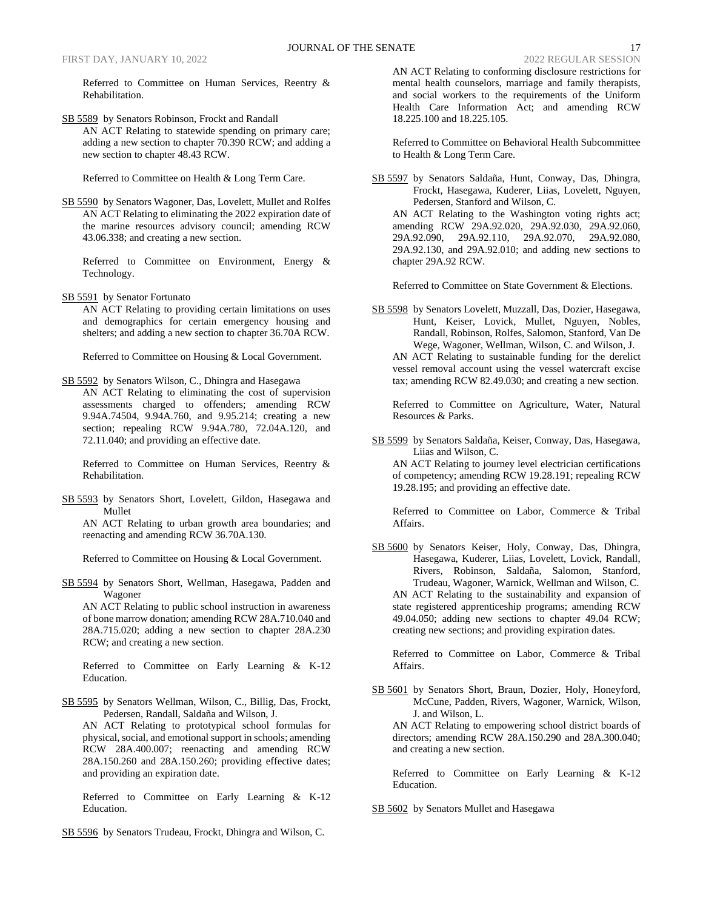Referred to Committee on Human Services, Reentry & Rehabilitation.

SB 5589 by Senators Robinson, Frockt and Randall

AN ACT Relating to statewide spending on primary care; adding a new section to chapter 70.390 RCW; and adding a new section to chapter 48.43 RCW.

Referred to Committee on Health & Long Term Care.

SB 5590 by Senators Wagoner, Das, Lovelett, Mullet and Rolfes

AN ACT Relating to eliminating the 2022 expiration date of the marine resources advisory council; amending RCW 43.06.338; and creating a new section.

Referred to Committee on Environment, Energy & Technology.

SB 5591 by Senator Fortunato

AN ACT Relating to providing certain limitations on uses and demographics for certain emergency housing and shelters; and adding a new section to chapter 36.70A RCW.

Referred to Committee on Housing & Local Government.

SB 5592 by Senators Wilson, C., Dhingra and Hasegawa

AN ACT Relating to eliminating the cost of supervision assessments charged to offenders; amending RCW 9.94A.74504, 9.94A.760, and 9.95.214; creating a new section; repealing RCW 9.94A.780, 72.04A.120, and 72.11.040; and providing an effective date.

Referred to Committee on Human Services, Reentry & Rehabilitation.

SB 5593 by Senators Short, Lovelett, Gildon, Hasegawa and Mullet

AN ACT Relating to urban growth area boundaries; and reenacting and amending RCW 36.70A.130.

Referred to Committee on Housing & Local Government.

SB 5594 by Senators Short, Wellman, Hasegawa, Padden and Wagoner

AN ACT Relating to public school instruction in awareness of bone marrow donation; amending RCW 28A.710.040 and 28A.715.020; adding a new section to chapter 28A.230 RCW; and creating a new section.

Referred to Committee on Early Learning & K-12 Education.

SB 5595 by Senators Wellman, Wilson, C., Billig, Das, Frockt, Pedersen, Randall, Saldaña and Wilson, J.

AN ACT Relating to prototypical school formulas for physical, social, and emotional support in schools; amending RCW 28A.400.007; reenacting and amending RCW 28A.150.260 and 28A.150.260; providing effective dates; and providing an expiration date.

Referred to Committee on Early Learning & K-12 Education.

SB 5596 by Senators Trudeau, Frockt, Dhingra and Wilson, C.

AN ACT Relating to conforming disclosure restrictions for mental health counselors, marriage and family therapists, and social workers to the requirements of the Uniform Health Care Information Act; and amending RCW 18.225.100 and 18.225.105.

Referred to Committee on Behavioral Health Subcommittee to Health & Long Term Care.

SB 5597 by Senators Saldaña, Hunt, Conway, Das, Dhingra, Frockt, Hasegawa, Kuderer, Liias, Lovelett, Nguyen, Pedersen, Stanford and Wilson, C.

AN ACT Relating to the Washington voting rights act; amending RCW 29A.92.020, 29A.92.030, 29A.92.060, 29A.92.090, 29A.92.110, 29A.92.070, 29A.92.080, 29A.92.130, and 29A.92.010; and adding new sections to chapter 29A.92 RCW.

Referred to Committee on State Government & Elections.

SB 5598 by Senators Lovelett, Muzzall, Das, Dozier, Hasegawa, Hunt, Keiser, Lovick, Mullet, Nguyen, Nobles, Randall, Robinson, Rolfes, Salomon, Stanford, Van De Wege, Wagoner, Wellman, Wilson, C. and Wilson, J.

AN ACT Relating to sustainable funding for the derelict vessel removal account using the vessel watercraft excise tax; amending RCW 82.49.030; and creating a new section.

Referred to Committee on Agriculture, Water, Natural Resources & Parks.

SB 5599 by Senators Saldaña, Keiser, Conway, Das, Hasegawa, Liias and Wilson, C.

AN ACT Relating to journey level electrician certifications of competency; amending RCW 19.28.191; repealing RCW 19.28.195; and providing an effective date.

Referred to Committee on Labor, Commerce & Tribal Affairs.

SB 5600 by Senators Keiser, Holy, Conway, Das, Dhingra, Hasegawa, Kuderer, Liias, Lovelett, Lovick, Randall, Rivers, Robinson, Saldaña, Salomon, Stanford, Trudeau, Wagoner, Warnick, Wellman and Wilson, C.

AN ACT Relating to the sustainability and expansion of state registered apprenticeship programs; amending RCW 49.04.050; adding new sections to chapter 49.04 RCW; creating new sections; and providing expiration dates.

Referred to Committee on Labor, Commerce & Tribal Affairs.

SB 5601 by Senators Short, Braun, Dozier, Holy, Honeyford, McCune, Padden, Rivers, Wagoner, Warnick, Wilson, J. and Wilson, L.

AN ACT Relating to empowering school district boards of directors; amending RCW 28A.150.290 and 28A.300.040; and creating a new section.

Referred to Committee on Early Learning & K-12 Education.

SB 5602 by Senators Mullet and Hasegawa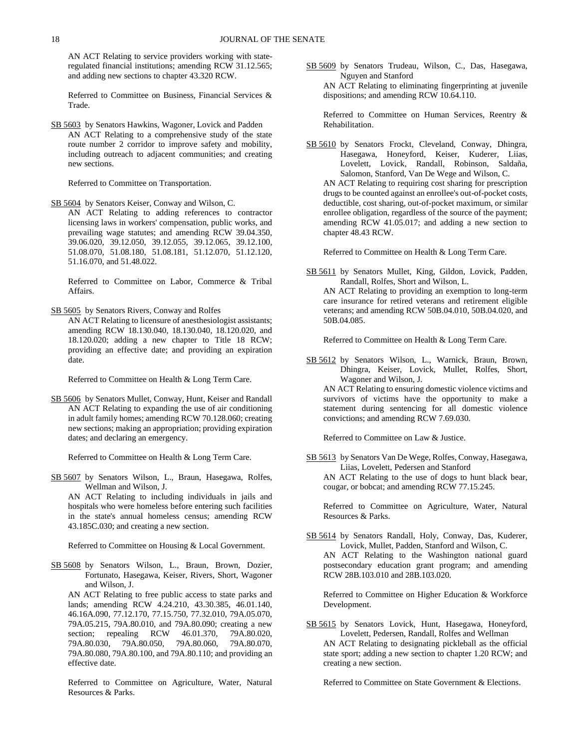AN ACT Relating to service providers working with state-regulated financial institutions; amending RCW 31.12.565; and adding new sections to chapter 43.320 RCW.

Referred to Committee on Business, Financial Services & Trade.

SB 5603 by Senators Hawkins, Wagoner, Lovick and Padden

AN ACT Relating to a comprehensive study of the state route number 2 corridor to improve safety and mobility, including outreach to adjacent communities; and creating new sections.

Referred to Committee on Transportation.

SB 5604 by Senators Keiser, Conway and Wilson, C.

AN ACT Relating to adding references to contractor licensing laws in workers' compensation, public works, and prevailing wage statutes; and amending RCW 39.04.350, 39.06.020, 39.12.050, 39.12.055, 39.12.065, 39.12.100, 51.08.070, 51.08.180, 51.08.181, 51.12.070, 51.12.120, 51.16.070, and 51.48.022.

Referred to Committee on Labor, Commerce & Tribal Affairs.

SB 5605 by Senators Rivers, Conway and Rolfes

AN ACT Relating to licensure of anesthesiologist assistants; amending RCW 18.130.040, 18.130.040, 18.120.020, and 18.120.020; adding a new chapter to Title 18 RCW; providing an effective date; and providing an expiration date.

Referred to Committee on Health & Long Term Care.

SB 5606 by Senators Mullet, Conway, Hunt, Keiser and Randall

AN ACT Relating to expanding the use of air conditioning in adult family homes; amending RCW 70.128.060; creating new sections; making an appropriation; providing expiration dates; and declaring an emergency.

Referred to Committee on Health & Long Term Care.

SB 5607 by Senators Wilson, L., Braun, Hasegawa, Rolfes, Wellman and Wilson, J.

AN ACT Relating to including individuals in jails and hospitals who were homeless before entering such facilities in the state's annual homeless census; amending RCW 43.185C.030; and creating a new section.

Referred to Committee on Housing & Local Government.

SB 5608 by Senators Wilson, L., Braun, Brown, Dozier, Fortunato, Hasegawa, Keiser, Rivers, Short, Wagoner and Wilson, J.

AN ACT Relating to free public access to state parks and lands; amending RCW 4.24.210, 43.30.385, 46.01.140, 46.16A.090, 77.12.170, 77.15.750, 77.32.010, 79A.05.070, 79A.05.215, 79A.80.010, and 79A.80.090; creating a new section; repealing RCW 46.01.370, 79A.80.020, 79A.80.030, 79A.80.050, 79A.80.060, 79A.80.070, 79A.80.080, 79A.80.100, and 79A.80.110; and providing an effective date.

Referred to Committee on Agriculture, Water, Natural Resources & Parks.

SB 5609 by Senators Trudeau, Wilson, C., Das, Hasegawa, Nguyen and Stanford

AN ACT Relating to eliminating fingerprinting at juvenile dispositions; and amending RCW 10.64.110.

Referred to Committee on Human Services, Reentry & Rehabilitation.

SB 5610 by Senators Frockt, Cleveland, Conway, Dhingra, Hasegawa, Honeyford, Keiser, Kuderer, Liias, Lovelett, Lovick, Randall, Robinson, Saldaña, Salomon, Stanford, Van De Wege and Wilson, C.

AN ACT Relating to requiring cost sharing for prescription drugs to be counted against an enrollee's out-of-pocket costs, deductible, cost sharing, out-of-pocket maximum, or similar enrollee obligation, regardless of the source of the payment; amending RCW 41.05.017; and adding a new section to chapter 48.43 RCW.

Referred to Committee on Health & Long Term Care.

SB 5611 by Senators Mullet, King, Gildon, Lovick, Padden, Randall, Rolfes, Short and Wilson, L.

AN ACT Relating to providing an exemption to long-term care insurance for retired veterans and retirement eligible veterans; and amending RCW 50B.04.010, 50B.04.020, and 50B.04.085.

Referred to Committee on Health & Long Term Care.

SB 5612 by Senators Wilson, L., Warnick, Braun, Brown, Dhingra, Keiser, Lovick, Mullet, Rolfes, Short, Wagoner and Wilson, J.

AN ACT Relating to ensuring domestic violence victims and survivors of victims have the opportunity to make a statement during sentencing for all domestic violence convictions; and amending RCW 7.69.030.

Referred to Committee on Law & Justice.

SB 5613 by Senators Van De Wege, Rolfes, Conway, Hasegawa, Liias, Lovelett, Pedersen and Stanford

AN ACT Relating to the use of dogs to hunt black bear, cougar, or bobcat; and amending RCW 77.15.245.

Referred to Committee on Agriculture, Water, Natural Resources & Parks.

SB 5614 by Senators Randall, Holy, Conway, Das, Kuderer, Lovick, Mullet, Padden, Stanford and Wilson, C.

AN ACT Relating to the Washington national guard postsecondary education grant program; and amending RCW 28B.103.010 and 28B.103.020.

Referred to Committee on Higher Education & Workforce Development.

SB 5615 by Senators Lovick, Hunt, Hasegawa, Honeyford, Lovelett, Pedersen, Randall, Rolfes and Wellman

AN ACT Relating to designating pickleball as the official state sport; adding a new section to chapter 1.20 RCW; and creating a new section.

Referred to Committee on State Government & Elections.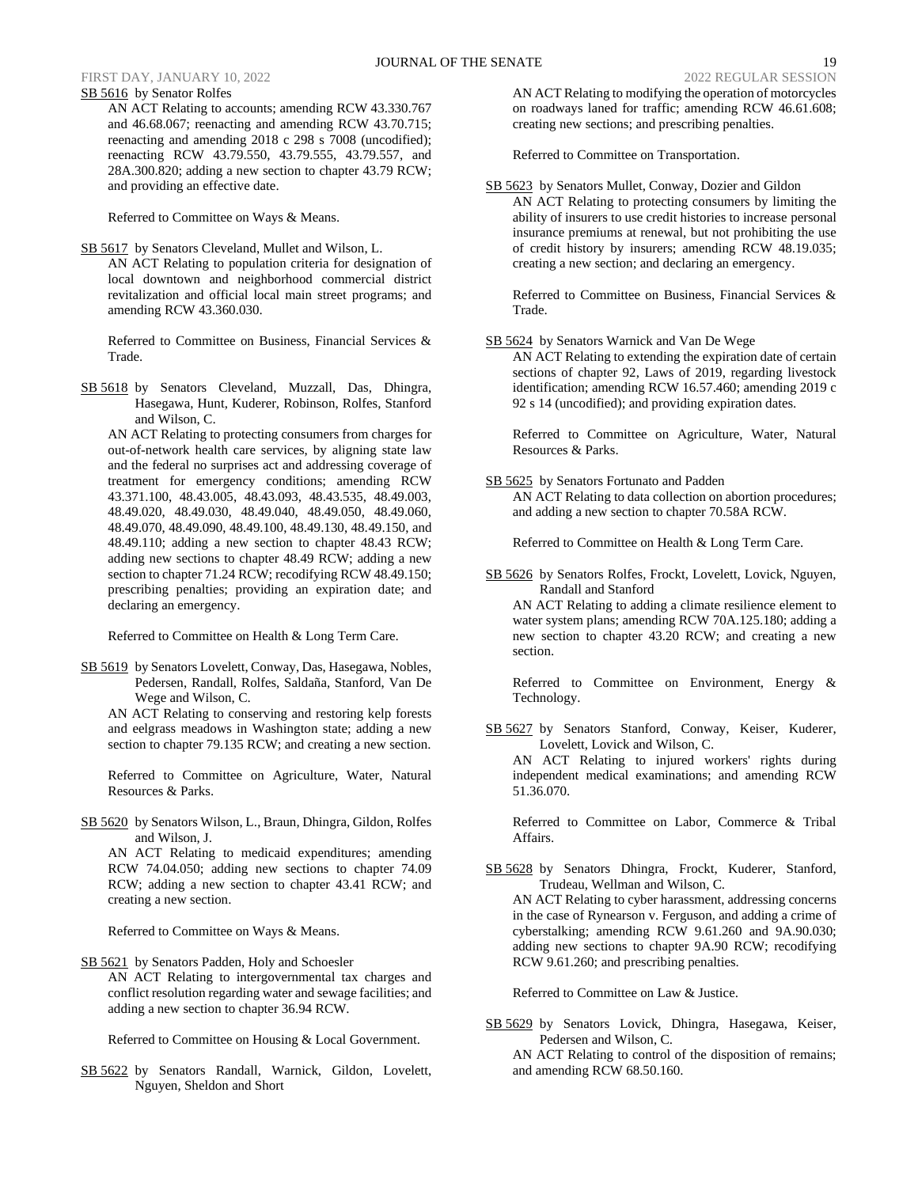SB 5616 by Senator Rolfes

AN ACT Relating to accounts; amending RCW 43.330.767 and 46.68.067; reenacting and amending RCW 43.70.715; reenacting and amending 2018 c 298 s 7008 (uncodified); reenacting RCW 43.79.550, 43.79.555, 43.79.557, and 28A.300.820; adding a new section to chapter 43.79 RCW; and providing an effective date.

Referred to Committee on Ways & Means.

SB 5617 by Senators Cleveland, Mullet and Wilson, L.

AN ACT Relating to population criteria for designation of local downtown and neighborhood commercial district revitalization and official local main street programs; and amending RCW 43.360.030.

Referred to Committee on Business, Financial Services & Trade.

SB 5618 by Senators Cleveland, Muzzall, Das, Dhingra, Hasegawa, Hunt, Kuderer, Robinson, Rolfes, Stanford and Wilson, C.

AN ACT Relating to protecting consumers from charges for out-of-network health care services, by aligning state law and the federal no surprises act and addressing coverage of treatment for emergency conditions; amending RCW 43.371.100, 48.43.005, 48.43.093, 48.43.535, 48.49.003, 48.49.020, 48.49.030, 48.49.040, 48.49.050, 48.49.060, 48.49.070, 48.49.090, 48.49.100, 48.49.130, 48.49.150, and 48.49.110; adding a new section to chapter 48.43 RCW; adding new sections to chapter 48.49 RCW; adding a new section to chapter 71.24 RCW; recodifying RCW 48.49.150; prescribing penalties; providing an expiration date; and declaring an emergency.

Referred to Committee on Health & Long Term Care.

SB 5619 by Senators Lovelett, Conway, Das, Hasegawa, Nobles, Pedersen, Randall, Rolfes, Saldaña, Stanford, Van De Wege and Wilson, C.

AN ACT Relating to conserving and restoring kelp forests and eelgrass meadows in Washington state; adding a new section to chapter 79.135 RCW; and creating a new section.

Referred to Committee on Agriculture, Water, Natural Resources & Parks.

SB 5620 by Senators Wilson, L., Braun, Dhingra, Gildon, Rolfes and Wilson, J.

AN ACT Relating to medicaid expenditures; amending RCW 74.04.050; adding new sections to chapter 74.09 RCW; adding a new section to chapter 43.41 RCW; and creating a new section.

Referred to Committee on Ways & Means.

SB 5621 by Senators Padden, Holy and Schoesler

AN ACT Relating to intergovernmental tax charges and conflict resolution regarding water and sewage facilities; and adding a new section to chapter 36.94 RCW.

Referred to Committee on Housing & Local Government.

SB 5622 by Senators Randall, Warnick, Gildon, Lovelett, Nguyen, Sheldon and Short

AN ACT Relating to modifying the operation of motorcycles on roadways laned for traffic; amending RCW 46.61.608; creating new sections; and prescribing penalties.

Referred to Committee on Transportation.

SB 5623 by Senators Mullet, Conway, Dozier and Gildon

AN ACT Relating to protecting consumers by limiting the ability of insurers to use credit histories to increase personal insurance premiums at renewal, but not prohibiting the use of credit history by insurers; amending RCW 48.19.035; creating a new section; and declaring an emergency.

Referred to Committee on Business, Financial Services & Trade.

SB 5624 by Senators Warnick and Van De Wege

AN ACT Relating to extending the expiration date of certain sections of chapter 92, Laws of 2019, regarding livestock identification; amending RCW 16.57.460; amending 2019 c 92 s 14 (uncodified); and providing expiration dates.

Referred to Committee on Agriculture, Water, Natural Resources & Parks.

SB 5625 by Senators Fortunato and Padden

AN ACT Relating to data collection on abortion procedures; and adding a new section to chapter 70.58A RCW.

Referred to Committee on Health & Long Term Care.

SB 5626 by Senators Rolfes, Frockt, Lovelett, Lovick, Nguyen, Randall and Stanford

AN ACT Relating to adding a climate resilience element to water system plans; amending RCW 70A.125.180; adding a new section to chapter 43.20 RCW; and creating a new section.

Referred to Committee on Environment, Energy & Technology.

SB 5627 by Senators Stanford, Conway, Keiser, Kuderer, Lovelett, Lovick and Wilson, C.

AN ACT Relating to injured workers' rights during independent medical examinations; and amending RCW 51.36.070.

Referred to Committee on Labor, Commerce & Tribal Affairs.

SB 5628 by Senators Dhingra, Frockt, Kuderer, Stanford, Trudeau, Wellman and Wilson, C.

AN ACT Relating to cyber harassment, addressing concerns in the case of Rynearson v. Ferguson, and adding a crime of cyberstalking; amending RCW 9.61.260 and 9A.90.030; adding new sections to chapter 9A.90 RCW; recodifying RCW 9.61.260; and prescribing penalties.

Referred to Committee on Law & Justice.

SB 5629 by Senators Lovick, Dhingra, Hasegawa, Keiser, Pedersen and Wilson, C.

AN ACT Relating to control of the disposition of remains; and amending RCW 68.50.160.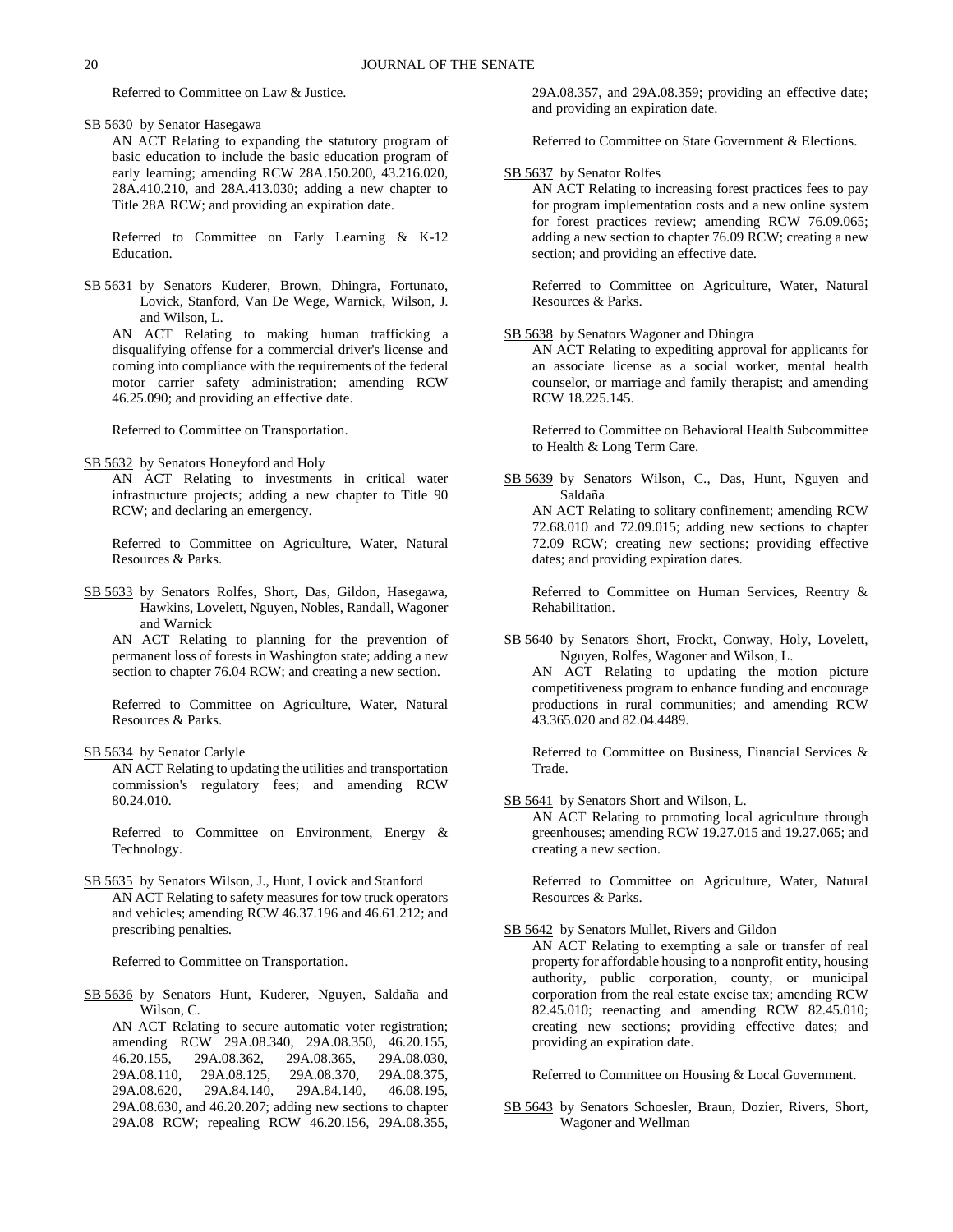Referred to Committee on Law & Justice.

SB 5630 by Senator Hasegawa

AN ACT Relating to expanding the statutory program of basic education to include the basic education program of early learning; amending RCW 28A.150.200, 43.216.020, 28A.410.210, and 28A.413.030; adding a new chapter to Title 28A RCW; and providing an expiration date.

Referred to Committee on Early Learning & K-12 Education.

SB 5631 by Senators Kuderer, Brown, Dhingra, Fortunato, Lovick, Stanford, Van De Wege, Warnick, Wilson, J. and Wilson, L.

AN ACT Relating to making human trafficking a disqualifying offense for a commercial driver's license and coming into compliance with the requirements of the federal motor carrier safety administration; amending RCW 46.25.090; and providing an effective date.

Referred to Committee on Transportation.

SB 5632 by Senators Honeyford and Holy

AN ACT Relating to investments in critical water infrastructure projects; adding a new chapter to Title 90 RCW; and declaring an emergency.

Referred to Committee on Agriculture, Water, Natural Resources & Parks.

SB 5633 by Senators Rolfes, Short, Das, Gildon, Hasegawa, Hawkins, Lovelett, Nguyen, Nobles, Randall, Wagoner and Warnick

AN ACT Relating to planning for the prevention of permanent loss of forests in Washington state; adding a new section to chapter 76.04 RCW; and creating a new section.

Referred to Committee on Agriculture, Water, Natural Resources & Parks.

SB 5634 by Senator Carlyle

AN ACT Relating to updating the utilities and transportation commission's regulatory fees; and amending RCW 80.24.010.

Referred to Committee on Environment, Energy & Technology.

SB 5635 by Senators Wilson, J., Hunt, Lovick and Stanford

AN ACT Relating to safety measures for tow truck operators and vehicles; amending RCW 46.37.196 and 46.61.212; and prescribing penalties.

Referred to Committee on Transportation.

SB 5636 by Senators Hunt, Kuderer, Nguyen, Saldaña and Wilson, C.

AN ACT Relating to secure automatic voter registration; amending RCW 29A.08.340, 29A.08.350, 46.20.155, 46.20.155, 29A.08.362, 29A.08.365, 29A.08.030, 29A.08.110, 29A.08.125, 29A.08.370, 29A.08.375, 29A.08.620, 29A.84.140, 29A.84.140, 46.08.195, 29A.08.630, and 46.20.207; adding new sections to chapter 29A.08 RCW; repealing RCW 46.20.156, 29A.08.355, 29A.08.357, and 29A.08.359; providing an effective date; and providing an expiration date.

Referred to Committee on State Government & Elections.

SB 5637 by Senator Rolfes

AN ACT Relating to increasing forest practices fees to pay for program implementation costs and a new online system for forest practices review; amending RCW 76.09.065; adding a new section to chapter 76.09 RCW; creating a new section; and providing an effective date.

Referred to Committee on Agriculture, Water, Natural Resources & Parks.

SB 5638 by Senators Wagoner and Dhingra

AN ACT Relating to expediting approval for applicants for an associate license as a social worker, mental health counselor, or marriage and family therapist; and amending RCW 18.225.145.

Referred to Committee on Behavioral Health Subcommittee to Health & Long Term Care.

SB 5639 by Senators Wilson, C., Das, Hunt, Nguyen and Saldaña

AN ACT Relating to solitary confinement; amending RCW 72.68.010 and 72.09.015; adding new sections to chapter 72.09 RCW; creating new sections; providing effective dates; and providing expiration dates.

Referred to Committee on Human Services, Reentry & Rehabilitation.

SB 5640 by Senators Short, Frockt, Conway, Holy, Lovelett, Nguyen, Rolfes, Wagoner and Wilson, L.

AN ACT Relating to updating the motion picture competitiveness program to enhance funding and encourage productions in rural communities; and amending RCW 43.365.020 and 82.04.4489.

Referred to Committee on Business, Financial Services & Trade.

SB 5641 by Senators Short and Wilson, L.

AN ACT Relating to promoting local agriculture through greenhouses; amending RCW 19.27.015 and 19.27.065; and creating a new section.

Referred to Committee on Agriculture, Water, Natural Resources & Parks.

SB 5642 by Senators Mullet, Rivers and Gildon

AN ACT Relating to exempting a sale or transfer of real property for affordable housing to a nonprofit entity, housing authority, public corporation, county, or municipal corporation from the real estate excise tax; amending RCW 82.45.010; reenacting and amending RCW 82.45.010; creating new sections; providing effective dates; and providing an expiration date.

Referred to Committee on Housing & Local Government.

SB 5643 by Senators Schoesler, Braun, Dozier, Rivers, Short, Wagoner and Wellman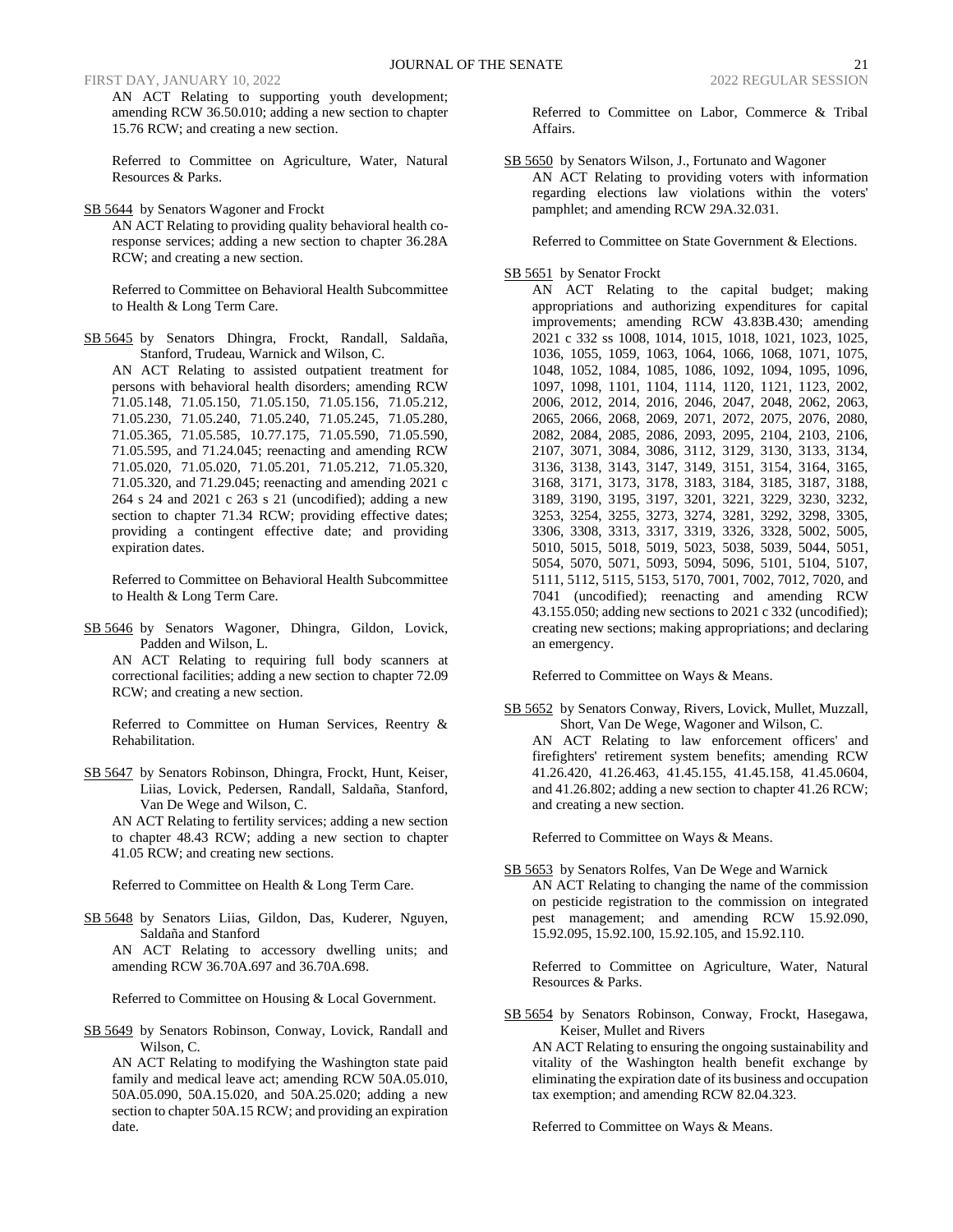AN ACT Relating to supporting youth development; amending RCW 36.50.010; adding a new section to chapter 15.76 RCW; and creating a new section.

Referred to Committee on Agriculture, Water, Natural Resources & Parks.

SB 5644 by Senators Wagoner and Frockt

AN ACT Relating to providing quality behavioral health co-response services; adding a new section to chapter 36.28A RCW; and creating a new section.

Referred to Committee on Behavioral Health Subcommittee to Health & Long Term Care.

SB 5645 by Senators Dhingra, Frockt, Randall, Saldaña, Stanford, Trudeau, Warnick and Wilson, C.

AN ACT Relating to assisted outpatient treatment for persons with behavioral health disorders; amending RCW 71.05.148, 71.05.150, 71.05.150, 71.05.156, 71.05.212, 71.05.230, 71.05.240, 71.05.240, 71.05.245, 71.05.280, 71.05.365, 71.05.585, 10.77.175, 71.05.590, 71.05.590, 71.05.595, and 71.24.045; reenacting and amending RCW 71.05.020, 71.05.020, 71.05.201, 71.05.212, 71.05.320, 71.05.320, and 71.29.045; reenacting and amending 2021 c 264 s 24 and 2021 c 263 s 21 (uncodified); adding a new section to chapter 71.34 RCW; providing effective dates; providing a contingent effective date; and providing expiration dates.

Referred to Committee on Behavioral Health Subcommittee to Health & Long Term Care.

SB 5646 by Senators Wagoner, Dhingra, Gildon, Lovick, Padden and Wilson, L.

AN ACT Relating to requiring full body scanners at correctional facilities; adding a new section to chapter 72.09 RCW; and creating a new section.

Referred to Committee on Human Services, Reentry & Rehabilitation.

SB 5647 by Senators Robinson, Dhingra, Frockt, Hunt, Keiser, Liias, Lovick, Pedersen, Randall, Saldaña, Stanford, Van De Wege and Wilson, C.

AN ACT Relating to fertility services; adding a new section to chapter 48.43 RCW; adding a new section to chapter 41.05 RCW; and creating new sections.

Referred to Committee on Health & Long Term Care.

SB 5648 by Senators Liias, Gildon, Das, Kuderer, Nguyen, Saldaña and Stanford

AN ACT Relating to accessory dwelling units; and amending RCW 36.70A.697 and 36.70A.698.

Referred to Committee on Housing & Local Government.

SB 5649 by Senators Robinson, Conway, Lovick, Randall and Wilson, C.

AN ACT Relating to modifying the Washington state paid family and medical leave act; amending RCW 50A.05.010, 50A.05.090, 50A.15.020, and 50A.25.020; adding a new section to chapter 50A.15 RCW; and providing an expiration date.

Referred to Committee on Labor, Commerce & Tribal Affairs.

SB 5650 by Senators Wilson, J., Fortunato and Wagoner

AN ACT Relating to providing voters with information regarding elections law violations within the voters' pamphlet; and amending RCW 29A.32.031.

Referred to Committee on State Government & Elections.

SB 5651 by Senator Frockt

AN ACT Relating to the capital budget; making appropriations and authorizing expenditures for capital improvements; amending RCW 43.83B.430; amending 2021 c 332 ss 1008, 1014, 1015, 1018, 1021, 1023, 1025, 1036, 1055, 1059, 1063, 1064, 1066, 1068, 1071, 1075, 1048, 1052, 1084, 1085, 1086, 1092, 1094, 1095, 1096, 1097, 1098, 1101, 1104, 1114, 1120, 1121, 1123, 2002, 2006, 2012, 2014, 2016, 2046, 2047, 2048, 2062, 2063, 2065, 2066, 2068, 2069, 2071, 2072, 2075, 2076, 2080, 2082, 2084, 2085, 2086, 2093, 2095, 2104, 2103, 2106, 2107, 3071, 3084, 3086, 3112, 3129, 3130, 3133, 3134, 3136, 3138, 3143, 3147, 3149, 3151, 3154, 3164, 3165, 3168, 3171, 3173, 3178, 3183, 3184, 3185, 3187, 3188, 3189, 3190, 3195, 3197, 3201, 3221, 3229, 3230, 3232, 3253, 3254, 3255, 3273, 3274, 3281, 3292, 3298, 3305, 3306, 3308, 3313, 3317, 3319, 3326, 3328, 5002, 5005, 5010, 5015, 5018, 5019, 5023, 5038, 5039, 5044, 5051, 5054, 5070, 5071, 5093, 5094, 5096, 5101, 5104, 5107, 5111, 5112, 5115, 5153, 5170, 7001, 7002, 7012, 7020, and 7041 (uncodified); reenacting and amending RCW 43.155.050; adding new sections to 2021 c 332 (uncodified); creating new sections; making appropriations; and declaring an emergency.

Referred to Committee on Ways & Means.

SB 5652 by Senators Conway, Rivers, Lovick, Mullet, Muzzall, Short, Van De Wege, Wagoner and Wilson, C.

AN ACT Relating to law enforcement officers' and firefighters' retirement system benefits; amending RCW 41.26.420, 41.26.463, 41.45.155, 41.45.158, 41.45.0604, and 41.26.802; adding a new section to chapter 41.26 RCW; and creating a new section.

Referred to Committee on Ways & Means.

SB 5653 by Senators Rolfes, Van De Wege and Warnick

AN ACT Relating to changing the name of the commission on pesticide registration to the commission on integrated pest management; and amending RCW 15.92.090, 15.92.095, 15.92.100, 15.92.105, and 15.92.110.

Referred to Committee on Agriculture, Water, Natural Resources & Parks.

SB 5654 by Senators Robinson, Conway, Frockt, Hasegawa, Keiser, Mullet and Rivers

AN ACT Relating to ensuring the ongoing sustainability and vitality of the Washington health benefit exchange by eliminating the expiration date of its business and occupation tax exemption; and amending RCW 82.04.323.

Referred to Committee on Ways & Means.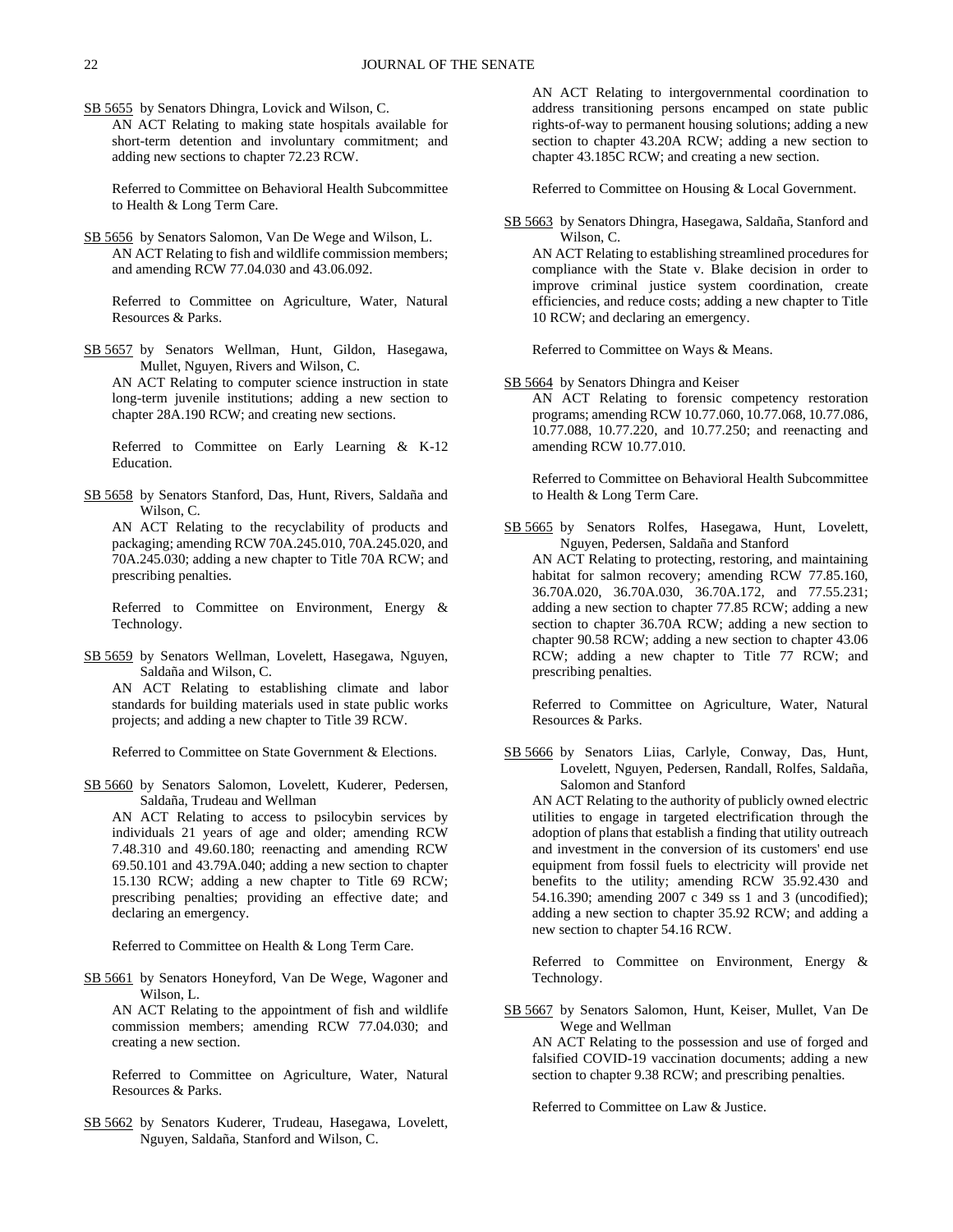SB 5655 by Senators Dhingra, Lovick and Wilson, C.

AN ACT Relating to making state hospitals available for short-term detention and involuntary commitment; and adding new sections to chapter 72.23 RCW.

Referred to Committee on Behavioral Health Subcommittee to Health & Long Term Care.

SB 5656 by Senators Salomon, Van De Wege and Wilson, L.

AN ACT Relating to fish and wildlife commission members; and amending RCW 77.04.030 and 43.06.092.

Referred to Committee on Agriculture, Water, Natural Resources & Parks.

SB 5657 by Senators Wellman, Hunt, Gildon, Hasegawa, Mullet, Nguyen, Rivers and Wilson, C.

AN ACT Relating to computer science instruction in state long-term juvenile institutions; adding a new section to chapter 28A.190 RCW; and creating new sections.

Referred to Committee on Early Learning & K-12 Education.

SB 5658 by Senators Stanford, Das, Hunt, Rivers, Saldaña and Wilson, C.

AN ACT Relating to the recyclability of products and packaging; amending RCW 70A.245.010, 70A.245.020, and 70A.245.030; adding a new chapter to Title 70A RCW; and prescribing penalties.

Referred to Committee on Environment, Energy & Technology.

SB 5659 by Senators Wellman, Lovelett, Hasegawa, Nguyen, Saldaña and Wilson, C.

AN ACT Relating to establishing climate and labor standards for building materials used in state public works projects; and adding a new chapter to Title 39 RCW.

Referred to Committee on State Government & Elections.

SB 5660 by Senators Salomon, Lovelett, Kuderer, Pedersen, Saldaña, Trudeau and Wellman

AN ACT Relating to access to psilocybin services by individuals 21 years of age and older; amending RCW 7.48.310 and 49.60.180; reenacting and amending RCW 69.50.101 and 43.79A.040; adding a new section to chapter 15.130 RCW; adding a new chapter to Title 69 RCW; prescribing penalties; providing an effective date; and declaring an emergency.

Referred to Committee on Health & Long Term Care.

SB 5661 by Senators Honeyford, Van De Wege, Wagoner and Wilson, L.

AN ACT Relating to the appointment of fish and wildlife commission members; amending RCW 77.04.030; and creating a new section.

Referred to Committee on Agriculture, Water, Natural Resources & Parks.

SB 5662 by Senators Kuderer, Trudeau, Hasegawa, Lovelett, Nguyen, Saldaña, Stanford and Wilson, C.

AN ACT Relating to intergovernmental coordination to address transitioning persons encamped on state public rights-of-way to permanent housing solutions; adding a new section to chapter 43.20A RCW; adding a new section to chapter 43.185C RCW; and creating a new section.

Referred to Committee on Housing & Local Government.

SB 5663 by Senators Dhingra, Hasegawa, Saldaña, Stanford and Wilson, C.

AN ACT Relating to establishing streamlined procedures for compliance with the State v. Blake decision in order to improve criminal justice system coordination, create efficiencies, and reduce costs; adding a new chapter to Title 10 RCW; and declaring an emergency.

Referred to Committee on Ways & Means.

SB 5664 by Senators Dhingra and Keiser

AN ACT Relating to forensic competency restoration programs; amending RCW 10.77.060, 10.77.068, 10.77.086, 10.77.088, 10.77.220, and 10.77.250; and reenacting and amending RCW 10.77.010.

Referred to Committee on Behavioral Health Subcommittee to Health & Long Term Care.

SB 5665 by Senators Rolfes, Hasegawa, Hunt, Lovelett, Nguyen, Pedersen, Saldaña and Stanford

AN ACT Relating to protecting, restoring, and maintaining habitat for salmon recovery; amending RCW 77.85.160, 36.70A.020, 36.70A.030, 36.70A.172, and 77.55.231; adding a new section to chapter 77.85 RCW; adding a new section to chapter 36.70A RCW; adding a new section to chapter 90.58 RCW; adding a new section to chapter 43.06 RCW; adding a new chapter to Title 77 RCW; and prescribing penalties.

Referred to Committee on Agriculture, Water, Natural Resources & Parks.

SB 5666 by Senators Liias, Carlyle, Conway, Das, Hunt, Lovelett, Nguyen, Pedersen, Randall, Rolfes, Saldaña, Salomon and Stanford

AN ACT Relating to the authority of publicly owned electric utilities to engage in targeted electrification through the adoption of plans that establish a finding that utility outreach and investment in the conversion of its customers' end use equipment from fossil fuels to electricity will provide net benefits to the utility; amending RCW 35.92.430 and 54.16.390; amending 2007 c 349 ss 1 and 3 (uncodified); adding a new section to chapter 35.92 RCW; and adding a new section to chapter 54.16 RCW.

Referred to Committee on Environment, Energy & Technology.

SB 5667 by Senators Salomon, Hunt, Keiser, Mullet, Van De Wege and Wellman

AN ACT Relating to the possession and use of forged and falsified COVID-19 vaccination documents; adding a new section to chapter 9.38 RCW; and prescribing penalties.

Referred to Committee on Law & Justice.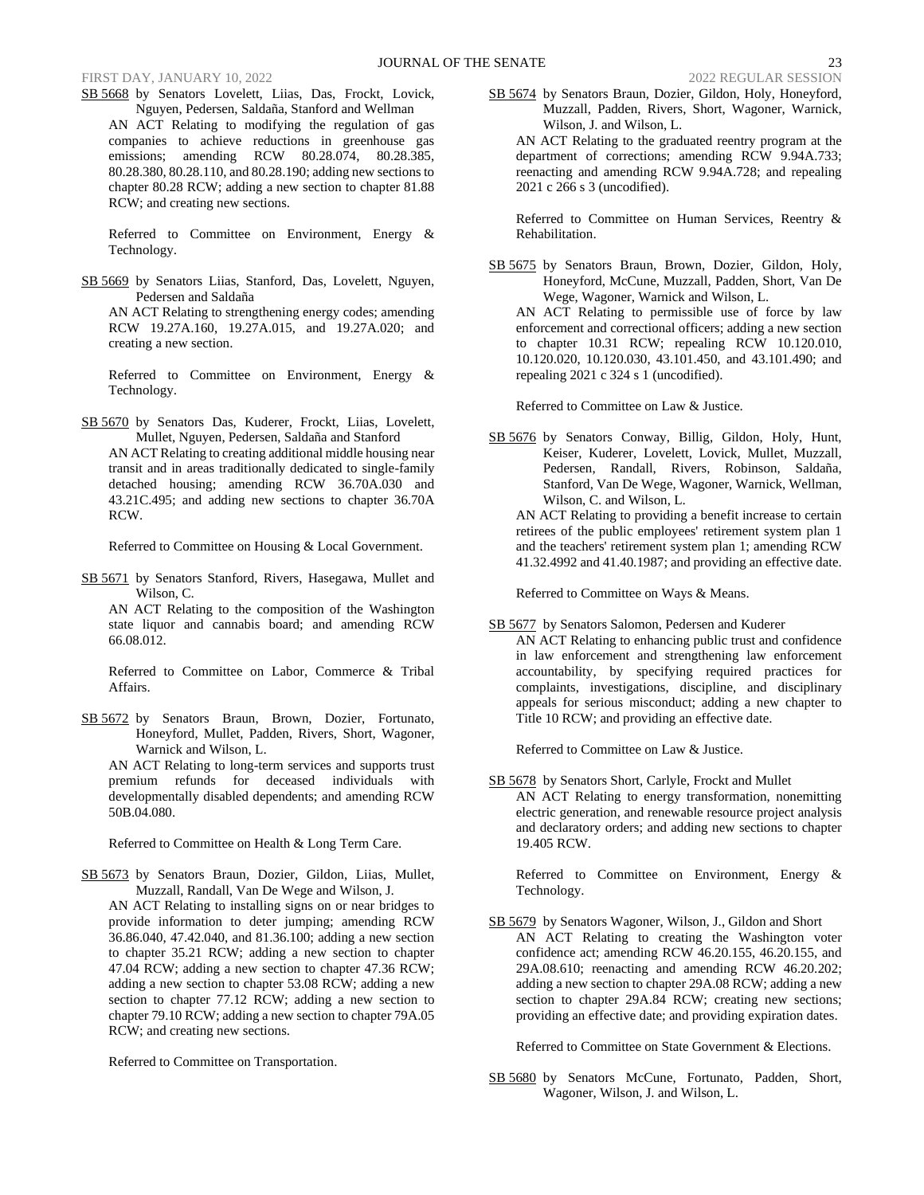SB 5668 by Senators Lovelett, Liias, Das, Frockt, Lovick, Nguyen, Pedersen, Saldaña, Stanford and Wellman

AN ACT Relating to modifying the regulation of gas companies to achieve reductions in greenhouse gas emissions; amending RCW 80.28.074, 80.28.385, 80.28.380, 80.28.110, and 80.28.190; adding new sections to chapter 80.28 RCW; adding a new section to chapter 81.88 RCW; and creating new sections.

Referred to Committee on Environment, Energy & Technology.

SB 5669 by Senators Liias, Stanford, Das, Lovelett, Nguyen, Pedersen and Saldaña

AN ACT Relating to strengthening energy codes; amending RCW 19.27A.160, 19.27A.015, and 19.27A.020; and creating a new section.

Referred to Committee on Environment, Energy & Technology.

SB 5670 by Senators Das, Kuderer, Frockt, Liias, Lovelett, Mullet, Nguyen, Pedersen, Saldaña and Stanford

AN ACT Relating to creating additional middle housing near transit and in areas traditionally dedicated to single-family detached housing; amending RCW 36.70A.030 and 43.21C.495; and adding new sections to chapter 36.70A RCW.

Referred to Committee on Housing & Local Government.

SB 5671 by Senators Stanford, Rivers, Hasegawa, Mullet and Wilson, C.

AN ACT Relating to the composition of the Washington state liquor and cannabis board; and amending RCW 66.08.012.

Referred to Committee on Labor, Commerce & Tribal Affairs.

SB 5672 by Senators Braun, Brown, Dozier, Fortunato, Honeyford, Mullet, Padden, Rivers, Short, Wagoner, Warnick and Wilson, L.

AN ACT Relating to long-term services and supports trust premium refunds for deceased individuals with developmentally disabled dependents; and amending RCW 50B.04.080.

Referred to Committee on Health & Long Term Care.

SB 5673 by Senators Braun, Dozier, Gildon, Liias, Mullet, Muzzall, Randall, Van De Wege and Wilson, J.

AN ACT Relating to installing signs on or near bridges to provide information to deter jumping; amending RCW 36.86.040, 47.42.040, and 81.36.100; adding a new section to chapter 35.21 RCW; adding a new section to chapter 47.04 RCW; adding a new section to chapter 47.36 RCW; adding a new section to chapter 53.08 RCW; adding a new section to chapter 77.12 RCW; adding a new section to chapter 79.10 RCW; adding a new section to chapter 79A.05 RCW; and creating new sections.

Referred to Committee on Transportation.

SB 5674 by Senators Braun, Dozier, Gildon, Holy, Honeyford, Muzzall, Padden, Rivers, Short, Wagoner, Warnick, Wilson, J. and Wilson, L.

AN ACT Relating to the graduated reentry program at the department of corrections; amending RCW 9.94A.733; reenacting and amending RCW 9.94A.728; and repealing 2021 c 266 s 3 (uncodified).

Referred to Committee on Human Services, Reentry & Rehabilitation.

SB 5675 by Senators Braun, Brown, Dozier, Gildon, Holy, Honeyford, McCune, Muzzall, Padden, Short, Van De Wege, Wagoner, Warnick and Wilson, L.

AN ACT Relating to permissible use of force by law enforcement and correctional officers; adding a new section to chapter 10.31 RCW; repealing RCW 10.120.010, 10.120.020, 10.120.030, 43.101.450, and 43.101.490; and repealing 2021 c 324 s 1 (uncodified).

Referred to Committee on Law & Justice.

SB 5676 by Senators Conway, Billig, Gildon, Holy, Hunt, Keiser, Kuderer, Lovelett, Lovick, Mullet, Muzzall, Pedersen, Randall, Rivers, Robinson, Saldaña, Stanford, Van De Wege, Wagoner, Warnick, Wellman, Wilson, C. and Wilson, L.

AN ACT Relating to providing a benefit increase to certain retirees of the public employees' retirement system plan 1 and the teachers' retirement system plan 1; amending RCW 41.32.4992 and 41.40.1987; and providing an effective date.

Referred to Committee on Ways & Means.

SB 5677 by Senators Salomon, Pedersen and Kuderer

AN ACT Relating to enhancing public trust and confidence in law enforcement and strengthening law enforcement accountability, by specifying required practices for complaints, investigations, discipline, and disciplinary appeals for serious misconduct; adding a new chapter to Title 10 RCW; and providing an effective date.

Referred to Committee on Law & Justice.

SB 5678 by Senators Short, Carlyle, Frockt and Mullet

AN ACT Relating to energy transformation, nonemitting electric generation, and renewable resource project analysis and declaratory orders; and adding new sections to chapter 19.405 RCW.

Referred to Committee on Environment, Energy & Technology.

SB 5679 by Senators Wagoner, Wilson, J., Gildon and Short

AN ACT Relating to creating the Washington voter confidence act; amending RCW 46.20.155, 46.20.155, and 29A.08.610; reenacting and amending RCW 46.20.202; adding a new section to chapter 29A.08 RCW; adding a new section to chapter 29A.84 RCW; creating new sections; providing an effective date; and providing expiration dates.

Referred to Committee on State Government & Elections.

SB 5680 by Senators McCune, Fortunato, Padden, Short, Wagoner, Wilson, J. and Wilson, L.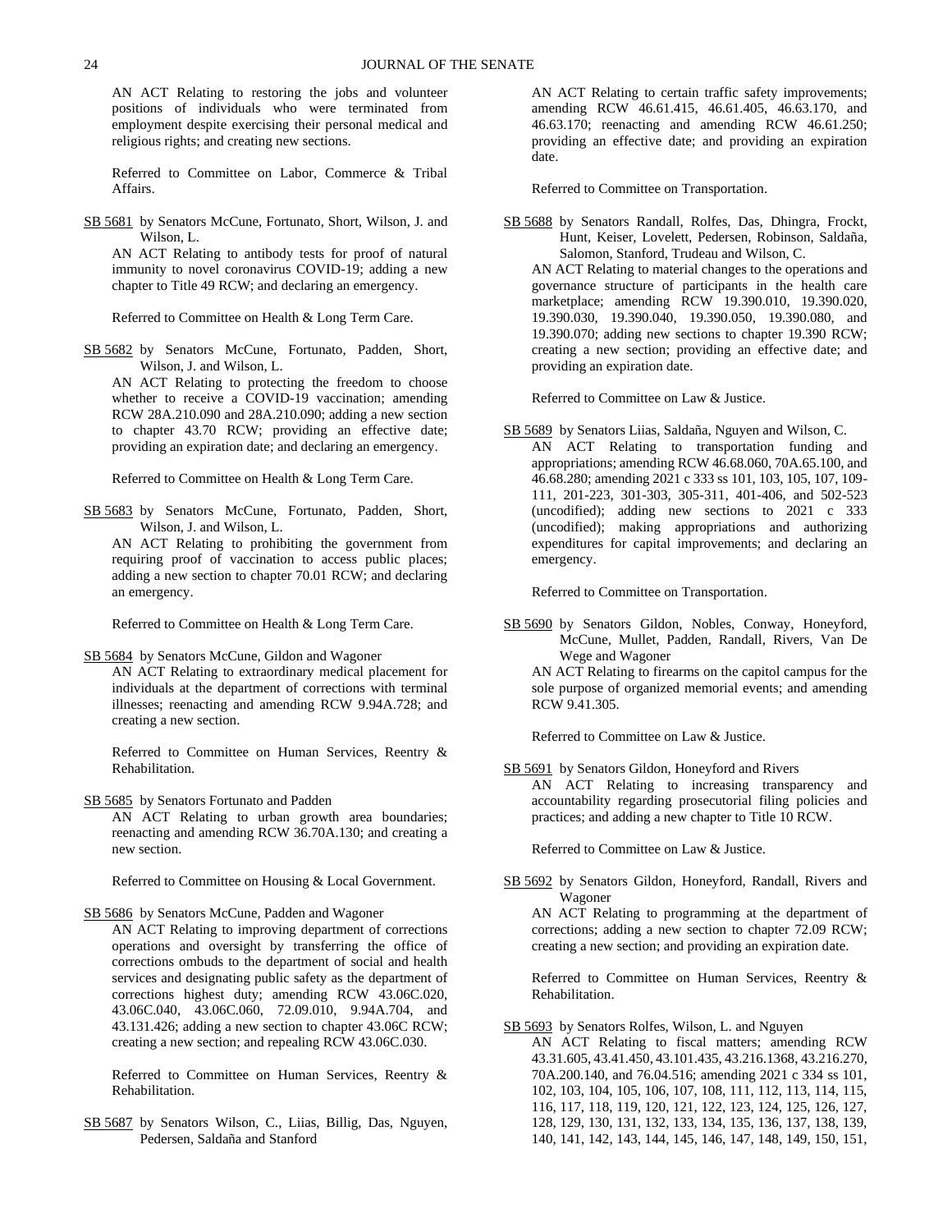AN ACT Relating to restoring the jobs and volunteer positions of individuals who were terminated from employment despite exercising their personal medical and religious rights; and creating new sections.

Referred to Committee on Labor, Commerce & Tribal Affairs.

SB 5681 by Senators McCune, Fortunato, Short, Wilson, J. and Wilson, L.

AN ACT Relating to antibody tests for proof of natural immunity to novel coronavirus COVID-19; adding a new chapter to Title 49 RCW; and declaring an emergency.

Referred to Committee on Health & Long Term Care.

SB 5682 by Senators McCune, Fortunato, Padden, Short, Wilson, J. and Wilson, L.

AN ACT Relating to protecting the freedom to choose whether to receive a COVID-19 vaccination; amending RCW 28A.210.090 and 28A.210.090; adding a new section to chapter 43.70 RCW; providing an effective date; providing an expiration date; and declaring an emergency.

Referred to Committee on Health & Long Term Care.

SB 5683 by Senators McCune, Fortunato, Padden, Short, Wilson, J. and Wilson, L.

AN ACT Relating to prohibiting the government from requiring proof of vaccination to access public places; adding a new section to chapter 70.01 RCW; and declaring an emergency.

Referred to Committee on Health & Long Term Care.

SB 5684 by Senators McCune, Gildon and Wagoner

AN ACT Relating to extraordinary medical placement for individuals at the department of corrections with terminal illnesses; reenacting and amending RCW 9.94A.728; and creating a new section.

Referred to Committee on Human Services, Reentry & Rehabilitation.

SB 5685 by Senators Fortunato and Padden

AN ACT Relating to urban growth area boundaries; reenacting and amending RCW 36.70A.130; and creating a new section.

Referred to Committee on Housing & Local Government.

SB 5686 by Senators McCune, Padden and Wagoner

AN ACT Relating to improving department of corrections operations and oversight by transferring the office of corrections ombuds to the department of social and health services and designating public safety as the department of corrections highest duty; amending RCW 43.06C.020, 43.06C.040, 43.06C.060, 72.09.010, 9.94A.704, and 43.131.426; adding a new section to chapter 43.06C RCW; creating a new section; and repealing RCW 43.06C.030.

Referred to Committee on Human Services, Reentry & Rehabilitation.

SB 5687 by Senators Wilson, C., Liias, Billig, Das, Nguyen, Pedersen, Saldaña and Stanford

AN ACT Relating to certain traffic safety improvements; amending RCW 46.61.415, 46.61.405, 46.63.170, and 46.63.170; reenacting and amending RCW 46.61.250; providing an effective date; and providing an expiration date.

Referred to Committee on Transportation.

SB 5688 by Senators Randall, Rolfes, Das, Dhingra, Frockt, Hunt, Keiser, Lovelett, Pedersen, Robinson, Saldaña, Salomon, Stanford, Trudeau and Wilson, C.

AN ACT Relating to material changes to the operations and governance structure of participants in the health care marketplace; amending RCW 19.390.010, 19.390.020, 19.390.030, 19.390.040, 19.390.050, 19.390.080, and 19.390.070; adding new sections to chapter 19.390 RCW; creating a new section; providing an effective date; and providing an expiration date.

Referred to Committee on Law & Justice.

SB 5689 by Senators Liias, Saldaña, Nguyen and Wilson, C.

AN ACT Relating to transportation funding and appropriations; amending RCW 46.68.060, 70A.65.100, and 46.68.280; amending 2021 c 333 ss 101, 103, 105, 107, 109-111, 201-223, 301-303, 305-311, 401-406, and 502-523 (uncodified); adding new sections to 2021 c 333 (uncodified); making appropriations and authorizing expenditures for capital improvements; and declaring an emergency.

Referred to Committee on Transportation.

SB 5690 by Senators Gildon, Nobles, Conway, Honeyford, McCune, Mullet, Padden, Randall, Rivers, Van De Wege and Wagoner

AN ACT Relating to firearms on the capitol campus for the sole purpose of organized memorial events; and amending RCW 9.41.305.

Referred to Committee on Law & Justice.

SB 5691 by Senators Gildon, Honeyford and Rivers

AN ACT Relating to increasing transparency and accountability regarding prosecutorial filing policies and practices; and adding a new chapter to Title 10 RCW.

Referred to Committee on Law & Justice.

SB 5692 by Senators Gildon, Honeyford, Randall, Rivers and Wagoner

AN ACT Relating to programming at the department of corrections; adding a new section to chapter 72.09 RCW; creating a new section; and providing an expiration date.

Referred to Committee on Human Services, Reentry & Rehabilitation.

SB 5693 by Senators Rolfes, Wilson, L. and Nguyen

AN ACT Relating to fiscal matters; amending RCW 43.31.605, 43.41.450, 43.101.435, 43.216.1368, 43.216.270, 70A.200.140, and 76.04.516; amending 2021 c 334 ss 101, 102, 103, 104, 105, 106, 107, 108, 111, 112, 113, 114, 115, 116, 117, 118, 119, 120, 121, 122, 123, 124, 125, 126, 127, 128, 129, 130, 131, 132, 133, 134, 135, 136, 137, 138, 139, 140, 141, 142, 143, 144, 145, 146, 147, 148, 149, 150, 151,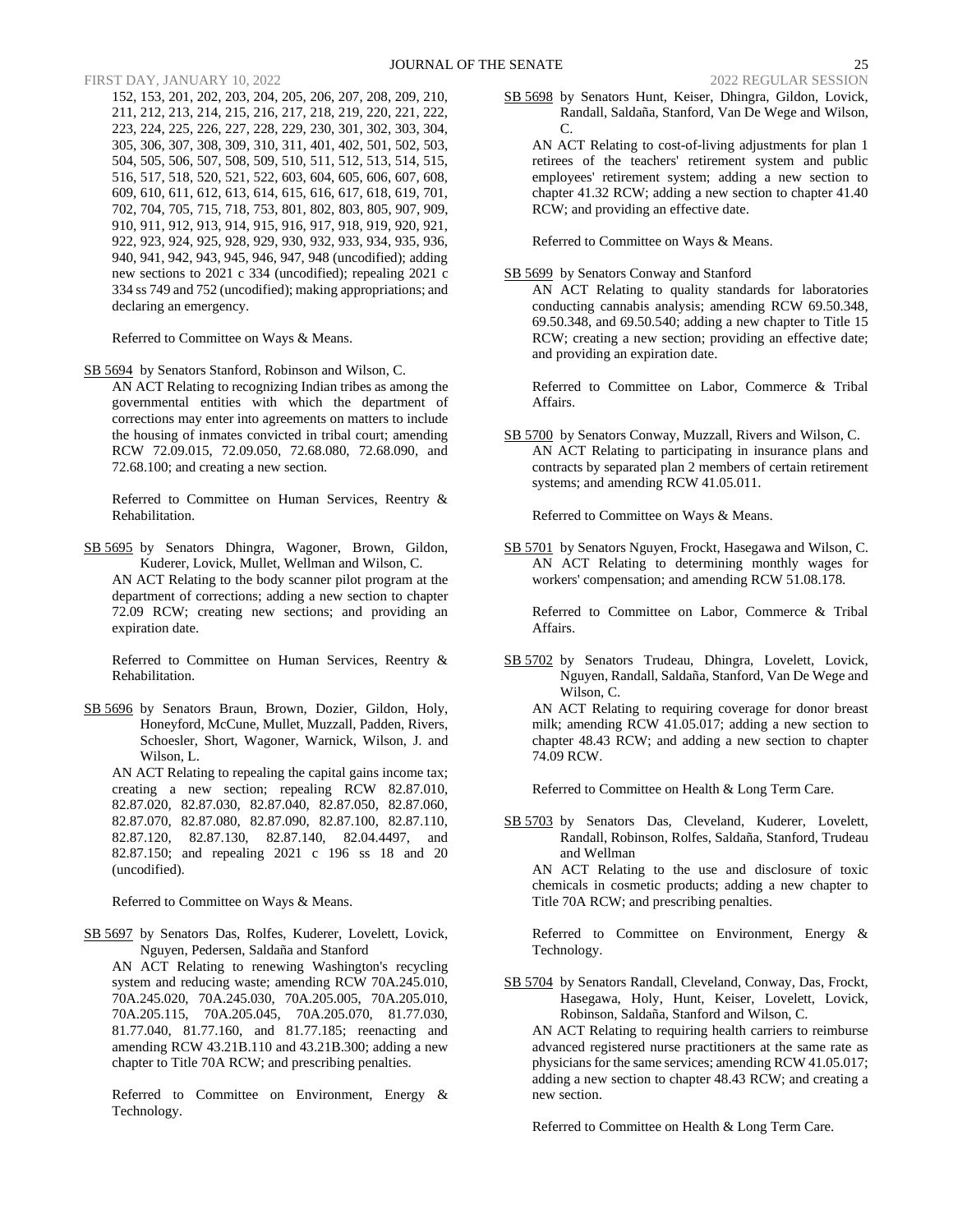152, 153, 201, 202, 203, 204, 205, 206, 207, 208, 209, 210, 211, 212, 213, 214, 215, 216, 217, 218, 219, 220, 221, 222, 223, 224, 225, 226, 227, 228, 229, 230, 301, 302, 303, 304, 305, 306, 307, 308, 309, 310, 311, 401, 402, 501, 502, 503, 504, 505, 506, 507, 508, 509, 510, 511, 512, 513, 514, 515, 516, 517, 518, 520, 521, 522, 603, 604, 605, 606, 607, 608, 609, 610, 611, 612, 613, 614, 615, 616, 617, 618, 619, 701, 702, 704, 705, 715, 718, 753, 801, 802, 803, 805, 907, 909, 910, 911, 912, 913, 914, 915, 916, 917, 918, 919, 920, 921, 922, 923, 924, 925, 928, 929, 930, 932, 933, 934, 935, 936, 940, 941, 942, 943, 945, 946, 947, 948 (uncodified); adding new sections to 2021 c 334 (uncodified); repealing 2021 c 334 ss 749 and 752 (uncodified); making appropriations; and declaring an emergency.

Referred to Committee on Ways & Means.

SB 5694 by Senators Stanford, Robinson and Wilson, C.

AN ACT Relating to recognizing Indian tribes as among the governmental entities with which the department of corrections may enter into agreements on matters to include the housing of inmates convicted in tribal court; amending RCW 72.09.015, 72.09.050, 72.68.080, 72.68.090, and 72.68.100; and creating a new section.

Referred to Committee on Human Services, Reentry & Rehabilitation.

SB 5695 by Senators Dhingra, Wagoner, Brown, Gildon, Kuderer, Lovick, Mullet, Wellman and Wilson, C.

AN ACT Relating to the body scanner pilot program at the department of corrections; adding a new section to chapter 72.09 RCW; creating new sections; and providing an expiration date.

Referred to Committee on Human Services, Reentry & Rehabilitation.

SB 5696 by Senators Braun, Brown, Dozier, Gildon, Holy, Honeyford, McCune, Mullet, Muzzall, Padden, Rivers, Schoesler, Short, Wagoner, Warnick, Wilson, J. and Wilson, L.

AN ACT Relating to repealing the capital gains income tax; creating a new section; repealing RCW 82.87.010, 82.87.020, 82.87.030, 82.87.040, 82.87.050, 82.87.060, 82.87.070, 82.87.080, 82.87.090, 82.87.100, 82.87.110, 82.87.120, 82.87.130, 82.87.140, 82.04.4497, and 82.87.150; and repealing 2021 c 196 ss 18 and 20 (uncodified).

Referred to Committee on Ways & Means.

SB 5697 by Senators Das, Rolfes, Kuderer, Lovelett, Lovick, Nguyen, Pedersen, Saldaña and Stanford

AN ACT Relating to renewing Washington's recycling system and reducing waste; amending RCW 70A.245.010, 70A.245.020, 70A.245.030, 70A.205.005, 70A.205.010, 70A.205.115, 70A.205.045, 70A.205.070, 81.77.030, 81.77.040, 81.77.160, and 81.77.185; reenacting and amending RCW 43.21B.110 and 43.21B.300; adding a new chapter to Title 70A RCW; and prescribing penalties.

Referred to Committee on Environment, Energy & Technology.

SB 5698 by Senators Hunt, Keiser, Dhingra, Gildon, Lovick, Randall, Saldaña, Stanford, Van De Wege and Wilson, C.

AN ACT Relating to cost-of-living adjustments for plan 1 retirees of the teachers' retirement system and public employees' retirement system; adding a new section to chapter 41.32 RCW; adding a new section to chapter 41.40 RCW; and providing an effective date.

Referred to Committee on Ways & Means.

SB 5699 by Senators Conway and Stanford

AN ACT Relating to quality standards for laboratories conducting cannabis analysis; amending RCW 69.50.348, 69.50.348, and 69.50.540; adding a new chapter to Title 15 RCW; creating a new section; providing an effective date; and providing an expiration date.

Referred to Committee on Labor, Commerce & Tribal Affairs.

SB 5700 by Senators Conway, Muzzall, Rivers and Wilson, C.

AN ACT Relating to participating in insurance plans and contracts by separated plan 2 members of certain retirement systems; and amending RCW 41.05.011.

Referred to Committee on Ways & Means.

SB 5701 by Senators Nguyen, Frockt, Hasegawa and Wilson, C.

AN ACT Relating to determining monthly wages for workers' compensation; and amending RCW 51.08.178.

Referred to Committee on Labor, Commerce & Tribal Affairs.

SB 5702 by Senators Trudeau, Dhingra, Lovelett, Lovick, Nguyen, Randall, Saldaña, Stanford, Van De Wege and Wilson, C.

AN ACT Relating to requiring coverage for donor breast milk; amending RCW 41.05.017; adding a new section to chapter 48.43 RCW; and adding a new section to chapter 74.09 RCW.

Referred to Committee on Health & Long Term Care.

SB 5703 by Senators Das, Cleveland, Kuderer, Lovelett, Randall, Robinson, Rolfes, Saldaña, Stanford, Trudeau and Wellman

AN ACT Relating to the use and disclosure of toxic chemicals in cosmetic products; adding a new chapter to Title 70A RCW; and prescribing penalties.

Referred to Committee on Environment, Energy & Technology.

SB 5704 by Senators Randall, Cleveland, Conway, Das, Frockt, Hasegawa, Holy, Hunt, Keiser, Lovelett, Lovick, Robinson, Saldaña, Stanford and Wilson, C.

AN ACT Relating to requiring health carriers to reimburse advanced registered nurse practitioners at the same rate as physicians for the same services; amending RCW 41.05.017; adding a new section to chapter 48.43 RCW; and creating a new section.

Referred to Committee on Health & Long Term Care.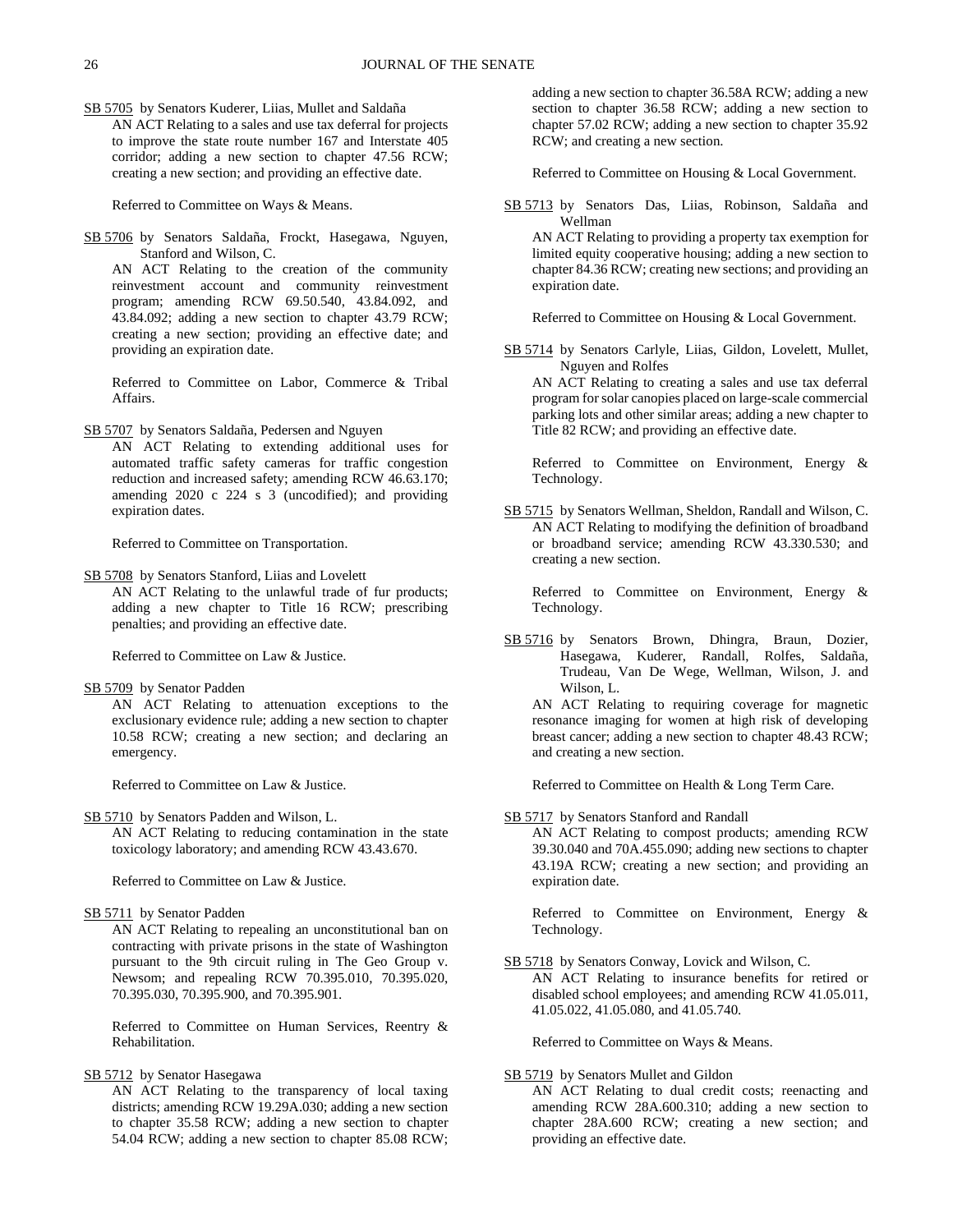SB 5705 by Senators Kuderer, Liias, Mullet and Saldaña

AN ACT Relating to a sales and use tax deferral for projects to improve the state route number 167 and Interstate 405 corridor; adding a new section to chapter 47.56 RCW; creating a new section; and providing an effective date.

Referred to Committee on Ways & Means.

SB 5706 by Senators Saldaña, Frockt, Hasegawa, Nguyen, Stanford and Wilson, C.

AN ACT Relating to the creation of the community reinvestment account and community reinvestment program; amending RCW 69.50.540, 43.84.092, and 43.84.092; adding a new section to chapter 43.79 RCW; creating a new section; providing an effective date; and providing an expiration date.

Referred to Committee on Labor, Commerce & Tribal Affairs.

SB 5707 by Senators Saldaña, Pedersen and Nguyen

AN ACT Relating to extending additional uses for automated traffic safety cameras for traffic congestion reduction and increased safety; amending RCW 46.63.170; amending 2020 c 224 s 3 (uncodified); and providing expiration dates.

Referred to Committee on Transportation.

SB 5708 by Senators Stanford, Liias and Lovelett

AN ACT Relating to the unlawful trade of fur products; adding a new chapter to Title 16 RCW; prescribing penalties; and providing an effective date.

Referred to Committee on Law & Justice.

SB 5709 by Senator Padden

AN ACT Relating to attenuation exceptions to the exclusionary evidence rule; adding a new section to chapter 10.58 RCW; creating a new section; and declaring an emergency.

Referred to Committee on Law & Justice.

SB 5710 by Senators Padden and Wilson, L.

AN ACT Relating to reducing contamination in the state toxicology laboratory; and amending RCW 43.43.670.

Referred to Committee on Law & Justice.

SB 5711 by Senator Padden

AN ACT Relating to repealing an unconstitutional ban on contracting with private prisons in the state of Washington pursuant to the 9th circuit ruling in The Geo Group v. Newsom; and repealing RCW 70.395.010, 70.395.020, 70.395.030, 70.395.900, and 70.395.901.

Referred to Committee on Human Services, Reentry & Rehabilitation.

SB 5712 by Senator Hasegawa

AN ACT Relating to the transparency of local taxing districts; amending RCW 19.29A.030; adding a new section to chapter 35.58 RCW; adding a new section to chapter 54.04 RCW; adding a new section to chapter 85.08 RCW; adding a new section to chapter 36.58A RCW; adding a new section to chapter 36.58 RCW; adding a new section to chapter 57.02 RCW; adding a new section to chapter 35.92 RCW; and creating a new section.

Referred to Committee on Housing & Local Government.

SB 5713 by Senators Das, Liias, Robinson, Saldaña and Wellman

AN ACT Relating to providing a property tax exemption for limited equity cooperative housing; adding a new section to chapter 84.36 RCW; creating new sections; and providing an expiration date.

Referred to Committee on Housing & Local Government.

SB 5714 by Senators Carlyle, Liias, Gildon, Lovelett, Mullet, Nguyen and Rolfes

AN ACT Relating to creating a sales and use tax deferral program for solar canopies placed on large-scale commercial parking lots and other similar areas; adding a new chapter to Title 82 RCW; and providing an effective date.

Referred to Committee on Environment, Energy & Technology.

SB 5715 by Senators Wellman, Sheldon, Randall and Wilson, C.

AN ACT Relating to modifying the definition of broadband or broadband service; amending RCW 43.330.530; and creating a new section.

Referred to Committee on Environment, Energy & Technology.

SB 5716 by Senators Brown, Dhingra, Braun, Dozier, Hasegawa, Kuderer, Randall, Rolfes, Saldaña, Trudeau, Van De Wege, Wellman, Wilson, J. and Wilson, L.

AN ACT Relating to requiring coverage for magnetic resonance imaging for women at high risk of developing breast cancer; adding a new section to chapter 48.43 RCW; and creating a new section.

Referred to Committee on Health & Long Term Care.

SB 5717 by Senators Stanford and Randall

AN ACT Relating to compost products; amending RCW 39.30.040 and 70A.455.090; adding new sections to chapter 43.19A RCW; creating a new section; and providing an expiration date.

Referred to Committee on Environment, Energy & Technology.

SB 5718 by Senators Conway, Lovick and Wilson, C.

AN ACT Relating to insurance benefits for retired or disabled school employees; and amending RCW 41.05.011, 41.05.022, 41.05.080, and 41.05.740.

Referred to Committee on Ways & Means.

SB 5719 by Senators Mullet and Gildon

AN ACT Relating to dual credit costs; reenacting and amending RCW 28A.600.310; adding a new section to chapter 28A.600 RCW; creating a new section; and providing an effective date.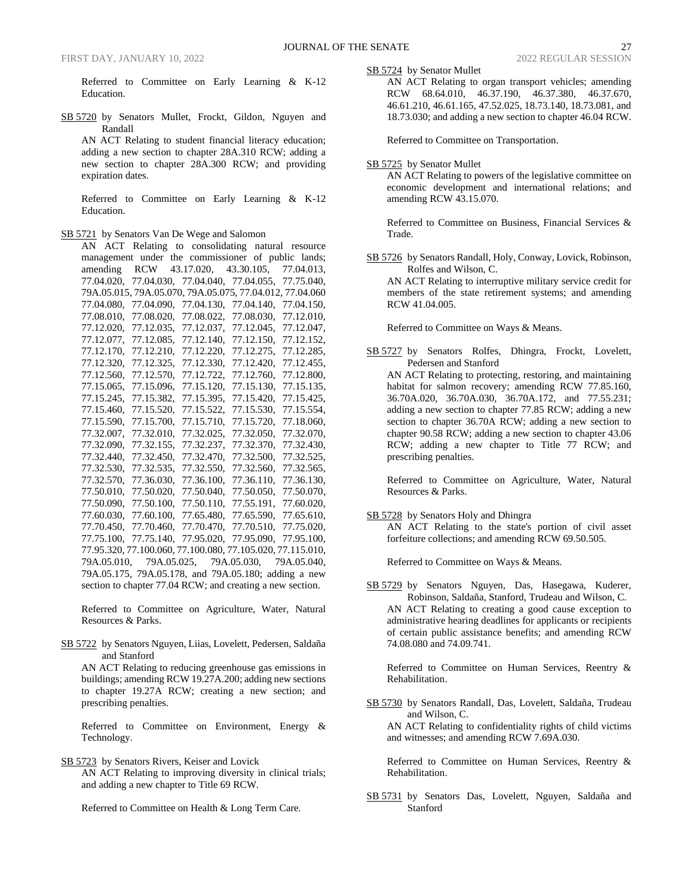Referred to Committee on Early Learning & K-12 Education.

SB 5720 by Senators Mullet, Frockt, Gildon, Nguyen and Randall

AN ACT Relating to student financial literacy education; adding a new section to chapter 28A.310 RCW; adding a new section to chapter 28A.300 RCW; and providing expiration dates.

Referred to Committee on Early Learning & K-12 Education.

SB 5721 by Senators Van De Wege and Salomon

AN ACT Relating to consolidating natural resource management under the commissioner of public lands; amending RCW 43.17.020, 43.30.105, 77.04.013, 77.04.020, 77.04.030, 77.04.040, 77.04.055, 77.75.040, 79A.05.015, 79A.05.070, 79A.05.075, 77.04.012, 77.04.060 77.04.080, 77.04.090, 77.04.130, 77.04.140, 77.04.150, 77.08.010, 77.08.020, 77.08.022, 77.08.030, 77.12.010, 77.12.020, 77.12.035, 77.12.037, 77.12.045, 77.12.047, 77.12.077, 77.12.085, 77.12.140, 77.12.150, 77.12.152, 77.12.170, 77.12.210, 77.12.220, 77.12.275, 77.12.285, 77.12.320, 77.12.325, 77.12.330, 77.12.420, 77.12.455, 77.12.560, 77.12.570, 77.12.722, 77.12.760, 77.12.800, 77.15.065, 77.15.096, 77.15.120, 77.15.130, 77.15.135, 77.15.245, 77.15.382, 77.15.395, 77.15.420, 77.15.425, 77.15.460, 77.15.520, 77.15.522, 77.15.530, 77.15.554, 77.15.590, 77.15.700, 77.15.710, 77.15.720, 77.18.060, 77.32.007, 77.32.010, 77.32.025, 77.32.050, 77.32.070, 77.32.090, 77.32.155, 77.32.237, 77.32.370, 77.32.430, 77.32.440, 77.32.450, 77.32.470, 77.32.500, 77.32.525, 77.32.530, 77.32.535, 77.32.550, 77.32.560, 77.32.565, 77.32.570, 77.36.030, 77.36.100, 77.36.110, 77.36.130, 77.50.010, 77.50.020, 77.50.040, 77.50.050, 77.50.070, 77.50.090, 77.50.100, 77.50.110, 77.55.191, 77.60.020, 77.60.030, 77.60.100, 77.65.480, 77.65.590, 77.65.610, 77.70.450, 77.70.460, 77.70.470, 77.70.510, 77.75.020, 77.75.100, 77.75.140, 77.95.020, 77.95.090, 77.95.100, 77.95.320, 77.100.060, 77.100.080, 77.105.020, 77.115.010, 79A.05.010, 79A.05.025, 79A.05.030, 79A.05.040, 79A.05.175, 79A.05.178, and 79A.05.180; adding a new section to chapter 77.04 RCW; and creating a new section.

Referred to Committee on Agriculture, Water, Natural Resources & Parks.

SB 5722 by Senators Nguyen, Liias, Lovelett, Pedersen, Saldaña and Stanford

AN ACT Relating to reducing greenhouse gas emissions in buildings; amending RCW 19.27A.200; adding new sections to chapter 19.27A RCW; creating a new section; and prescribing penalties.

Referred to Committee on Environment, Energy & Technology.

SB 5723 by Senators Rivers, Keiser and Lovick

AN ACT Relating to improving diversity in clinical trials; and adding a new chapter to Title 69 RCW.

Referred to Committee on Health & Long Term Care.

SB 5724 by Senator Mullet

AN ACT Relating to organ transport vehicles; amending RCW 68.64.010, 46.37.190, 46.37.380, 46.37.670, 46.61.210, 46.61.165, 47.52.025, 18.73.140, 18.73.081, and 18.73.030; and adding a new section to chapter 46.04 RCW.

Referred to Committee on Transportation.

SB 5725 by Senator Mullet

AN ACT Relating to powers of the legislative committee on economic development and international relations; and amending RCW 43.15.070.

Referred to Committee on Business, Financial Services & Trade.

SB 5726 by Senators Randall, Holy, Conway, Lovick, Robinson, Rolfes and Wilson, C.

AN ACT Relating to interruptive military service credit for members of the state retirement systems; and amending RCW 41.04.005.

Referred to Committee on Ways & Means.

SB 5727 by Senators Rolfes, Dhingra, Frockt, Lovelett, Pedersen and Stanford

AN ACT Relating to protecting, restoring, and maintaining habitat for salmon recovery; amending RCW 77.85.160, 36.70A.020, 36.70A.030, 36.70A.172, and 77.55.231; adding a new section to chapter 77.85 RCW; adding a new section to chapter 36.70A RCW; adding a new section to chapter 90.58 RCW; adding a new section to chapter 43.06 RCW; adding a new chapter to Title 77 RCW; and prescribing penalties.

Referred to Committee on Agriculture, Water, Natural Resources & Parks.

SB 5728 by Senators Holy and Dhingra

AN ACT Relating to the state's portion of civil asset forfeiture collections; and amending RCW 69.50.505.

Referred to Committee on Ways & Means.

SB 5729 by Senators Nguyen, Das, Hasegawa, Kuderer, Robinson, Saldaña, Stanford, Trudeau and Wilson, C.

AN ACT Relating to creating a good cause exception to administrative hearing deadlines for applicants or recipients of certain public assistance benefits; and amending RCW 74.08.080 and 74.09.741.

Referred to Committee on Human Services, Reentry & Rehabilitation.

SB 5730 by Senators Randall, Das, Lovelett, Saldaña, Trudeau and Wilson, C.

AN ACT Relating to confidentiality rights of child victims and witnesses; and amending RCW 7.69A.030.

Referred to Committee on Human Services, Reentry & Rehabilitation.

SB 5731 by Senators Das, Lovelett, Nguyen, Saldaña and Stanford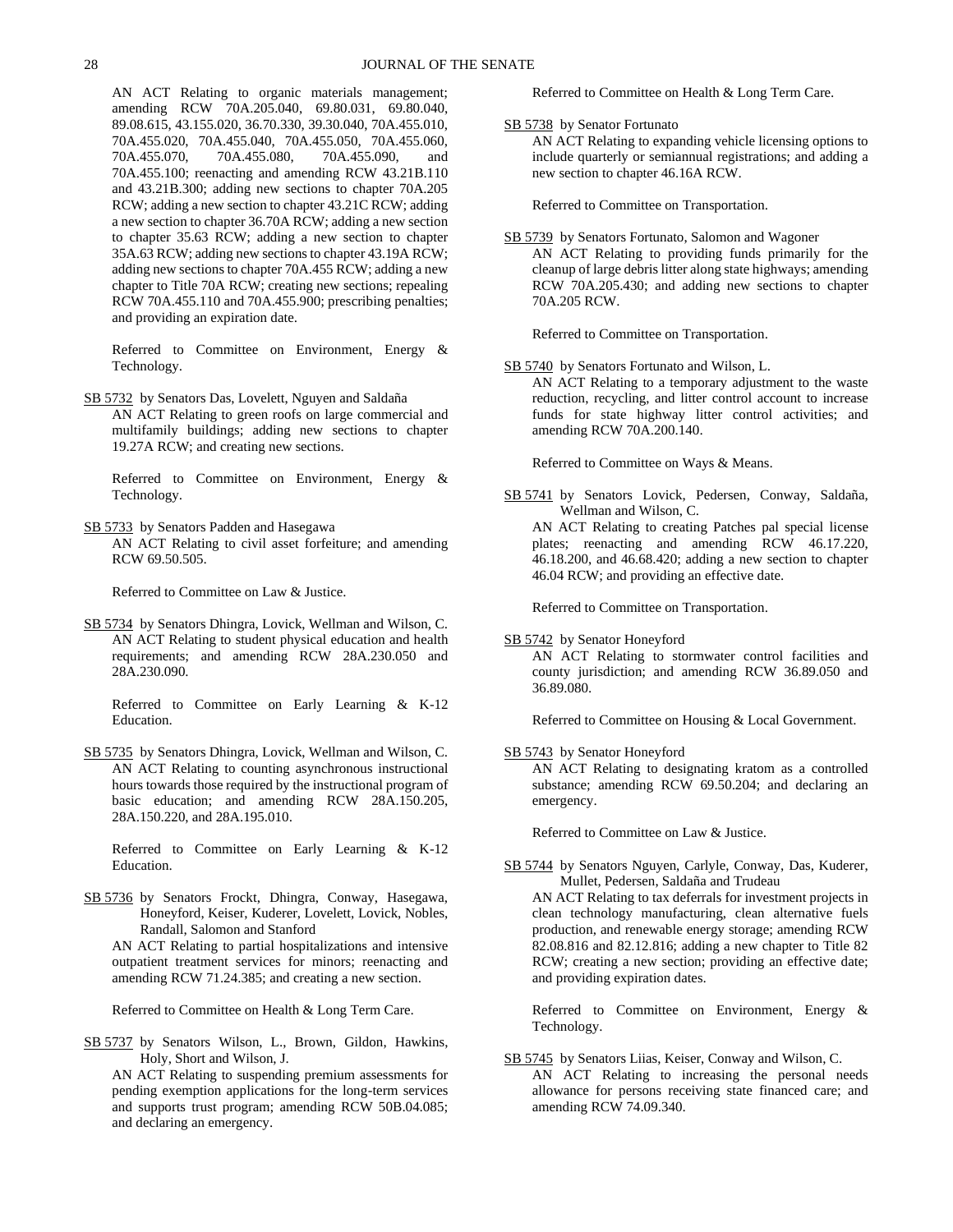AN ACT Relating to organic materials management; amending RCW 70A.205.040, 69.80.031, 69.80.040, 89.08.615, 43.155.020, 36.70.330, 39.30.040, 70A.455.010, 70A.455.020, 70A.455.040, 70A.455.050, 70A.455.060, 70A.455.070, 70A.455.080, 70A.455.090, and 70A.455.100; reenacting and amending RCW 43.21B.110 and 43.21B.300; adding new sections to chapter 70A.205 RCW; adding a new section to chapter 43.21C RCW; adding a new section to chapter 36.70A RCW; adding a new section to chapter 35.63 RCW; adding a new section to chapter 35A.63 RCW; adding new sections to chapter 43.19A RCW; adding new sections to chapter 70A.455 RCW; adding a new chapter to Title 70A RCW; creating new sections; repealing RCW 70A.455.110 and 70A.455.900; prescribing penalties; and providing an expiration date.

Referred to Committee on Environment, Energy & Technology.

SB 5732 by Senators Das, Lovelett, Nguyen and Saldaña

AN ACT Relating to green roofs on large commercial and multifamily buildings; adding new sections to chapter 19.27A RCW; and creating new sections.

Referred to Committee on Environment, Energy & Technology.

SB 5733 by Senators Padden and Hasegawa

AN ACT Relating to civil asset forfeiture; and amending RCW 69.50.505.

Referred to Committee on Law & Justice.

SB 5734 by Senators Dhingra, Lovick, Wellman and Wilson, C.

AN ACT Relating to student physical education and health requirements; and amending RCW 28A.230.050 and 28A.230.090.

Referred to Committee on Early Learning & K-12 Education.

SB 5735 by Senators Dhingra, Lovick, Wellman and Wilson, C.

AN ACT Relating to counting asynchronous instructional hours towards those required by the instructional program of basic education; and amending RCW 28A.150.205, 28A.150.220, and 28A.195.010.

Referred to Committee on Early Learning & K-12 Education.

SB 5736 by Senators Frockt, Dhingra, Conway, Hasegawa, Honeyford, Keiser, Kuderer, Lovelett, Lovick, Nobles, Randall, Salomon and Stanford

AN ACT Relating to partial hospitalizations and intensive outpatient treatment services for minors; reenacting and amending RCW 71.24.385; and creating a new section.

Referred to Committee on Health & Long Term Care.

SB 5737 by Senators Wilson, L., Brown, Gildon, Hawkins, Holy, Short and Wilson, J.

AN ACT Relating to suspending premium assessments for pending exemption applications for the long-term services and supports trust program; amending RCW 50B.04.085; and declaring an emergency.

Referred to Committee on Health & Long Term Care.

SB 5738 by Senator Fortunato

AN ACT Relating to expanding vehicle licensing options to include quarterly or semiannual registrations; and adding a new section to chapter 46.16A RCW.

Referred to Committee on Transportation.

SB 5739 by Senators Fortunato, Salomon and Wagoner

AN ACT Relating to providing funds primarily for the cleanup of large debris litter along state highways; amending RCW 70A.205.430; and adding new sections to chapter 70A.205 RCW.

Referred to Committee on Transportation.

SB 5740 by Senators Fortunato and Wilson, L.

AN ACT Relating to a temporary adjustment to the waste reduction, recycling, and litter control account to increase funds for state highway litter control activities; and amending RCW 70A.200.140.

Referred to Committee on Ways & Means.

SB 5741 by Senators Lovick, Pedersen, Conway, Saldaña, Wellman and Wilson, C.

AN ACT Relating to creating Patches pal special license plates; reenacting and amending RCW 46.17.220, 46.18.200, and 46.68.420; adding a new section to chapter 46.04 RCW; and providing an effective date.

Referred to Committee on Transportation.

SB 5742 by Senator Honeyford

AN ACT Relating to stormwater control facilities and county jurisdiction; and amending RCW 36.89.050 and 36.89.080.

Referred to Committee on Housing & Local Government.

SB 5743 by Senator Honeyford

AN ACT Relating to designating kratom as a controlled substance; amending RCW 69.50.204; and declaring an emergency.

Referred to Committee on Law & Justice.

SB 5744 by Senators Nguyen, Carlyle, Conway, Das, Kuderer, Mullet, Pedersen, Saldaña and Trudeau

AN ACT Relating to tax deferrals for investment projects in clean technology manufacturing, clean alternative fuels production, and renewable energy storage; amending RCW 82.08.816 and 82.12.816; adding a new chapter to Title 82 RCW; creating a new section; providing an effective date; and providing expiration dates.

Referred to Committee on Environment, Energy & Technology.

SB 5745 by Senators Liias, Keiser, Conway and Wilson, C.

AN ACT Relating to increasing the personal needs allowance for persons receiving state financed care; and amending RCW 74.09.340.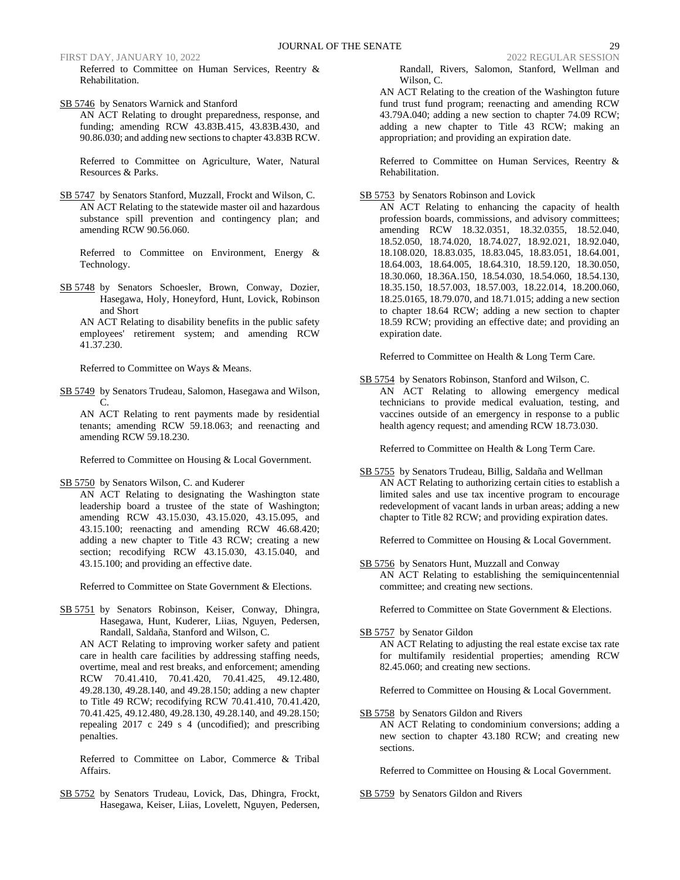Referred to Committee on Human Services, Reentry & Rehabilitation.

SB 5746 by Senators Warnick and Stanford

AN ACT Relating to drought preparedness, response, and funding; amending RCW 43.83B.415, 43.83B.430, and 90.86.030; and adding new sections to chapter 43.83B RCW.

Referred to Committee on Agriculture, Water, Natural Resources & Parks.

SB 5747 by Senators Stanford, Muzzall, Frockt and Wilson, C.

AN ACT Relating to the statewide master oil and hazardous substance spill prevention and contingency plan; and amending RCW 90.56.060.

Referred to Committee on Environment, Energy & Technology.

SB 5748 by Senators Schoesler, Brown, Conway, Dozier, Hasegawa, Holy, Honeyford, Hunt, Lovick, Robinson and Short

AN ACT Relating to disability benefits in the public safety employees' retirement system; and amending RCW 41.37.230.

Referred to Committee on Ways & Means.

SB 5749 by Senators Trudeau, Salomon, Hasegawa and Wilson, C.

AN ACT Relating to rent payments made by residential tenants; amending RCW 59.18.063; and reenacting and amending RCW 59.18.230.

Referred to Committee on Housing & Local Government.

SB 5750 by Senators Wilson, C. and Kuderer

AN ACT Relating to designating the Washington state leadership board a trustee of the state of Washington; amending RCW 43.15.030, 43.15.020, 43.15.095, and 43.15.100; reenacting and amending RCW 46.68.420; adding a new chapter to Title 43 RCW; creating a new section; recodifying RCW 43.15.030, 43.15.040, and 43.15.100; and providing an effective date.

Referred to Committee on State Government & Elections.

SB 5751 by Senators Robinson, Keiser, Conway, Dhingra, Hasegawa, Hunt, Kuderer, Liias, Nguyen, Pedersen, Randall, Saldaña, Stanford and Wilson, C.

AN ACT Relating to improving worker safety and patient care in health care facilities by addressing staffing needs, overtime, meal and rest breaks, and enforcement; amending RCW 70.41.410, 70.41.420, 70.41.425, 49.12.480, 49.28.130, 49.28.140, and 49.28.150; adding a new chapter to Title 49 RCW; recodifying RCW 70.41.410, 70.41.420, 70.41.425, 49.12.480, 49.28.130, 49.28.140, and 49.28.150; repealing 2017 c 249 s 4 (uncodified); and prescribing penalties.

Referred to Committee on Labor, Commerce & Tribal Affairs.

SB 5752 by Senators Trudeau, Lovick, Das, Dhingra, Frockt, Hasegawa, Keiser, Liias, Lovelett, Nguyen, Pedersen, Randall, Rivers, Salomon, Stanford, Wellman and Wilson, C.

AN ACT Relating to the creation of the Washington future fund trust fund program; reenacting and amending RCW 43.79A.040; adding a new section to chapter 74.09 RCW; adding a new chapter to Title 43 RCW; making an appropriation; and providing an expiration date.

Referred to Committee on Human Services, Reentry & Rehabilitation.

SB 5753 by Senators Robinson and Lovick

AN ACT Relating to enhancing the capacity of health profession boards, commissions, and advisory committees; amending RCW 18.32.0351, 18.32.0355, 18.52.040, 18.52.050, 18.74.020, 18.74.027, 18.92.021, 18.92.040, 18.108.020, 18.83.035, 18.83.045, 18.83.051, 18.64.001, 18.64.003, 18.64.005, 18.64.310, 18.59.120, 18.30.050, 18.30.060, 18.36A.150, 18.54.030, 18.54.060, 18.54.130, 18.35.150, 18.57.003, 18.57.003, 18.22.014, 18.200.060, 18.25.0165, 18.79.070, and 18.71.015; adding a new section to chapter 18.64 RCW; adding a new section to chapter 18.59 RCW; providing an effective date; and providing an expiration date.

Referred to Committee on Health & Long Term Care.

SB 5754 by Senators Robinson, Stanford and Wilson, C.

AN ACT Relating to allowing emergency medical technicians to provide medical evaluation, testing, and vaccines outside of an emergency in response to a public health agency request; and amending RCW 18.73.030.

Referred to Committee on Health & Long Term Care.

SB 5755 by Senators Trudeau, Billig, Saldaña and Wellman

AN ACT Relating to authorizing certain cities to establish a limited sales and use tax incentive program to encourage redevelopment of vacant lands in urban areas; adding a new chapter to Title 82 RCW; and providing expiration dates.

Referred to Committee on Housing & Local Government.

SB 5756 by Senators Hunt, Muzzall and Conway

AN ACT Relating to establishing the semiquincentennial committee; and creating new sections.

Referred to Committee on State Government & Elections.

SB 5757 by Senator Gildon

AN ACT Relating to adjusting the real estate excise tax rate for multifamily residential properties; amending RCW 82.45.060; and creating new sections.

Referred to Committee on Housing & Local Government.

SB 5758 by Senators Gildon and Rivers

AN ACT Relating to condominium conversions; adding a new section to chapter 43.180 RCW; and creating new sections.

Referred to Committee on Housing & Local Government.

SB 5759 by Senators Gildon and Rivers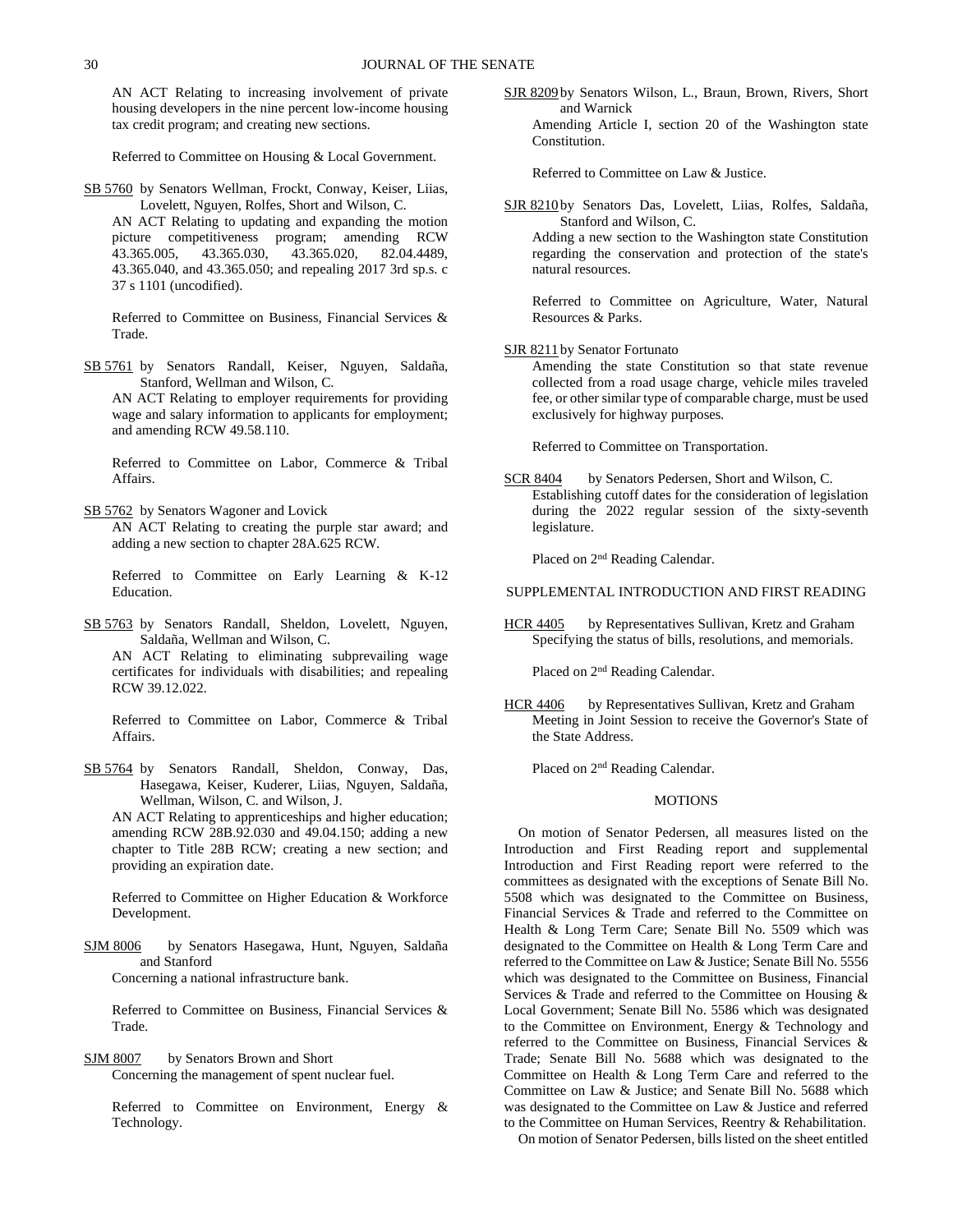AN ACT Relating to increasing involvement of private housing developers in the nine percent low-income housing tax credit program; and creating new sections.

Referred to Committee on Housing & Local Government.

SB 5760 by Senators Wellman, Frockt, Conway, Keiser, Liias, Lovelett, Nguyen, Rolfes, Short and Wilson, C.

AN ACT Relating to updating and expanding the motion picture competitiveness program; amending RCW 43.365.005, 43.365.030, 43.365.020, 82.04.4489, 43.365.040, and 43.365.050; and repealing 2017 3rd sp.s. c 37 s 1101 (uncodified).

Referred to Committee on Business, Financial Services & Trade.

SB 5761 by Senators Randall, Keiser, Nguyen, Saldaña, Stanford, Wellman and Wilson, C.

AN ACT Relating to employer requirements for providing wage and salary information to applicants for employment; and amending RCW 49.58.110.

Referred to Committee on Labor, Commerce & Tribal Affairs.

SB 5762 by Senators Wagoner and Lovick

AN ACT Relating to creating the purple star award; and adding a new section to chapter 28A.625 RCW.

Referred to Committee on Early Learning & K-12 Education.

SB 5763 by Senators Randall, Sheldon, Lovelett, Nguyen, Saldaña, Wellman and Wilson, C.

AN ACT Relating to eliminating subprevailing wage certificates for individuals with disabilities; and repealing RCW 39.12.022.

Referred to Committee on Labor, Commerce & Tribal Affairs.

SB 5764 by Senators Randall, Sheldon, Conway, Das, Hasegawa, Keiser, Kuderer, Liias, Nguyen, Saldaña, Wellman, Wilson, C. and Wilson, J.

AN ACT Relating to apprenticeships and higher education; amending RCW 28B.92.030 and 49.04.150; adding a new chapter to Title 28B RCW; creating a new section; and providing an expiration date.

Referred to Committee on Higher Education & Workforce Development.

SJM 8006 by Senators Hasegawa, Hunt, Nguyen, Saldaña and Stanford

Concerning a national infrastructure bank.

Referred to Committee on Business, Financial Services & Trade.

SJM 8007 by Senators Brown and Short

Concerning the management of spent nuclear fuel.

Referred to Committee on Environment, Energy & Technology.

SJR 8209 by Senators Wilson, L., Braun, Brown, Rivers, Short and Warnick

Amending Article I, section 20 of the Washington state Constitution.

Referred to Committee on Law & Justice.

SJR 8210 by Senators Das, Lovelett, Liias, Rolfes, Saldaña, Stanford and Wilson, C.

Adding a new section to the Washington state Constitution regarding the conservation and protection of the state's natural resources.

Referred to Committee on Agriculture, Water, Natural Resources & Parks.

SJR 8211 by Senator Fortunato

Amending the state Constitution so that state revenue collected from a road usage charge, vehicle miles traveled fee, or other similar type of comparable charge, must be used exclusively for highway purposes.

Referred to Committee on Transportation.

SCR 8404 by Senators Pedersen, Short and Wilson, C.

Establishing cutoff dates for the consideration of legislation during the 2022 regular session of the sixty-seventh legislature.

Placed on 2nd Reading Calendar.

SUPPLEMENTAL INTRODUCTION AND FIRST READING

HCR 4405 by Representatives Sullivan, Kretz and Graham

Specifying the status of bills, resolutions, and memorials.

Placed on 2nd Reading Calendar.

HCR 4406 by Representatives Sullivan, Kretz and Graham

Meeting in Joint Session to receive the Governor's State of the State Address.

Placed on 2nd Reading Calendar.

## MOTIONS

On motion of Senator Pedersen, all measures listed on the Introduction and First Reading report and supplemental Introduction and First Reading report were referred to the committees as designated with the exceptions of Senate Bill No. 5508 which was designated to the Committee on Business, Financial Services & Trade and referred to the Committee on Health & Long Term Care; Senate Bill No. 5509 which was designated to the Committee on Health & Long Term Care and referred to the Committee on Law & Justice; Senate Bill No. 5556 which was designated to the Committee on Business, Financial Services & Trade and referred to the Committee on Housing & Local Government; Senate Bill No. 5586 which was designated to the Committee on Environment, Energy & Technology and referred to the Committee on Business, Financial Services & Trade; Senate Bill No. 5688 which was designated to the Committee on Health & Long Term Care and referred to the Committee on Law & Justice; and Senate Bill No. 5688 which was designated to the Committee on Law & Justice and referred to the Committee on Human Services, Reentry & Rehabilitation.

On motion of Senator Pedersen, bills listed on the sheet entitled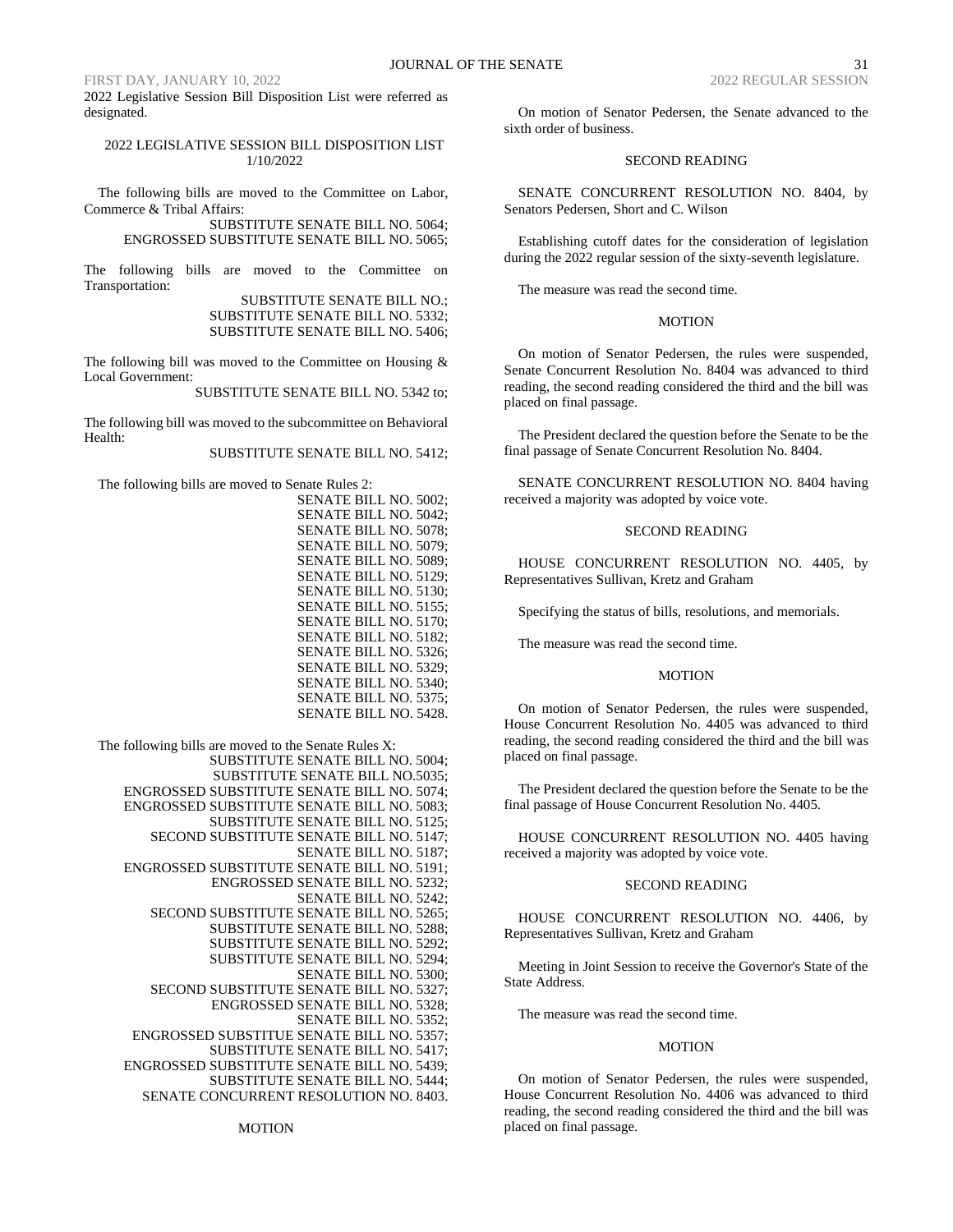2022 Legislative Session Bill Disposition List were referred as designated.

2022 LEGISLATIVE SESSION BILL DISPOSITION LIST
1/10/2022

The following bills are moved to the Committee on Labor, Commerce & Tribal Affairs:

SUBSTITUTE SENATE BILL NO. 5064;
ENGROSSED SUBSTITUTE SENATE BILL NO. 5065;

The following bills are moved to the Committee on Transportation:

SUBSTITUTE SENATE BILL NO.;
SUBSTITUTE SENATE BILL NO. 5332;
SUBSTITUTE SENATE BILL NO. 5406;

The following bill was moved to the Committee on Housing & Local Government:

SUBSTITUTE SENATE BILL NO. 5342 to;

The following bill was moved to the subcommittee on Behavioral Health:

SUBSTITUTE SENATE BILL NO. 5412;

The following bills are moved to Senate Rules 2:

SENATE BILL NO. 5002;
SENATE BILL NO. 5042;
SENATE BILL NO. 5078;
SENATE BILL NO. 5079;
SENATE BILL NO. 5089;
SENATE BILL NO. 5129;
SENATE BILL NO. 5130;
SENATE BILL NO. 5155;
SENATE BILL NO. 5170;
SENATE BILL NO. 5182;
SENATE BILL NO. 5326;
SENATE BILL NO. 5329;
SENATE BILL NO. 5340;
SENATE BILL NO. 5375;
SENATE BILL NO. 5428.

The following bills are moved to the Senate Rules X:

SUBSTITUTE SENATE BILL NO. 5004;
SUBSTITUTE SENATE BILL NO.5035;
ENGROSSED SUBSTITUTE SENATE BILL NO. 5074;
ENGROSSED SUBSTITUTE SENATE BILL NO. 5083;
SUBSTITUTE SENATE BILL NO. 5125;
SECOND SUBSTITUTE SENATE BILL NO. 5147;
SENATE BILL NO. 5187;
ENGROSSED SUBSTITUTE SENATE BILL NO. 5191;
ENGROSSED SENATE BILL NO. 5232;
SENATE BILL NO. 5242;
SECOND SUBSTITUTE SENATE BILL NO. 5265;
SUBSTITUTE SENATE BILL NO. 5288;
SUBSTITUTE SENATE BILL NO. 5292;
SUBSTITUTE SENATE BILL NO. 5294;
SENATE BILL NO. 5300;
SECOND SUBSTITUTE SENATE BILL NO. 5327;
ENGROSSED SENATE BILL NO. 5328;
SENATE BILL NO. 5352;
ENGROSSED SUBSTITUE SENATE BILL NO. 5357;
SUBSTITUTE SENATE BILL NO. 5417;
ENGROSSED SUBSTITUTE SENATE BILL NO. 5439;
SUBSTITUTE SENATE BILL NO. 5444;
SENATE CONCURRENT RESOLUTION NO. 8403.

MOTION

On motion of Senator Pedersen, the Senate advanced to the sixth order of business.

SECOND READING

SENATE CONCURRENT RESOLUTION NO. 8404, by Senators Pedersen, Short and C. Wilson

Establishing cutoff dates for the consideration of legislation during the 2022 regular session of the sixty-seventh legislature.

The measure was read the second time.

MOTION

On motion of Senator Pedersen, the rules were suspended, Senate Concurrent Resolution No. 8404 was advanced to third reading, the second reading considered the third and the bill was placed on final passage.

The President declared the question before the Senate to be the final passage of Senate Concurrent Resolution No. 8404.

SENATE CONCURRENT RESOLUTION NO. 8404 having received a majority was adopted by voice vote.

SECOND READING

HOUSE CONCURRENT RESOLUTION NO. 4405, by Representatives Sullivan, Kretz and Graham

Specifying the status of bills, resolutions, and memorials.

The measure was read the second time.

MOTION

On motion of Senator Pedersen, the rules were suspended, House Concurrent Resolution No. 4405 was advanced to third reading, the second reading considered the third and the bill was placed on final passage.

The President declared the question before the Senate to be the final passage of House Concurrent Resolution No. 4405.

HOUSE CONCURRENT RESOLUTION NO. 4405 having received a majority was adopted by voice vote.

SECOND READING

HOUSE CONCURRENT RESOLUTION NO. 4406, by Representatives Sullivan, Kretz and Graham

Meeting in Joint Session to receive the Governor's State of the State Address.

The measure was read the second time.

MOTION

On motion of Senator Pedersen, the rules were suspended, House Concurrent Resolution No. 4406 was advanced to third reading, the second reading considered the third and the bill was placed on final passage.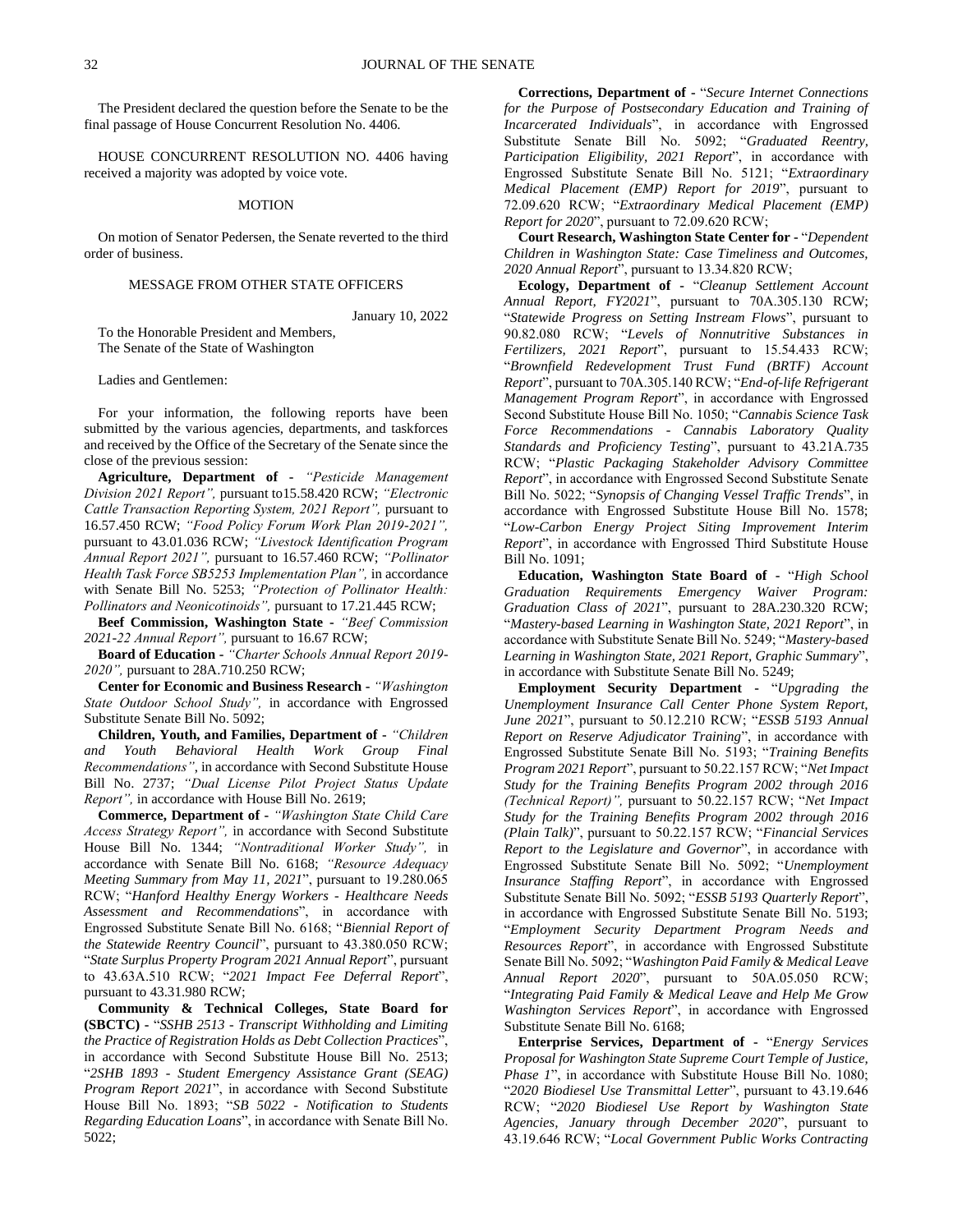The President declared the question before the Senate to be the final passage of House Concurrent Resolution No. 4406.

HOUSE CONCURRENT RESOLUTION NO. 4406 having received a majority was adopted by voice vote.

MOTION

On motion of Senator Pedersen, the Senate reverted to the third order of business.

MESSAGE FROM OTHER STATE OFFICERS

January 10, 2022

To the Honorable President and Members,
The Senate of the State of Washington

Ladies and Gentlemen:

For your information, the following reports have been submitted by the various agencies, departments, and taskforces and received by the Office of the Secretary of the Senate since the close of the previous session:

**Agriculture, Department of** - *"Pesticide Management Division 2021 Report",* pursuant to15.58.420 RCW; *"Electronic Cattle Transaction Reporting System, 2021 Report",* pursuant to 16.57.450 RCW; *"Food Policy Forum Work Plan 2019-2021",* pursuant to 43.01.036 RCW; *"Livestock Identification Program Annual Report 2021",* pursuant to 16.57.460 RCW; *"Pollinator Health Task Force SB5253 Implementation Plan",* in accordance with Senate Bill No. 5253; *"Protection of Pollinator Health: Pollinators and Neonicotinoids",* pursuant to 17.21.445 RCW;

**Beef Commission, Washington State** - *"Beef Commission 2021-22 Annual Report",* pursuant to 16.67 RCW;

**Board of Education** - *"Charter Schools Annual Report 2019-2020",* pursuant to 28A.710.250 RCW;

**Center for Economic and Business Research** - *"Washington State Outdoor School Study",* in accordance with Engrossed Substitute Senate Bill No. 5092;

**Children, Youth, and Families, Department of** - *"Children and Youth Behavioral Health Work Group Final Recommendations"*, in accordance with Second Substitute House Bill No. 2737; *"Dual License Pilot Project Status Update Report",* in accordance with House Bill No. 2619;

**Commerce, Department of** - *"Washington State Child Care Access Strategy Report",* in accordance with Second Substitute House Bill No. 1344; *"Nontraditional Worker Study",* in accordance with Senate Bill No. 6168; *"Resource Adequacy Meeting Summary from May 11, 2021"*, pursuant to 19.280.065 RCW; "*Hanford Healthy Energy Workers - Healthcare Needs Assessment and Recommendations*", in accordance with Engrossed Substitute Senate Bill No. 6168; "*Biennial Report of the Statewide Reentry Council*", pursuant to 43.380.050 RCW; "*State Surplus Property Program 2021 Annual Report*", pursuant to 43.63A.510 RCW; "*2021 Impact Fee Deferral Report*", pursuant to 43.31.980 RCW;

**Community & Technical Colleges, State Board for (SBCTC)** - "*SSHB 2513 - Transcript Withholding and Limiting the Practice of Registration Holds as Debt Collection Practices*", in accordance with Second Substitute House Bill No. 2513; "*2SHB 1893 - Student Emergency Assistance Grant (SEAG) Program Report 2021*", in accordance with Second Substitute House Bill No. 1893; "*SB 5022 - Notification to Students Regarding Education Loans*", in accordance with Senate Bill No. 5022;

**Corrections, Department of** - "*Secure Internet Connections for the Purpose of Postsecondary Education and Training of Incarcerated Individuals*", in accordance with Engrossed Substitute Senate Bill No. 5092; "*Graduated Reentry, Participation Eligibility, 2021 Report*", in accordance with Engrossed Substitute Senate Bill No. 5121; "*Extraordinary Medical Placement (EMP) Report for 2019*", pursuant to 72.09.620 RCW; "*Extraordinary Medical Placement (EMP) Report for 2020*", pursuant to 72.09.620 RCW;

**Court Research, Washington State Center for** - "*Dependent Children in Washington State: Case Timeliness and Outcomes, 2020 Annual Report*", pursuant to 13.34.820 RCW;

**Ecology, Department of** - "*Cleanup Settlement Account Annual Report, FY2021*", pursuant to 70A.305.130 RCW; "*Statewide Progress on Setting Instream Flows*", pursuant to 90.82.080 RCW; "*Levels of Nonnutritive Substances in Fertilizers, 2021 Report*", pursuant to 15.54.433 RCW; "*Brownfield Redevelopment Trust Fund (BRTF) Account Report*", pursuant to 70A.305.140 RCW; "*End-of-life Refrigerant Management Program Report*", in accordance with Engrossed Second Substitute House Bill No. 1050; "*Cannabis Science Task Force Recommendations - Cannabis Laboratory Quality Standards and Proficiency Testing*", pursuant to 43.21A.735 RCW; "*Plastic Packaging Stakeholder Advisory Committee Report*", in accordance with Engrossed Second Substitute Senate Bill No. 5022; "*Synopsis of Changing Vessel Traffic Trends*", in accordance with Engrossed Substitute House Bill No. 1578; "*Low-Carbon Energy Project Siting Improvement Interim Report*", in accordance with Engrossed Third Substitute House Bill No. 1091;

**Education, Washington State Board of** - "*High School Graduation Requirements Emergency Waiver Program: Graduation Class of 2021*", pursuant to 28A.230.320 RCW; "*Mastery-based Learning in Washington State, 2021 Report*", in accordance with Substitute Senate Bill No. 5249; "*Mastery-based Learning in Washington State, 2021 Report, Graphic Summary*", in accordance with Substitute Senate Bill No. 5249;

**Employment Security Department** - "*Upgrading the Unemployment Insurance Call Center Phone System Report, June 2021*", pursuant to 50.12.210 RCW; "*ESSB 5193 Annual Report on Reserve Adjudicator Training*", in accordance with Engrossed Substitute Senate Bill No. 5193; "*Training Benefits Program 2021 Report*", pursuant to 50.22.157 RCW; "*Net Impact Study for the Training Benefits Program 2002 through 2016 (Technical Report)",* pursuant to 50.22.157 RCW; "*Net Impact Study for the Training Benefits Program 2002 through 2016 (Plain Talk)*", pursuant to 50.22.157 RCW; "*Financial Services Report to the Legislature and Governor*", in accordance with Engrossed Substitute Senate Bill No. 5092; "*Unemployment Insurance Staffing Report*", in accordance with Engrossed Substitute Senate Bill No. 5092; "*ESSB 5193 Quarterly Report*", in accordance with Engrossed Substitute Senate Bill No. 5193; "*Employment Security Department Program Needs and Resources Report*", in accordance with Engrossed Substitute Senate Bill No. 5092; "*Washington Paid Family & Medical Leave Annual Report 2020*", pursuant to 50A.05.050 RCW; "*Integrating Paid Family & Medical Leave and Help Me Grow Washington Services Report*", in accordance with Engrossed Substitute Senate Bill No. 6168;

**Enterprise Services, Department of** - "*Energy Services Proposal for Washington State Supreme Court Temple of Justice, Phase 1*", in accordance with Substitute House Bill No. 1080; "*2020 Biodiesel Use Transmittal Letter*", pursuant to 43.19.646 RCW; "*2020 Biodiesel Use Report by Washington State Agencies, January through December 2020*", pursuant to 43.19.646 RCW; "*Local Government Public Works Contracting*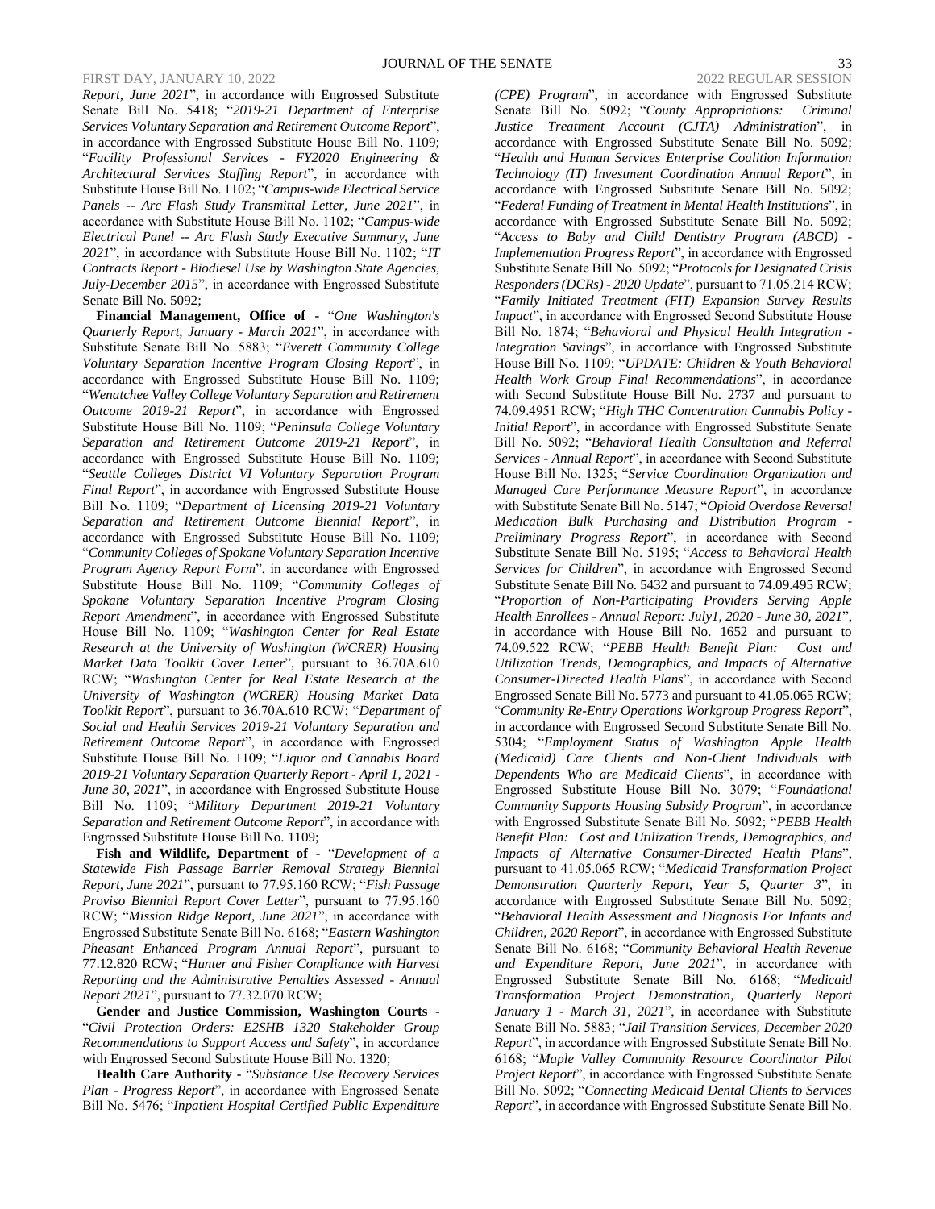*Report, June 2021*", in accordance with Engrossed Substitute Senate Bill No. 5418; "*2019-21 Department of Enterprise Services Voluntary Separation and Retirement Outcome Report*", in accordance with Engrossed Substitute House Bill No. 1109; "*Facility Professional Services - FY2020 Engineering & Architectural Services Staffing Report*", in accordance with Substitute House Bill No. 1102; "*Campus-wide Electrical Service Panels -- Arc Flash Study Transmittal Letter, June 2021*", in accordance with Substitute House Bill No. 1102; "*Campus-wide Electrical Panel -- Arc Flash Study Executive Summary, June 2021*", in accordance with Substitute House Bill No. 1102; "*IT Contracts Report - Biodiesel Use by Washington State Agencies, July-December 2015*", in accordance with Engrossed Substitute Senate Bill No. 5092;

**Financial Management, Office of** - "*One Washington's Quarterly Report, January - March 2021*", in accordance with Substitute Senate Bill No. 5883; "*Everett Community College Voluntary Separation Incentive Program Closing Report*", in accordance with Engrossed Substitute House Bill No. 1109; "*Wenatchee Valley College Voluntary Separation and Retirement Outcome 2019-21 Report*", in accordance with Engrossed Substitute House Bill No. 1109; "*Peninsula College Voluntary Separation and Retirement Outcome 2019-21 Report*", in accordance with Engrossed Substitute House Bill No. 1109; "*Seattle Colleges District VI Voluntary Separation Program Final Report*", in accordance with Engrossed Substitute House Bill No. 1109; "*Department of Licensing 2019-21 Voluntary Separation and Retirement Outcome Biennial Report*", in accordance with Engrossed Substitute House Bill No. 1109; "*Community Colleges of Spokane Voluntary Separation Incentive Program Agency Report Form*", in accordance with Engrossed Substitute House Bill No. 1109; "*Community Colleges of Spokane Voluntary Separation Incentive Program Closing Report Amendment*", in accordance with Engrossed Substitute House Bill No. 1109; "*Washington Center for Real Estate Research at the University of Washington (WCRER) Housing Market Data Toolkit Cover Letter*", pursuant to 36.70A.610 RCW; "*Washington Center for Real Estate Research at the University of Washington (WCRER) Housing Market Data Toolkit Report*", pursuant to 36.70A.610 RCW; "*Department of Social and Health Services 2019-21 Voluntary Separation and Retirement Outcome Report*", in accordance with Engrossed Substitute House Bill No. 1109; "*Liquor and Cannabis Board 2019-21 Voluntary Separation Quarterly Report - April 1, 2021 - June 30, 2021*", in accordance with Engrossed Substitute House Bill No. 1109; "*Military Department 2019-21 Voluntary Separation and Retirement Outcome Report*", in accordance with Engrossed Substitute House Bill No. 1109;

**Fish and Wildlife, Department of** - "*Development of a Statewide Fish Passage Barrier Removal Strategy Biennial Report, June 2021*", pursuant to 77.95.160 RCW; "*Fish Passage Proviso Biennial Report Cover Letter*", pursuant to 77.95.160 RCW; "*Mission Ridge Report, June 2021*", in accordance with Engrossed Substitute Senate Bill No. 6168; "*Eastern Washington Pheasant Enhanced Program Annual Report*", pursuant to 77.12.820 RCW; "*Hunter and Fisher Compliance with Harvest Reporting and the Administrative Penalties Assessed - Annual Report 2021*", pursuant to 77.32.070 RCW;

**Gender and Justice Commission, Washington Courts** - "*Civil Protection Orders: E2SHB 1320 Stakeholder Group Recommendations to Support Access and Safety*", in accordance with Engrossed Second Substitute House Bill No. 1320;

**Health Care Authority** - "*Substance Use Recovery Services Plan - Progress Report*", in accordance with Engrossed Senate Bill No. 5476; "*Inpatient Hospital Certified Public Expenditure (CPE) Program*", in accordance with Engrossed Substitute Senate Bill No. 5092; "*County Appropriations: Criminal Justice Treatment Account (CJTA) Administration*", in accordance with Engrossed Substitute Senate Bill No. 5092; "*Health and Human Services Enterprise Coalition Information Technology (IT) Investment Coordination Annual Report*", in accordance with Engrossed Substitute Senate Bill No. 5092; "*Federal Funding of Treatment in Mental Health Institutions*", in accordance with Engrossed Substitute Senate Bill No. 5092; "*Access to Baby and Child Dentistry Program (ABCD) - Implementation Progress Report*", in accordance with Engrossed Substitute Senate Bill No. 5092; "*Protocols for Designated Crisis Responders (DCRs) - 2020 Update*", pursuant to 71.05.214 RCW; "*Family Initiated Treatment (FIT) Expansion Survey Results Impact*", in accordance with Engrossed Second Substitute House Bill No. 1874; "*Behavioral and Physical Health Integration - Integration Savings*", in accordance with Engrossed Substitute House Bill No. 1109; "*UPDATE: Children & Youth Behavioral Health Work Group Final Recommendations*", in accordance with Second Substitute House Bill No. 2737 and pursuant to 74.09.4951 RCW; "*High THC Concentration Cannabis Policy - Initial Report*", in accordance with Engrossed Substitute Senate Bill No. 5092; "*Behavioral Health Consultation and Referral Services - Annual Report*", in accordance with Second Substitute House Bill No. 1325; "*Service Coordination Organization and Managed Care Performance Measure Report*", in accordance with Substitute Senate Bill No. 5147; "*Opioid Overdose Reversal Medication Bulk Purchasing and Distribution Program - Preliminary Progress Report*", in accordance with Second Substitute Senate Bill No. 5195; "*Access to Behavioral Health Services for Children*", in accordance with Engrossed Second Substitute Senate Bill No. 5432 and pursuant to 74.09.495 RCW; "*Proportion of Non-Participating Providers Serving Apple Health Enrollees - Annual Report: July1, 2020 - June 30, 2021*", in accordance with House Bill No. 1652 and pursuant to 74.09.522 RCW; "*PEBB Health Benefit Plan: Cost and Utilization Trends, Demographics, and Impacts of Alternative Consumer-Directed Health Plans*", in accordance with Second Engrossed Senate Bill No. 5773 and pursuant to 41.05.065 RCW; "*Community Re-Entry Operations Workgroup Progress Report*", in accordance with Engrossed Second Substitute Senate Bill No. 5304; "*Employment Status of Washington Apple Health (Medicaid) Care Clients and Non-Client Individuals with Dependents Who are Medicaid Clients*", in accordance with Engrossed Substitute House Bill No. 3079; "*Foundational Community Supports Housing Subsidy Program*", in accordance with Engrossed Substitute Senate Bill No. 5092; "*PEBB Health Benefit Plan: Cost and Utilization Trends, Demographics, and Impacts of Alternative Consumer-Directed Health Plans*", pursuant to 41.05.065 RCW; "*Medicaid Transformation Project Demonstration Quarterly Report, Year 5, Quarter 3*", in accordance with Engrossed Substitute Senate Bill No. 5092; "*Behavioral Health Assessment and Diagnosis For Infants and Children, 2020 Report*", in accordance with Engrossed Substitute Senate Bill No. 6168; "*Community Behavioral Health Revenue and Expenditure Report, June 2021*", in accordance with Engrossed Substitute Senate Bill No. 6168; "*Medicaid Transformation Project Demonstration, Quarterly Report January 1 - March 31, 2021*", in accordance with Substitute Senate Bill No. 5883; "*Jail Transition Services, December 2020 Report*", in accordance with Engrossed Substitute Senate Bill No. 6168; "*Maple Valley Community Resource Coordinator Pilot Project Report*", in accordance with Engrossed Substitute Senate Bill No. 5092; "*Connecting Medicaid Dental Clients to Services Report*", in accordance with Engrossed Substitute Senate Bill No.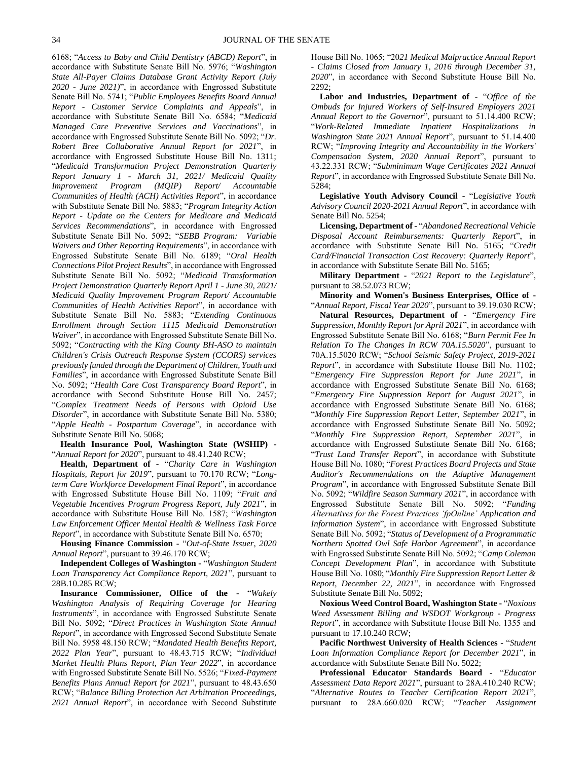6168; "*Access to Baby and Child Dentistry (ABCD) Report*", in accordance with Substitute Senate Bill No. 5976; "*Washington State All-Payer Claims Database Grant Activity Report (July 2020 - June 2021)*", in accordance with Engrossed Substitute Senate Bill No. 5741; "*Public Employees Benefits Board Annual Report - Customer Service Complaints and Appeals*", in accordance with Substitute Senate Bill No. 6584; "*Medicaid Managed Care Preventive Services and Vaccinations*", in accordance with Engrossed Substitute Senate Bill No. 5092; "*Dr. Robert Bree Collaborative Annual Report for 2021*", in accordance with Engrossed Substitute House Bill No. 1311; "*Medicaid Transformation Project Demonstration Quarterly Report January 1 - March 31, 2021/ Medicaid Quality Improvement Program (MQIP) Report/ Accountable Communities of Health (ACH) Activities Report*", in accordance with Substitute Senate Bill No. 5883; "*Program Integrity Action Report - Update on the Centers for Medicare and Medicaid Services Recommendations*", in accordance with Engrossed Substitute Senate Bill No. 5092; "*SEBB Program: Variable Waivers and Other Reporting Requirements*", in accordance with Engrossed Substitute Senate Bill No. 6189; "*Oral Health Connections Pilot Project Results*", in accordance with Engrossed Substitute Senate Bill No. 5092; "*Medicaid Transformation Project Demonstration Quarterly Report April 1 - June 30, 2021/ Medicaid Quality Improvement Program Report/ Accountable Communities of Health Activities Report*", in accordance with Substitute Senate Bill No. 5883; "*Extending Continuous Enrollment through Section 1115 Medicaid Demonstration Waiver*", in accordance with Engrossed Substitute Senate Bill No. 5092; "*Contracting with the King County BH-ASO to maintain Children's Crisis Outreach Response System (CCORS) services previously funded through the Department of Children, Youth and Families*", in accordance with Engrossed Substitute Senate Bill No. 5092; "*Health Care Cost Transparency Board Report*", in accordance with Second Substitute House Bill No. 2457; "*Complex Treatment Needs of Persons with Opioid Use Disorder*", in accordance with Substitute Senate Bill No. 5380; "*Apple Health - Postpartum Coverage*", in accordance with Substitute Senate Bill No. 5068;

**Health Insurance Pool, Washington State (WSHIP)** - "*Annual Report for 2020*", pursuant to 48.41.240 RCW;

**Health, Department of** - "*Charity Care in Washington Hospitals, Report for 2019*", pursuant to 70.170 RCW; "*Long-term Care Workforce Development Final Report*", in accordance with Engrossed Substitute House Bill No. 1109; "*Fruit and Vegetable Incentives Program Progress Report, July 2021*", in accordance with Substitute House Bill No. 1587; "*Washington Law Enforcement Officer Mental Health & Wellness Task Force Report*", in accordance with Substitute Senate Bill No. 6570;

**Housing Finance Commission** - "*Out-of-State Issuer, 2020 Annual Report*", pursuant to 39.46.170 RCW;

**Independent Colleges of Washington** - "*Washington Student Loan Transparency Act Compliance Report, 2021*", pursuant to 28B.10.285 RCW;

**Insurance Commissioner, Office of the** - "*Wakely Washington Analysis of Requiring Coverage for Hearing Instruments*", in accordance with Engrossed Substitute Senate Bill No. 5092; "*Direct Practices in Washington State Annual Report*", in accordance with Engrossed Second Substitute Senate Bill No. 5958 48.150 RCW; "*Mandated Health Benefits Report, 2022 Plan Year*", pursuant to 48.43.715 RCW; "*Individual Market Health Plans Report, Plan Year 2022*", in accordance with Engrossed Substitute Senate Bill No. 5526; "*Fixed-Payment Benefits Plans Annual Report for 2021*", pursuant to 48.43.650 RCW; "*Balance Billing Protection Act Arbitration Proceedings, 2021 Annual Report*", in accordance with Second Substitute House Bill No. 1065; "*2021 Medical Malpractice Annual Report - Claims Closed from January 1, 2016 through December 31, 2020*", in accordance with Second Substitute House Bill No. 2292;

**Labor and Industries, Department of** - "*Office of the Ombuds for Injured Workers of Self-Insured Employers 2021 Annual Report to the Governor*", pursuant to 51.14.400 RCW; "*Work-Related Immediate Inpatient Hospitalizations in Washington State 2021 Annual Report*", pursuant to 51.14.400 RCW; "*Improving Integrity and Accountability in the Workers' Compensation System, 2020 Annual Report*", pursuant to 43.22.331 RCW; "*Subminimum Wage Certificates 2021 Annual Report*", in accordance with Engrossed Substitute Senate Bill No. 5284;

**Legislative Youth Advisory Council** - "*Legislative Youth Advisory Council 2020-2021 Annual Report*", in accordance with Senate Bill No. 5254;

**Licensing, Department of** - "*Abandoned Recreational Vehicle Disposal Account Reimbursements: Quarterly Report*", in accordance with Substitute Senate Bill No. 5165; "*Credit Card/Financial Transaction Cost Recovery: Quarterly Report*", in accordance with Substitute Senate Bill No. 5165;

**Military Department** - "*2021 Report to the Legislature*", pursuant to 38.52.073 RCW;

**Minority and Women's Business Enterprises, Office of** - "*Annual Report, Fiscal Year 2020*", pursuant to 39.19.030 RCW;

**Natural Resources, Department of** - "*Emergency Fire Suppression, Monthly Report for April 2021*", in accordance with Engrossed Substitute Senate Bill No. 6168; "*Burn Permit Fee In Relation To The Changes In RCW 70A.15.5020*", pursuant to 70A.15.5020 RCW; "*School Seismic Safety Project, 2019-2021 Report*", in accordance with Substitute House Bill No. 1102; "*Emergency Fire Suppression Report for June 2021*", in accordance with Engrossed Substitute Senate Bill No. 6168; "*Emergency Fire Suppression Report for August 2021*", in accordance with Engrossed Substitute Senate Bill No. 6168; "*Monthly Fire Suppression Report Letter, September 2021*", in accordance with Engrossed Substitute Senate Bill No. 5092; "*Monthly Fire Suppression Report, September 2021*", in accordance with Engrossed Substitute Senate Bill No. 6168; "*Trust Land Transfer Report*", in accordance with Substitute House Bill No. 1080; "*Forest Practices Board Projects and State Auditor's Recommendations on the Adaptive Management Program*", in accordance with Engrossed Substitute Senate Bill No. 5092; "*Wildfire Season Summary 2021*", in accordance with Engrossed Substitute Senate Bill No. 5092; "*Funding Alternatives for the Forest Practices 'fpOnline' Application and Information System*", in accordance with Engrossed Substitute Senate Bill No. 5092; "*Status of Development of a Programmatic Northern Spotted Owl Safe Harbor Agreement*", in accordance with Engrossed Substitute Senate Bill No. 5092; "*Camp Coleman Concept Development Plan*", in accordance with Substitute House Bill No. 1080; "*Monthly Fire Suppression Report Letter & Report, December 22, 2021*", in accordance with Engrossed Substitute Senate Bill No. 5092;

**Noxious Weed Control Board, Washington State** - "*Noxious Weed Assessment Billing and WSDOT Workgroup - Progress Report*", in accordance with Substitute House Bill No. 1355 and pursuant to 17.10.240 RCW;

**Pacific Northwest University of Health Sciences** - "*Student Loan Information Compliance Report for December 2021*", in accordance with Substitute Senate Bill No. 5022;

**Professional Educator Standards Board** - "*Educator Assessment Data Report 2021*", pursuant to 28A.410.240 RCW; "*Alternative Routes to Teacher Certification Report 2021*", pursuant to 28A.660.020 RCW; "*Teacher Assignment*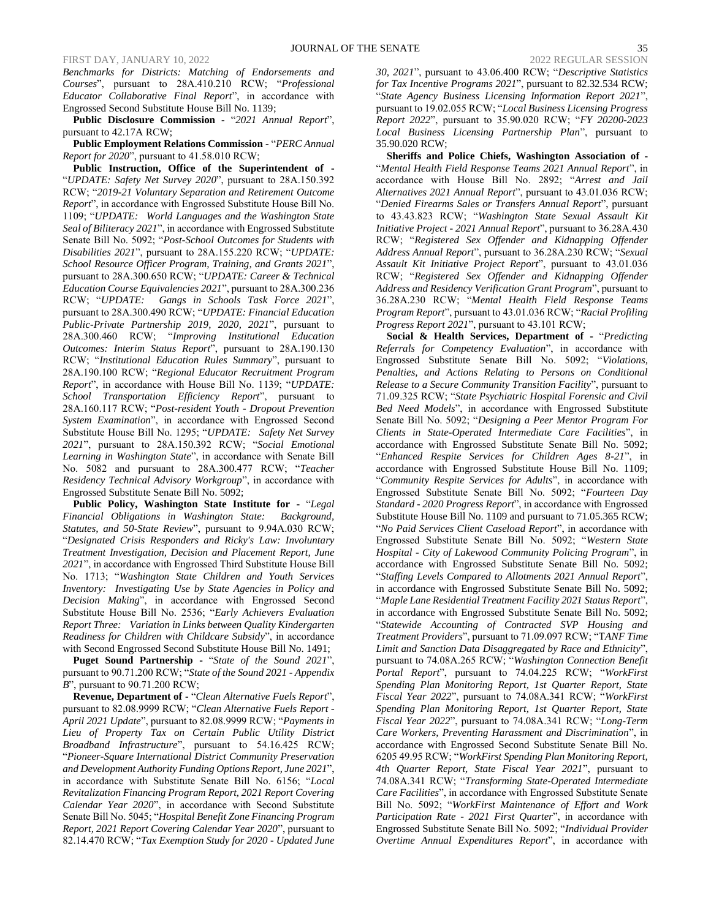*Benchmarks for Districts: Matching of Endorsements and Courses*", pursuant to 28A.410.210 RCW; "*Professional Educator Collaborative Final Report*", in accordance with Engrossed Second Substitute House Bill No. 1139;

**Public Disclosure Commission** - "*2021 Annual Report*", pursuant to 42.17A RCW;

**Public Employment Relations Commission -** "*PERC Annual Report for 2020*", pursuant to 41.58.010 RCW;

**Public Instruction, Office of the Superintendent of** - "*UPDATE: Safety Net Survey 2020*", pursuant to 28A.150.392 RCW; "*2019-21 Voluntary Separation and Retirement Outcome Report*", in accordance with Engrossed Substitute House Bill No. 1109; "*UPDATE: World Languages and the Washington State Seal of Biliteracy 2021*", in accordance with Engrossed Substitute Senate Bill No. 5092; "*Post-School Outcomes for Students with Disabilities 2021*", pursuant to 28A.155.220 RCW; "*UPDATE: School Resource Officer Program, Training, and Grants 2021*", pursuant to 28A.300.650 RCW; "*UPDATE: Career & Technical Education Course Equivalencies 2021*", pursuant to 28A.300.236 RCW; "*UPDATE: Gangs in Schools Task Force 2021*", pursuant to 28A.300.490 RCW; "*UPDATE: Financial Education Public-Private Partnership 2019, 2020, 2021*", pursuant to 28A.300.460 RCW; "*Improving Institutional Education Outcomes: Interim Status Report*", pursuant to 28A.190.130 RCW; "*Institutional Education Rules Summary*", pursuant to 28A.190.100 RCW; "*Regional Educator Recruitment Program Report*", in accordance with House Bill No. 1139; "*UPDATE: School Transportation Efficiency Report*", pursuant to 28A.160.117 RCW; "*Post-resident Youth - Dropout Prevention System Examination*", in accordance with Engrossed Second Substitute House Bill No. 1295; "*UPDATE: Safety Net Survey 2021*", pursuant to 28A.150.392 RCW; "*Social Emotional Learning in Washington State*", in accordance with Senate Bill No. 5082 and pursuant to 28A.300.477 RCW; "*Teacher Residency Technical Advisory Workgroup*", in accordance with Engrossed Substitute Senate Bill No. 5092;

**Public Policy, Washington State Institute for** - "*Legal Financial Obligations in Washington State: Background, Statutes, and 50-State Review*", pursuant to 9.94A.030 RCW; "*Designated Crisis Responders and Ricky's Law: Involuntary Treatment Investigation, Decision and Placement Report, June 2021*", in accordance with Engrossed Third Substitute House Bill No. 1713; "*Washington State Children and Youth Services Inventory: Investigating Use by State Agencies in Policy and Decision Making*", in accordance with Engrossed Second Substitute House Bill No. 2536; "*Early Achievers Evaluation Report Three: Variation in Links between Quality Kindergarten Readiness for Children with Childcare Subsidy*", in accordance with Second Engrossed Second Substitute House Bill No. 1491;

**Puget Sound Partnership** - "*State of the Sound 2021*", pursuant to 90.71.200 RCW; "*State of the Sound 2021 - Appendix B*", pursuant to 90.71.200 RCW;

**Revenue, Department of** - "*Clean Alternative Fuels Report*", pursuant to 82.08.9999 RCW; "*Clean Alternative Fuels Report - April 2021 Update*", pursuant to 82.08.9999 RCW; "*Payments in Lieu of Property Tax on Certain Public Utility District Broadband Infrastructure*", pursuant to 54.16.425 RCW; "*Pioneer-Square International District Community Preservation and Development Authority Funding Options Report, June 2021*", in accordance with Substitute Senate Bill No. 6156; "*Local Revitalization Financing Program Report, 2021 Report Covering Calendar Year 2020*", in accordance with Second Substitute Senate Bill No. 5045; "*Hospital Benefit Zone Financing Program Report, 2021 Report Covering Calendar Year 2020*", pursuant to 82.14.470 RCW; "*Tax Exemption Study for 2020 - Updated June 30, 2021*", pursuant to 43.06.400 RCW; "*Descriptive Statistics for Tax Incentive Programs 2021*", pursuant to 82.32.534 RCW; "*State Agency Business Licensing Information Report 2021*", pursuant to 19.02.055 RCW; "*Local Business Licensing Progress Report 2022*", pursuant to 35.90.020 RCW; "*FY 20200-2023 Local Business Licensing Partnership Plan*", pursuant to 35.90.020 RCW;

**Sheriffs and Police Chiefs, Washington Association of** - "*Mental Health Field Response Teams 2021 Annual Report*", in accordance with House Bill No. 2892; "*Arrest and Jail Alternatives 2021 Annual Report*", pursuant to 43.01.036 RCW; "*Denied Firearms Sales or Transfers Annual Report*", pursuant to 43.43.823 RCW; "*Washington State Sexual Assault Kit Initiative Project - 2021 Annual Report*", pursuant to 36.28A.430 RCW; "*Registered Sex Offender and Kidnapping Offender Address Annual Report*", pursuant to 36.28A.230 RCW; "*Sexual Assault Kit Initiative Project Report*", pursuant to 43.01.036 RCW; "*Registered Sex Offender and Kidnapping Offender Address and Residency Verification Grant Program*", pursuant to 36.28A.230 RCW; "*Mental Health Field Response Teams Program Report*", pursuant to 43.01.036 RCW; "*Racial Profiling Progress Report 2021*", pursuant to 43.101 RCW;

**Social & Health Services, Department of** - "*Predicting Referrals for Competency Evaluation*", in accordance with Engrossed Substitute Senate Bill No. 5092; "*Violations, Penalties, and Actions Relating to Persons on Conditional Release to a Secure Community Transition Facility*", pursuant to 71.09.325 RCW; "*State Psychiatric Hospital Forensic and Civil Bed Need Models*", in accordance with Engrossed Substitute Senate Bill No. 5092; "*Designing a Peer Mentor Program For Clients in State-Operated Intermediate Care Facilities*", in accordance with Engrossed Substitute Senate Bill No. 5092; "*Enhanced Respite Services for Children Ages 8-21*", in accordance with Engrossed Substitute House Bill No. 1109; "*Community Respite Services for Adults*", in accordance with Engrossed Substitute Senate Bill No. 5092; "*Fourteen Day Standard - 2020 Progress Report*", in accordance with Engrossed Substitute House Bill No. 1109 and pursuant to 71.05.365 RCW; "*No Paid Services Client Caseload Report*", in accordance with Engrossed Substitute Senate Bill No. 5092; "*Western State Hospital - City of Lakewood Community Policing Program*", in accordance with Engrossed Substitute Senate Bill No. 5092; "*Staffing Levels Compared to Allotments 2021 Annual Report*", in accordance with Engrossed Substitute Senate Bill No. 5092; "*Maple Lane Residential Treatment Facility 2021 Status Report*", in accordance with Engrossed Substitute Senate Bill No. 5092; "*Statewide Accounting of Contracted SVP Housing and Treatment Providers*", pursuant to 71.09.097 RCW; "*TANF Time Limit and Sanction Data Disaggregated by Race and Ethnicity*", pursuant to 74.08A.265 RCW; "*Washington Connection Benefit Portal Report*", pursuant to 74.04.225 RCW; "*WorkFirst Spending Plan Monitoring Report, 1st Quarter Report, State Fiscal Year 2022*", pursuant to 74.08A.341 RCW; "*WorkFirst Spending Plan Monitoring Report, 1st Quarter Report, State Fiscal Year 2022*", pursuant to 74.08A.341 RCW; "*Long-Term Care Workers, Preventing Harassment and Discrimination*", in accordance with Engrossed Second Substitute Senate Bill No. 6205 49.95 RCW; "*WorkFirst Spending Plan Monitoring Report, 4th Quarter Report, State Fiscal Year 2021*", pursuant to 74.08A.341 RCW; "*Transforming State-Operated Intermediate Care Facilities*", in accordance with Engrossed Substitute Senate Bill No. 5092; "*WorkFirst Maintenance of Effort and Work Participation Rate - 2021 First Quarter*", in accordance with Engrossed Substitute Senate Bill No. 5092; "*Individual Provider Overtime Annual Expenditures Report*", in accordance with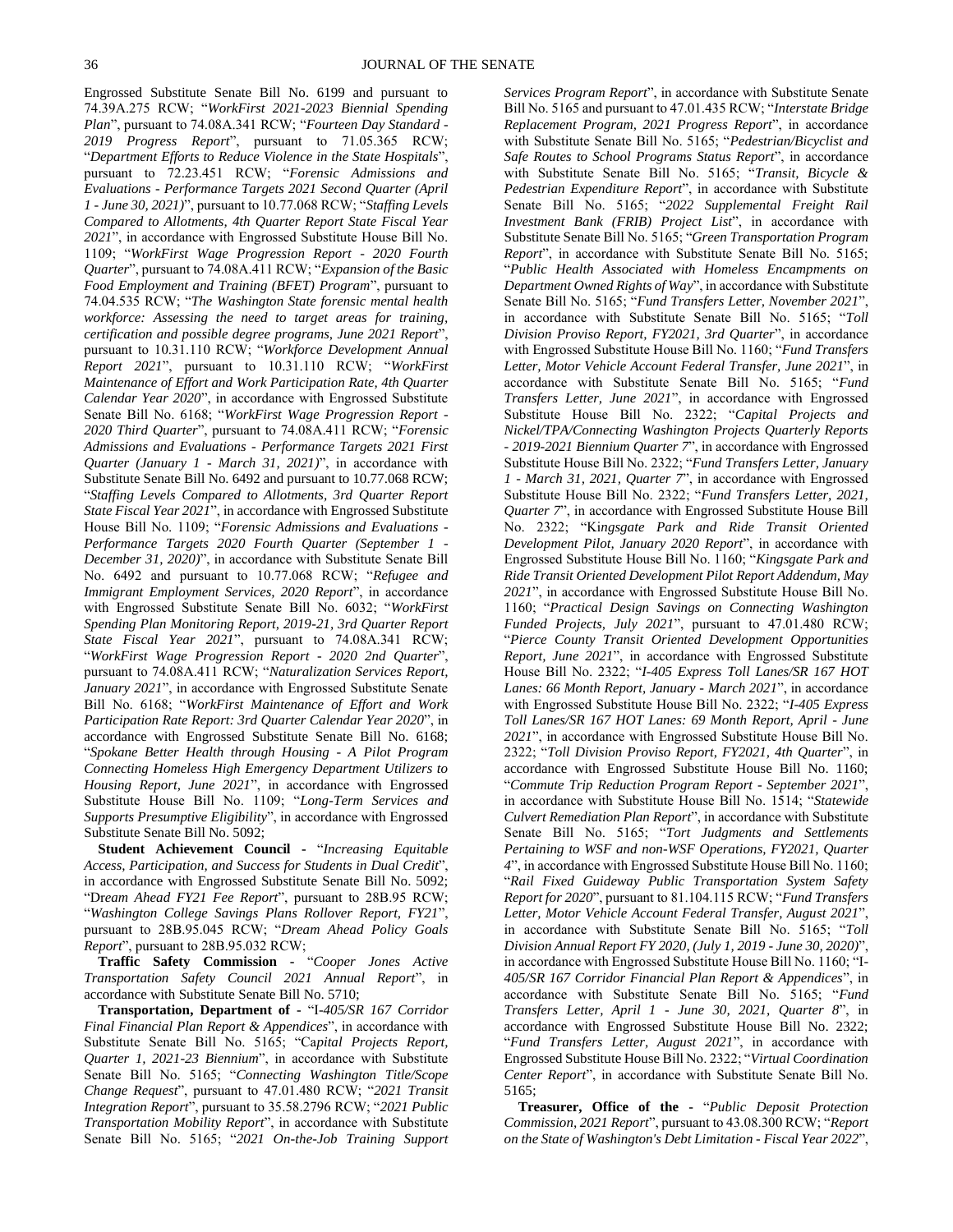Engrossed Substitute Senate Bill No. 6199 and pursuant to 74.39A.275 RCW; "*WorkFirst 2021-2023 Biennial Spending Plan*", pursuant to 74.08A.341 RCW; "*Fourteen Day Standard - 2019 Progress Report*", pursuant to 71.05.365 RCW; "*Department Efforts to Reduce Violence in the State Hospitals*", pursuant to 72.23.451 RCW; "*Forensic Admissions and Evaluations - Performance Targets 2021 Second Quarter (April 1 - June 30, 2021)*", pursuant to 10.77.068 RCW; "*Staffing Levels Compared to Allotments, 4th Quarter Report State Fiscal Year 2021*", in accordance with Engrossed Substitute House Bill No. 1109; "*WorkFirst Wage Progression Report - 2020 Fourth Quarter*", pursuant to 74.08A.411 RCW; "*Expansion of the Basic Food Employment and Training (BFET) Program*", pursuant to 74.04.535 RCW; "*The Washington State forensic mental health workforce: Assessing the need to target areas for training, certification and possible degree programs, June 2021 Report*", pursuant to 10.31.110 RCW; "*Workforce Development Annual Report 2021*", pursuant to 10.31.110 RCW; "*WorkFirst Maintenance of Effort and Work Participation Rate, 4th Quarter Calendar Year 2020*", in accordance with Engrossed Substitute Senate Bill No. 6168; "*WorkFirst Wage Progression Report - 2020 Third Quarter*", pursuant to 74.08A.411 RCW; "*Forensic Admissions and Evaluations - Performance Targets 2021 First Quarter (January 1 - March 31, 2021)*", in accordance with Substitute Senate Bill No. 6492 and pursuant to 10.77.068 RCW; "*Staffing Levels Compared to Allotments, 3rd Quarter Report State Fiscal Year 2021*", in accordance with Engrossed Substitute House Bill No. 1109; "*Forensic Admissions and Evaluations - Performance Targets 2020 Fourth Quarter (September 1 - December 31, 2020)*", in accordance with Substitute Senate Bill No. 6492 and pursuant to 10.77.068 RCW; "*Refugee and Immigrant Employment Services, 2020 Report*", in accordance with Engrossed Substitute Senate Bill No. 6032; "*WorkFirst Spending Plan Monitoring Report, 2019-21, 3rd Quarter Report State Fiscal Year 2021*", pursuant to 74.08A.341 RCW; "*WorkFirst Wage Progression Report - 2020 2nd Quarter*", pursuant to 74.08A.411 RCW; "*Naturalization Services Report, January 2021*", in accordance with Engrossed Substitute Senate Bill No. 6168; "*WorkFirst Maintenance of Effort and Work Participation Rate Report: 3rd Quarter Calendar Year 2020*", in accordance with Engrossed Substitute Senate Bill No. 6168; "*Spokane Better Health through Housing - A Pilot Program Connecting Homeless High Emergency Department Utilizers to Housing Report, June 2021*", in accordance with Engrossed Substitute House Bill No. 1109; "*Long-Term Services and Supports Presumptive Eligibility*", in accordance with Engrossed Substitute Senate Bill No. 5092;

**Student Achievement Council -** "*Increasing Equitable Access, Participation, and Success for Students in Dual Credit*", in accordance with Engrossed Substitute Senate Bill No. 5092; "*Dream Ahead FY21 Fee Report*", pursuant to 28B.95 RCW; "*Washington College Savings Plans Rollover Report, FY21*", pursuant to 28B.95.045 RCW; "*Dream Ahead Policy Goals Report*", pursuant to 28B.95.032 RCW;

**Traffic Safety Commission -** "*Cooper Jones Active Transportation Safety Council 2021 Annual Report*", in accordance with Substitute Senate Bill No. 5710;

**Transportation, Department of -** "*I-405/SR 167 Corridor Final Financial Plan Report & Appendices*", in accordance with Substitute Senate Bill No. 5165; "*Capital Projects Report, Quarter 1, 2021-23 Biennium*", in accordance with Substitute Senate Bill No. 5165; "*Connecting Washington Title/Scope Change Request*", pursuant to 47.01.480 RCW; "*2021 Transit Integration Report*", pursuant to 35.58.2796 RCW; "*2021 Public Transportation Mobility Report*", in accordance with Substitute Senate Bill No. 5165; "*2021 On-the-Job Training Support Services Program Report*", in accordance with Substitute Senate Bill No. 5165 and pursuant to 47.01.435 RCW; "*Interstate Bridge Replacement Program, 2021 Progress Report*", in accordance with Substitute Senate Bill No. 5165; "*Pedestrian/Bicyclist and Safe Routes to School Programs Status Report*", in accordance with Substitute Senate Bill No. 5165; "*Transit, Bicycle & Pedestrian Expenditure Report*", in accordance with Substitute Senate Bill No. 5165; "*2022 Supplemental Freight Rail Investment Bank (FRIB) Project List*", in accordance with Substitute Senate Bill No. 5165; "*Green Transportation Program Report*", in accordance with Substitute Senate Bill No. 5165; "*Public Health Associated with Homeless Encampments on Department Owned Rights of Way*", in accordance with Substitute Senate Bill No. 5165; "*Fund Transfers Letter, November 2021*", in accordance with Substitute Senate Bill No. 5165; "*Toll Division Proviso Report, FY2021, 3rd Quarter*", in accordance with Engrossed Substitute House Bill No. 1160; "*Fund Transfers Letter, Motor Vehicle Account Federal Transfer, June 2021*", in accordance with Substitute Senate Bill No. 5165; "*Fund Transfers Letter, June 2021*", in accordance with Engrossed Substitute House Bill No. 2322; "*Capital Projects and Nickel/TPA/Connecting Washington Projects Quarterly Reports - 2019-2021 Biennium Quarter 7*", in accordance with Engrossed Substitute House Bill No. 2322; "*Fund Transfers Letter, January 1 - March 31, 2021, Quarter 7*", in accordance with Engrossed Substitute House Bill No. 2322; "*Fund Transfers Letter, 2021, Quarter 7*", in accordance with Engrossed Substitute House Bill No. 2322; "*Kingsgate Park and Ride Transit Oriented Development Pilot, January 2020 Report*", in accordance with Engrossed Substitute House Bill No. 1160; "*Kingsgate Park and Ride Transit Oriented Development Pilot Report Addendum, May 2021*", in accordance with Engrossed Substitute House Bill No. 1160; "*Practical Design Savings on Connecting Washington Funded Projects, July 2021*", pursuant to 47.01.480 RCW; "*Pierce County Transit Oriented Development Opportunities Report, June 2021*", in accordance with Engrossed Substitute House Bill No. 2322; "*I-405 Express Toll Lanes/SR 167 HOT Lanes: 66 Month Report, January - March 2021*", in accordance with Engrossed Substitute House Bill No. 2322; "*I-405 Express Toll Lanes/SR 167 HOT Lanes: 69 Month Report, April - June 2021*", in accordance with Engrossed Substitute House Bill No. 2322; "*Toll Division Proviso Report, FY2021, 4th Quarter*", in accordance with Engrossed Substitute House Bill No. 1160; "*Commute Trip Reduction Program Report - September 2021*", in accordance with Substitute House Bill No. 1514; "*Statewide Culvert Remediation Plan Report*", in accordance with Substitute Senate Bill No. 5165; "*Tort Judgments and Settlements Pertaining to WSF and non-WSF Operations, FY2021, Quarter 4*", in accordance with Engrossed Substitute House Bill No. 1160; "*Rail Fixed Guideway Public Transportation System Safety Report for 2020*", pursuant to 81.104.115 RCW; "*Fund Transfers Letter, Motor Vehicle Account Federal Transfer, August 2021*", in accordance with Substitute Senate Bill No. 5165; "*Toll Division Annual Report FY 2020, (July 1, 2019 - June 30, 2020)*", in accordance with Engrossed Substitute House Bill No. 1160; "*I-405/SR 167 Corridor Financial Plan Report & Appendices*", in accordance with Substitute Senate Bill No. 5165; "*Fund Transfers Letter, April 1 - June 30, 2021, Quarter 8*", in accordance with Engrossed Substitute House Bill No. 2322; "*Fund Transfers Letter, August 2021*", in accordance with Engrossed Substitute House Bill No. 2322; "*Virtual Coordination Center Report*", in accordance with Substitute Senate Bill No. 5165;

**Treasurer, Office of the -** "*Public Deposit Protection Commission, 2021 Report*", pursuant to 43.08.300 RCW; "*Report on the State of Washington's Debt Limitation - Fiscal Year 2022*",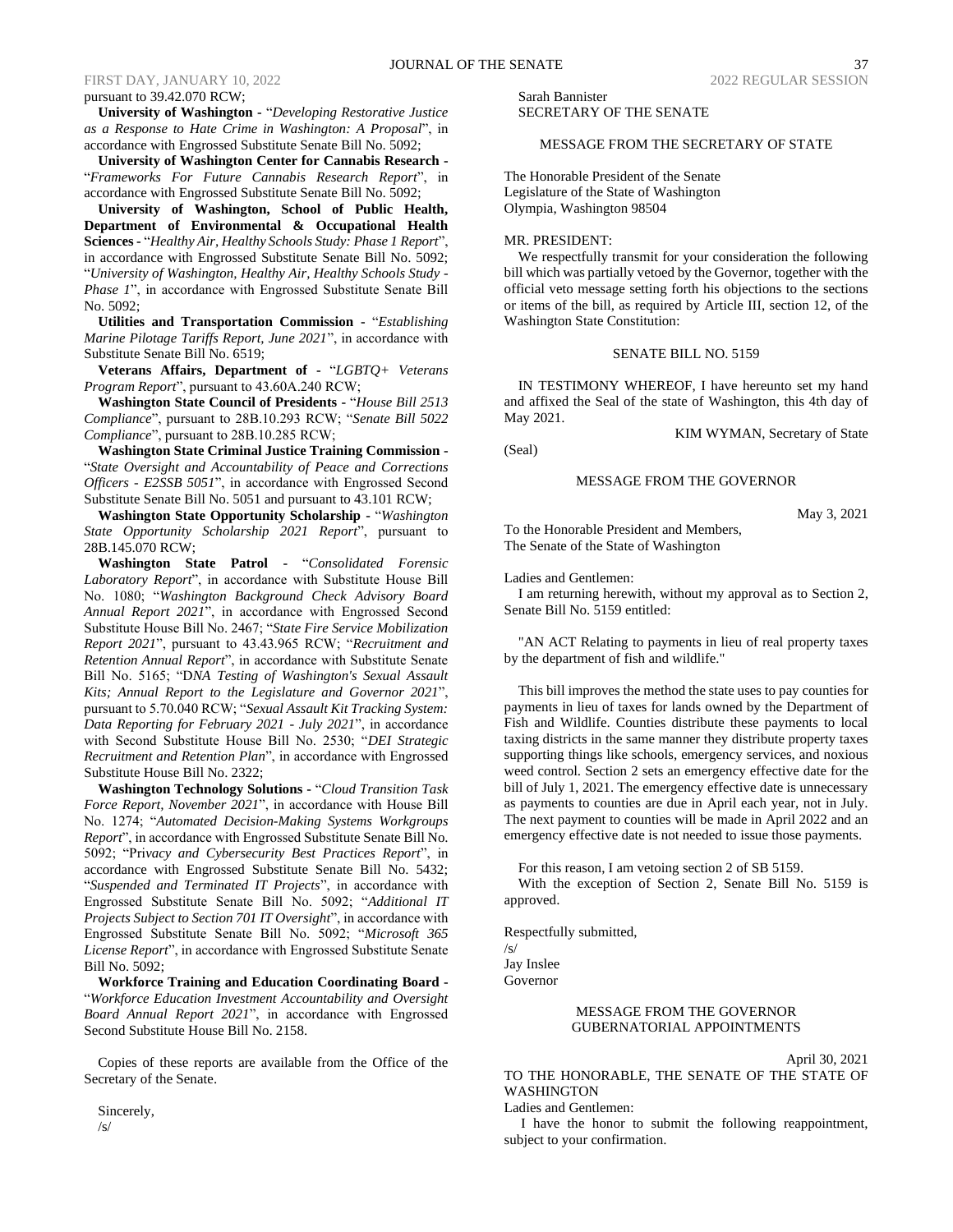pursuant to 39.42.070 RCW;

**University of Washington -** "*Developing Restorative Justice as a Response to Hate Crime in Washington: A Proposal*", in accordance with Engrossed Substitute Senate Bill No. 5092;

**University of Washington Center for Cannabis Research -** "*Frameworks For Future Cannabis Research Report*", in accordance with Engrossed Substitute Senate Bill No. 5092;

**University of Washington, School of Public Health, Department of Environmental & Occupational Health Sciences -** "*Healthy Air, Healthy Schools Study: Phase 1 Report*", in accordance with Engrossed Substitute Senate Bill No. 5092; "*University of Washington, Healthy Air, Healthy Schools Study - Phase 1*", in accordance with Engrossed Substitute Senate Bill No. 5092;

**Utilities and Transportation Commission -** "*Establishing Marine Pilotage Tariffs Report, June 2021*", in accordance with Substitute Senate Bill No. 6519;

**Veterans Affairs, Department of -** "*LGBTQ+ Veterans Program Report*", pursuant to 43.60A.240 RCW;

**Washington State Council of Presidents -** "*House Bill 2513 Compliance*", pursuant to 28B.10.293 RCW; "*Senate Bill 5022 Compliance*", pursuant to 28B.10.285 RCW;

**Washington State Criminal Justice Training Commission -** "*State Oversight and Accountability of Peace and Corrections Officers - E2SSB 5051*", in accordance with Engrossed Second Substitute Senate Bill No. 5051 and pursuant to 43.101 RCW;

**Washington State Opportunity Scholarship -** "*Washington State Opportunity Scholarship 2021 Report*", pursuant to 28B.145.070 RCW;

**Washington State Patrol -** "*Consolidated Forensic Laboratory Report*", in accordance with Substitute House Bill No. 1080; "*Washington Background Check Advisory Board Annual Report 2021*", in accordance with Engrossed Second Substitute House Bill No. 2467; "*State Fire Service Mobilization Report 2021*", pursuant to 43.43.965 RCW; "*Recruitment and Retention Annual Report*", in accordance with Substitute Senate Bill No. 5165; "*DNA Testing of Washington's Sexual Assault Kits; Annual Report to the Legislature and Governor 2021*", pursuant to 5.70.040 RCW; "*Sexual Assault Kit Tracking System: Data Reporting for February 2021 - July 2021*", in accordance with Second Substitute House Bill No. 2530; "*DEI Strategic Recruitment and Retention Plan*", in accordance with Engrossed Substitute House Bill No. 2322;

**Washington Technology Solutions -** "*Cloud Transition Task Force Report, November 2021*", in accordance with House Bill No. 1274; "*Automated Decision-Making Systems Workgroups Report*", in accordance with Engrossed Substitute Senate Bill No. 5092; "*Privacy and Cybersecurity Best Practices Report*", in accordance with Engrossed Substitute Senate Bill No. 5432; "*Suspended and Terminated IT Projects*", in accordance with Engrossed Substitute Senate Bill No. 5092; "*Additional IT Projects Subject to Section 701 IT Oversight*", in accordance with Engrossed Substitute Senate Bill No. 5092; "*Microsoft 365 License Report*", in accordance with Engrossed Substitute Senate Bill No. 5092;

**Workforce Training and Education Coordinating Board -** "*Workforce Education Investment Accountability and Oversight Board Annual Report 2021*", in accordance with Engrossed Second Substitute House Bill No. 2158.

Copies of these reports are available from the Office of the Secretary of the Senate.

Sincerely,
/s/
Sarah Bannister
SECRETARY OF THE SENATE

MESSAGE FROM THE SECRETARY OF STATE

The Honorable President of the Senate
Legislature of the State of Washington
Olympia, Washington 98504

MR. PRESIDENT:

We respectfully transmit for your consideration the following bill which was partially vetoed by the Governor, together with the official veto message setting forth his objections to the sections or items of the bill, as required by Article III, section 12, of the Washington State Constitution:

SENATE BILL NO. 5159

IN TESTIMONY WHEREOF, I have hereunto set my hand and affixed the Seal of the state of Washington, this 4th day of May 2021.

KIM WYMAN, Secretary of State

(Seal)

MESSAGE FROM THE GOVERNOR

May 3, 2021

To the Honorable President and Members,
The Senate of the State of Washington

Ladies and Gentlemen:

I am returning herewith, without my approval as to Section 2, Senate Bill No. 5159 entitled:

"AN ACT Relating to payments in lieu of real property taxes by the department of fish and wildlife."

This bill improves the method the state uses to pay counties for payments in lieu of taxes for lands owned by the Department of Fish and Wildlife. Counties distribute these payments to local taxing districts in the same manner they distribute property taxes supporting things like schools, emergency services, and noxious weed control. Section 2 sets an emergency effective date for the bill of July 1, 2021. The emergency effective date is unnecessary as payments to counties are due in April each year, not in July. The next payment to counties will be made in April 2022 and an emergency effective date is not needed to issue those payments.

For this reason, I am vetoing section 2 of SB 5159.

With the exception of Section 2, Senate Bill No. 5159 is approved.

Respectfully submitted,
/s/
Jay Inslee
Governor

MESSAGE FROM THE GOVERNOR
GUBERNATORIAL APPOINTMENTS

April 30, 2021

TO THE HONORABLE, THE SENATE OF THE STATE OF WASHINGTON

Ladies and Gentlemen:

I have the honor to submit the following reappointment, subject to your confirmation.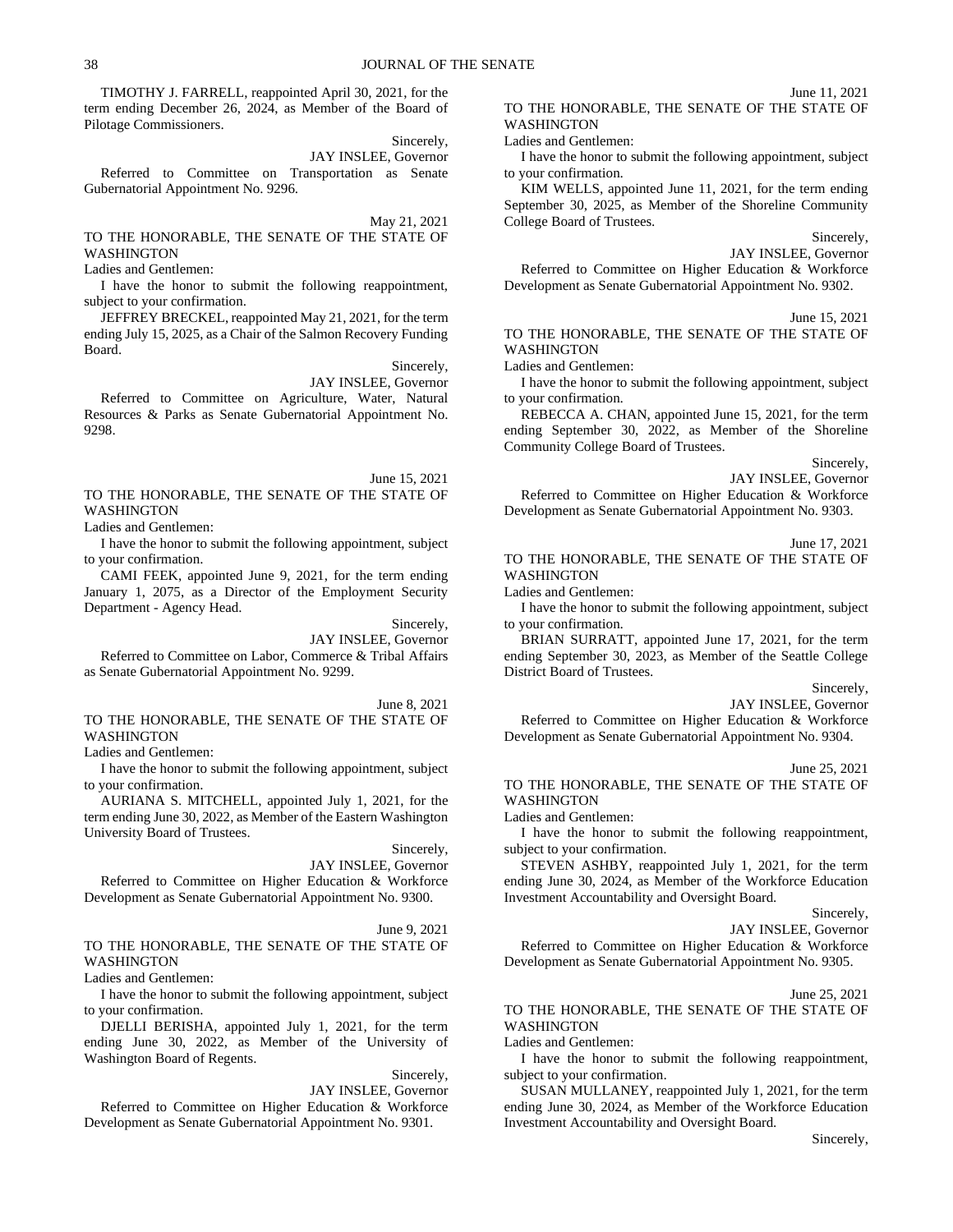TIMOTHY J. FARRELL, reappointed April 30, 2021, for the term ending December 26, 2024, as Member of the Board of Pilotage Commissioners.

Sincerely,

JAY INSLEE, Governor

Referred to Committee on Transportation as Senate Gubernatorial Appointment No. 9296.

May 21, 2021

TO THE HONORABLE, THE SENATE OF THE STATE OF WASHINGTON

Ladies and Gentlemen:

I have the honor to submit the following reappointment, subject to your confirmation.

JEFFREY BRECKEL, reappointed May 21, 2021, for the term ending July 15, 2025, as a Chair of the Salmon Recovery Funding Board.

Sincerely,

JAY INSLEE, Governor

Referred to Committee on Agriculture, Water, Natural Resources & Parks as Senate Gubernatorial Appointment No. 9298.

June 15, 2021

TO THE HONORABLE, THE SENATE OF THE STATE OF WASHINGTON

Ladies and Gentlemen:

I have the honor to submit the following appointment, subject to your confirmation.

CAMI FEEK, appointed June 9, 2021, for the term ending January 1, 2075, as a Director of the Employment Security Department - Agency Head.

Sincerely,

JAY INSLEE, Governor

Referred to Committee on Labor, Commerce & Tribal Affairs as Senate Gubernatorial Appointment No. 9299.

June 8, 2021

TO THE HONORABLE, THE SENATE OF THE STATE OF WASHINGTON

Ladies and Gentlemen:

I have the honor to submit the following appointment, subject to your confirmation.

AURIANA S. MITCHELL, appointed July 1, 2021, for the term ending June 30, 2022, as Member of the Eastern Washington University Board of Trustees.

Sincerely,

JAY INSLEE, Governor

Referred to Committee on Higher Education & Workforce Development as Senate Gubernatorial Appointment No. 9300.

June 9, 2021

TO THE HONORABLE, THE SENATE OF THE STATE OF WASHINGTON

Ladies and Gentlemen:

I have the honor to submit the following appointment, subject to your confirmation.

DJELLI BERISHA, appointed July 1, 2021, for the term ending June 30, 2022, as Member of the University of Washington Board of Regents.

Sincerely,

JAY INSLEE, Governor

Referred to Committee on Higher Education & Workforce Development as Senate Gubernatorial Appointment No. 9301.

June 11, 2021

TO THE HONORABLE, THE SENATE OF THE STATE OF WASHINGTON

Ladies and Gentlemen:

I have the honor to submit the following appointment, subject to your confirmation.

KIM WELLS, appointed June 11, 2021, for the term ending September 30, 2025, as Member of the Shoreline Community College Board of Trustees.

Sincerely,

JAY INSLEE, Governor

Referred to Committee on Higher Education & Workforce Development as Senate Gubernatorial Appointment No. 9302.

June 15, 2021

TO THE HONORABLE, THE SENATE OF THE STATE OF WASHINGTON

Ladies and Gentlemen:

I have the honor to submit the following appointment, subject to your confirmation.

REBECCA A. CHAN, appointed June 15, 2021, for the term ending September 30, 2022, as Member of the Shoreline Community College Board of Trustees.

Sincerely,

JAY INSLEE, Governor

Referred to Committee on Higher Education & Workforce Development as Senate Gubernatorial Appointment No. 9303.

June 17, 2021

TO THE HONORABLE, THE SENATE OF THE STATE OF WASHINGTON

Ladies and Gentlemen:

I have the honor to submit the following appointment, subject to your confirmation.

BRIAN SURRATT, appointed June 17, 2021, for the term ending September 30, 2023, as Member of the Seattle College District Board of Trustees.

Sincerely,

JAY INSLEE, Governor

Referred to Committee on Higher Education & Workforce Development as Senate Gubernatorial Appointment No. 9304.

June 25, 2021

TO THE HONORABLE, THE SENATE OF THE STATE OF WASHINGTON

Ladies and Gentlemen:

I have the honor to submit the following reappointment, subject to your confirmation.

STEVEN ASHBY, reappointed July 1, 2021, for the term ending June 30, 2024, as Member of the Workforce Education Investment Accountability and Oversight Board.

Sincerely,

JAY INSLEE, Governor

Referred to Committee on Higher Education & Workforce Development as Senate Gubernatorial Appointment No. 9305.

June 25, 2021

TO THE HONORABLE, THE SENATE OF THE STATE OF WASHINGTON

Ladies and Gentlemen:

I have the honor to submit the following reappointment, subject to your confirmation.

SUSAN MULLANEY, reappointed July 1, 2021, for the term ending June 30, 2024, as Member of the Workforce Education Investment Accountability and Oversight Board.

Sincerely,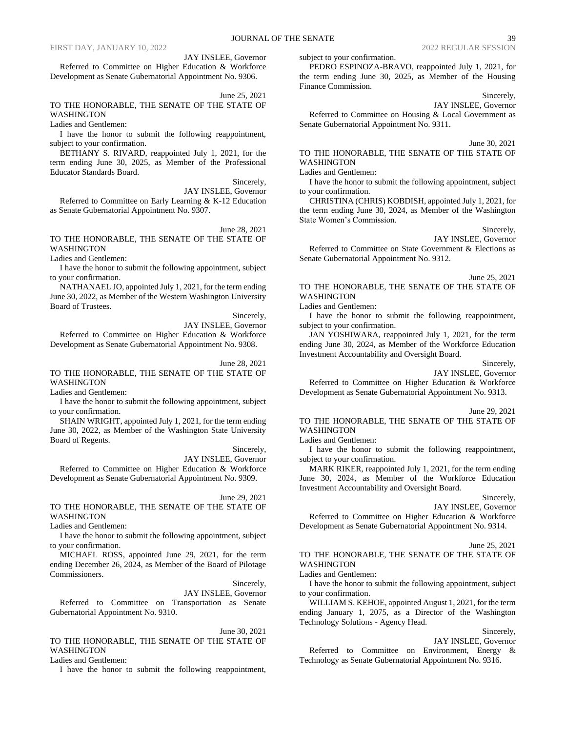JAY INSLEE, Governor

Referred to Committee on Higher Education & Workforce Development as Senate Gubernatorial Appointment No. 9306.

June 25, 2021

TO THE HONORABLE, THE SENATE OF THE STATE OF WASHINGTON

Ladies and Gentlemen:

I have the honor to submit the following reappointment, subject to your confirmation.

BETHANY S. RIVARD, reappointed July 1, 2021, for the term ending June 30, 2025, as Member of the Professional Educator Standards Board.

Sincerely,

JAY INSLEE, Governor

Referred to Committee on Early Learning & K-12 Education as Senate Gubernatorial Appointment No. 9307.

June 28, 2021

TO THE HONORABLE, THE SENATE OF THE STATE OF WASHINGTON

Ladies and Gentlemen:

I have the honor to submit the following appointment, subject to your confirmation.

NATHANAEL JO, appointed July 1, 2021, for the term ending June 30, 2022, as Member of the Western Washington University Board of Trustees.

Sincerely,

JAY INSLEE, Governor

Referred to Committee on Higher Education & Workforce Development as Senate Gubernatorial Appointment No. 9308.

June 28, 2021

TO THE HONORABLE, THE SENATE OF THE STATE OF WASHINGTON

Ladies and Gentlemen:

I have the honor to submit the following appointment, subject to your confirmation.

SHAIN WRIGHT, appointed July 1, 2021, for the term ending June 30, 2022, as Member of the Washington State University Board of Regents.

Sincerely,

JAY INSLEE, Governor

Referred to Committee on Higher Education & Workforce Development as Senate Gubernatorial Appointment No. 9309.

June 29, 2021

TO THE HONORABLE, THE SENATE OF THE STATE OF WASHINGTON

Ladies and Gentlemen:

I have the honor to submit the following appointment, subject to your confirmation.

MICHAEL ROSS, appointed June 29, 2021, for the term ending December 26, 2024, as Member of the Board of Pilotage Commissioners.

Sincerely,

JAY INSLEE, Governor

Referred to Committee on Transportation as Senate Gubernatorial Appointment No. 9310.

June 30, 2021

TO THE HONORABLE, THE SENATE OF THE STATE OF WASHINGTON

Ladies and Gentlemen:

I have the honor to submit the following reappointment, subject to your confirmation.

PEDRO ESPINOZA-BRAVO, reappointed July 1, 2021, for the term ending June 30, 2025, as Member of the Housing Finance Commission.

Sincerely,

JAY INSLEE, Governor

Referred to Committee on Housing & Local Government as Senate Gubernatorial Appointment No. 9311.

June 30, 2021

TO THE HONORABLE, THE SENATE OF THE STATE OF WASHINGTON

Ladies and Gentlemen:

I have the honor to submit the following appointment, subject to your confirmation.

CHRISTINA (CHRIS) KOBDISH, appointed July 1, 2021, for the term ending June 30, 2024, as Member of the Washington State Women's Commission.

Sincerely,

JAY INSLEE, Governor

Referred to Committee on State Government & Elections as Senate Gubernatorial Appointment No. 9312.

June 25, 2021

TO THE HONORABLE, THE SENATE OF THE STATE OF WASHINGTON

Ladies and Gentlemen:

I have the honor to submit the following reappointment, subject to your confirmation.

JAN YOSHIWARA, reappointed July 1, 2021, for the term ending June 30, 2024, as Member of the Workforce Education Investment Accountability and Oversight Board.

Sincerely,

JAY INSLEE, Governor

Referred to Committee on Higher Education & Workforce Development as Senate Gubernatorial Appointment No. 9313.

June 29, 2021

TO THE HONORABLE, THE SENATE OF THE STATE OF WASHINGTON

Ladies and Gentlemen:

I have the honor to submit the following reappointment, subject to your confirmation.

MARK RIKER, reappointed July 1, 2021, for the term ending June 30, 2024, as Member of the Workforce Education Investment Accountability and Oversight Board.

Sincerely,

JAY INSLEE, Governor

Referred to Committee on Higher Education & Workforce Development as Senate Gubernatorial Appointment No. 9314.

June 25, 2021

TO THE HONORABLE, THE SENATE OF THE STATE OF WASHINGTON

Ladies and Gentlemen:

I have the honor to submit the following appointment, subject to your confirmation.

WILLIAM S. KEHOE, appointed August 1, 2021, for the term ending January 1, 2075, as a Director of the Washington Technology Solutions - Agency Head.

Sincerely,

JAY INSLEE, Governor

Referred to Committee on Environment, Energy & Technology as Senate Gubernatorial Appointment No. 9316.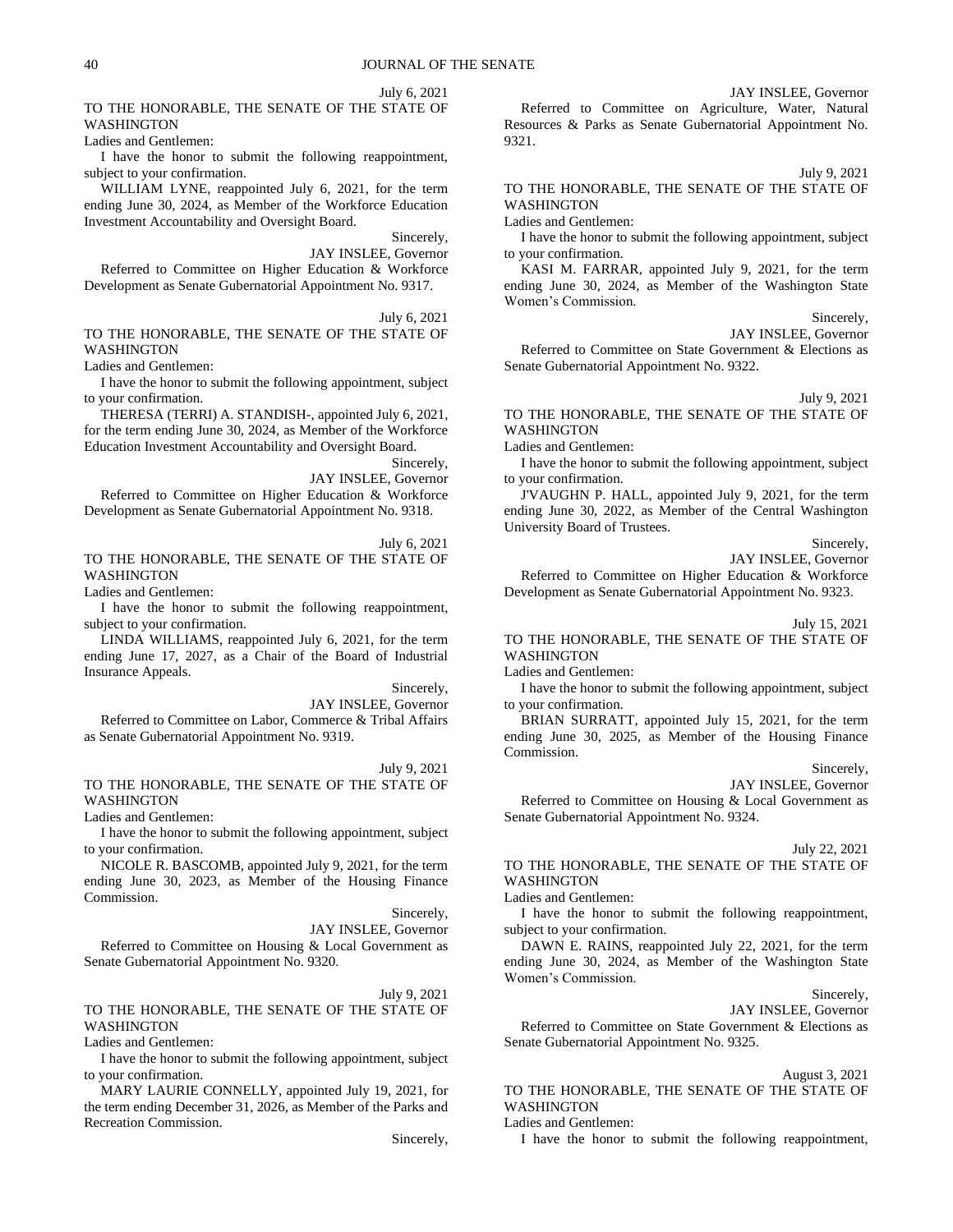July 6, 2021

TO THE HONORABLE, THE SENATE OF THE STATE OF WASHINGTON

Ladies and Gentlemen:

I have the honor to submit the following reappointment, subject to your confirmation.

WILLIAM LYNE, reappointed July 6, 2021, for the term ending June 30, 2024, as Member of the Workforce Education Investment Accountability and Oversight Board.

Sincerely,

JAY INSLEE, Governor

Referred to Committee on Higher Education & Workforce Development as Senate Gubernatorial Appointment No. 9317.

July 6, 2021

TO THE HONORABLE, THE SENATE OF THE STATE OF WASHINGTON

Ladies and Gentlemen:

I have the honor to submit the following appointment, subject to your confirmation.

THERESA (TERRI) A. STANDISH-, appointed July 6, 2021, for the term ending June 30, 2024, as Member of the Workforce Education Investment Accountability and Oversight Board.

Sincerely,

JAY INSLEE, Governor

Referred to Committee on Higher Education & Workforce Development as Senate Gubernatorial Appointment No. 9318.

July 6, 2021

TO THE HONORABLE, THE SENATE OF THE STATE OF WASHINGTON

Ladies and Gentlemen:

I have the honor to submit the following reappointment, subject to your confirmation.

LINDA WILLIAMS, reappointed July 6, 2021, for the term ending June 17, 2027, as a Chair of the Board of Industrial Insurance Appeals.

Sincerely,

JAY INSLEE, Governor

Referred to Committee on Labor, Commerce & Tribal Affairs as Senate Gubernatorial Appointment No. 9319.

July 9, 2021

TO THE HONORABLE, THE SENATE OF THE STATE OF WASHINGTON

Ladies and Gentlemen:

I have the honor to submit the following appointment, subject to your confirmation.

NICOLE R. BASCOMB, appointed July 9, 2021, for the term ending June 30, 2023, as Member of the Housing Finance Commission.

Sincerely,

JAY INSLEE, Governor

Referred to Committee on Housing & Local Government as Senate Gubernatorial Appointment No. 9320.

July 9, 2021

TO THE HONORABLE, THE SENATE OF THE STATE OF WASHINGTON

Ladies and Gentlemen:

I have the honor to submit the following appointment, subject to your confirmation.

MARY LAURIE CONNELLY, appointed July 19, 2021, for the term ending December 31, 2026, as Member of the Parks and Recreation Commission.

Sincerely,

JAY INSLEE, Governor

Referred to Committee on Agriculture, Water, Natural Resources & Parks as Senate Gubernatorial Appointment No. 9321.

July 9, 2021

TO THE HONORABLE, THE SENATE OF THE STATE OF WASHINGTON

Ladies and Gentlemen:

I have the honor to submit the following appointment, subject to your confirmation.

KASI M. FARRAR, appointed July 9, 2021, for the term ending June 30, 2024, as Member of the Washington State Women's Commission.

Sincerely,

JAY INSLEE, Governor

Referred to Committee on State Government & Elections as Senate Gubernatorial Appointment No. 9322.

July 9, 2021

TO THE HONORABLE, THE SENATE OF THE STATE OF WASHINGTON

Ladies and Gentlemen:

I have the honor to submit the following appointment, subject to your confirmation.

J'VAUGHN P. HALL, appointed July 9, 2021, for the term ending June 30, 2022, as Member of the Central Washington University Board of Trustees.

Sincerely,

JAY INSLEE, Governor

Referred to Committee on Higher Education & Workforce Development as Senate Gubernatorial Appointment No. 9323.

July 15, 2021

TO THE HONORABLE, THE SENATE OF THE STATE OF WASHINGTON

Ladies and Gentlemen:

I have the honor to submit the following appointment, subject to your confirmation.

BRIAN SURRATT, appointed July 15, 2021, for the term ending June 30, 2025, as Member of the Housing Finance Commission.

Sincerely,

JAY INSLEE, Governor

Referred to Committee on Housing & Local Government as Senate Gubernatorial Appointment No. 9324.

July 22, 2021

TO THE HONORABLE, THE SENATE OF THE STATE OF WASHINGTON

Ladies and Gentlemen:

I have the honor to submit the following reappointment, subject to your confirmation.

DAWN E. RAINS, reappointed July 22, 2021, for the term ending June 30, 2024, as Member of the Washington State Women's Commission.

Sincerely,

JAY INSLEE, Governor

Referred to Committee on State Government & Elections as Senate Gubernatorial Appointment No. 9325.

August 3, 2021

TO THE HONORABLE, THE SENATE OF THE STATE OF WASHINGTON

Ladies and Gentlemen:

I have the honor to submit the following reappointment,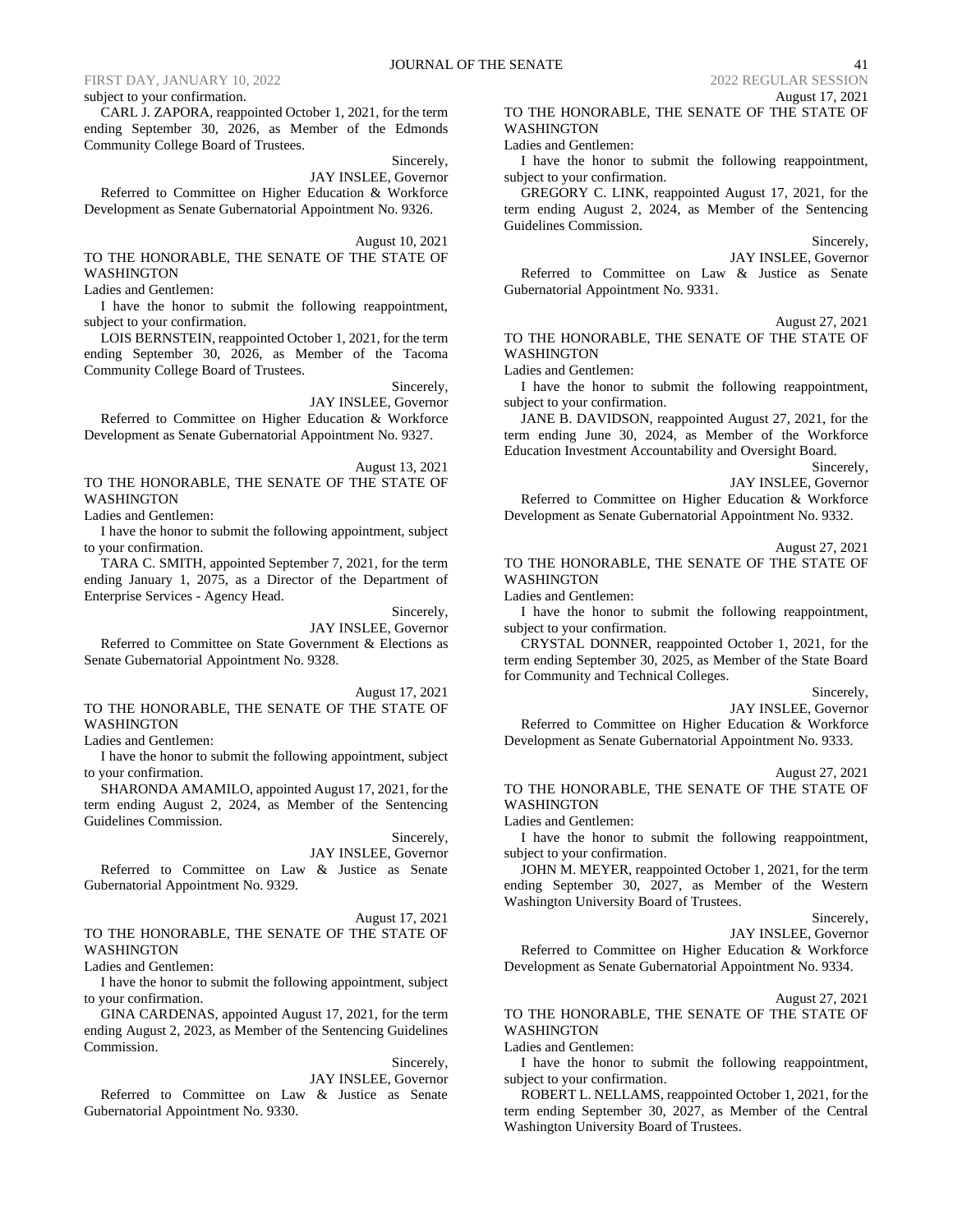subject to your confirmation.

CARL J. ZAPORA, reappointed October 1, 2021, for the term ending September 30, 2026, as Member of the Edmonds Community College Board of Trustees.

Sincerely,

JAY INSLEE, Governor

Referred to Committee on Higher Education & Workforce Development as Senate Gubernatorial Appointment No. 9326.

August 10, 2021

TO THE HONORABLE, THE SENATE OF THE STATE OF WASHINGTON

Ladies and Gentlemen:

I have the honor to submit the following reappointment, subject to your confirmation.

LOIS BERNSTEIN, reappointed October 1, 2021, for the term ending September 30, 2026, as Member of the Tacoma Community College Board of Trustees.

Sincerely,

JAY INSLEE, Governor

Referred to Committee on Higher Education & Workforce Development as Senate Gubernatorial Appointment No. 9327.

August 13, 2021

TO THE HONORABLE, THE SENATE OF THE STATE OF WASHINGTON

Ladies and Gentlemen:

I have the honor to submit the following appointment, subject to your confirmation.

TARA C. SMITH, appointed September 7, 2021, for the term ending January 1, 2075, as a Director of the Department of Enterprise Services - Agency Head.

Sincerely,

JAY INSLEE, Governor

Referred to Committee on State Government & Elections as Senate Gubernatorial Appointment No. 9328.

August 17, 2021

TO THE HONORABLE, THE SENATE OF THE STATE OF WASHINGTON

Ladies and Gentlemen:

I have the honor to submit the following appointment, subject to your confirmation.

SHARONDA AMAMILO, appointed August 17, 2021, for the term ending August 2, 2024, as Member of the Sentencing Guidelines Commission.

Sincerely,

JAY INSLEE, Governor

Referred to Committee on Law & Justice as Senate Gubernatorial Appointment No. 9329.

August 17, 2021

TO THE HONORABLE, THE SENATE OF THE STATE OF WASHINGTON

Ladies and Gentlemen:

I have the honor to submit the following appointment, subject to your confirmation.

GINA CARDENAS, appointed August 17, 2021, for the term ending August 2, 2023, as Member of the Sentencing Guidelines Commission.

Sincerely,

JAY INSLEE, Governor

Referred to Committee on Law & Justice as Senate Gubernatorial Appointment No. 9330.

August 17, 2021

TO THE HONORABLE, THE SENATE OF THE STATE OF WASHINGTON

Ladies and Gentlemen:

I have the honor to submit the following reappointment, subject to your confirmation.

GREGORY C. LINK, reappointed August 17, 2021, for the term ending August 2, 2024, as Member of the Sentencing Guidelines Commission.

Sincerely,

JAY INSLEE, Governor

Referred to Committee on Law & Justice as Senate Gubernatorial Appointment No. 9331.

August 27, 2021

TO THE HONORABLE, THE SENATE OF THE STATE OF WASHINGTON

Ladies and Gentlemen:

I have the honor to submit the following reappointment, subject to your confirmation.

JANE B. DAVIDSON, reappointed August 27, 2021, for the term ending June 30, 2024, as Member of the Workforce Education Investment Accountability and Oversight Board.

Sincerely,

JAY INSLEE, Governor

Referred to Committee on Higher Education & Workforce Development as Senate Gubernatorial Appointment No. 9332.

August 27, 2021

TO THE HONORABLE, THE SENATE OF THE STATE OF WASHINGTON

Ladies and Gentlemen:

I have the honor to submit the following reappointment, subject to your confirmation.

CRYSTAL DONNER, reappointed October 1, 2021, for the term ending September 30, 2025, as Member of the State Board for Community and Technical Colleges.

Sincerely,

JAY INSLEE, Governor

Referred to Committee on Higher Education & Workforce Development as Senate Gubernatorial Appointment No. 9333.

August 27, 2021

TO THE HONORABLE, THE SENATE OF THE STATE OF WASHINGTON

Ladies and Gentlemen:

I have the honor to submit the following reappointment, subject to your confirmation.

JOHN M. MEYER, reappointed October 1, 2021, for the term ending September 30, 2027, as Member of the Western Washington University Board of Trustees.

Sincerely,

JAY INSLEE, Governor

Referred to Committee on Higher Education & Workforce Development as Senate Gubernatorial Appointment No. 9334.

August 27, 2021

TO THE HONORABLE, THE SENATE OF THE STATE OF WASHINGTON

Ladies and Gentlemen:

I have the honor to submit the following reappointment, subject to your confirmation.

ROBERT L. NELLAMS, reappointed October 1, 2021, for the term ending September 30, 2027, as Member of the Central Washington University Board of Trustees.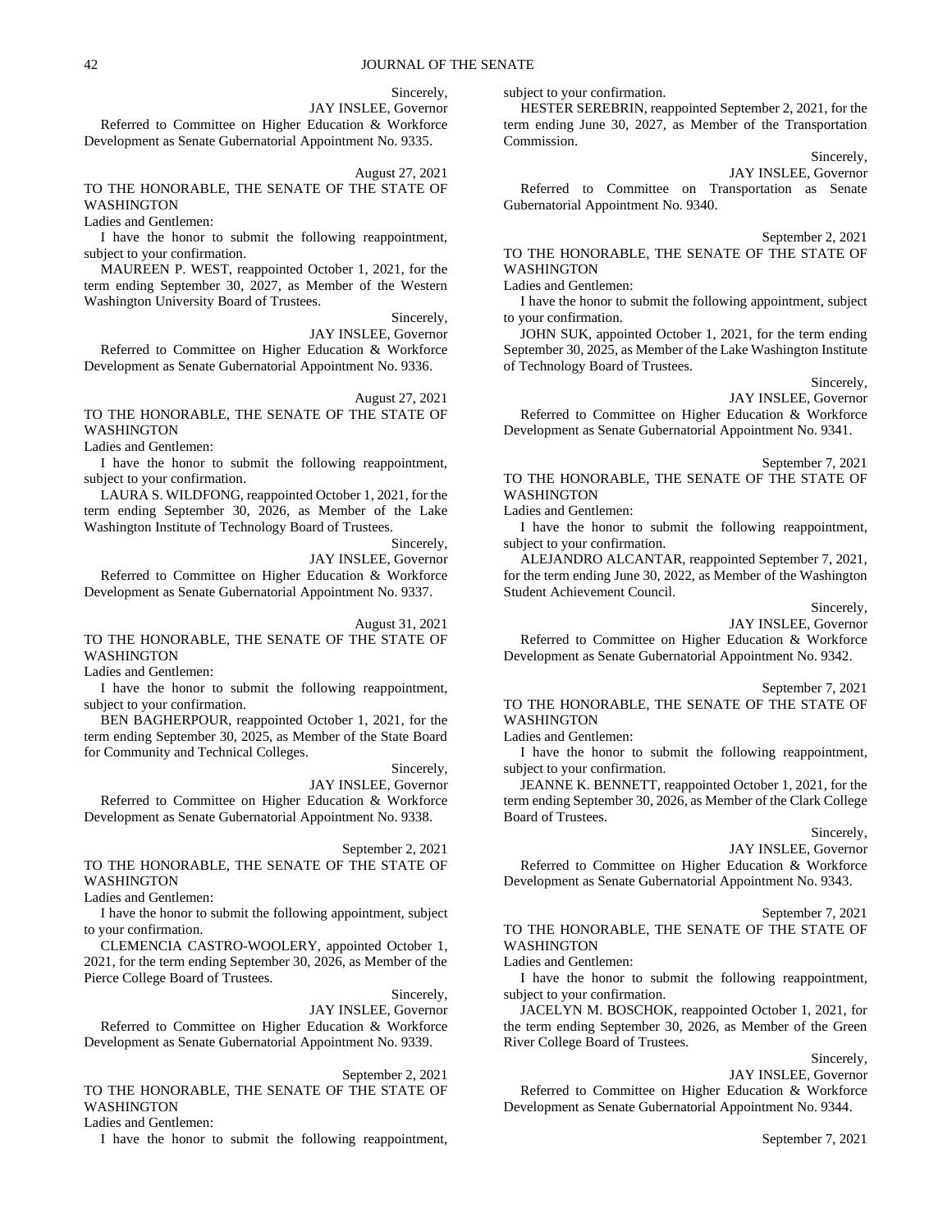Sincerely,

JAY INSLEE, Governor

Referred to Committee on Higher Education & Workforce Development as Senate Gubernatorial Appointment No. 9335.

August 27, 2021

TO THE HONORABLE, THE SENATE OF THE STATE OF WASHINGTON

Ladies and Gentlemen:

I have the honor to submit the following reappointment, subject to your confirmation.

MAUREEN P. WEST, reappointed October 1, 2021, for the term ending September 30, 2027, as Member of the Western Washington University Board of Trustees.

Sincerely,

JAY INSLEE, Governor

Referred to Committee on Higher Education & Workforce Development as Senate Gubernatorial Appointment No. 9336.

August 27, 2021

TO THE HONORABLE, THE SENATE OF THE STATE OF WASHINGTON

Ladies and Gentlemen:

I have the honor to submit the following reappointment, subject to your confirmation.

LAURA S. WILDFONG, reappointed October 1, 2021, for the term ending September 30, 2026, as Member of the Lake Washington Institute of Technology Board of Trustees.

Sincerely,

JAY INSLEE, Governor

Referred to Committee on Higher Education & Workforce Development as Senate Gubernatorial Appointment No. 9337.

August 31, 2021

TO THE HONORABLE, THE SENATE OF THE STATE OF WASHINGTON

Ladies and Gentlemen:

I have the honor to submit the following reappointment, subject to your confirmation.

BEN BAGHERPOUR, reappointed October 1, 2021, for the term ending September 30, 2025, as Member of the State Board for Community and Technical Colleges.

Sincerely,

JAY INSLEE, Governor

Referred to Committee on Higher Education & Workforce Development as Senate Gubernatorial Appointment No. 9338.

September 2, 2021

TO THE HONORABLE, THE SENATE OF THE STATE OF WASHINGTON

Ladies and Gentlemen:

I have the honor to submit the following appointment, subject to your confirmation.

CLEMENCIA CASTRO-WOOLERY, appointed October 1, 2021, for the term ending September 30, 2026, as Member of the Pierce College Board of Trustees.

Sincerely,

JAY INSLEE, Governor

Referred to Committee on Higher Education & Workforce Development as Senate Gubernatorial Appointment No. 9339.

September 2, 2021

TO THE HONORABLE, THE SENATE OF THE STATE OF WASHINGTON

Ladies and Gentlemen:

I have the honor to submit the following reappointment, subject to your confirmation.

HESTER SEREBRIN, reappointed September 2, 2021, for the term ending June 30, 2027, as Member of the Transportation Commission.

Sincerely,

JAY INSLEE, Governor

Referred to Committee on Transportation as Senate Gubernatorial Appointment No. 9340.

September 2, 2021

TO THE HONORABLE, THE SENATE OF THE STATE OF WASHINGTON

Ladies and Gentlemen:

I have the honor to submit the following appointment, subject to your confirmation.

JOHN SUK, appointed October 1, 2021, for the term ending September 30, 2025, as Member of the Lake Washington Institute of Technology Board of Trustees.

Sincerely,

JAY INSLEE, Governor

Referred to Committee on Higher Education & Workforce Development as Senate Gubernatorial Appointment No. 9341.

September 7, 2021

TO THE HONORABLE, THE SENATE OF THE STATE OF WASHINGTON

Ladies and Gentlemen:

I have the honor to submit the following reappointment, subject to your confirmation.

ALEJANDRO ALCANTAR, reappointed September 7, 2021, for the term ending June 30, 2022, as Member of the Washington Student Achievement Council.

Sincerely,

JAY INSLEE, Governor

Referred to Committee on Higher Education & Workforce Development as Senate Gubernatorial Appointment No. 9342.

September 7, 2021

TO THE HONORABLE, THE SENATE OF THE STATE OF WASHINGTON

Ladies and Gentlemen:

I have the honor to submit the following reappointment, subject to your confirmation.

JEANNE K. BENNETT, reappointed October 1, 2021, for the term ending September 30, 2026, as Member of the Clark College Board of Trustees.

Sincerely,

JAY INSLEE, Governor

Referred to Committee on Higher Education & Workforce Development as Senate Gubernatorial Appointment No. 9343.

September 7, 2021

TO THE HONORABLE, THE SENATE OF THE STATE OF WASHINGTON

Ladies and Gentlemen:

I have the honor to submit the following reappointment, subject to your confirmation.

JACELYN M. BOSCHOK, reappointed October 1, 2021, for the term ending September 30, 2026, as Member of the Green River College Board of Trustees.

Sincerely,

JAY INSLEE, Governor

Referred to Committee on Higher Education & Workforce Development as Senate Gubernatorial Appointment No. 9344.

September 7, 2021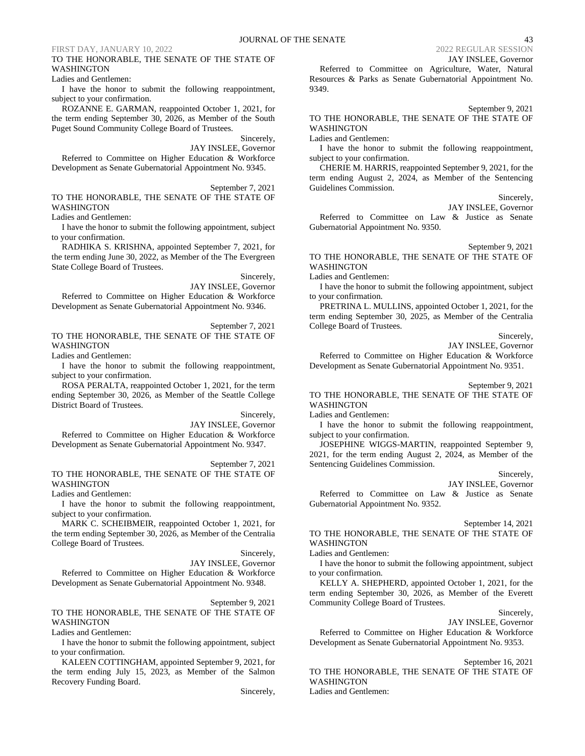TO THE HONORABLE, THE SENATE OF THE STATE OF WASHINGTON

Ladies and Gentlemen:

I have the honor to submit the following reappointment, subject to your confirmation.

ROZANNE E. GARMAN, reappointed October 1, 2021, for the term ending September 30, 2026, as Member of the South Puget Sound Community College Board of Trustees.

Sincerely,

JAY INSLEE, Governor

Referred to Committee on Higher Education & Workforce Development as Senate Gubernatorial Appointment No. 9345.

September 7, 2021

TO THE HONORABLE, THE SENATE OF THE STATE OF WASHINGTON

Ladies and Gentlemen:

I have the honor to submit the following appointment, subject to your confirmation.

RADHIKA S. KRISHNA, appointed September 7, 2021, for the term ending June 30, 2022, as Member of the The Evergreen State College Board of Trustees.

Sincerely,

JAY INSLEE, Governor

Referred to Committee on Higher Education & Workforce Development as Senate Gubernatorial Appointment No. 9346.

September 7, 2021

TO THE HONORABLE, THE SENATE OF THE STATE OF WASHINGTON

Ladies and Gentlemen:

I have the honor to submit the following reappointment, subject to your confirmation.

ROSA PERALTA, reappointed October 1, 2021, for the term ending September 30, 2026, as Member of the Seattle College District Board of Trustees.

Sincerely,

JAY INSLEE, Governor

Referred to Committee on Higher Education & Workforce Development as Senate Gubernatorial Appointment No. 9347.

September 7, 2021

TO THE HONORABLE, THE SENATE OF THE STATE OF WASHINGTON

Ladies and Gentlemen:

I have the honor to submit the following reappointment, subject to your confirmation.

MARK C. SCHEIBMEIR, reappointed October 1, 2021, for the term ending September 30, 2026, as Member of the Centralia College Board of Trustees.

Sincerely,

JAY INSLEE, Governor

Referred to Committee on Higher Education & Workforce Development as Senate Gubernatorial Appointment No. 9348.

September 9, 2021

TO THE HONORABLE, THE SENATE OF THE STATE OF WASHINGTON

Ladies and Gentlemen:

I have the honor to submit the following appointment, subject to your confirmation.

KALEEN COTTINGHAM, appointed September 9, 2021, for the term ending July 15, 2023, as Member of the Salmon Recovery Funding Board.

Sincerely,

JAY INSLEE, Governor

Referred to Committee on Agriculture, Water, Natural Resources & Parks as Senate Gubernatorial Appointment No. 9349.

September 9, 2021

TO THE HONORABLE, THE SENATE OF THE STATE OF WASHINGTON

Ladies and Gentlemen:

I have the honor to submit the following reappointment, subject to your confirmation.

CHERIE M. HARRIS, reappointed September 9, 2021, for the term ending August 2, 2024, as Member of the Sentencing Guidelines Commission.

Sincerely,

JAY INSLEE, Governor

Referred to Committee on Law & Justice as Senate Gubernatorial Appointment No. 9350.

September 9, 2021

TO THE HONORABLE, THE SENATE OF THE STATE OF WASHINGTON

Ladies and Gentlemen:

I have the honor to submit the following appointment, subject to your confirmation.

PRETRINA L. MULLINS, appointed October 1, 2021, for the term ending September 30, 2025, as Member of the Centralia College Board of Trustees.

Sincerely,

JAY INSLEE, Governor

Referred to Committee on Higher Education & Workforce Development as Senate Gubernatorial Appointment No. 9351.

September 9, 2021

TO THE HONORABLE, THE SENATE OF THE STATE OF WASHINGTON

Ladies and Gentlemen:

I have the honor to submit the following reappointment, subject to your confirmation.

JOSEPHINE WIGGS-MARTIN, reappointed September 9, 2021, for the term ending August 2, 2024, as Member of the Sentencing Guidelines Commission.

Sincerely,

JAY INSLEE, Governor

Referred to Committee on Law & Justice as Senate Gubernatorial Appointment No. 9352.

September 14, 2021

TO THE HONORABLE, THE SENATE OF THE STATE OF WASHINGTON

Ladies and Gentlemen:

I have the honor to submit the following appointment, subject to your confirmation.

KELLY A. SHEPHERD, appointed October 1, 2021, for the term ending September 30, 2026, as Member of the Everett Community College Board of Trustees.

Sincerely,

JAY INSLEE, Governor

Referred to Committee on Higher Education & Workforce Development as Senate Gubernatorial Appointment No. 9353.

September 16, 2021

TO THE HONORABLE, THE SENATE OF THE STATE OF WASHINGTON

Ladies and Gentlemen: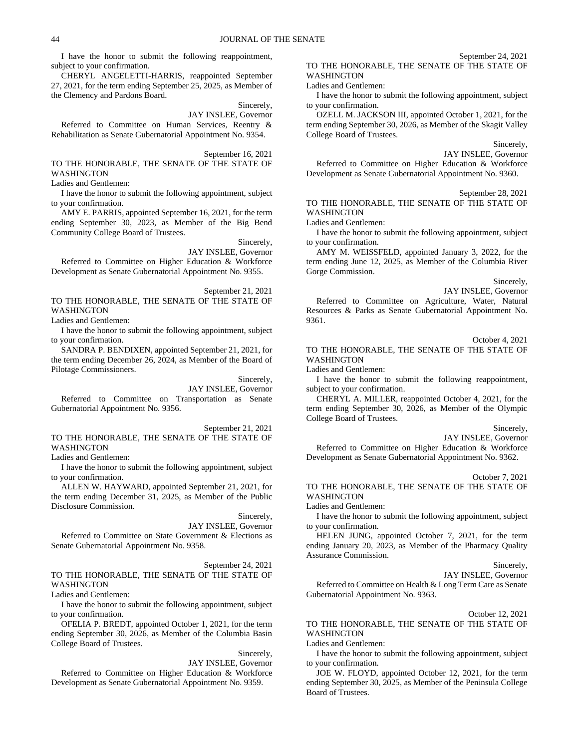I have the honor to submit the following reappointment, subject to your confirmation.

CHERYL ANGELETTI-HARRIS, reappointed September 27, 2021, for the term ending September 25, 2025, as Member of the Clemency and Pardons Board.

Sincerely,

JAY INSLEE, Governor

Referred to Committee on Human Services, Reentry & Rehabilitation as Senate Gubernatorial Appointment No. 9354.

September 16, 2021

TO THE HONORABLE, THE SENATE OF THE STATE OF WASHINGTON

Ladies and Gentlemen:

I have the honor to submit the following appointment, subject to your confirmation.

AMY E. PARRIS, appointed September 16, 2021, for the term ending September 30, 2023, as Member of the Big Bend Community College Board of Trustees.

Sincerely,

JAY INSLEE, Governor

Referred to Committee on Higher Education & Workforce Development as Senate Gubernatorial Appointment No. 9355.

September 21, 2021

TO THE HONORABLE, THE SENATE OF THE STATE OF WASHINGTON

Ladies and Gentlemen:

I have the honor to submit the following appointment, subject to your confirmation.

SANDRA P. BENDIXEN, appointed September 21, 2021, for the term ending December 26, 2024, as Member of the Board of Pilotage Commissioners.

Sincerely,

JAY INSLEE, Governor

Referred to Committee on Transportation as Senate Gubernatorial Appointment No. 9356.

September 21, 2021

TO THE HONORABLE, THE SENATE OF THE STATE OF WASHINGTON

Ladies and Gentlemen:

I have the honor to submit the following appointment, subject to your confirmation.

ALLEN W. HAYWARD, appointed September 21, 2021, for the term ending December 31, 2025, as Member of the Public Disclosure Commission.

Sincerely,

JAY INSLEE, Governor

Referred to Committee on State Government & Elections as Senate Gubernatorial Appointment No. 9358.

September 24, 2021

TO THE HONORABLE, THE SENATE OF THE STATE OF WASHINGTON

Ladies and Gentlemen:

I have the honor to submit the following appointment, subject to your confirmation.

OFELIA P. BREDT, appointed October 1, 2021, for the term ending September 30, 2026, as Member of the Columbia Basin College Board of Trustees.

Sincerely,

JAY INSLEE, Governor

Referred to Committee on Higher Education & Workforce Development as Senate Gubernatorial Appointment No. 9359.

September 24, 2021

TO THE HONORABLE, THE SENATE OF THE STATE OF WASHINGTON

Ladies and Gentlemen:

I have the honor to submit the following appointment, subject to your confirmation.

OZELL M. JACKSON III, appointed October 1, 2021, for the term ending September 30, 2026, as Member of the Skagit Valley College Board of Trustees.

Sincerely,

JAY INSLEE, Governor

Referred to Committee on Higher Education & Workforce Development as Senate Gubernatorial Appointment No. 9360.

September 28, 2021

TO THE HONORABLE, THE SENATE OF THE STATE OF WASHINGTON

Ladies and Gentlemen:

I have the honor to submit the following appointment, subject to your confirmation.

AMY M. WEISSFELD, appointed January 3, 2022, for the term ending June 12, 2025, as Member of the Columbia River Gorge Commission.

Sincerely,

JAY INSLEE, Governor

Referred to Committee on Agriculture, Water, Natural Resources & Parks as Senate Gubernatorial Appointment No. 9361.

October 4, 2021

TO THE HONORABLE, THE SENATE OF THE STATE OF WASHINGTON

Ladies and Gentlemen:

I have the honor to submit the following reappointment, subject to your confirmation.

CHERYL A. MILLER, reappointed October 4, 2021, for the term ending September 30, 2026, as Member of the Olympic College Board of Trustees.

Sincerely,

JAY INSLEE, Governor

Referred to Committee on Higher Education & Workforce Development as Senate Gubernatorial Appointment No. 9362.

October 7, 2021

TO THE HONORABLE, THE SENATE OF THE STATE OF WASHINGTON

Ladies and Gentlemen:

I have the honor to submit the following appointment, subject to your confirmation.

HELEN JUNG, appointed October 7, 2021, for the term ending January 20, 2023, as Member of the Pharmacy Quality Assurance Commission.

Sincerely,

JAY INSLEE, Governor

Referred to Committee on Health & Long Term Care as Senate Gubernatorial Appointment No. 9363.

October 12, 2021

TO THE HONORABLE, THE SENATE OF THE STATE OF WASHINGTON

Ladies and Gentlemen:

I have the honor to submit the following appointment, subject to your confirmation.

JOE W. FLOYD, appointed October 12, 2021, for the term ending September 30, 2025, as Member of the Peninsula College Board of Trustees.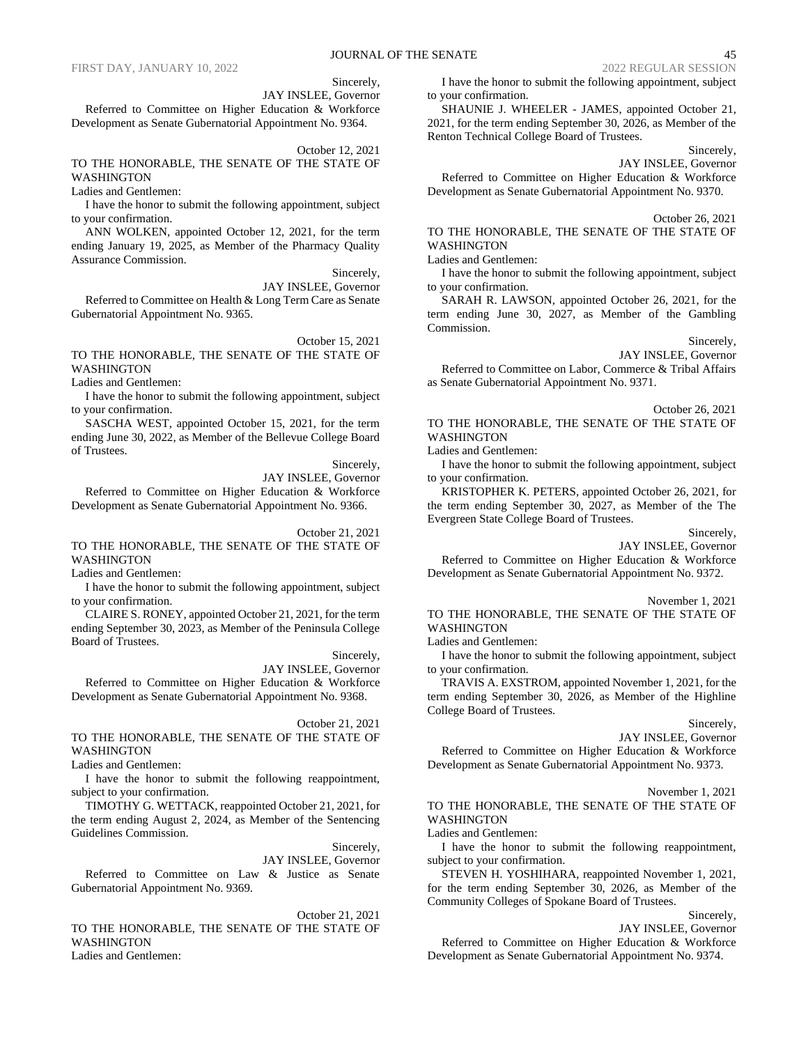Sincerely,

JAY INSLEE, Governor

Referred to Committee on Higher Education & Workforce Development as Senate Gubernatorial Appointment No. 9364.

October 12, 2021

TO THE HONORABLE, THE SENATE OF THE STATE OF WASHINGTON

Ladies and Gentlemen:

I have the honor to submit the following appointment, subject to your confirmation.

ANN WOLKEN, appointed October 12, 2021, for the term ending January 19, 2025, as Member of the Pharmacy Quality Assurance Commission.

Sincerely,

JAY INSLEE, Governor

Referred to Committee on Health & Long Term Care as Senate Gubernatorial Appointment No. 9365.

October 15, 2021

TO THE HONORABLE, THE SENATE OF THE STATE OF WASHINGTON

Ladies and Gentlemen:

I have the honor to submit the following appointment, subject to your confirmation.

SASCHA WEST, appointed October 15, 2021, for the term ending June 30, 2022, as Member of the Bellevue College Board of Trustees.

Sincerely,

JAY INSLEE, Governor

Referred to Committee on Higher Education & Workforce Development as Senate Gubernatorial Appointment No. 9366.

October 21, 2021

TO THE HONORABLE, THE SENATE OF THE STATE OF WASHINGTON

Ladies and Gentlemen:

I have the honor to submit the following appointment, subject to your confirmation.

CLAIRE S. RONEY, appointed October 21, 2021, for the term ending September 30, 2023, as Member of the Peninsula College Board of Trustees.

Sincerely,

JAY INSLEE, Governor

Referred to Committee on Higher Education & Workforce Development as Senate Gubernatorial Appointment No. 9368.

October 21, 2021

TO THE HONORABLE, THE SENATE OF THE STATE OF WASHINGTON

Ladies and Gentlemen:

I have the honor to submit the following reappointment, subject to your confirmation.

TIMOTHY G. WETTACK, reappointed October 21, 2021, for the term ending August 2, 2024, as Member of the Sentencing Guidelines Commission.

Sincerely,

JAY INSLEE, Governor

Referred to Committee on Law & Justice as Senate Gubernatorial Appointment No. 9369.

October 21, 2021

TO THE HONORABLE, THE SENATE OF THE STATE OF WASHINGTON

Ladies and Gentlemen:

I have the honor to submit the following appointment, subject to your confirmation.

SHAUNIE J. WHEELER - JAMES, appointed October 21, 2021, for the term ending September 30, 2026, as Member of the Renton Technical College Board of Trustees.

Sincerely,

JAY INSLEE, Governor

Referred to Committee on Higher Education & Workforce Development as Senate Gubernatorial Appointment No. 9370.

October 26, 2021

TO THE HONORABLE, THE SENATE OF THE STATE OF WASHINGTON

Ladies and Gentlemen:

I have the honor to submit the following appointment, subject to your confirmation.

SARAH R. LAWSON, appointed October 26, 2021, for the term ending June 30, 2027, as Member of the Gambling Commission.

Sincerely,

JAY INSLEE, Governor

Referred to Committee on Labor, Commerce & Tribal Affairs as Senate Gubernatorial Appointment No. 9371.

October 26, 2021

TO THE HONORABLE, THE SENATE OF THE STATE OF WASHINGTON

Ladies and Gentlemen:

I have the honor to submit the following appointment, subject to your confirmation.

KRISTOPHER K. PETERS, appointed October 26, 2021, for the term ending September 30, 2027, as Member of the The Evergreen State College Board of Trustees.

Sincerely,

JAY INSLEE, Governor

Referred to Committee on Higher Education & Workforce Development as Senate Gubernatorial Appointment No. 9372.

November 1, 2021

TO THE HONORABLE, THE SENATE OF THE STATE OF WASHINGTON

Ladies and Gentlemen:

I have the honor to submit the following appointment, subject to your confirmation.

TRAVIS A. EXSTROM, appointed November 1, 2021, for the term ending September 30, 2026, as Member of the Highline College Board of Trustees.

Sincerely,

JAY INSLEE, Governor

Referred to Committee on Higher Education & Workforce Development as Senate Gubernatorial Appointment No. 9373.

November 1, 2021

TO THE HONORABLE, THE SENATE OF THE STATE OF WASHINGTON

Ladies and Gentlemen:

I have the honor to submit the following reappointment, subject to your confirmation.

STEVEN H. YOSHIHARA, reappointed November 1, 2021, for the term ending September 30, 2026, as Member of the Community Colleges of Spokane Board of Trustees.

Sincerely,

JAY INSLEE, Governor

Referred to Committee on Higher Education & Workforce Development as Senate Gubernatorial Appointment No. 9374.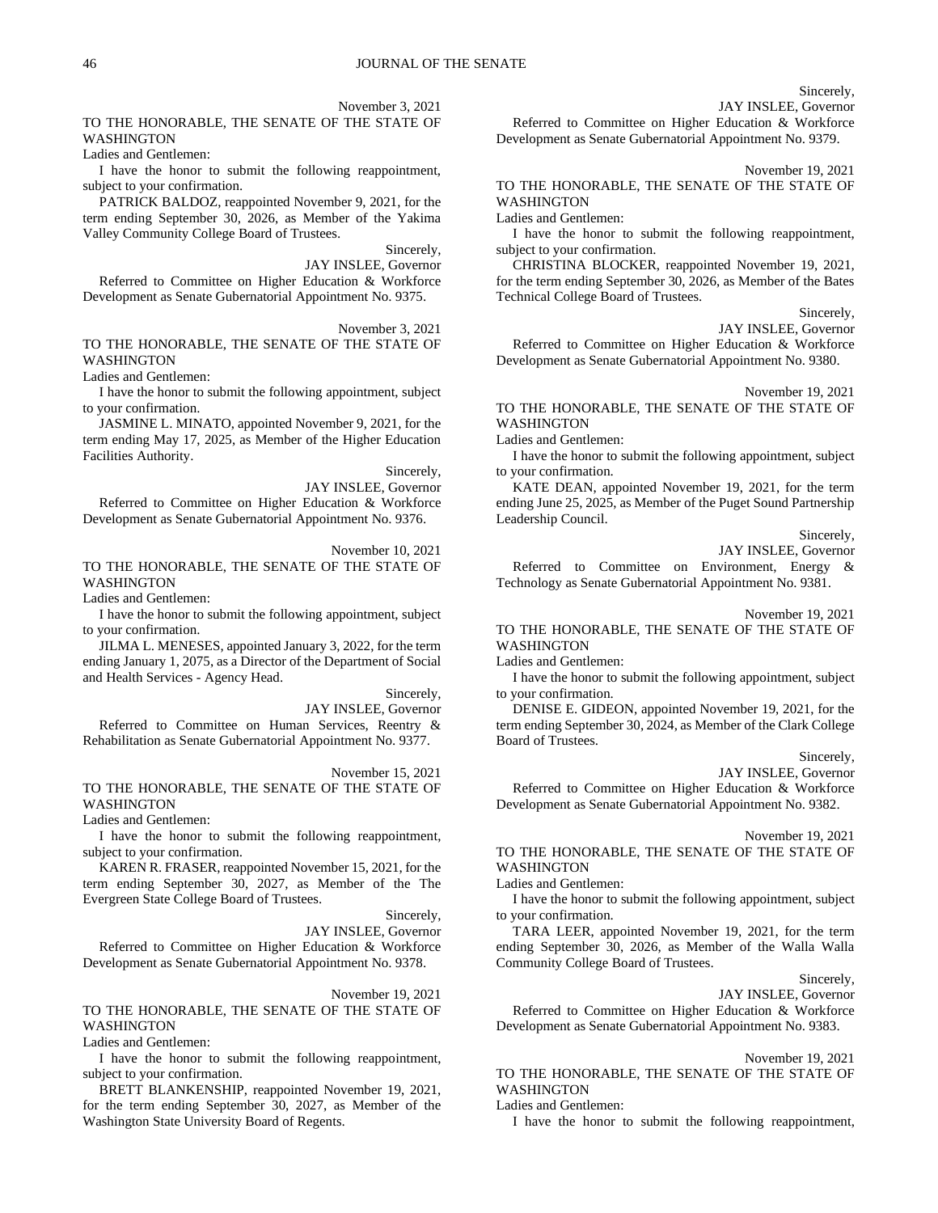November 3, 2021

TO THE HONORABLE, THE SENATE OF THE STATE OF WASHINGTON

Ladies and Gentlemen:

I have the honor to submit the following reappointment, subject to your confirmation.

PATRICK BALDOZ, reappointed November 9, 2021, for the term ending September 30, 2026, as Member of the Yakima Valley Community College Board of Trustees.

Sincerely,

JAY INSLEE, Governor

Referred to Committee on Higher Education & Workforce Development as Senate Gubernatorial Appointment No. 9375.

November 3, 2021

TO THE HONORABLE, THE SENATE OF THE STATE OF WASHINGTON

Ladies and Gentlemen:

I have the honor to submit the following appointment, subject to your confirmation.

JASMINE L. MINATO, appointed November 9, 2021, for the term ending May 17, 2025, as Member of the Higher Education Facilities Authority.

Sincerely,

JAY INSLEE, Governor

Referred to Committee on Higher Education & Workforce Development as Senate Gubernatorial Appointment No. 9376.

November 10, 2021

TO THE HONORABLE, THE SENATE OF THE STATE OF WASHINGTON

Ladies and Gentlemen:

I have the honor to submit the following appointment, subject to your confirmation.

JILMA L. MENESES, appointed January 3, 2022, for the term ending January 1, 2075, as a Director of the Department of Social and Health Services - Agency Head.

Sincerely,

JAY INSLEE, Governor

Referred to Committee on Human Services, Reentry & Rehabilitation as Senate Gubernatorial Appointment No. 9377.

November 15, 2021

TO THE HONORABLE, THE SENATE OF THE STATE OF WASHINGTON

Ladies and Gentlemen:

I have the honor to submit the following reappointment, subject to your confirmation.

KAREN R. FRASER, reappointed November 15, 2021, for the term ending September 30, 2027, as Member of the The Evergreen State College Board of Trustees.

Sincerely,

JAY INSLEE, Governor

Referred to Committee on Higher Education & Workforce Development as Senate Gubernatorial Appointment No. 9378.

November 19, 2021

TO THE HONORABLE, THE SENATE OF THE STATE OF WASHINGTON

Ladies and Gentlemen:

I have the honor to submit the following reappointment, subject to your confirmation.

BRETT BLANKENSHIP, reappointed November 19, 2021, for the term ending September 30, 2027, as Member of the Washington State University Board of Regents.

Sincerely,

JAY INSLEE, Governor

Referred to Committee on Higher Education & Workforce Development as Senate Gubernatorial Appointment No. 9379.

November 19, 2021

TO THE HONORABLE, THE SENATE OF THE STATE OF WASHINGTON

Ladies and Gentlemen:

I have the honor to submit the following reappointment, subject to your confirmation.

CHRISTINA BLOCKER, reappointed November 19, 2021, for the term ending September 30, 2026, as Member of the Bates Technical College Board of Trustees.

Sincerely,

JAY INSLEE, Governor

Referred to Committee on Higher Education & Workforce Development as Senate Gubernatorial Appointment No. 9380.

November 19, 2021

TO THE HONORABLE, THE SENATE OF THE STATE OF WASHINGTON

Ladies and Gentlemen:

I have the honor to submit the following appointment, subject to your confirmation.

KATE DEAN, appointed November 19, 2021, for the term ending June 25, 2025, as Member of the Puget Sound Partnership Leadership Council.

Sincerely,

JAY INSLEE, Governor

Referred to Committee on Environment, Energy & Technology as Senate Gubernatorial Appointment No. 9381.

November 19, 2021

TO THE HONORABLE, THE SENATE OF THE STATE OF WASHINGTON

Ladies and Gentlemen:

I have the honor to submit the following appointment, subject to your confirmation.

DENISE E. GIDEON, appointed November 19, 2021, for the term ending September 30, 2024, as Member of the Clark College Board of Trustees.

Sincerely,

JAY INSLEE, Governor

Referred to Committee on Higher Education & Workforce Development as Senate Gubernatorial Appointment No. 9382.

November 19, 2021

TO THE HONORABLE, THE SENATE OF THE STATE OF WASHINGTON

Ladies and Gentlemen:

I have the honor to submit the following appointment, subject to your confirmation.

TARA LEER, appointed November 19, 2021, for the term ending September 30, 2026, as Member of the Walla Walla Community College Board of Trustees.

Sincerely,

JAY INSLEE, Governor

Referred to Committee on Higher Education & Workforce Development as Senate Gubernatorial Appointment No. 9383.

November 19, 2021

TO THE HONORABLE, THE SENATE OF THE STATE OF WASHINGTON

Ladies and Gentlemen:

I have the honor to submit the following reappointment,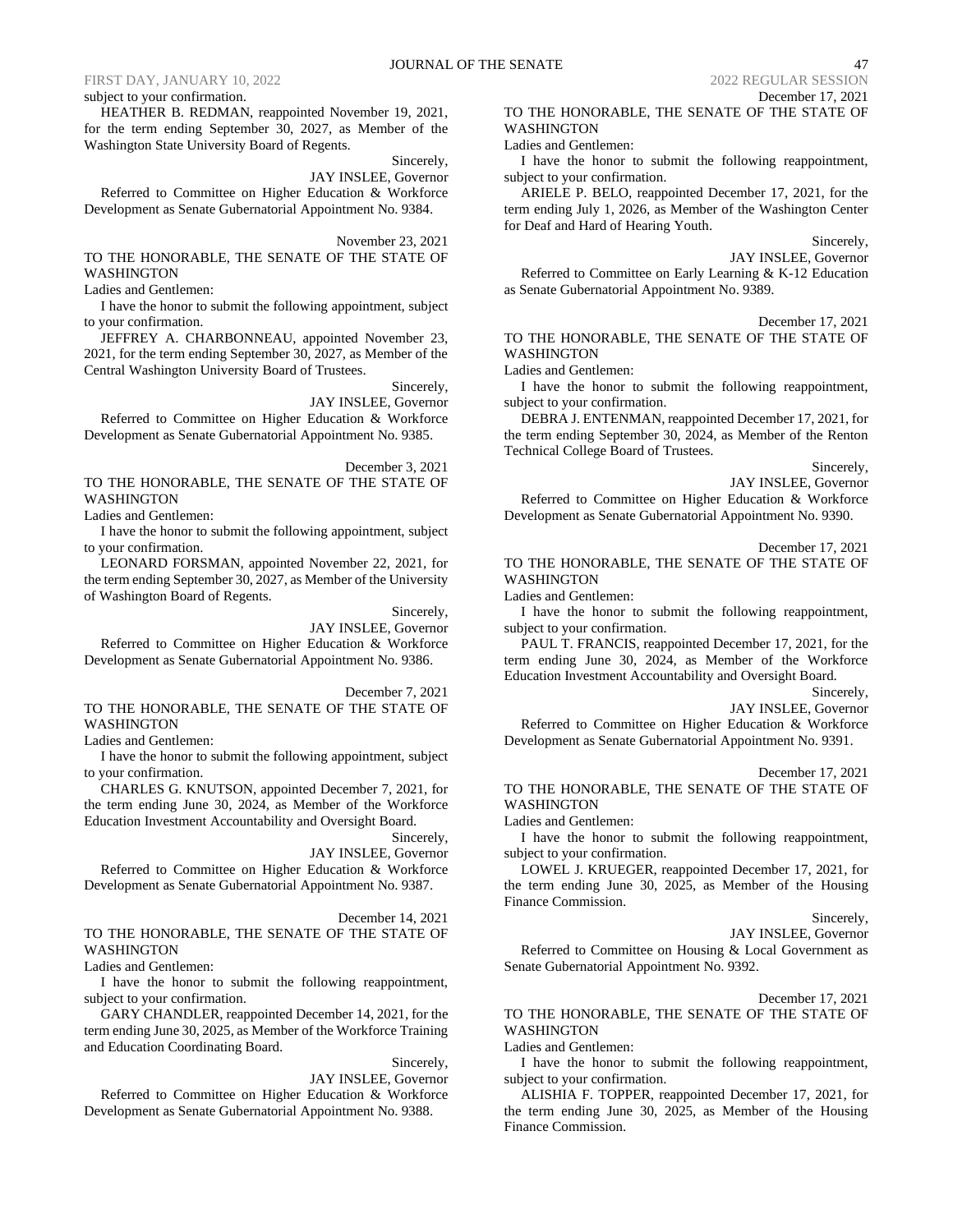subject to your confirmation.

HEATHER B. REDMAN, reappointed November 19, 2021, for the term ending September 30, 2027, as Member of the Washington State University Board of Regents.

Sincerely,

JAY INSLEE, Governor

Referred to Committee on Higher Education & Workforce Development as Senate Gubernatorial Appointment No. 9384.

November 23, 2021

TO THE HONORABLE, THE SENATE OF THE STATE OF WASHINGTON

Ladies and Gentlemen:

I have the honor to submit the following appointment, subject to your confirmation.

JEFFREY A. CHARBONNEAU, appointed November 23, 2021, for the term ending September 30, 2027, as Member of the Central Washington University Board of Trustees.

Sincerely,

JAY INSLEE, Governor

Referred to Committee on Higher Education & Workforce Development as Senate Gubernatorial Appointment No. 9385.

December 3, 2021

TO THE HONORABLE, THE SENATE OF THE STATE OF WASHINGTON

Ladies and Gentlemen:

I have the honor to submit the following appointment, subject to your confirmation.

LEONARD FORSMAN, appointed November 22, 2021, for the term ending September 30, 2027, as Member of the University of Washington Board of Regents.

Sincerely,

JAY INSLEE, Governor

Referred to Committee on Higher Education & Workforce Development as Senate Gubernatorial Appointment No. 9386.

December 7, 2021

TO THE HONORABLE, THE SENATE OF THE STATE OF WASHINGTON

Ladies and Gentlemen:

I have the honor to submit the following appointment, subject to your confirmation.

CHARLES G. KNUTSON, appointed December 7, 2021, for the term ending June 30, 2024, as Member of the Workforce Education Investment Accountability and Oversight Board.

Sincerely,

JAY INSLEE, Governor

Referred to Committee on Higher Education & Workforce Development as Senate Gubernatorial Appointment No. 9387.

December 14, 2021

TO THE HONORABLE, THE SENATE OF THE STATE OF WASHINGTON

Ladies and Gentlemen:

I have the honor to submit the following reappointment, subject to your confirmation.

GARY CHANDLER, reappointed December 14, 2021, for the term ending June 30, 2025, as Member of the Workforce Training and Education Coordinating Board.

Sincerely,

JAY INSLEE, Governor

Referred to Committee on Higher Education & Workforce Development as Senate Gubernatorial Appointment No. 9388.

December 17, 2021

TO THE HONORABLE, THE SENATE OF THE STATE OF WASHINGTON

Ladies and Gentlemen:

I have the honor to submit the following reappointment, subject to your confirmation.

ARIELE P. BELO, reappointed December 17, 2021, for the term ending July 1, 2026, as Member of the Washington Center for Deaf and Hard of Hearing Youth.

Sincerely,

JAY INSLEE, Governor

Referred to Committee on Early Learning & K-12 Education as Senate Gubernatorial Appointment No. 9389.

December 17, 2021

TO THE HONORABLE, THE SENATE OF THE STATE OF WASHINGTON

Ladies and Gentlemen:

I have the honor to submit the following reappointment, subject to your confirmation.

DEBRA J. ENTENMAN, reappointed December 17, 2021, for the term ending September 30, 2024, as Member of the Renton Technical College Board of Trustees.

Sincerely,

JAY INSLEE, Governor

Referred to Committee on Higher Education & Workforce Development as Senate Gubernatorial Appointment No. 9390.

December 17, 2021

TO THE HONORABLE, THE SENATE OF THE STATE OF WASHINGTON

Ladies and Gentlemen:

I have the honor to submit the following reappointment, subject to your confirmation.

PAUL T. FRANCIS, reappointed December 17, 2021, for the term ending June 30, 2024, as Member of the Workforce Education Investment Accountability and Oversight Board.

Sincerely,

JAY INSLEE, Governor

Referred to Committee on Higher Education & Workforce Development as Senate Gubernatorial Appointment No. 9391.

December 17, 2021

TO THE HONORABLE, THE SENATE OF THE STATE OF WASHINGTON

Ladies and Gentlemen:

I have the honor to submit the following reappointment, subject to your confirmation.

LOWEL J. KRUEGER, reappointed December 17, 2021, for the term ending June 30, 2025, as Member of the Housing Finance Commission.

Sincerely,

JAY INSLEE, Governor

Referred to Committee on Housing & Local Government as Senate Gubernatorial Appointment No. 9392.

December 17, 2021

TO THE HONORABLE, THE SENATE OF THE STATE OF WASHINGTON

Ladies and Gentlemen:

I have the honor to submit the following reappointment, subject to your confirmation.

ALISHIA F. TOPPER, reappointed December 17, 2021, for the term ending June 30, 2025, as Member of the Housing Finance Commission.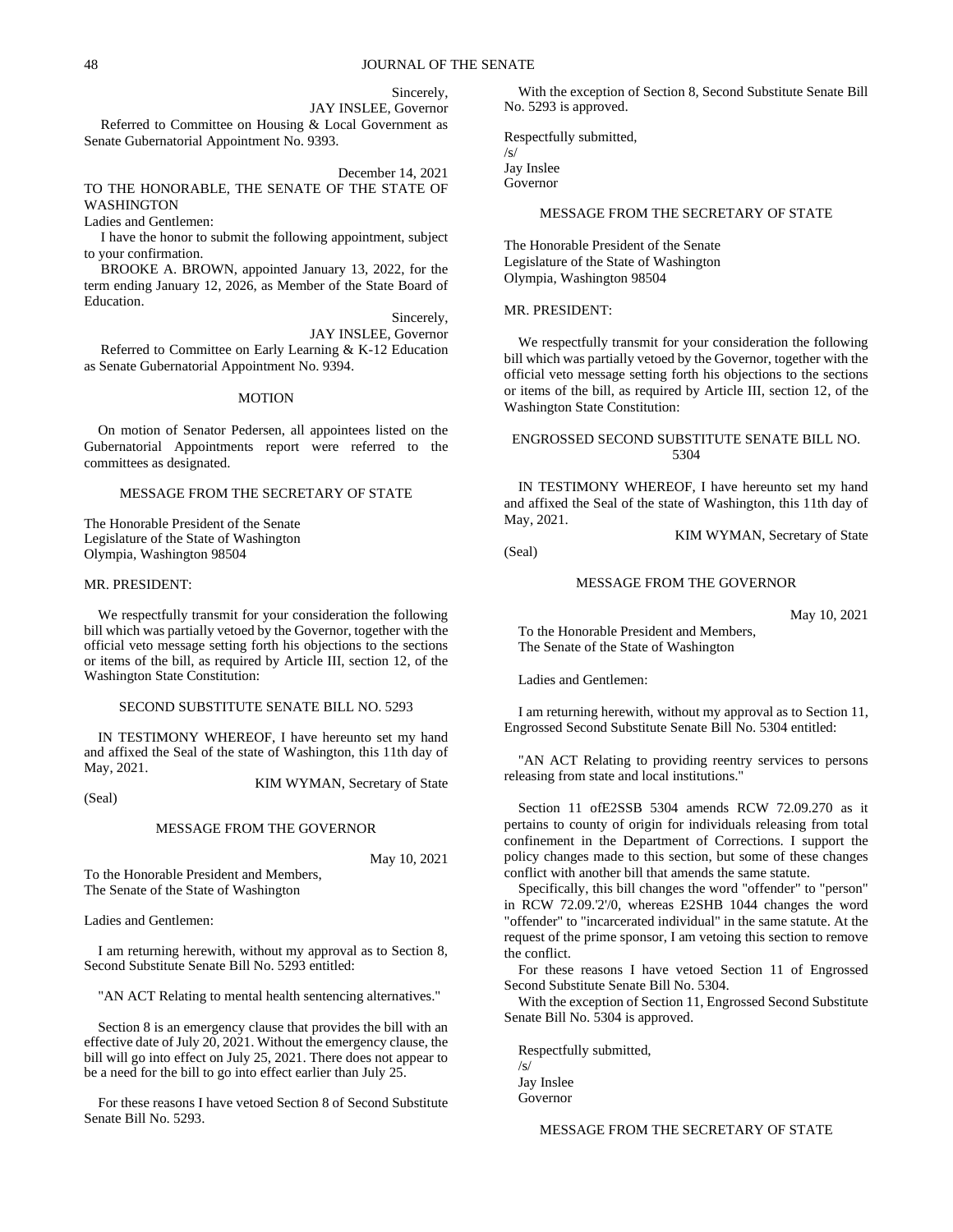Sincerely,

JAY INSLEE, Governor

Referred to Committee on Housing & Local Government as Senate Gubernatorial Appointment No. 9393.

December 14, 2021

TO THE HONORABLE, THE SENATE OF THE STATE OF WASHINGTON

Ladies and Gentlemen:

I have the honor to submit the following appointment, subject to your confirmation.

BROOKE A. BROWN, appointed January 13, 2022, for the term ending January 12, 2026, as Member of the State Board of Education.

Sincerely,

JAY INSLEE, Governor

Referred to Committee on Early Learning & K-12 Education as Senate Gubernatorial Appointment No. 9394.

MOTION

On motion of Senator Pedersen, all appointees listed on the Gubernatorial Appointments report were referred to the committees as designated.

MESSAGE FROM THE SECRETARY OF STATE

The Honorable President of the Senate
Legislature of the State of Washington
Olympia, Washington 98504

MR. PRESIDENT:

We respectfully transmit for your consideration the following bill which was partially vetoed by the Governor, together with the official veto message setting forth his objections to the sections or items of the bill, as required by Article III, section 12, of the Washington State Constitution:

SECOND SUBSTITUTE SENATE BILL NO. 5293

IN TESTIMONY WHEREOF, I have hereunto set my hand and affixed the Seal of the state of Washington, this 11th day of May, 2021.

KIM WYMAN, Secretary of State

(Seal)

MESSAGE FROM THE GOVERNOR

May 10, 2021

To the Honorable President and Members,
The Senate of the State of Washington

Ladies and Gentlemen:

I am returning herewith, without my approval as to Section 8, Second Substitute Senate Bill No. 5293 entitled:

"AN ACT Relating to mental health sentencing alternatives."

Section 8 is an emergency clause that provides the bill with an effective date of July 20, 2021. Without the emergency clause, the bill will go into effect on July 25, 2021. There does not appear to be a need for the bill to go into effect earlier than July 25.

For these reasons I have vetoed Section 8 of Second Substitute Senate Bill No. 5293.

With the exception of Section 8, Second Substitute Senate Bill No. 5293 is approved.

Respectfully submitted,
/s/
Jay Inslee
Governor

MESSAGE FROM THE SECRETARY OF STATE

The Honorable President of the Senate
Legislature of the State of Washington
Olympia, Washington 98504

MR. PRESIDENT:

We respectfully transmit for your consideration the following bill which was partially vetoed by the Governor, together with the official veto message setting forth his objections to the sections or items of the bill, as required by Article III, section 12, of the Washington State Constitution:

ENGROSSED SECOND SUBSTITUTE SENATE BILL NO. 5304

IN TESTIMONY WHEREOF, I have hereunto set my hand and affixed the Seal of the state of Washington, this 11th day of May, 2021.

KIM WYMAN, Secretary of State

(Seal)

MESSAGE FROM THE GOVERNOR

May 10, 2021

To the Honorable President and Members,
The Senate of the State of Washington

Ladies and Gentlemen:

I am returning herewith, without my approval as to Section 11, Engrossed Second Substitute Senate Bill No. 5304 entitled:

"AN ACT Relating to providing reentry services to persons releasing from state and local institutions."

Section 11 ofE2SSB 5304 amends RCW 72.09.270 as it pertains to county of origin for individuals releasing from total confinement in the Department of Corrections. I support the policy changes made to this section, but some of these changes conflict with another bill that amends the same statute.

Specifically, this bill changes the word "offender" to "person" in RCW 72.09.'2'/0, whereas E2SHB 1044 changes the word "offender" to "incarcerated individual" in the same statute. At the request of the prime sponsor, I am vetoing this section to remove the conflict.

For these reasons I have vetoed Section 11 of Engrossed Second Substitute Senate Bill No. 5304.

With the exception of Section 11, Engrossed Second Substitute Senate Bill No. 5304 is approved.

Respectfully submitted,
/s/
Jay Inslee
Governor

MESSAGE FROM THE SECRETARY OF STATE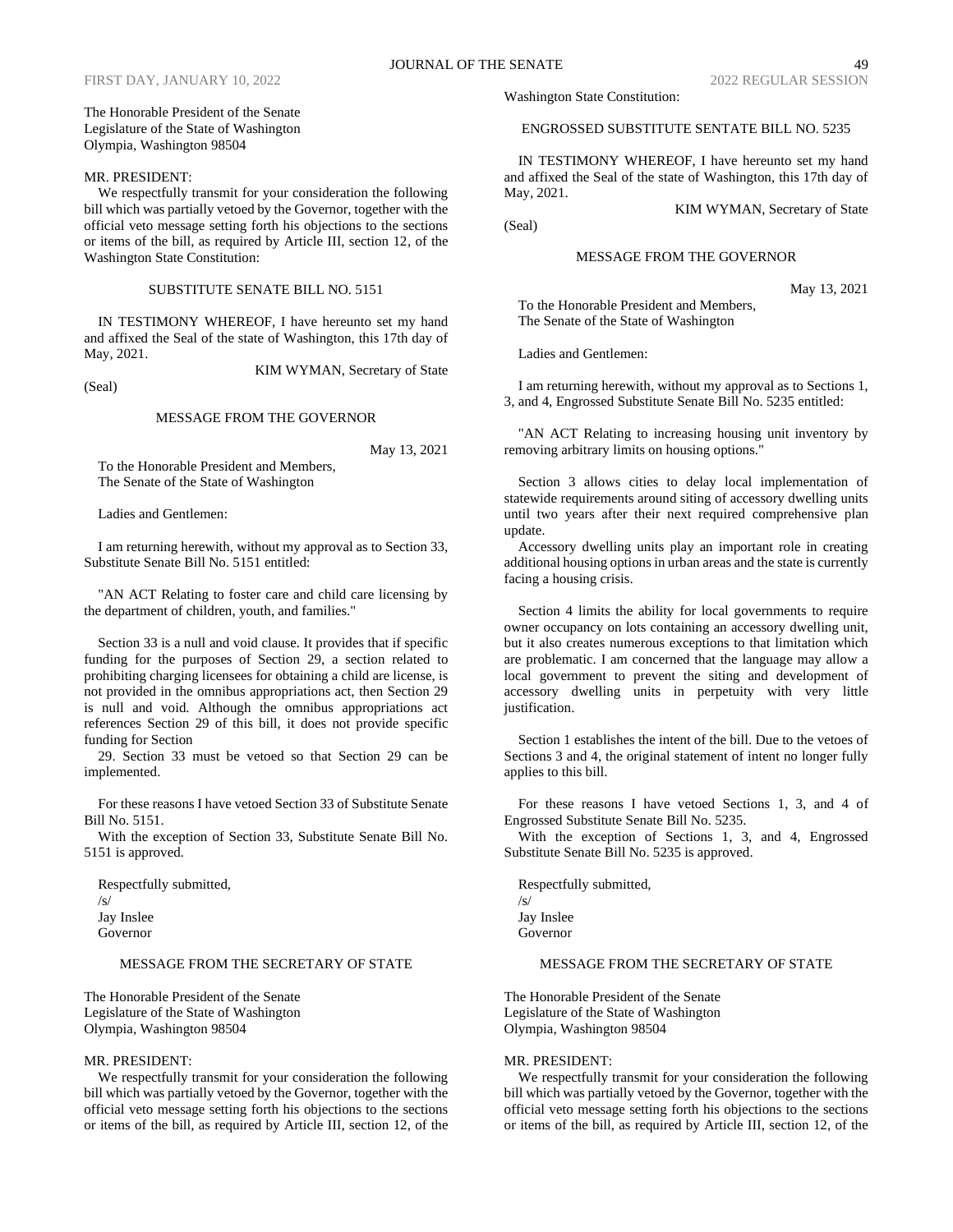The Honorable President of the Senate
Legislature of the State of Washington
Olympia, Washington 98504

MR. PRESIDENT:

We respectfully transmit for your consideration the following bill which was partially vetoed by the Governor, together with the official veto message setting forth his objections to the sections or items of the bill, as required by Article III, section 12, of the Washington State Constitution:

SUBSTITUTE SENATE BILL NO. 5151

IN TESTIMONY WHEREOF, I have hereunto set my hand and affixed the Seal of the state of Washington, this 17th day of May, 2021.

KIM WYMAN, Secretary of State

(Seal)

MESSAGE FROM THE GOVERNOR

May 13, 2021

To the Honorable President and Members,
The Senate of the State of Washington

Ladies and Gentlemen:

I am returning herewith, without my approval as to Section 33, Substitute Senate Bill No. 5151 entitled:

"AN ACT Relating to foster care and child care licensing by the department of children, youth, and families."

Section 33 is a null and void clause. It provides that if specific funding for the purposes of Section 29, a section related to prohibiting charging licensees for obtaining a child are license, is not provided in the omnibus appropriations act, then Section 29 is null and void. Although the omnibus appropriations act references Section 29 of this bill, it does not provide specific funding for Section 29. Section 33 must be vetoed so that Section 29 can be implemented.

For these reasons I have vetoed Section 33 of Substitute Senate Bill No. 5151.

With the exception of Section 33, Substitute Senate Bill No. 5151 is approved.

Respectfully submitted,
/s/
Jay Inslee
Governor

MESSAGE FROM THE SECRETARY OF STATE

The Honorable President of the Senate
Legislature of the State of Washington
Olympia, Washington 98504

MR. PRESIDENT:

We respectfully transmit for your consideration the following bill which was partially vetoed by the Governor, together with the official veto message setting forth his objections to the sections or items of the bill, as required by Article III, section 12, of the Washington State Constitution:

ENGROSSED SUBSTITUTE SENTATE BILL NO. 5235

IN TESTIMONY WHEREOF, I have hereunto set my hand and affixed the Seal of the state of Washington, this 17th day of May, 2021.

KIM WYMAN, Secretary of State

(Seal)

MESSAGE FROM THE GOVERNOR

May 13, 2021

To the Honorable President and Members,
The Senate of the State of Washington

Ladies and Gentlemen:

I am returning herewith, without my approval as to Sections 1, 3, and 4, Engrossed Substitute Senate Bill No. 5235 entitled:

"AN ACT Relating to increasing housing unit inventory by removing arbitrary limits on housing options."

Section 3 allows cities to delay local implementation of statewide requirements around siting of accessory dwelling units until two years after their next required comprehensive plan update.

Accessory dwelling units play an important role in creating additional housing options in urban areas and the state is currently facing a housing crisis.

Section 4 limits the ability for local governments to require owner occupancy on lots containing an accessory dwelling unit, but it also creates numerous exceptions to that limitation which are problematic. I am concerned that the language may allow a local government to prevent the siting and development of accessory dwelling units in perpetuity with very little justification.

Section 1 establishes the intent of the bill. Due to the vetoes of Sections 3 and 4, the original statement of intent no longer fully applies to this bill.

For these reasons I have vetoed Sections 1, 3, and 4 of Engrossed Substitute Senate Bill No. 5235.

With the exception of Sections 1, 3, and 4, Engrossed Substitute Senate Bill No. 5235 is approved.

Respectfully submitted,
/s/
Jay Inslee
Governor

MESSAGE FROM THE SECRETARY OF STATE

The Honorable President of the Senate
Legislature of the State of Washington
Olympia, Washington 98504

MR. PRESIDENT:

We respectfully transmit for your consideration the following bill which was partially vetoed by the Governor, together with the official veto message setting forth his objections to the sections or items of the bill, as required by Article III, section 12, of the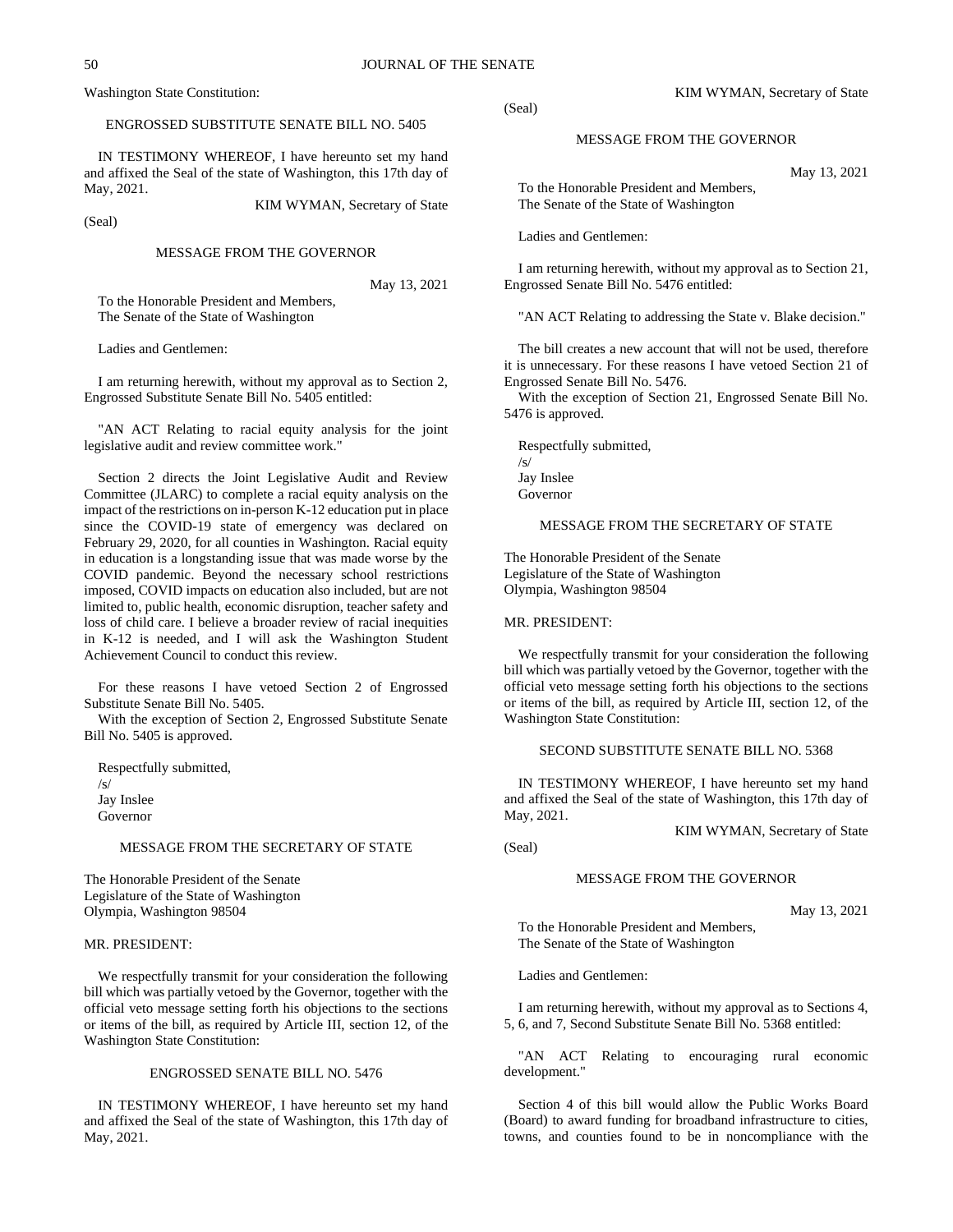Washington State Constitution:

ENGROSSED SUBSTITUTE SENATE BILL NO. 5405

IN TESTIMONY WHEREOF, I have hereunto set my hand and affixed the Seal of the state of Washington, this 17th day of May, 2021.

KIM WYMAN, Secretary of State

(Seal)

MESSAGE FROM THE GOVERNOR

May 13, 2021

To the Honorable President and Members,
The Senate of the State of Washington

Ladies and Gentlemen:

I am returning herewith, without my approval as to Section 2, Engrossed Substitute Senate Bill No. 5405 entitled:

"AN ACT Relating to racial equity analysis for the joint legislative audit and review committee work."

Section 2 directs the Joint Legislative Audit and Review Committee (JLARC) to complete a racial equity analysis on the impact of the restrictions on in-person K-12 education put in place since the COVID-19 state of emergency was declared on February 29, 2020, for all counties in Washington. Racial equity in education is a longstanding issue that was made worse by the COVID pandemic. Beyond the necessary school restrictions imposed, COVID impacts on education also included, but are not limited to, public health, economic disruption, teacher safety and loss of child care. I believe a broader review of racial inequities in K-12 is needed, and I will ask the Washington Student Achievement Council to conduct this review.

For these reasons I have vetoed Section 2 of Engrossed Substitute Senate Bill No. 5405.

With the exception of Section 2, Engrossed Substitute Senate Bill No. 5405 is approved.

Respectfully submitted,
/s/
Jay Inslee
Governor

MESSAGE FROM THE SECRETARY OF STATE

The Honorable President of the Senate
Legislature of the State of Washington
Olympia, Washington 98504

MR. PRESIDENT:

We respectfully transmit for your consideration the following bill which was partially vetoed by the Governor, together with the official veto message setting forth his objections to the sections or items of the bill, as required by Article III, section 12, of the Washington State Constitution:

ENGROSSED SENATE BILL NO. 5476

IN TESTIMONY WHEREOF, I have hereunto set my hand and affixed the Seal of the state of Washington, this 17th day of May, 2021.

KIM WYMAN, Secretary of State

(Seal)

MESSAGE FROM THE GOVERNOR

May 13, 2021

To the Honorable President and Members,
The Senate of the State of Washington

Ladies and Gentlemen:

I am returning herewith, without my approval as to Section 21, Engrossed Senate Bill No. 5476 entitled:

"AN ACT Relating to addressing the State v. Blake decision."

The bill creates a new account that will not be used, therefore it is unnecessary. For these reasons I have vetoed Section 21 of Engrossed Senate Bill No. 5476.

With the exception of Section 21, Engrossed Senate Bill No. 5476 is approved.

Respectfully submitted,
/s/
Jay Inslee
Governor

MESSAGE FROM THE SECRETARY OF STATE

The Honorable President of the Senate
Legislature of the State of Washington
Olympia, Washington 98504

MR. PRESIDENT:

We respectfully transmit for your consideration the following bill which was partially vetoed by the Governor, together with the official veto message setting forth his objections to the sections or items of the bill, as required by Article III, section 12, of the Washington State Constitution:

SECOND SUBSTITUTE SENATE BILL NO. 5368

IN TESTIMONY WHEREOF, I have hereunto set my hand and affixed the Seal of the state of Washington, this 17th day of May, 2021.

KIM WYMAN, Secretary of State

(Seal)

MESSAGE FROM THE GOVERNOR

May 13, 2021

To the Honorable President and Members,
The Senate of the State of Washington

Ladies and Gentlemen:

I am returning herewith, without my approval as to Sections 4, 5, 6, and 7, Second Substitute Senate Bill No. 5368 entitled:

"AN ACT Relating to encouraging rural economic development."

Section 4 of this bill would allow the Public Works Board (Board) to award funding for broadband infrastructure to cities, towns, and counties found to be in noncompliance with the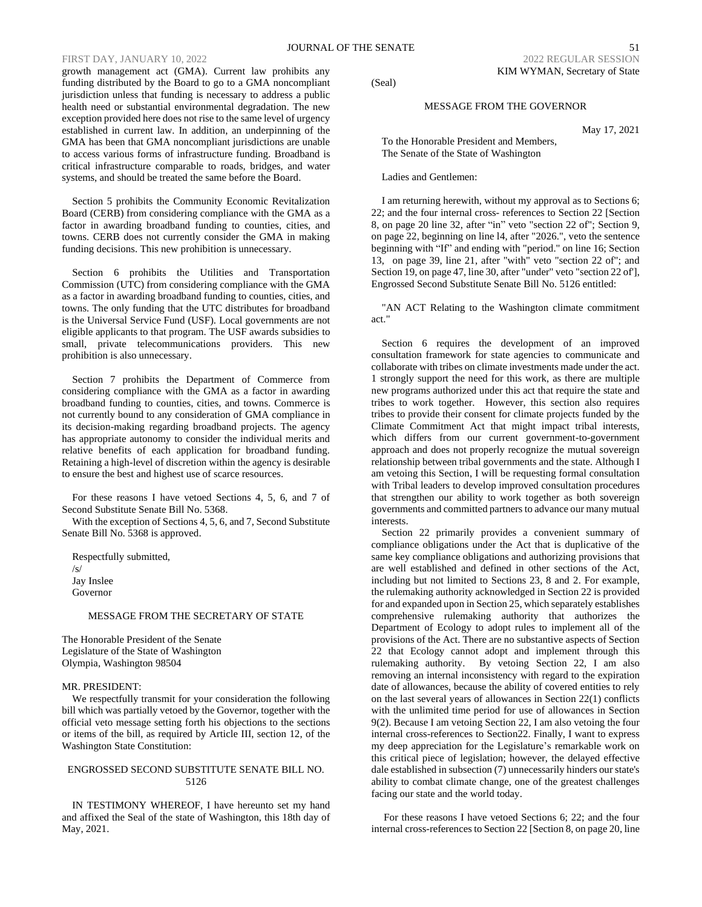growth management act (GMA). Current law prohibits any funding distributed by the Board to go to a GMA noncompliant jurisdiction unless that funding is necessary to address a public health need or substantial environmental degradation. The new exception provided here does not rise to the same level of urgency established in current law. In addition, an underpinning of the GMA has been that GMA noncompliant jurisdictions are unable to access various forms of infrastructure funding. Broadband is critical infrastructure comparable to roads, bridges, and water systems, and should be treated the same before the Board.

Section 5 prohibits the Community Economic Revitalization Board (CERB) from considering compliance with the GMA as a factor in awarding broadband funding to counties, cities, and towns. CERB does not currently consider the GMA in making funding decisions. This new prohibition is unnecessary.

Section 6 prohibits the Utilities and Transportation Commission (UTC) from considering compliance with the GMA as a factor in awarding broadband funding to counties, cities, and towns. The only funding that the UTC distributes for broadband is the Universal Service Fund (USF). Local governments are not eligible applicants to that program. The USF awards subsidies to small, private telecommunications providers. This new prohibition is also unnecessary.

Section 7 prohibits the Department of Commerce from considering compliance with the GMA as a factor in awarding broadband funding to counties, cities, and towns. Commerce is not currently bound to any consideration of GMA compliance in its decision-making regarding broadband projects. The agency has appropriate autonomy to consider the individual merits and relative benefits of each application for broadband funding. Retaining a high-level of discretion within the agency is desirable to ensure the best and highest use of scarce resources.

For these reasons I have vetoed Sections 4, 5, 6, and 7 of Second Substitute Senate Bill No. 5368.

With the exception of Sections 4, 5, 6, and 7, Second Substitute Senate Bill No. 5368 is approved.

Respectfully submitted,
/s/
Jay Inslee
Governor

MESSAGE FROM THE SECRETARY OF STATE

The Honorable President of the Senate
Legislature of the State of Washington
Olympia, Washington 98504

MR. PRESIDENT:

We respectfully transmit for your consideration the following bill which was partially vetoed by the Governor, together with the official veto message setting forth his objections to the sections or items of the bill, as required by Article III, section 12, of the Washington State Constitution:

ENGROSSED SECOND SUBSTITUTE SENATE BILL NO. 5126

IN TESTIMONY WHEREOF, I have hereunto set my hand and affixed the Seal of the state of Washington, this 18th day of May, 2021.

KIM WYMAN, Secretary of State

(Seal)

MESSAGE FROM THE GOVERNOR

May 17, 2021

To the Honorable President and Members,
The Senate of the State of Washington

Ladies and Gentlemen:

I am returning herewith, without my approval as to Sections 6; 22; and the four internal cross- references to Section 22 [Section 8, on page 20 line 32, after "in" veto "section 22 of"; Section 9, on page 22, beginning on line l4, after "2026.", veto the sentence beginning with "If" and ending with "period." on line 16; Section 13, on page 39, line 21, after "with" veto "section 22 of"; and Section 19, on page 47, line 30, after "under" veto "section 22 of'], Engrossed Second Substitute Senate Bill No. 5126 entitled:

"AN ACT Relating to the Washington climate commitment act."

Section 6 requires the development of an improved consultation framework for state agencies to communicate and collaborate with tribes on climate investments made under the act. 1 strongly support the need for this work, as there are multiple new programs authorized under this act that require the state and tribes to work together. However, this section also requires tribes to provide their consent for climate projects funded by the Climate Commitment Act that might impact tribal interests, which differs from our current government-to-government approach and does not properly recognize the mutual sovereign relationship between tribal governments and the state. Although I am vetoing this Section, I will be requesting formal consultation with Tribal leaders to develop improved consultation procedures that strengthen our ability to work together as both sovereign governments and committed partners to advance our many mutual interests.

Section 22 primarily provides a convenient summary of compliance obligations under the Act that is duplicative of the same key compliance obligations and authorizing provisions that are well established and defined in other sections of the Act, including but not limited to Sections 23, 8 and 2. For example, the rulemaking authority acknowledged in Section 22 is provided for and expanded upon in Section 25, which separately establishes comprehensive rulemaking authority that authorizes the Department of Ecology to adopt rules to implement all of the provisions of the Act. There are no substantive aspects of Section 22 that Ecology cannot adopt and implement through this rulemaking authority. By vetoing Section 22, I am also removing an internal inconsistency with regard to the expiration date of allowances, because the ability of covered entities to rely on the last several years of allowances in Section 22(1) conflicts with the unlimited time period for use of allowances in Section 9(2). Because I am vetoing Section 22, I am also vetoing the four internal cross-references to Section22. Finally, I want to express my deep appreciation for the Legislature's remarkable work on this critical piece of legislation; however, the delayed effective dale established in subsection (7) unnecessarily hinders our state's ability to combat climate change, one of the greatest challenges facing our state and the world today.

For these reasons I have vetoed Sections 6; 22; and the four internal cross-references to Section 22 [Section 8, on page 20, line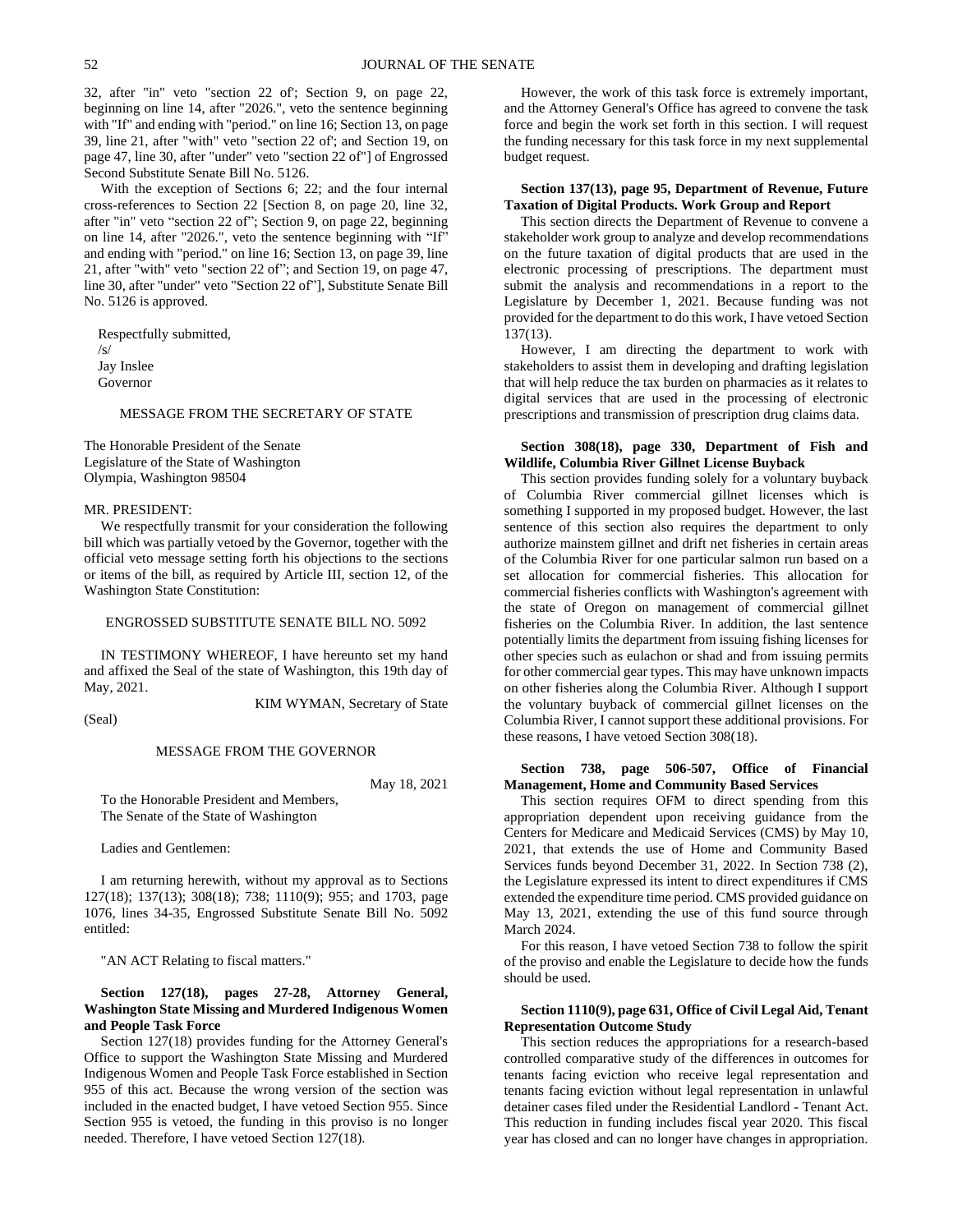32, after "in" veto "section 22 of'; Section 9, on page 22, beginning on line 14, after "2026.", veto the sentence beginning with "If" and ending with "period." on line 16; Section 13, on page 39, line 21, after "with" veto "section 22 of'; and Section 19, on page 47, line 30, after "under" veto "section 22 of"] of Engrossed Second Substitute Senate Bill No. 5126.

With the exception of Sections 6; 22; and the four internal cross-references to Section 22 [Section 8, on page 20, line 32, after "in" veto "section 22 of"; Section 9, on page 22, beginning on line 14, after "2026.", veto the sentence beginning with "If" and ending with "period." on line 16; Section 13, on page 39, line 21, after "with" veto "section 22 of"; and Section 19, on page 47, line 30, after "under" veto "Section 22 of"], Substitute Senate Bill No. 5126 is approved.

Respectfully submitted,  
/s/  
Jay Inslee  
Governor

MESSAGE FROM THE SECRETARY OF STATE

The Honorable President of the Senate  
Legislature of the State of Washington  
Olympia, Washington 98504

MR. PRESIDENT:

We respectfully transmit for your consideration the following bill which was partially vetoed by the Governor, together with the official veto message setting forth his objections to the sections or items of the bill, as required by Article III, section 12, of the Washington State Constitution:

ENGROSSED SUBSTITUTE SENATE BILL NO. 5092

IN TESTIMONY WHEREOF, I have hereunto set my hand and affixed the Seal of the state of Washington, this 19th day of May, 2021.

KIM WYMAN, Secretary of State

(Seal)

MESSAGE FROM THE GOVERNOR

May 18, 2021

To the Honorable President and Members,  
The Senate of the State of Washington

Ladies and Gentlemen:

I am returning herewith, without my approval as to Sections 127(18); 137(13); 308(18); 738; 1110(9); 955; and 1703, page 1076, lines 34-35, Engrossed Substitute Senate Bill No. 5092 entitled:

"AN ACT Relating to fiscal matters."

**Section 127(18), pages 27-28, Attorney General, Washington State Missing and Murdered Indigenous Women and People Task Force**

Section 127(18) provides funding for the Attorney General's Office to support the Washington State Missing and Murdered Indigenous Women and People Task Force established in Section 955 of this act. Because the wrong version of the section was included in the enacted budget, I have vetoed Section 955. Since Section 955 is vetoed, the funding in this proviso is no longer needed. Therefore, I have vetoed Section 127(18).

However, the work of this task force is extremely important, and the Attorney General's Office has agreed to convene the task force and begin the work set forth in this section. I will request the funding necessary for this task force in my next supplemental budget request.

**Section 137(13), page 95, Department of Revenue, Future Taxation of Digital Products. Work Group and Report**

This section directs the Department of Revenue to convene a stakeholder work group to analyze and develop recommendations on the future taxation of digital products that are used in the electronic processing of prescriptions. The department must submit the analysis and recommendations in a report to the Legislature by December 1, 2021. Because funding was not provided for the department to do this work, I have vetoed Section 137(13).

However, I am directing the department to work with stakeholders to assist them in developing and drafting legislation that will help reduce the tax burden on pharmacies as it relates to digital services that are used in the processing of electronic prescriptions and transmission of prescription drug claims data.

**Section 308(18), page 330, Department of Fish and Wildlife, Columbia River Gillnet License Buyback**

This section provides funding solely for a voluntary buyback of Columbia River commercial gillnet licenses which is something I supported in my proposed budget. However, the last sentence of this section also requires the department to only authorize mainstem gillnet and drift net fisheries in certain areas of the Columbia River for one particular salmon run based on a set allocation for commercial fisheries. This allocation for commercial fisheries conflicts with Washington's agreement with the state of Oregon on management of commercial gillnet fisheries on the Columbia River. In addition, the last sentence potentially limits the department from issuing fishing licenses for other species such as eulachon or shad and from issuing permits for other commercial gear types. This may have unknown impacts on other fisheries along the Columbia River. Although I support the voluntary buyback of commercial gillnet licenses on the Columbia River, I cannot support these additional provisions. For these reasons, I have vetoed Section 308(18).

**Section 738, page 506-507, Office of Financial Management, Home and Community Based Services**

This section requires OFM to direct spending from this appropriation dependent upon receiving guidance from the Centers for Medicare and Medicaid Services (CMS) by May 10, 2021, that extends the use of Home and Community Based Services funds beyond December 31, 2022. In Section 738 (2), the Legislature expressed its intent to direct expenditures if CMS extended the expenditure time period. CMS provided guidance on May 13, 2021, extending the use of this fund source through March 2024.

For this reason, I have vetoed Section 738 to follow the spirit of the proviso and enable the Legislature to decide how the funds should be used.

**Section 1110(9), page 631, Office of Civil Legal Aid, Tenant Representation Outcome Study**

This section reduces the appropriations for a research-based controlled comparative study of the differences in outcomes for tenants facing eviction who receive legal representation and tenants facing eviction without legal representation in unlawful detainer cases filed under the Residential Landlord - Tenant Act. This reduction in funding includes fiscal year 2020. This fiscal year has closed and can no longer have changes in appropriation.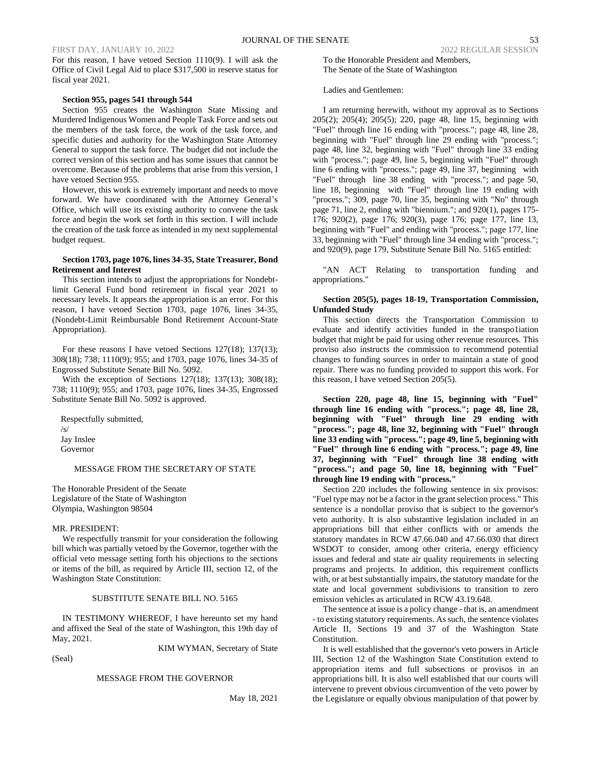For this reason, I have vetoed Section 1110(9). I will ask the Office of Civil Legal Aid to place $317,500 in reserve status for fiscal year 2021.

**Section 955, pages 541 through 544**

Section 955 creates the Washington State Missing and Murdered Indigenous Women and People Task Force and sets out the members of the task force, the work of the task force, and specific duties and authority for the Washington State Attorney General to support the task force. The budget did not include the correct version of this section and has some issues that cannot be overcome. Because of the problems that arise from this version, I have vetoed Section 955.

However, this work is extremely important and needs to move forward. We have coordinated with the Attorney General's Office, which will use its existing authority to convene the task force and begin the work set forth in this section. I will include the creation of the task force as intended in my next supplemental budget request.

**Section 1703, page 1076, lines 34-35, State Treasurer, Bond Retirement and Interest**

This section intends to adjust the appropriations for Nondebt-limit General Fund bond retirement in fiscal year 2021 to necessary levels. It appears the appropriation is an error. For this reason, I have vetoed Section 1703, page 1076, lines 34-35, (Nondebt-Limit Reimbursable Bond Retirement Account-State Appropriation).

For these reasons I have vetoed Sections 127(18); 137(13); 308(18); 738; 1110(9); 955; and 1703, page 1076, lines 34-35 of Engrossed Substitute Senate Bill No. 5092.

With the exception of Sections 127(18); 137(13); 308(18); 738; 1110(9); 955; and 1703, page 1076, lines 34-35, Engrossed Substitute Senate Bill No. 5092 is approved.

Respectfully submitted,
/s/
Jay Inslee
Governor

MESSAGE FROM THE SECRETARY OF STATE

The Honorable President of the Senate
Legislature of the State of Washington
Olympia, Washington 98504

MR. PRESIDENT:

We respectfully transmit for your consideration the following bill which was partially vetoed by the Governor, together with the official veto message setting forth his objections to the sections or items of the bill, as required by Article III, section 12, of the Washington State Constitution:

SUBSTITUTE SENATE BILL NO. 5165

IN TESTIMONY WHEREOF, I have hereunto set my hand and affixed the Seal of the state of Washington, this 19th day of May, 2021.

KIM WYMAN, Secretary of State

(Seal)

MESSAGE FROM THE GOVERNOR

May 18, 2021

To the Honorable President and Members,
The Senate of the State of Washington

Ladies and Gentlemen:

I am returning herewith, without my approval as to Sections 205(2); 205(4); 205(5); 220, page 48, line 15, beginning with "Fuel" through line 16 ending with "process."; page 48, line 28, beginning with "Fuel" through line 29 ending with "process."; page 48, line 32, beginning with "Fuel" through line 33 ending with "process."; page 49, line 5, beginning with "Fuel" through line 6 ending with "process."; page 49, line 37, beginning with "Fuel" through line 38 ending with "process."; and page 50, line 18, beginning with "Fuel" through line 19 ending with "process."; 309, page 70, line 35, beginning with "No" through page 71, line 2, ending with "biennium."; and 920(1), pages 175-176; 920(2), page 176; 920(3), page 176; page 177, line 13, beginning with "Fuel" and ending with "process."; page 177, line 33, beginning with "Fuel" through line 34 ending with "process."; and 920(9), page 179, Substitute Senate Bill No. 5165 entitled:

"AN ACT Relating to transportation funding and appropriations."

**Section 205(5), pages 18-19, Transportation Commission, Unfunded Study**

This section directs the Transportation Commission to evaluate and identify activities funded in the transpo1iation budget that might be paid for using other revenue resources. This proviso also instructs the commission to recommend potential changes to funding sources in order to maintain a state of good repair. There was no funding provided to support this work. For this reason, I have vetoed Section 205(5).

**Section 220, page 48, line 15, beginning with "Fuel" through line 16 ending with "process."; page 48, line 28, beginning with "Fuel" through line 29 ending with "process."; page 48, line 32, beginning with "Fuel" through line 33 ending with "process."; page 49, line 5, beginning with "Fuel" through line 6 ending with "process."; page 49, line 37, beginning with "Fuel" through line 38 ending with "process."; and page 50, line 18, beginning with "Fuel" through line 19 ending with "process."**

Section 220 includes the following sentence in six provisos: "Fuel type may not be a factor in the grant selection process." This sentence is a nondollar proviso that is subject to the governor's veto authority. It is also substantive legislation included in an appropriations bill that either conflicts with or amends the statutory mandates in RCW 47.66.040 and 47.66.030 that direct WSDOT to consider, among other criteria, energy efficiency issues and federal and state air quality requirements in selecting programs and projects. In addition, this requirement conflicts with, or at best substantially impairs, the statutory mandate for the state and local government subdivisions to transition to zero emission vehicles as articulated in RCW 43.19.648.

The sentence at issue is a policy change - that is, an amendment - to existing statutory requirements. As such, the sentence violates Article II, Sections 19 and 37 of the Washington State Constitution.

It is well established that the governor's veto powers in Article III, Section 12 of the Washington State Constitution extend to appropriation items and full subsections or provisos in an appropriations bill. It is also well established that our courts will intervene to prevent obvious circumvention of the veto power by the Legislature or equally obvious manipulation of that power by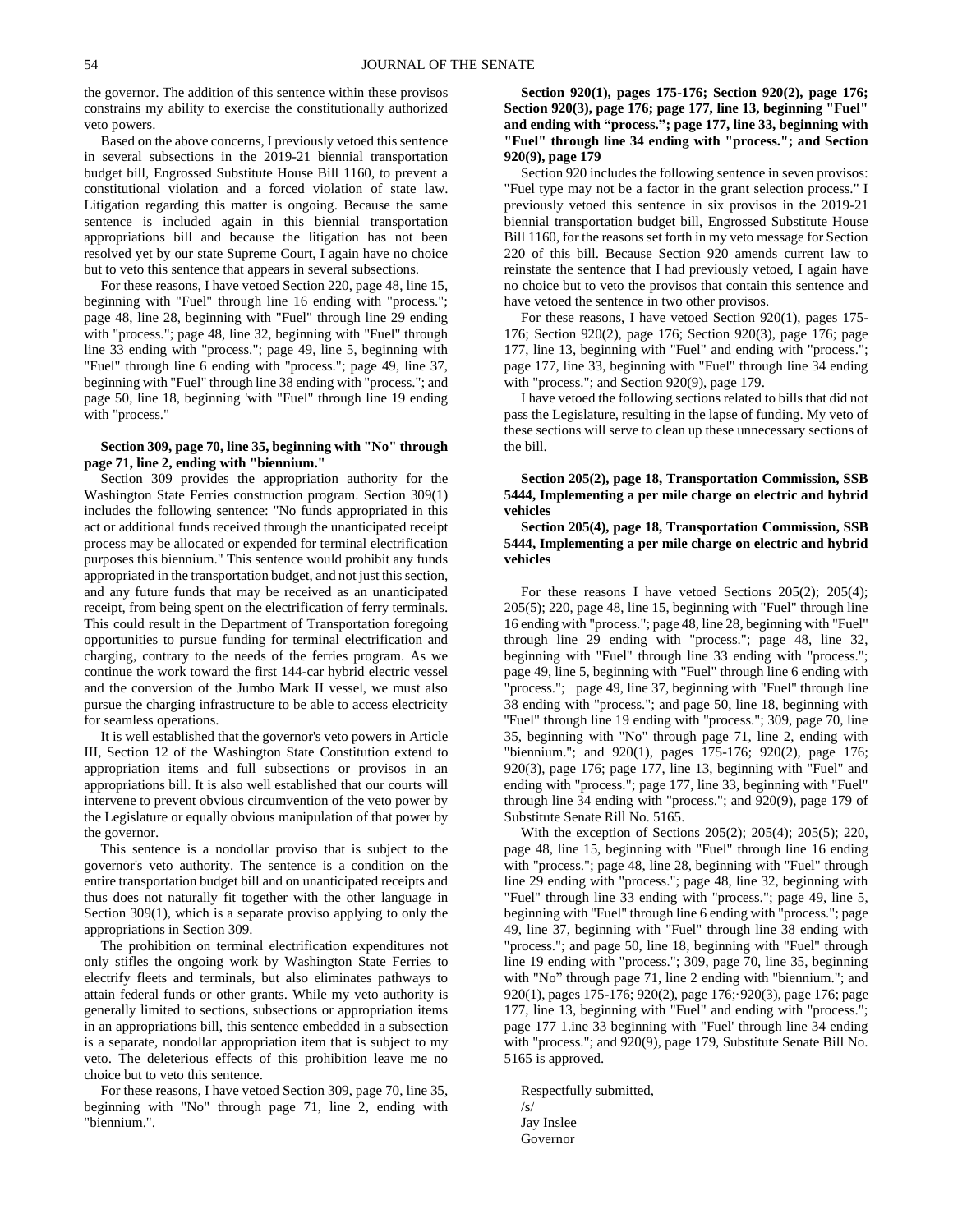the governor. The addition of this sentence within these provisos constrains my ability to exercise the constitutionally authorized veto powers.

Based on the above concerns, I previously vetoed this sentence in several subsections in the 2019-21 biennial transportation budget bill, Engrossed Substitute House Bill 1160, to prevent a constitutional violation and a forced violation of state law. Litigation regarding this matter is ongoing. Because the same sentence is included again in this biennial transportation appropriations bill and because the litigation has not been resolved yet by our state Supreme Court, I again have no choice but to veto this sentence that appears in several subsections.

For these reasons, I have vetoed Section 220, page 48, line 15, beginning with "Fuel" through line 16 ending with "process."; page 48, line 28, beginning with "Fuel" through line 29 ending with "process."; page 48, line 32, beginning with "Fuel" through line 33 ending with "process."; page 49, line 5, beginning with "Fuel" through line 6 ending with "process."; page 49, line 37, beginning with "Fuel" through line 38 ending with "process."; and page 50, line 18, beginning 'with "Fuel" through line 19 ending with "process."

**Section 309, page 70, line 35, beginning with "No" through page 71, line 2, ending with "biennium."**

Section 309 provides the appropriation authority for the Washington State Ferries construction program. Section 309(1) includes the following sentence: "No funds appropriated in this act or additional funds received through the unanticipated receipt process may be allocated or expended for terminal electrification purposes this biennium." This sentence would prohibit any funds appropriated in the transportation budget, and not just this section, and any future funds that may be received as an unanticipated receipt, from being spent on the electrification of ferry terminals. This could result in the Department of Transportation foregoing opportunities to pursue funding for terminal electrification and charging, contrary to the needs of the ferries program. As we continue the work toward the first 144-car hybrid electric vessel and the conversion of the Jumbo Mark II vessel, we must also pursue the charging infrastructure to be able to access electricity for seamless operations.

It is well established that the governor's veto powers in Article III, Section 12 of the Washington State Constitution extend to appropriation items and full subsections or provisos in an appropriations bill. It is also well established that our courts will intervene to prevent obvious circumvention of the veto power by the Legislature or equally obvious manipulation of that power by the governor.

This sentence is a nondollar proviso that is subject to the governor's veto authority. The sentence is a condition on the entire transportation budget bill and on unanticipated receipts and thus does not naturally fit together with the other language in Section 309(1), which is a separate proviso applying to only the appropriations in Section 309.

The prohibition on terminal electrification expenditures not only stifles the ongoing work by Washington State Ferries to electrify fleets and terminals, but also eliminates pathways to attain federal funds or other grants. While my veto authority is generally limited to sections, subsections or appropriation items in an appropriations bill, this sentence embedded in a subsection is a separate, nondollar appropriation item that is subject to my veto. The deleterious effects of this prohibition leave me no choice but to veto this sentence.

For these reasons, I have vetoed Section 309, page 70, line 35, beginning with "No" through page 71, line 2, ending with "biennium.".

**Section 920(1), pages 175-176; Section 920(2), page 176; Section 920(3), page 176; page 177, line 13, beginning "Fuel" and ending with "process."; page 177, line 33, beginning with "Fuel" through line 34 ending with "process."; and Section 920(9), page 179**

Section 920 includes the following sentence in seven provisos: "Fuel type may not be a factor in the grant selection process." I previously vetoed this sentence in six provisos in the 2019-21 biennial transportation budget bill, Engrossed Substitute House Bill 1160, for the reasons set forth in my veto message for Section 220 of this bill. Because Section 920 amends current law to reinstate the sentence that I had previously vetoed, I again have no choice but to veto the provisos that contain this sentence and have vetoed the sentence in two other provisos.

For these reasons, I have vetoed Section 920(1), pages 175-176; Section 920(2), page 176; Section 920(3), page 176; page 177, line 13, beginning with "Fuel" and ending with "process."; page 177, line 33, beginning with "Fuel" through line 34 ending with "process."; and Section 920(9), page 179.

I have vetoed the following sections related to bills that did not pass the Legislature, resulting in the lapse of funding. My veto of these sections will serve to clean up these unnecessary sections of the bill.

**Section 205(2), page 18, Transportation Commission, SSB 5444, Implementing a per mile charge on electric and hybrid vehicles**

**Section 205(4), page 18, Transportation Commission, SSB 5444, Implementing a per mile charge on electric and hybrid vehicles**

For these reasons I have vetoed Sections 205(2); 205(4); 205(5); 220, page 48, line 15, beginning with "Fuel" through line 16 ending with "process."; page 48, line 28, beginning with "Fuel" through line 29 ending with "process."; page 48, line 32, beginning with "Fuel" through line 33 ending with "process."; page 49, line 5, beginning with "Fuel" through line 6 ending with "process."; page 49, line 37, beginning with "Fuel" through line 38 ending with "process."; and page 50, line 18, beginning with "Fuel" through line 19 ending with "process."; 309, page 70, line 35, beginning with "No" through page 71, line 2, ending with "biennium."; and 920(1), pages 175-176; 920(2), page 176; 920(3), page 176; page 177, line 13, beginning with "Fuel" and ending with "process."; page 177, line 33, beginning with "Fuel" through line 34 ending with "process."; and 920(9), page 179 of Substitute Senate Rill No. 5165.

With the exception of Sections 205(2); 205(4); 205(5); 220, page 48, line 15, beginning with "Fuel" through line 16 ending with "process."; page 48, line 28, beginning with "Fuel" through line 29 ending with "process."; page 48, line 32, beginning with "Fuel" through line 33 ending with "process."; page 49, line 5, beginning with "Fuel" through line 6 ending with "process."; page 49, line 37, beginning with "Fuel" through line 38 ending with "process."; and page 50, line 18, beginning with "Fuel" through line 19 ending with "process."; 309, page 70, line 35, beginning with "No" through page 71, line 2 ending with "biennium."; and 920(1), pages 175-176; 920(2), page 176;·920(3), page 176; page 177, line 13, beginning with "Fuel" and ending with "process."; page 177 1.ine 33 beginning with "Fuel' through line 34 ending with "process."; and 920(9), page 179, Substitute Senate Bill No. 5165 is approved.

Respectfully submitted,
/s/
Jay Inslee
Governor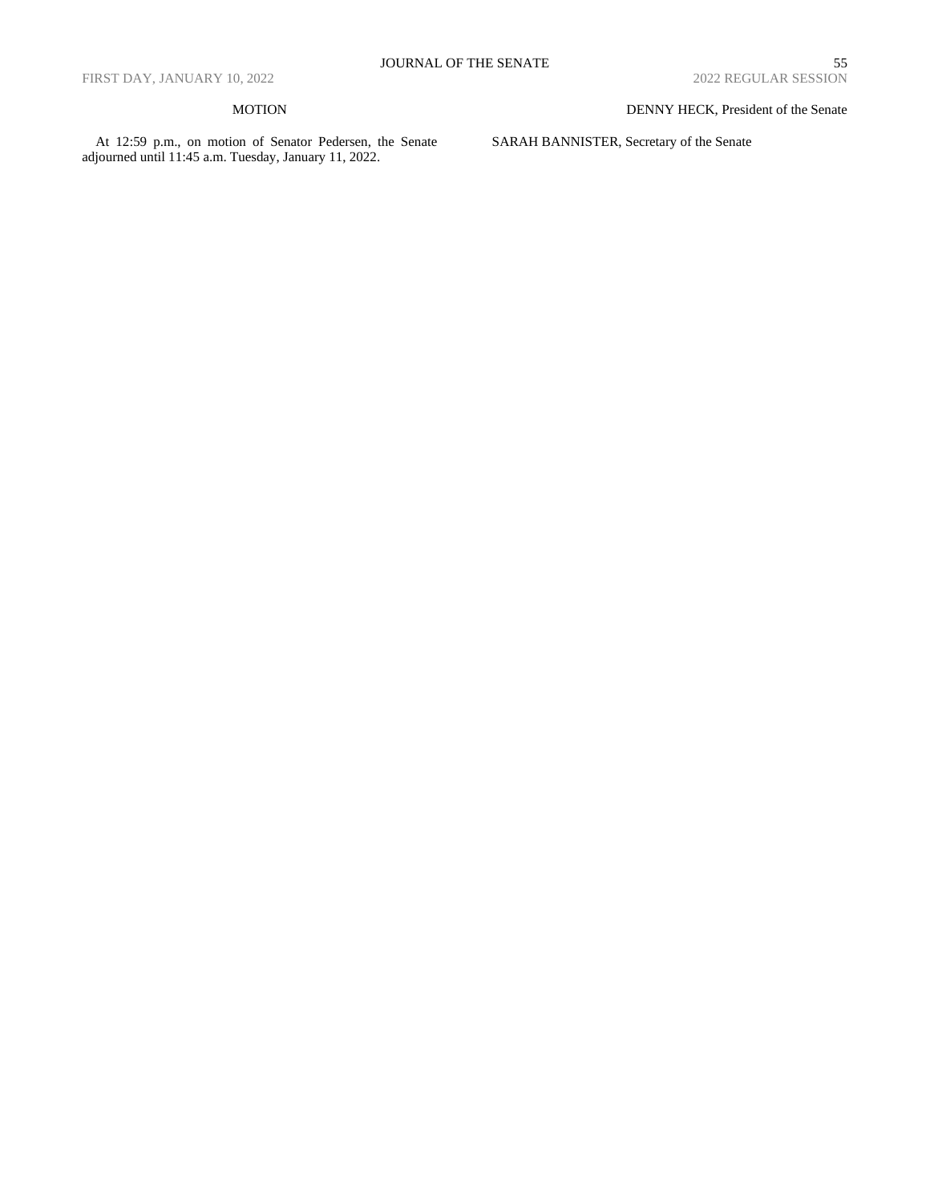MOTION

At 12:59 p.m., on motion of Senator Pedersen, the Senate adjourned until 11:45 a.m. Tuesday, January 11, 2022.

DENNY HECK, President of the Senate

SARAH BANNISTER, Secretary of the Senate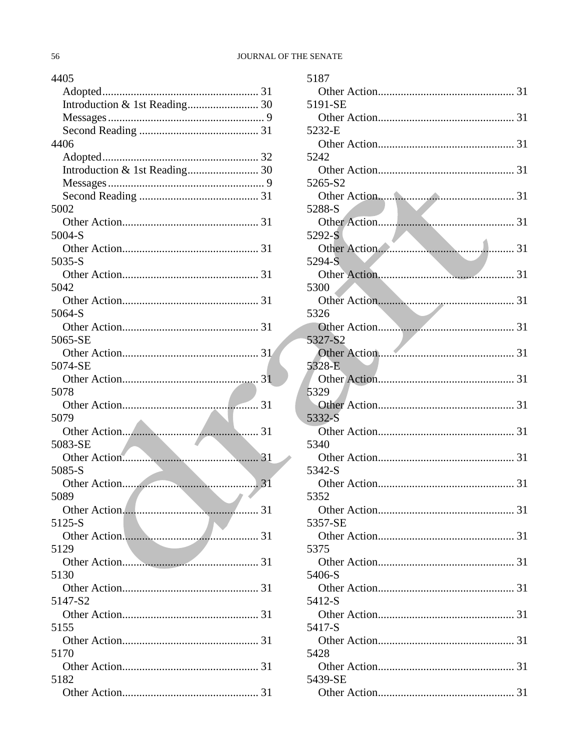4405
- Adopted....................................................... 31
- Introduction & 1st Reading......................... 30
- Messages....................................................... 9
- Second Reading .......................................... 31

4406
- Adopted....................................................... 32
- Introduction & 1st Reading......................... 30
- Messages....................................................... 9
- Second Reading .......................................... 31

5002
- Other Action................................................ 31

5004-S
- Other Action................................................ 31

5035-S
- Other Action................................................ 31

5042
- Other Action................................................ 31

5064-S
- Other Action................................................ 31

5065-SE
- Other Action................................................ 31

5074-SE
- Other Action................................................ 31

5078
- Other Action................................................ 31

5079
- Other Action................................................ 31

5083-SE
- Other Action................................................ 31

5085-S
- Other Action................................................ 31

5089
- Other Action................................................ 31

5125-S
- Other Action................................................ 31

5129
- Other Action................................................ 31

5130
- Other Action................................................ 31

5147-S2
- Other Action................................................ 31

5155
- Other Action................................................ 31

5170
- Other Action................................................ 31

5182
- Other Action................................................ 31

5187
- Other Action................................................ 31

5191-SE
- Other Action................................................ 31

5232-E
- Other Action................................................ 31

5242
- Other Action................................................ 31

5265-S2
- Other Action................................................ 31

5288-S
- Other Action................................................ 31

5292-S
- Other Action................................................ 31

5294-S
- Other Action................................................ 31

5300
- Other Action................................................ 31

5326
- Other Action................................................ 31

5327-S2
- Other Action................................................ 31

5328-E
- Other Action................................................ 31

5329
- Other Action................................................ 31

5332-S
- Other Action................................................ 31

5340
- Other Action................................................ 31

5342-S
- Other Action................................................ 31

5352
- Other Action................................................ 31

5357-SE
- Other Action................................................ 31

5375
- Other Action................................................ 31

5406-S
- Other Action................................................ 31

5412-S
- Other Action................................................ 31

5417-S
- Other Action................................................ 31

5428
- Other Action................................................ 31

5439-SE
- Other Action................................................ 31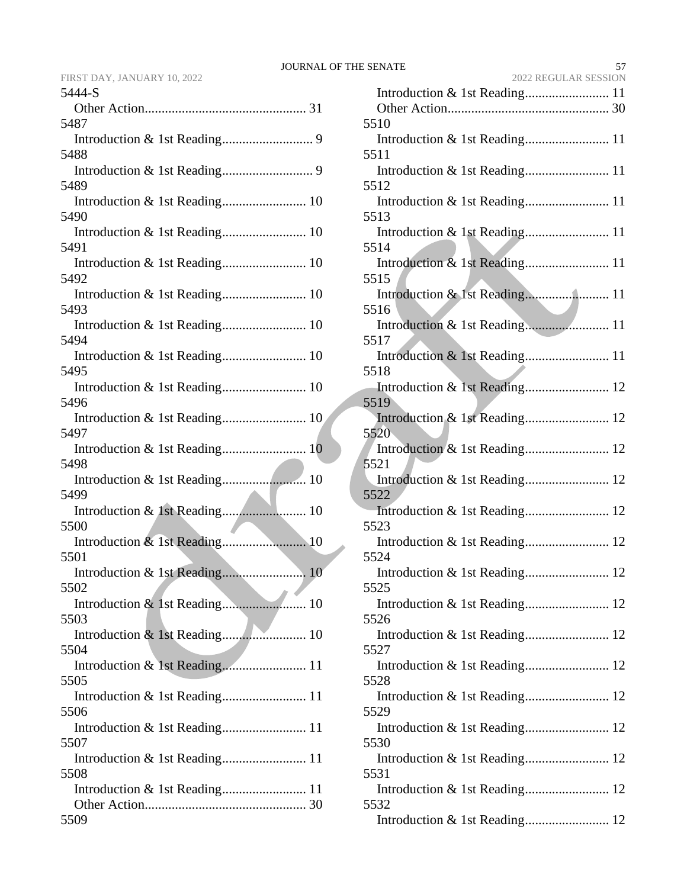5444-S

Other Action................................................ 31

5487

Introduction & 1st Reading........................... 9

5488

Introduction & 1st Reading........................... 9

5489

Introduction & 1st Reading......................... 10

5490

Introduction & 1st Reading......................... 10

5491

Introduction & 1st Reading......................... 10

5492

Introduction & 1st Reading......................... 10

5493

Introduction & 1st Reading......................... 10

5494

Introduction & 1st Reading......................... 10

5495

Introduction & 1st Reading......................... 10

5496

Introduction & 1st Reading......................... 10

5497

Introduction & 1st Reading......................... 10

5498

Introduction & 1st Reading......................... 10

5499

Introduction & 1st Reading......................... 10

5500

Introduction & 1st Reading......................... 10

5501

Introduction & 1st Reading......................... 10

5502

Introduction & 1st Reading......................... 10

5503

Introduction & 1st Reading......................... 10

5504

Introduction & 1st Reading......................... 11

5505

Introduction & 1st Reading......................... 11

5506

Introduction & 1st Reading......................... 11

5507

Introduction & 1st Reading......................... 11

5508

Introduction & 1st Reading......................... 11

Other Action................................................ 30

5509

Introduction & 1st Reading......................... 11

Other Action................................................ 30

5510

Introduction & 1st Reading......................... 11

5511

Introduction & 1st Reading......................... 11

5512

Introduction & 1st Reading......................... 11

5513

Introduction & 1st Reading......................... 11

5514

Introduction & 1st Reading......................... 11

5515

Introduction & 1st Reading......................... 11

5516

Introduction & 1st Reading......................... 11

5517

Introduction & 1st Reading......................... 11

5518

Introduction & 1st Reading......................... 12

5519

Introduction & 1st Reading......................... 12

5520

Introduction & 1st Reading......................... 12

5521

Introduction & 1st Reading......................... 12

5522

Introduction & 1st Reading......................... 12

5523

Introduction & 1st Reading......................... 12

5524

Introduction & 1st Reading......................... 12

5525

Introduction & 1st Reading......................... 12

5526

Introduction & 1st Reading......................... 12

5527

Introduction & 1st Reading......................... 12

5528

Introduction & 1st Reading......................... 12

5529

Introduction & 1st Reading......................... 12

5530

Introduction & 1st Reading......................... 12

5531

Introduction & 1st Reading......................... 12

5532

Introduction & 1st Reading......................... 12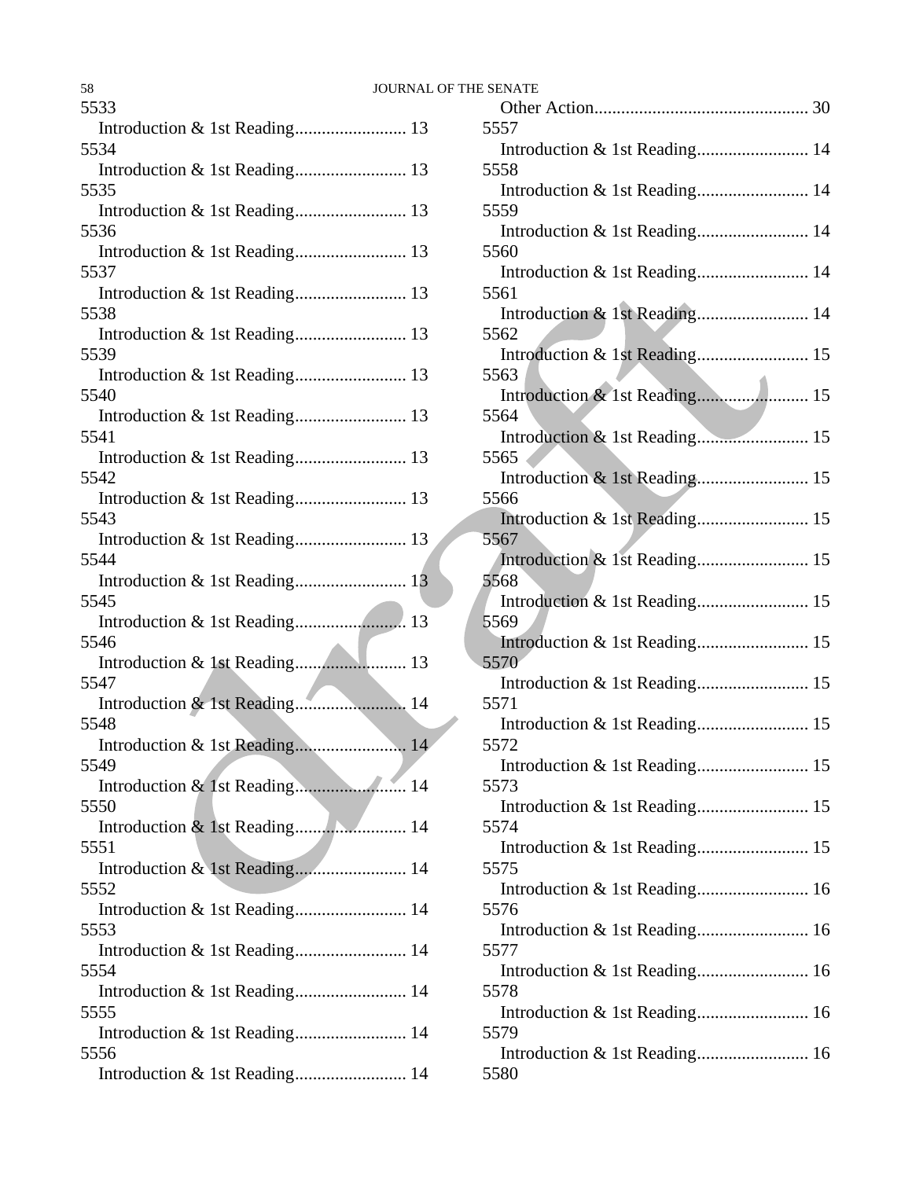5533
  Introduction & 1st Reading......................... 13
5534
  Introduction & 1st Reading......................... 13
5535
  Introduction & 1st Reading......................... 13
5536
  Introduction & 1st Reading......................... 13
5537
  Introduction & 1st Reading......................... 13
5538
  Introduction & 1st Reading......................... 13
5539
  Introduction & 1st Reading......................... 13
5540
  Introduction & 1st Reading......................... 13
5541
  Introduction & 1st Reading......................... 13
5542
  Introduction & 1st Reading......................... 13
5543
  Introduction & 1st Reading......................... 13
5544
  Introduction & 1st Reading......................... 13
5545
  Introduction & 1st Reading......................... 13
5546
  Introduction & 1st Reading......................... 13
5547
  Introduction & 1st Reading......................... 14
5548
  Introduction & 1st Reading......................... 14
5549
  Introduction & 1st Reading......................... 14
5550
  Introduction & 1st Reading......................... 14
5551
  Introduction & 1st Reading......................... 14
5552
  Introduction & 1st Reading......................... 14
5553
  Introduction & 1st Reading......................... 14
5554
  Introduction & 1st Reading......................... 14
5555
  Introduction & 1st Reading......................... 14
5556
  Introduction & 1st Reading......................... 14
  Other Action................................................ 30
5557
  Introduction & 1st Reading......................... 14
5558
  Introduction & 1st Reading......................... 14
5559
  Introduction & 1st Reading......................... 14
5560
  Introduction & 1st Reading......................... 14
5561
  Introduction & 1st Reading......................... 14
5562
  Introduction & 1st Reading......................... 15
5563
  Introduction & 1st Reading......................... 15
5564
  Introduction & 1st Reading......................... 15
5565
  Introduction & 1st Reading......................... 15
5566
  Introduction & 1st Reading......................... 15
5567
  Introduction & 1st Reading......................... 15
5568
  Introduction & 1st Reading......................... 15
5569
  Introduction & 1st Reading......................... 15
5570
  Introduction & 1st Reading......................... 15
5571
  Introduction & 1st Reading......................... 15
5572
  Introduction & 1st Reading......................... 15
5573
  Introduction & 1st Reading......................... 15
5574
  Introduction & 1st Reading......................... 15
5575
  Introduction & 1st Reading......................... 16
5576
  Introduction & 1st Reading......................... 16
5577
  Introduction & 1st Reading......................... 16
5578
  Introduction & 1st Reading......................... 16
5579
  Introduction & 1st Reading......................... 16
5580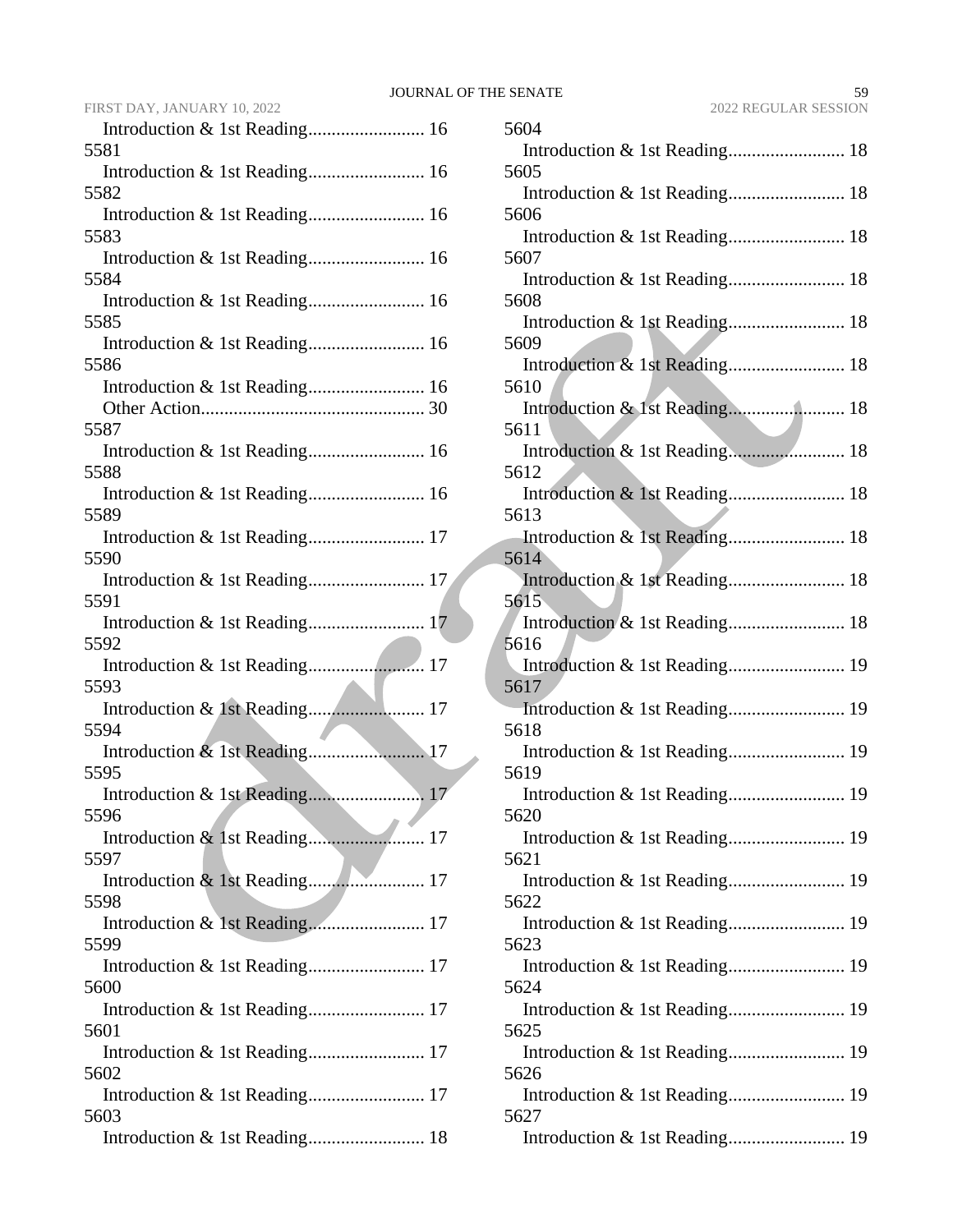Introduction & 1st Reading......................... 16

5581

Introduction & 1st Reading......................... 16

5582

Introduction & 1st Reading......................... 16

5583

Introduction & 1st Reading......................... 16

5584

Introduction & 1st Reading......................... 16

5585

Introduction & 1st Reading......................... 16

5586

Introduction & 1st Reading......................... 16
Other Action................................................ 30

5587

Introduction & 1st Reading......................... 16

5588

Introduction & 1st Reading......................... 16

5589

Introduction & 1st Reading......................... 17

5590

Introduction & 1st Reading......................... 17

5591

Introduction & 1st Reading......................... 17

5592

Introduction & 1st Reading......................... 17

5593

Introduction & 1st Reading......................... 17

5594

Introduction & 1st Reading......................... 17

5595

Introduction & 1st Reading......................... 17

5596

Introduction & 1st Reading......................... 17

5597

Introduction & 1st Reading......................... 17

5598

Introduction & 1st Reading......................... 17

5599

Introduction & 1st Reading......................... 17

5600

Introduction & 1st Reading......................... 17

5601

Introduction & 1st Reading......................... 17

5602

Introduction & 1st Reading......................... 17

5603

Introduction & 1st Reading......................... 18

5604

Introduction & 1st Reading......................... 18

5605

Introduction & 1st Reading......................... 18

5606

Introduction & 1st Reading......................... 18

5607

Introduction & 1st Reading......................... 18

5608

Introduction & 1st Reading......................... 18

5609

Introduction & 1st Reading......................... 18

5610

Introduction & 1st Reading......................... 18

5611

Introduction & 1st Reading......................... 18

5612

Introduction & 1st Reading......................... 18

5613

Introduction & 1st Reading......................... 18

5614

Introduction & 1st Reading......................... 18

5615

Introduction & 1st Reading......................... 18

5616

Introduction & 1st Reading......................... 19

5617

Introduction & 1st Reading......................... 19

5618

Introduction & 1st Reading......................... 19

5619

Introduction & 1st Reading......................... 19

5620

Introduction & 1st Reading......................... 19

5621

Introduction & 1st Reading......................... 19

5622

Introduction & 1st Reading......................... 19

5623

Introduction & 1st Reading......................... 19

5624

Introduction & 1st Reading......................... 19

5625

Introduction & 1st Reading......................... 19

5626

Introduction & 1st Reading......................... 19

5627

Introduction & 1st Reading......................... 19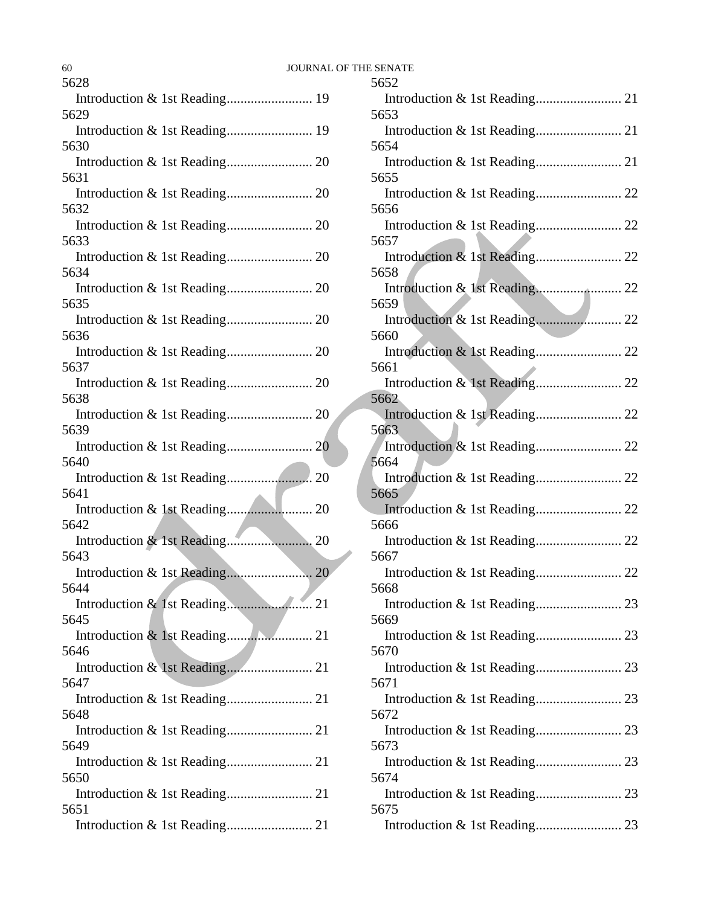5628

Introduction & 1st Reading......................... 19

5629

Introduction & 1st Reading......................... 19

5630

Introduction & 1st Reading......................... 20

5631

Introduction & 1st Reading......................... 20

5632

Introduction & 1st Reading......................... 20

5633

Introduction & 1st Reading......................... 20

5634

Introduction & 1st Reading......................... 20

5635

Introduction & 1st Reading......................... 20

5636

Introduction & 1st Reading......................... 20

5637

Introduction & 1st Reading......................... 20

5638

Introduction & 1st Reading......................... 20

5639

Introduction & 1st Reading......................... 20

5640

Introduction & 1st Reading......................... 20

5641

Introduction & 1st Reading......................... 20

5642

Introduction & 1st Reading......................... 20

5643

Introduction & 1st Reading......................... 20

5644

Introduction & 1st Reading......................... 21

5645

Introduction & 1st Reading......................... 21

5646

Introduction & 1st Reading......................... 21

5647

Introduction & 1st Reading......................... 21

5648

Introduction & 1st Reading......................... 21

5649

Introduction & 1st Reading......................... 21

5650

Introduction & 1st Reading......................... 21

5651

Introduction & 1st Reading......................... 21

5652

Introduction & 1st Reading......................... 21

5653

Introduction & 1st Reading......................... 21

5654

Introduction & 1st Reading......................... 21

5655

Introduction & 1st Reading......................... 22

5656

Introduction & 1st Reading......................... 22

5657

Introduction & 1st Reading......................... 22

5658

Introduction & 1st Reading......................... 22

5659

Introduction & 1st Reading......................... 22

5660

Introduction & 1st Reading......................... 22

5661

Introduction & 1st Reading......................... 22

5662

Introduction & 1st Reading......................... 22

5663

Introduction & 1st Reading......................... 22

5664

Introduction & 1st Reading......................... 22

5665

Introduction & 1st Reading......................... 22

5666

Introduction & 1st Reading......................... 22

5667

Introduction & 1st Reading......................... 22

5668

Introduction & 1st Reading......................... 23

5669

Introduction & 1st Reading......................... 23

5670

Introduction & 1st Reading......................... 23

5671

Introduction & 1st Reading......................... 23

5672

Introduction & 1st Reading......................... 23

5673

Introduction & 1st Reading......................... 23

5674

Introduction & 1st Reading......................... 23

5675

Introduction & 1st Reading......................... 23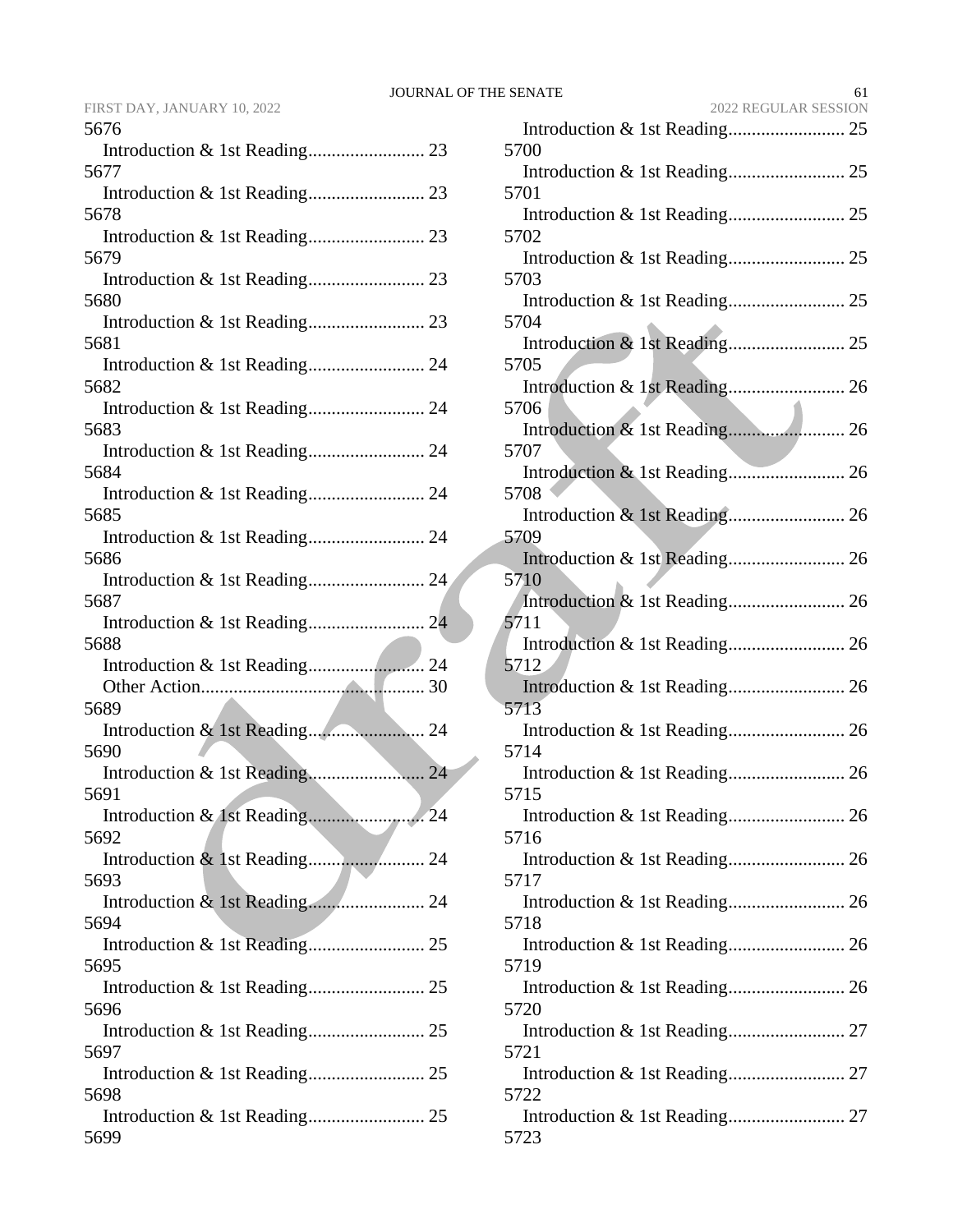5676

Introduction & 1st Reading......................... 23

5677

Introduction & 1st Reading......................... 23

5678

Introduction & 1st Reading......................... 23

5679

Introduction & 1st Reading......................... 23

5680

Introduction & 1st Reading......................... 23

5681

Introduction & 1st Reading......................... 24

5682

Introduction & 1st Reading......................... 24

5683

Introduction & 1st Reading......................... 24

5684

Introduction & 1st Reading......................... 24

5685

Introduction & 1st Reading......................... 24

5686

Introduction & 1st Reading......................... 24

5687

Introduction & 1st Reading......................... 24

5688

Introduction & 1st Reading......................... 24
Other Action................................................ 30

5689

Introduction & 1st Reading......................... 24

5690

Introduction & 1st Reading......................... 24

5691

Introduction & 1st Reading......................... 24

5692

Introduction & 1st Reading......................... 24

5693

Introduction & 1st Reading......................... 24

5694

Introduction & 1st Reading......................... 25

5695

Introduction & 1st Reading......................... 25

5696

Introduction & 1st Reading......................... 25

5697

Introduction & 1st Reading......................... 25

5698

Introduction & 1st Reading......................... 25

5699

Introduction & 1st Reading......................... 25

5700

Introduction & 1st Reading......................... 25

5701

Introduction & 1st Reading......................... 25

5702

Introduction & 1st Reading......................... 25

5703

Introduction & 1st Reading......................... 25

5704

Introduction & 1st Reading......................... 25

5705

Introduction & 1st Reading......................... 26

5706

Introduction & 1st Reading......................... 26

5707

Introduction & 1st Reading......................... 26

5708

Introduction & 1st Reading......................... 26

5709

Introduction & 1st Reading......................... 26

5710

Introduction & 1st Reading......................... 26

5711

Introduction & 1st Reading......................... 26

5712

Introduction & 1st Reading......................... 26

5713

Introduction & 1st Reading......................... 26

5714

Introduction & 1st Reading......................... 26

5715

Introduction & 1st Reading......................... 26

5716

Introduction & 1st Reading......................... 26

5717

Introduction & 1st Reading......................... 26

5718

Introduction & 1st Reading......................... 26

5719

Introduction & 1st Reading......................... 26

5720

Introduction & 1st Reading......................... 27

5721

Introduction & 1st Reading......................... 27

5722

Introduction & 1st Reading......................... 27

5723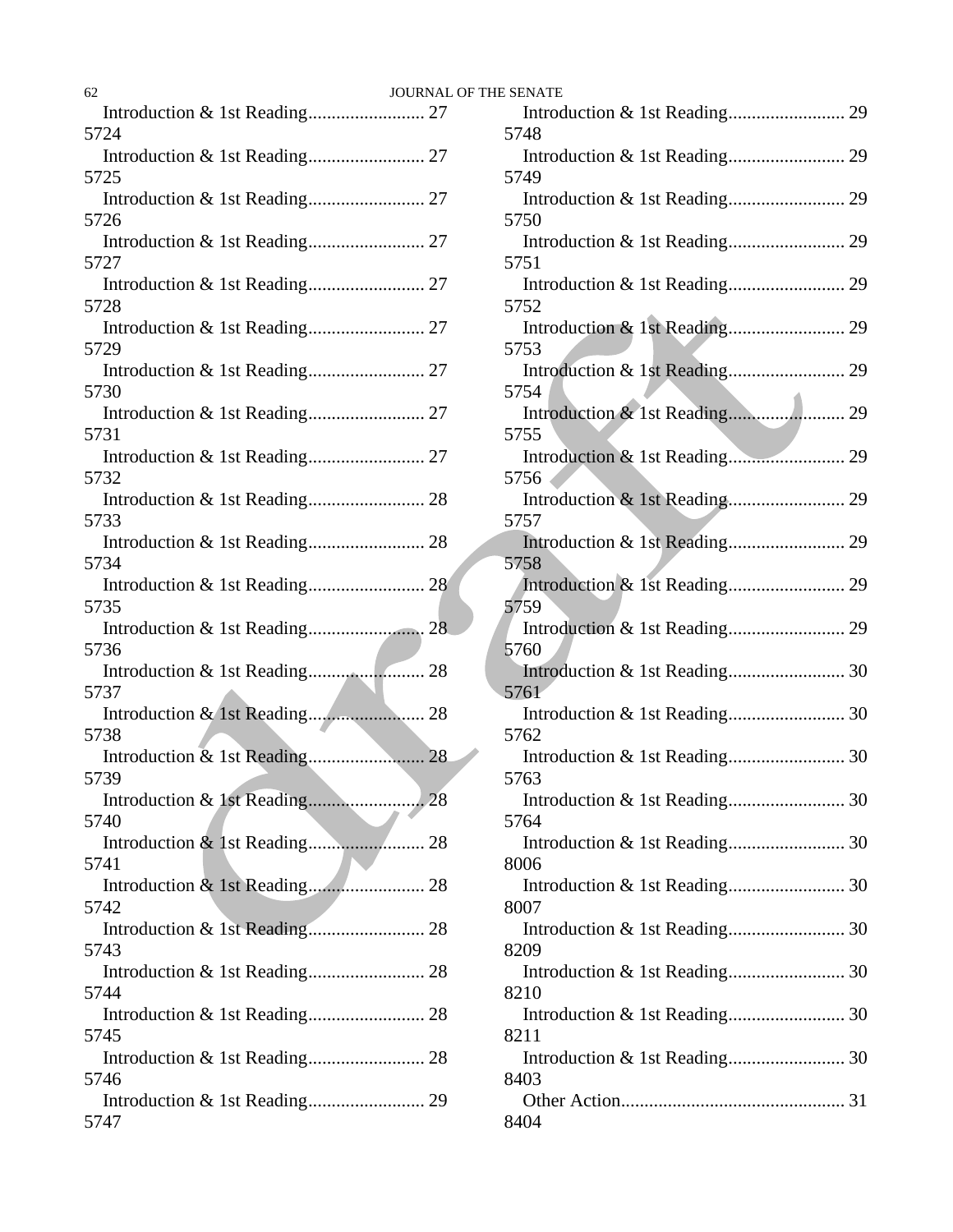Introduction & 1st Reading......................... 27

5724

Introduction & 1st Reading......................... 27

5725

Introduction & 1st Reading......................... 27

5726

Introduction & 1st Reading......................... 27

5727

Introduction & 1st Reading......................... 27

5728

Introduction & 1st Reading......................... 27

5729

Introduction & 1st Reading......................... 27

5730

Introduction & 1st Reading......................... 27

5731

Introduction & 1st Reading......................... 27

5732

Introduction & 1st Reading......................... 28

5733

Introduction & 1st Reading......................... 28

5734

Introduction & 1st Reading......................... 28

5735

Introduction & 1st Reading......................... 28

5736

Introduction & 1st Reading......................... 28

5737

Introduction & 1st Reading......................... 28

5738

Introduction & 1st Reading......................... 28

5739

Introduction & 1st Reading......................... 28

5740

Introduction & 1st Reading......................... 28

5741

Introduction & 1st Reading......................... 28

5742

Introduction & 1st Reading......................... 28

5743

Introduction & 1st Reading......................... 28

5744

Introduction & 1st Reading......................... 28

5745

Introduction & 1st Reading......................... 28

5746

Introduction & 1st Reading......................... 29

5747

Introduction & 1st Reading......................... 29

5748

Introduction & 1st Reading......................... 29

5749

Introduction & 1st Reading......................... 29

5750

Introduction & 1st Reading......................... 29

5751

Introduction & 1st Reading......................... 29

5752

Introduction & 1st Reading......................... 29

5753

Introduction & 1st Reading......................... 29

5754

Introduction & 1st Reading......................... 29

5755

Introduction & 1st Reading......................... 29

5756

Introduction & 1st Reading......................... 29

5757

Introduction & 1st Reading......................... 29

5758

Introduction & 1st Reading......................... 29

5759

Introduction & 1st Reading......................... 29

5760

Introduction & 1st Reading......................... 30

5761

Introduction & 1st Reading......................... 30

5762

Introduction & 1st Reading......................... 30

5763

Introduction & 1st Reading......................... 30

5764

Introduction & 1st Reading......................... 30

8006

Introduction & 1st Reading......................... 30

8007

Introduction & 1st Reading......................... 30

8209

Introduction & 1st Reading......................... 30

8210

Introduction & 1st Reading......................... 30

8211

Introduction & 1st Reading......................... 30

8403

Other Action................................................ 31

8404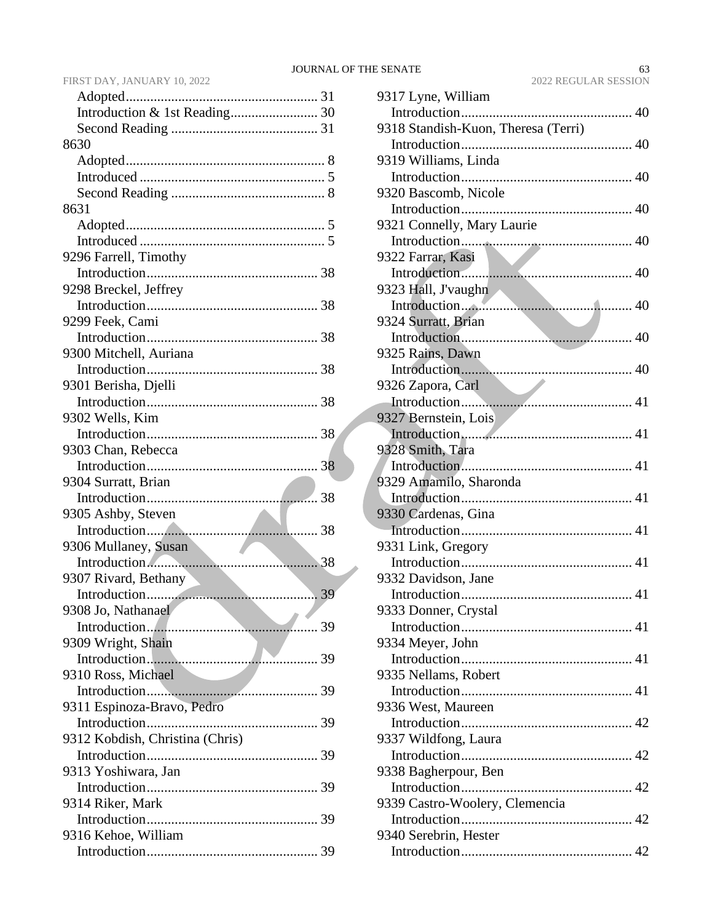Adopted...................................................... 31
Introduction & 1st Reading........................ 30
Second Reading ......................................... 31

8630
Adopted........................................................ 8
Introduced .................................................... 5
Second Reading ........................................... 8

8631
Adopted........................................................ 5
Introduced .................................................... 5

9296 Farrell, Timothy
Introduction................................................ 38

9298 Breckel, Jeffrey
Introduction................................................ 38

9299 Feek, Cami
Introduction................................................ 38

9300 Mitchell, Auriana
Introduction................................................ 38

9301 Berisha, Djelli
Introduction................................................ 38

9302 Wells, Kim
Introduction................................................ 38

9303 Chan, Rebecca
Introduction................................................ 38

9304 Surratt, Brian
Introduction................................................ 38

9305 Ashby, Steven
Introduction................................................ 38

9306 Mullaney, Susan
Introduction................................................ 38

9307 Rivard, Bethany
Introduction................................................ 39

9308 Jo, Nathanael
Introduction................................................ 39

9309 Wright, Shain
Introduction................................................ 39

9310 Ross, Michael
Introduction................................................ 39

9311 Espinoza-Bravo, Pedro
Introduction................................................ 39

9312 Kobdish, Christina (Chris)
Introduction................................................ 39

9313 Yoshiwara, Jan
Introduction................................................ 39

9314 Riker, Mark
Introduction................................................ 39

9316 Kehoe, William
Introduction................................................ 39

9317 Lyne, William
Introduction................................................ 40

9318 Standish-Kuon, Theresa (Terri)
Introduction................................................ 40

9319 Williams, Linda
Introduction................................................ 40

9320 Bascomb, Nicole
Introduction................................................ 40

9321 Connelly, Mary Laurie
Introduction................................................ 40

9322 Farrar, Kasi
Introduction................................................ 40

9323 Hall, J'vaughn
Introduction................................................ 40

9324 Surratt, Brian
Introduction................................................ 40

9325 Rains, Dawn
Introduction................................................ 40

9326 Zapora, Carl
Introduction................................................ 41

9327 Bernstein, Lois
Introduction................................................ 41

9328 Smith, Tara
Introduction................................................ 41

9329 Amamilo, Sharonda
Introduction................................................ 41

9330 Cardenas, Gina
Introduction................................................ 41

9331 Link, Gregory
Introduction................................................ 41

9332 Davidson, Jane
Introduction................................................ 41

9333 Donner, Crystal
Introduction................................................ 41

9334 Meyer, John
Introduction................................................ 41

9335 Nellams, Robert
Introduction................................................ 41

9336 West, Maureen
Introduction................................................ 42

9337 Wildfong, Laura
Introduction................................................ 42

9338 Bagherpour, Ben
Introduction................................................ 42

9339 Castro-Woolery, Clemencia
Introduction................................................ 42

9340 Serebrin, Hester
Introduction................................................ 42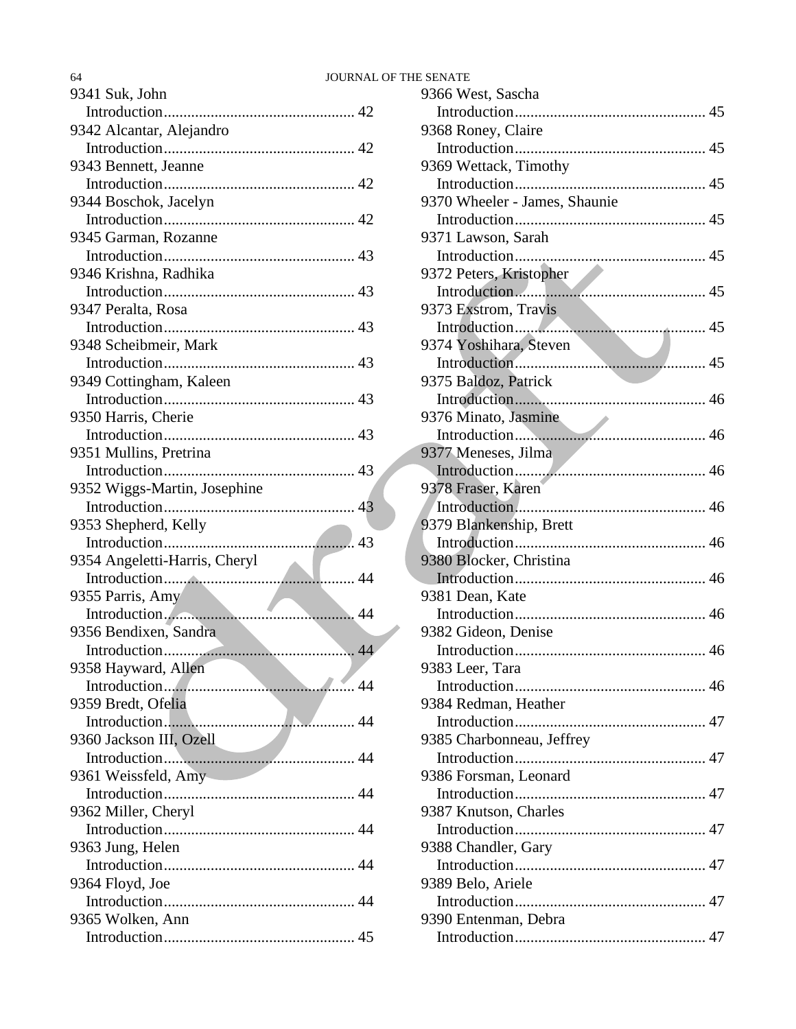9341 Suk, John
Introduction................................................ 42
9342 Alcantar, Alejandro
Introduction................................................ 42
9343 Bennett, Jeanne
Introduction................................................ 42
9344 Boschok, Jacelyn
Introduction................................................ 42
9345 Garman, Rozanne
Introduction................................................ 43
9346 Krishna, Radhika
Introduction................................................ 43
9347 Peralta, Rosa
Introduction................................................ 43
9348 Scheibmeir, Mark
Introduction................................................ 43
9349 Cottingham, Kaleen
Introduction................................................ 43
9350 Harris, Cherie
Introduction................................................ 43
9351 Mullins, Pretrina
Introduction................................................ 43
9352 Wiggs-Martin, Josephine
Introduction................................................ 43
9353 Shepherd, Kelly
Introduction................................................ 43
9354 Angeletti-Harris, Cheryl
Introduction................................................ 44
9355 Parris, Amy
Introduction................................................ 44
9356 Bendixen, Sandra
Introduction................................................ 44
9358 Hayward, Allen
Introduction................................................ 44
9359 Bredt, Ofelia
Introduction................................................ 44
9360 Jackson III, Ozell
Introduction................................................ 44
9361 Weissfeld, Amy
Introduction................................................ 44
9362 Miller, Cheryl
Introduction................................................ 44
9363 Jung, Helen
Introduction................................................ 44
9364 Floyd, Joe
Introduction................................................ 44
9365 Wolken, Ann
Introduction................................................ 45
9366 West, Sascha
Introduction................................................ 45
9368 Roney, Claire
Introduction................................................ 45
9369 Wettack, Timothy
Introduction................................................ 45
9370 Wheeler - James, Shaunie
Introduction................................................ 45
9371 Lawson, Sarah
Introduction................................................ 45
9372 Peters, Kristopher
Introduction................................................ 45
9373 Exstrom, Travis
Introduction................................................ 45
9374 Yoshihara, Steven
Introduction................................................ 45
9375 Baldoz, Patrick
Introduction................................................ 46
9376 Minato, Jasmine
Introduction................................................ 46
9377 Meneses, Jilma
Introduction................................................ 46
9378 Fraser, Karen
Introduction................................................ 46
9379 Blankenship, Brett
Introduction................................................ 46
9380 Blocker, Christina
Introduction................................................ 46
9381 Dean, Kate
Introduction................................................ 46
9382 Gideon, Denise
Introduction................................................ 46
9383 Leer, Tara
Introduction................................................ 46
9384 Redman, Heather
Introduction................................................ 47
9385 Charbonneau, Jeffrey
Introduction................................................ 47
9386 Forsman, Leonard
Introduction................................................ 47
9387 Knutson, Charles
Introduction................................................ 47
9388 Chandler, Gary
Introduction................................................ 47
9389 Belo, Ariele
Introduction................................................ 47
9390 Entenman, Debra
Introduction................................................ 47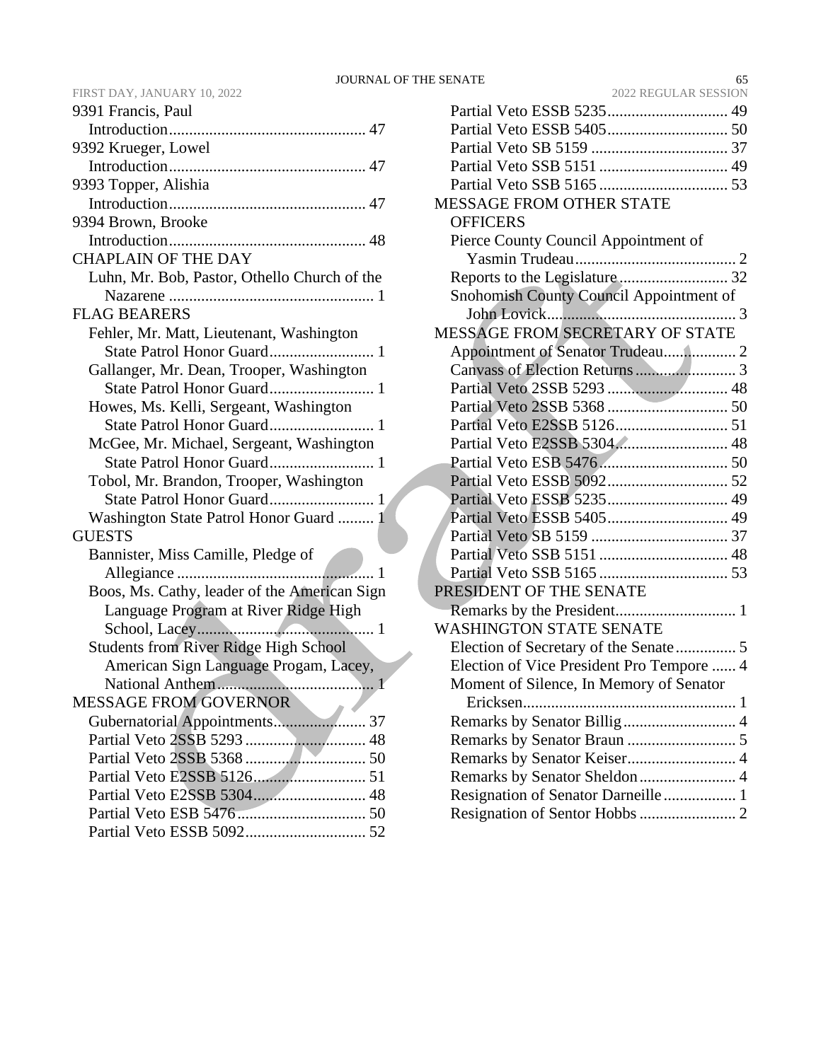9391 Francis, Paul
  Introduction ................................................ 47
9392 Krueger, Lowel
  Introduction ................................................ 47
9393 Topper, Alishia
  Introduction ................................................ 47
9394 Brown, Brooke
  Introduction ................................................ 48

CHAPLAIN OF THE DAY
  Luhn, Mr. Bob, Pastor, Othello Church of the Nazarene .................................................. 1

FLAG BEARERS
  Fehler, Mr. Matt, Lieutenant, Washington State Patrol Honor Guard ......................... 1
  Gallanger, Mr. Dean, Trooper, Washington State Patrol Honor Guard ......................... 1
  Howes, Ms. Kelli, Sergeant, Washington State Patrol Honor Guard ......................... 1
  McGee, Mr. Michael, Sergeant, Washington State Patrol Honor Guard ......................... 1
  Tobol, Mr. Brandon, Trooper, Washington State Patrol Honor Guard ......................... 1
  Washington State Patrol Honor Guard ......... 1

GUESTS
  Bannister, Miss Camille, Pledge of Allegiance ................................................. 1
  Boos, Ms. Cathy, leader of the American Sign Language Program at River Ridge High School, Lacey ............................................ 1
  Students from River Ridge High School American Sign Language Progam, Lacey, National Anthem ...................................... 1

MESSAGE FROM GOVERNOR
  Gubernatorial Appointments ....................... 37
  Partial Veto 2SSB 5293 .............................. 48
  Partial Veto 2SSB 5368 .............................. 50
  Partial Veto E2SSB 5126 ............................ 51
  Partial Veto E2SSB 5304 ............................ 48
  Partial Veto ESB 5476 ................................ 50
  Partial Veto ESSB 5092 .............................. 52
  Partial Veto ESSB 5235 .............................. 49
  Partial Veto ESSB 5405 .............................. 50
  Partial Veto SB 5159 .................................. 37
  Partial Veto SSB 5151 ................................ 49
  Partial Veto SSB 5165 ................................ 53

MESSAGE FROM OTHER STATE OFFICERS
  Pierce County Council Appointment of Yasmin Trudeau ........................................ 2
  Reports to the Legislature ........................... 32
  Snohomish County Council Appointment of John Lovick ............................................... 3

MESSAGE FROM SECRETARY OF STATE
  Appointment of Senator Trudeau .................. 2
  Canvass of Election Returns ......................... 3
  Partial Veto 2SSB 5293 .............................. 48
  Partial Veto 2SSB 5368 .............................. 50
  Partial Veto E2SSB 5126 ............................ 51
  Partial Veto E2SSB 5304 ............................ 48
  Partial Veto ESB 5476 ................................ 50
  Partial Veto ESSB 5092 .............................. 52
  Partial Veto ESSB 5235 .............................. 49
  Partial Veto ESSB 5405 .............................. 49
  Partial Veto SB 5159 .................................. 37
  Partial Veto SSB 5151 ................................ 48
  Partial Veto SSB 5165 ................................ 53

PRESIDENT OF THE SENATE
  Remarks by the President .............................. 1

WASHINGTON STATE SENATE
  Election of Secretary of the Senate ............... 5
  Election of Vice President Pro Tempore ...... 4
  Moment of Silence, In Memory of Senator Ericksen ..................................................... 1
  Remarks by Senator Billig ............................ 4
  Remarks by Senator Braun ........................... 5
  Remarks by Senator Keiser ........................... 4
  Remarks by Senator Sheldon ........................ 4
  Resignation of Senator Darneille .................. 1
  Resignation of Sentor Hobbs ........................ 2